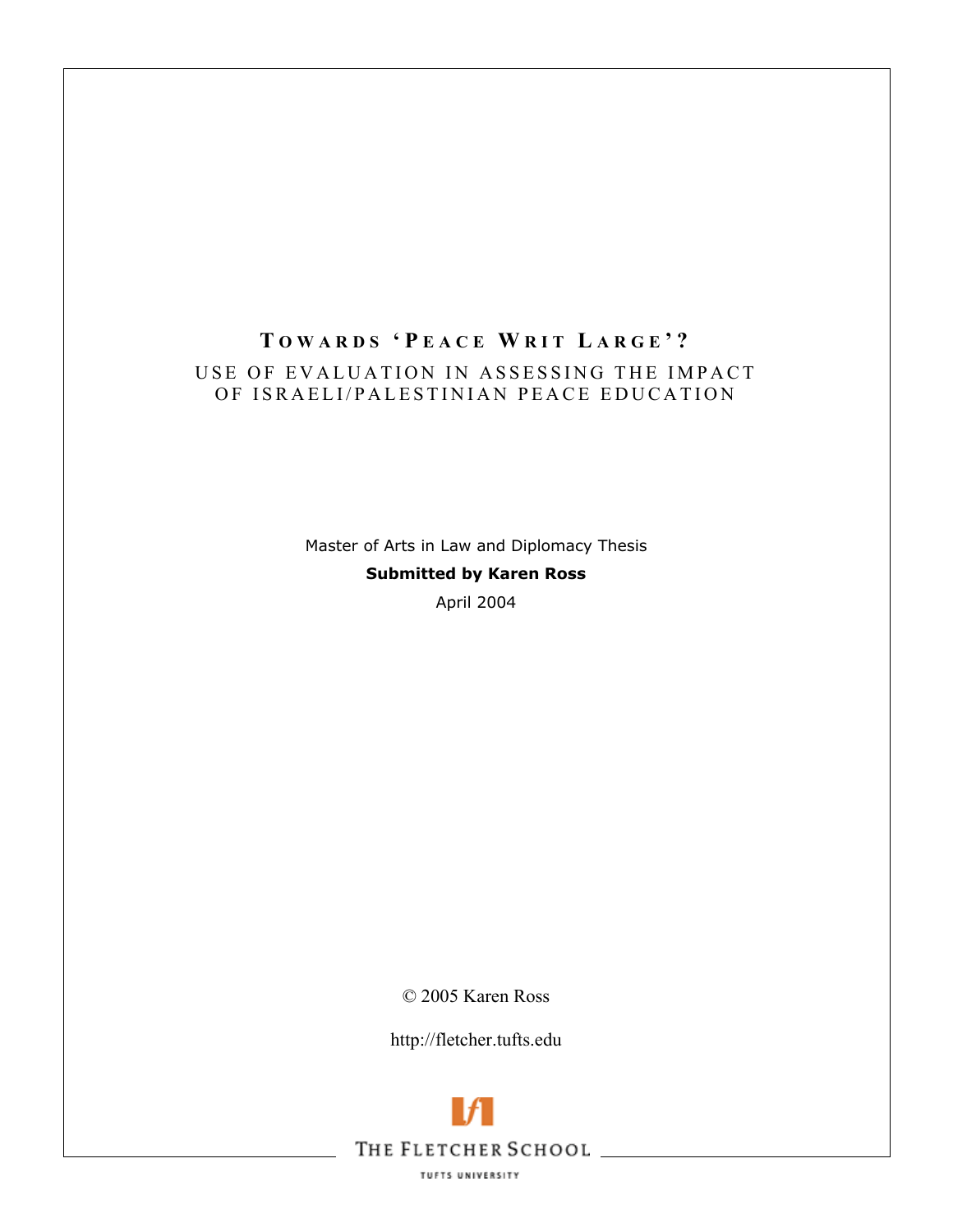# Towards 'Peace Writ Large'?

## Use of Evaluation in Assessing the Impact of Israeli/Palestinian Peace Education

Master of Arts in Law and Diplomacy Thesis

**Submitted by Karen Ross**

April 2004

© 2005 Karen Ross

http://fletcher.tufts.edu

The Fletcher School

Tufts University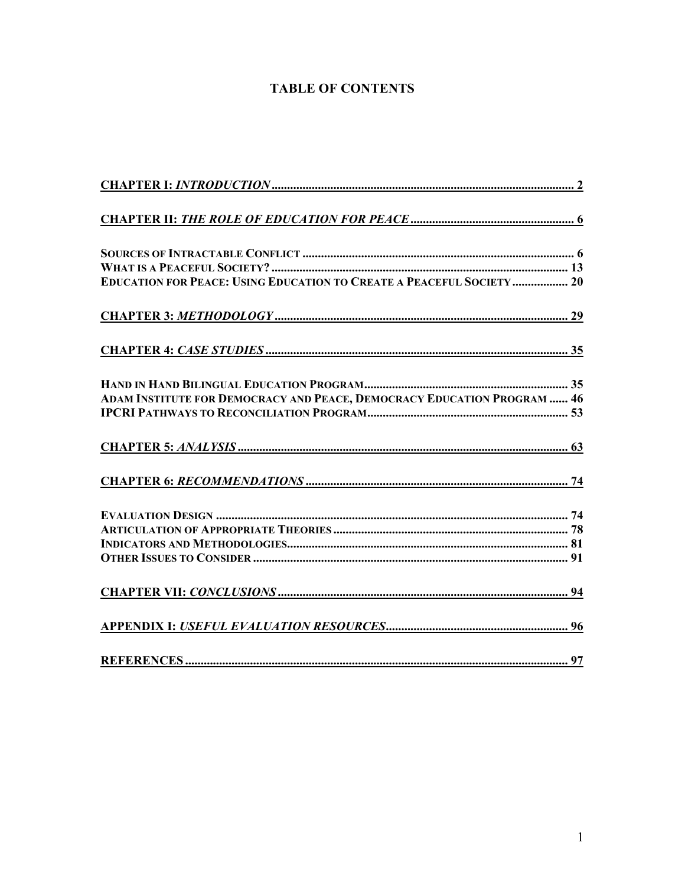# TABLE OF CONTENTS

**CHAPTER I: *INTRODUCTION*** .......... 2

**CHAPTER II: *THE ROLE OF EDUCATION FOR PEACE*** .......... 6

**SOURCES OF INTRACTABLE CONFLICT** .......... 6
**WHAT IS A PEACEFUL SOCIETY?** .......... 13
**EDUCATION FOR PEACE: USING EDUCATION TO CREATE A PEACEFUL SOCIETY** .......... 20

**CHAPTER 3: *METHODOLOGY*** .......... 29

**CHAPTER 4: *CASE STUDIES*** .......... 35

**HAND IN HAND BILINGUAL EDUCATION PROGRAM** .......... 35
**ADAM INSTITUTE FOR DEMOCRACY AND PEACE, DEMOCRACY EDUCATION PROGRAM** .......... 46
**IPCRI PATHWAYS TO RECONCILIATION PROGRAM** .......... 53

**CHAPTER 5: *ANALYSIS*** .......... 63

**CHAPTER 6: *RECOMMENDATIONS*** .......... 74

**EVALUATION DESIGN** .......... 74
**ARTICULATION OF APPROPRIATE THEORIES** .......... 78
**INDICATORS AND METHODOLOGIES** .......... 81
**OTHER ISSUES TO CONSIDER** .......... 91

**CHAPTER VII: *CONCLUSIONS*** .......... 94

**APPENDIX I: *USEFUL EVALUATION RESOURCES*** .......... 96

**REFERENCES** .......... 97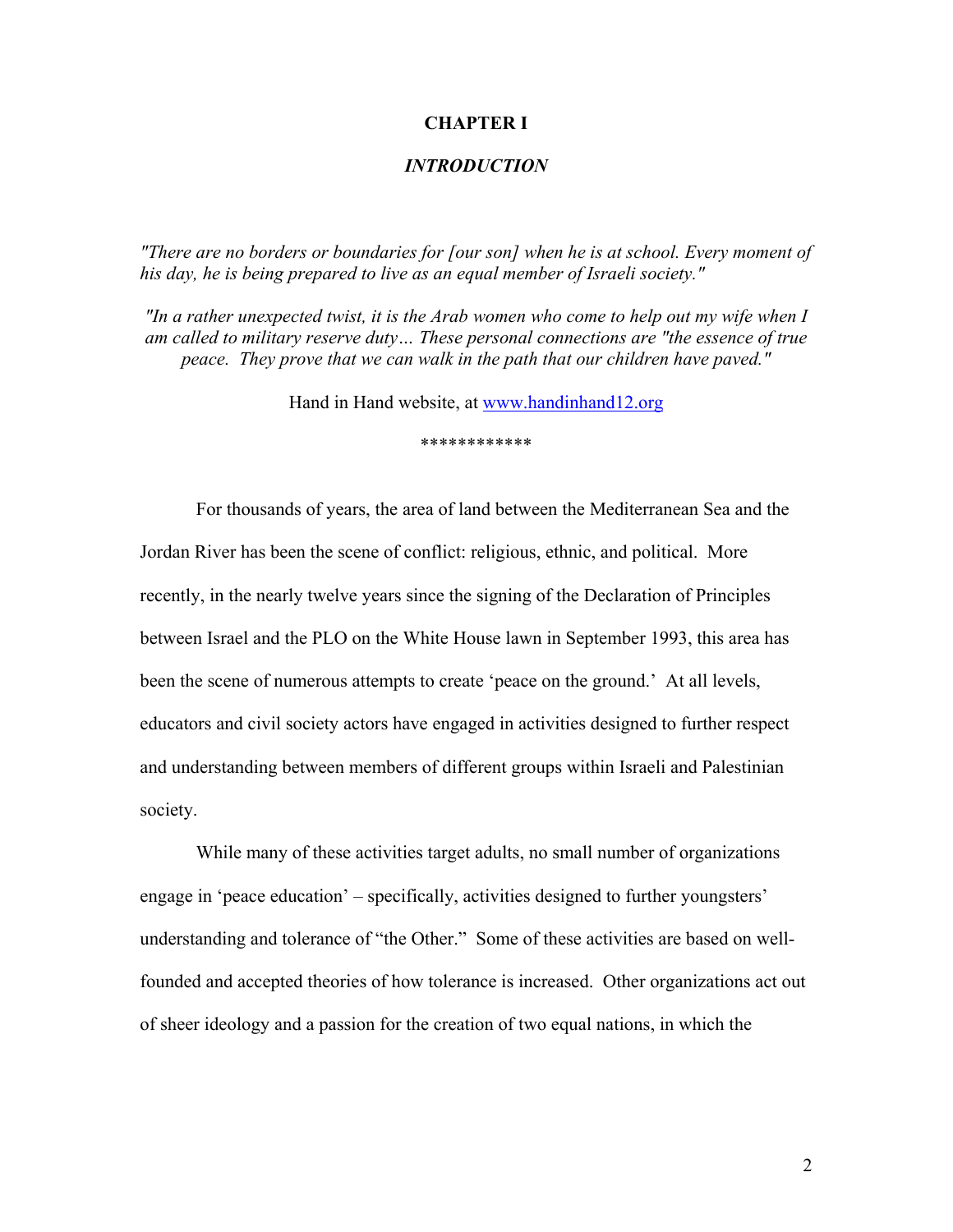# CHAPTER I

## *INTRODUCTION*

*"There are no borders or boundaries for [our son] when he is at school. Every moment of his day, he is being prepared to live as an equal member of Israeli society."*

*"In a rather unexpected twist, it is the Arab women who come to help out my wife when I am called to military reserve duty… These personal connections are "the essence of true peace. They prove that we can walk in the path that our children have paved."*

Hand in Hand website, at www.handinhand12.org

************

For thousands of years, the area of land between the Mediterranean Sea and the Jordan River has been the scene of conflict: religious, ethnic, and political. More recently, in the nearly twelve years since the signing of the Declaration of Principles between Israel and the PLO on the White House lawn in September 1993, this area has been the scene of numerous attempts to create 'peace on the ground.' At all levels, educators and civil society actors have engaged in activities designed to further respect and understanding between members of different groups within Israeli and Palestinian society.

While many of these activities target adults, no small number of organizations engage in 'peace education' – specifically, activities designed to further youngsters' understanding and tolerance of "the Other." Some of these activities are based on well-founded and accepted theories of how tolerance is increased. Other organizations act out of sheer ideology and a passion for the creation of two equal nations, in which the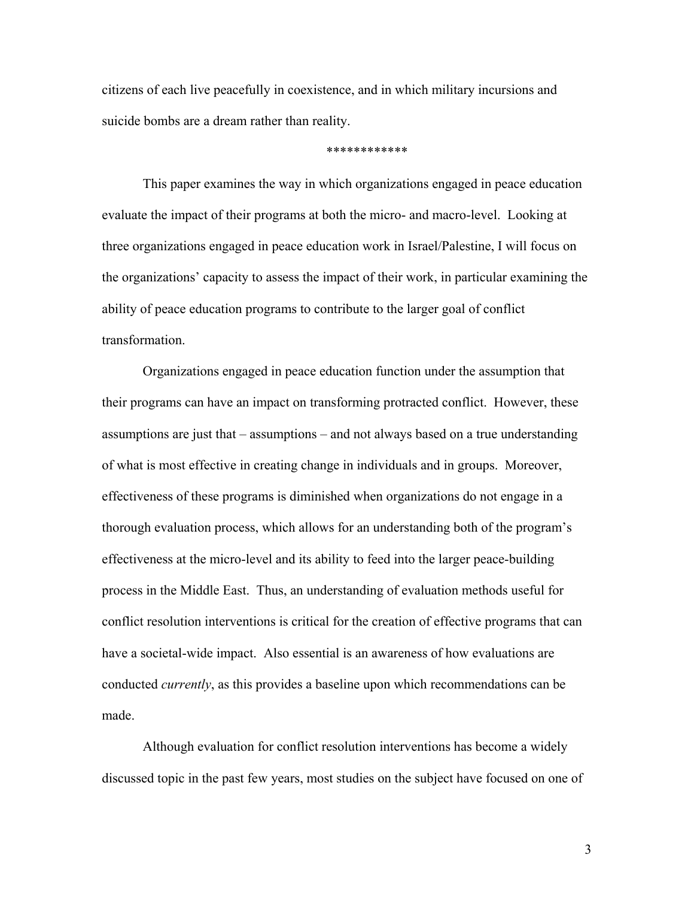citizens of each live peacefully in coexistence, and in which military incursions and suicide bombs are a dream rather than reality.

************

This paper examines the way in which organizations engaged in peace education evaluate the impact of their programs at both the micro- and macro-level. Looking at three organizations engaged in peace education work in Israel/Palestine, I will focus on the organizations' capacity to assess the impact of their work, in particular examining the ability of peace education programs to contribute to the larger goal of conflict transformation.

Organizations engaged in peace education function under the assumption that their programs can have an impact on transforming protracted conflict. However, these assumptions are just that – assumptions – and not always based on a true understanding of what is most effective in creating change in individuals and in groups. Moreover, effectiveness of these programs is diminished when organizations do not engage in a thorough evaluation process, which allows for an understanding both of the program's effectiveness at the micro-level and its ability to feed into the larger peace-building process in the Middle East. Thus, an understanding of evaluation methods useful for conflict resolution interventions is critical for the creation of effective programs that can have a societal-wide impact. Also essential is an awareness of how evaluations are conducted *currently*, as this provides a baseline upon which recommendations can be made.

Although evaluation for conflict resolution interventions has become a widely discussed topic in the past few years, most studies on the subject have focused on one of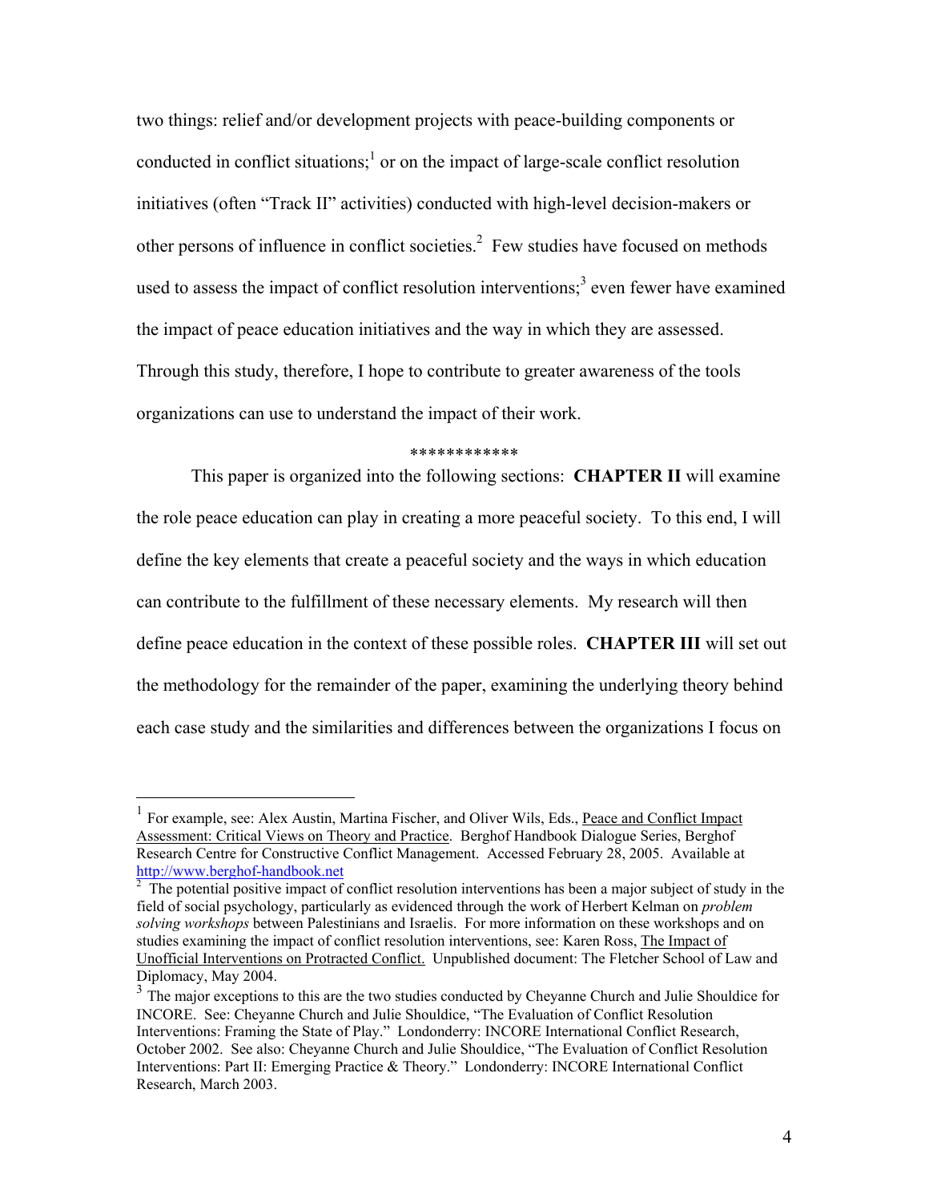two things: relief and/or development projects with peace-building components or conducted in conflict situations;[1] or on the impact of large-scale conflict resolution initiatives (often "Track II" activities) conducted with high-level decision-makers or other persons of influence in conflict societies.[2] Few studies have focused on methods used to assess the impact of conflict resolution interventions;[3] even fewer have examined the impact of peace education initiatives and the way in which they are assessed. Through this study, therefore, I hope to contribute to greater awareness of the tools organizations can use to understand the impact of their work.

************

This paper is organized into the following sections: **CHAPTER II** will examine the role peace education can play in creating a more peaceful society. To this end, I will define the key elements that create a peaceful society and the ways in which education can contribute to the fulfillment of these necessary elements. My research will then define peace education in the context of these possible roles. **CHAPTER III** will set out the methodology for the remainder of the paper, examining the underlying theory behind each case study and the similarities and differences between the organizations I focus on

---

[1] For example, see: Alex Austin, Martina Fischer, and Oliver Wils, Eds., Peace and Conflict Impact Assessment: Critical Views on Theory and Practice. Berghof Handbook Dialogue Series, Berghof Research Centre for Constructive Conflict Management. Accessed February 28, 2005. Available at http://www.berghof-handbook.net

[2] The potential positive impact of conflict resolution interventions has been a major subject of study in the field of social psychology, particularly as evidenced through the work of Herbert Kelman on *problem solving workshops* between Palestinians and Israelis. For more information on these workshops and on studies examining the impact of conflict resolution interventions, see: Karen Ross, The Impact of Unofficial Interventions on Protracted Conflict. Unpublished document: The Fletcher School of Law and Diplomacy, May 2004.

[3] The major exceptions to this are the two studies conducted by Cheyanne Church and Julie Shouldice for INCORE. See: Cheyanne Church and Julie Shouldice, "The Evaluation of Conflict Resolution Interventions: Framing the State of Play." Londonderry: INCORE International Conflict Research, October 2002. See also: Cheyanne Church and Julie Shouldice, "The Evaluation of Conflict Resolution Interventions: Part II: Emerging Practice & Theory." Londonderry: INCORE International Conflict Research, March 2003.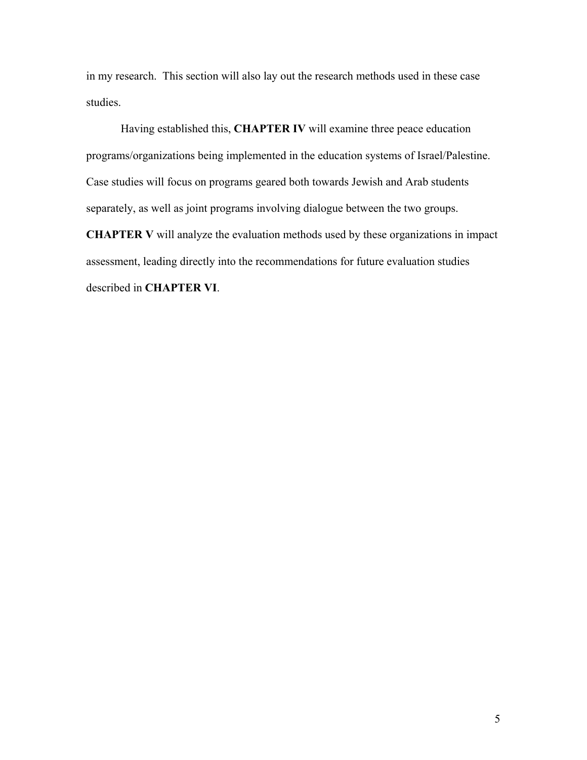in my research. This section will also lay out the research methods used in these case studies.

Having established this, **CHAPTER IV** will examine three peace education programs/organizations being implemented in the education systems of Israel/Palestine. Case studies will focus on programs geared both towards Jewish and Arab students separately, as well as joint programs involving dialogue between the two groups. **CHAPTER V** will analyze the evaluation methods used by these organizations in impact assessment, leading directly into the recommendations for future evaluation studies described in **CHAPTER VI**.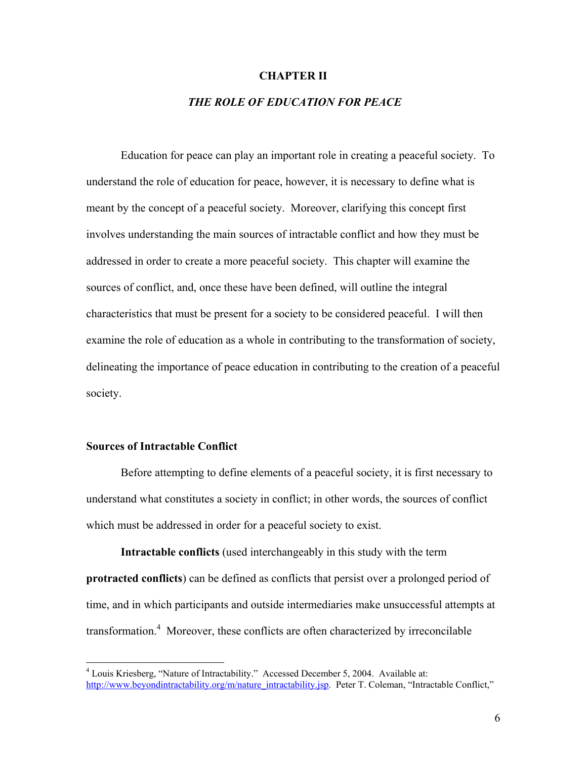# CHAPTER II

## *THE ROLE OF EDUCATION FOR PEACE*

Education for peace can play an important role in creating a peaceful society. To understand the role of education for peace, however, it is necessary to define what is meant by the concept of a peaceful society. Moreover, clarifying this concept first involves understanding the main sources of intractable conflict and how they must be addressed in order to create a more peaceful society. This chapter will examine the sources of conflict, and, once these have been defined, will outline the integral characteristics that must be present for a society to be considered peaceful. I will then examine the role of education as a whole in contributing to the transformation of society, delineating the importance of peace education in contributing to the creation of a peaceful society.

### Sources of Intractable Conflict

Before attempting to define elements of a peaceful society, it is first necessary to understand what constitutes a society in conflict; in other words, the sources of conflict which must be addressed in order for a peaceful society to exist.

**Intractable conflicts** (used interchangeably in this study with the term **protracted conflicts**) can be defined as conflicts that persist over a prolonged period of time, and in which participants and outside intermediaries make unsuccessful attempts at transformation.[4] Moreover, these conflicts are often characterized by irreconcilable

---

[4] Louis Kriesberg, "Nature of Intractability." Accessed December 5, 2004. Available at: http://www.beyondintractability.org/m/nature_intractability.jsp. Peter T. Coleman, "Intractable Conflict,"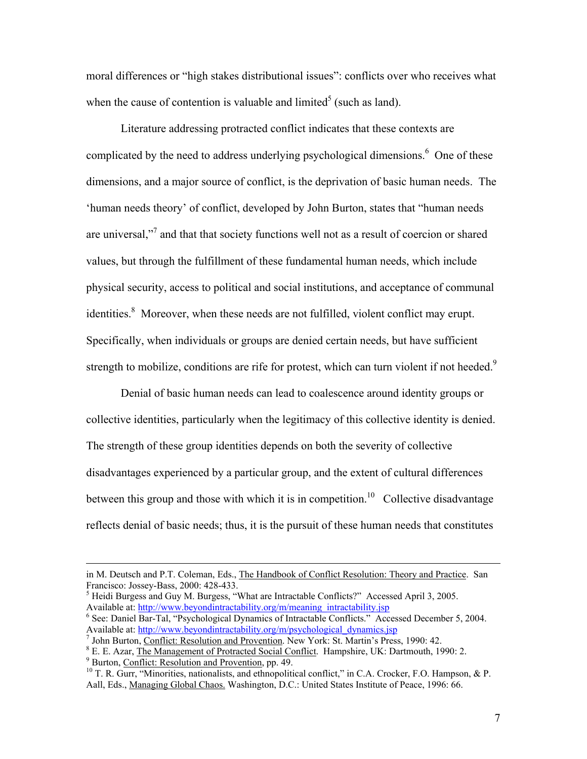moral differences or "high stakes distributional issues": conflicts over who receives what when the cause of contention is valuable and limited[5] (such as land).

Literature addressing protracted conflict indicates that these contexts are complicated by the need to address underlying psychological dimensions.[6] One of these dimensions, and a major source of conflict, is the deprivation of basic human needs. The 'human needs theory' of conflict, developed by John Burton, states that "human needs are universal,"[7] and that that society functions well not as a result of coercion or shared values, but through the fulfillment of these fundamental human needs, which include physical security, access to political and social institutions, and acceptance of communal identities.[8] Moreover, when these needs are not fulfilled, violent conflict may erupt. Specifically, when individuals or groups are denied certain needs, but have sufficient strength to mobilize, conditions are rife for protest, which can turn violent if not heeded.[9]

Denial of basic human needs can lead to coalescence around identity groups or collective identities, particularly when the legitimacy of this collective identity is denied. The strength of these group identities depends on both the severity of collective disadvantages experienced by a particular group, and the extent of cultural differences between this group and those with which it is in competition.[10] Collective disadvantage reflects denial of basic needs; thus, it is the pursuit of these human needs that constitutes

---

in M. Deutsch and P.T. Coleman, Eds., The Handbook of Conflict Resolution: Theory and Practice. San Francisco: Jossey-Bass, 2000: 428-433.

[5] Heidi Burgess and Guy M. Burgess, "What are Intractable Conflicts?" Accessed April 3, 2005. Available at: http://www.beyondintractability.org/m/meaning_intractability.jsp

[6] See: Daniel Bar-Tal, "Psychological Dynamics of Intractable Conflicts." Accessed December 5, 2004. Available at: http://www.beyondintractability.org/m/psychological_dynamics.jsp

[7] John Burton, Conflict: Resolution and Provention. New York: St. Martin's Press, 1990: 42.

[8] E. E. Azar, The Management of Protracted Social Conflict. Hampshire, UK: Dartmouth, 1990: 2.

[9] Burton, Conflict: Resolution and Provention, pp. 49.

[10] T. R. Gurr, "Minorities, nationalists, and ethnopolitical conflict," in C.A. Crocker, F.O. Hampson, & P. Aall, Eds., Managing Global Chaos. Washington, D.C.: United States Institute of Peace, 1996: 66.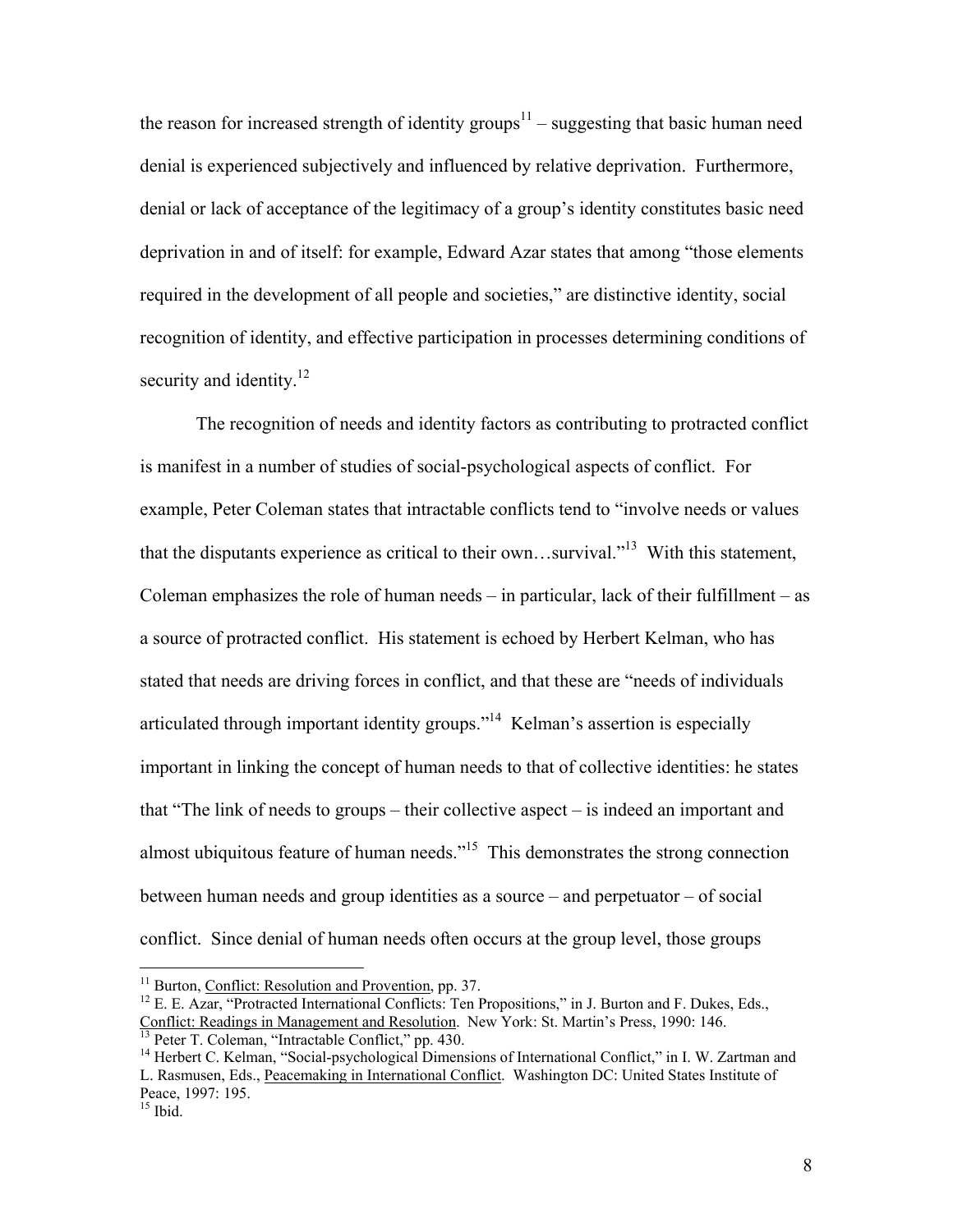the reason for increased strength of identity groups[11] – suggesting that basic human need denial is experienced subjectively and influenced by relative deprivation. Furthermore, denial or lack of acceptance of the legitimacy of a group's identity constitutes basic need deprivation in and of itself: for example, Edward Azar states that among "those elements required in the development of all people and societies," are distinctive identity, social recognition of identity, and effective participation in processes determining conditions of security and identity.[12]

The recognition of needs and identity factors as contributing to protracted conflict is manifest in a number of studies of social-psychological aspects of conflict. For example, Peter Coleman states that intractable conflicts tend to "involve needs or values that the disputants experience as critical to their own…survival."[13] With this statement, Coleman emphasizes the role of human needs – in particular, lack of their fulfillment – as a source of protracted conflict. His statement is echoed by Herbert Kelman, who has stated that needs are driving forces in conflict, and that these are "needs of individuals articulated through important identity groups."[14] Kelman's assertion is especially important in linking the concept of human needs to that of collective identities: he states that "The link of needs to groups – their collective aspect – is indeed an important and almost ubiquitous feature of human needs."[15] This demonstrates the strong connection between human needs and group identities as a source – and perpetuator – of social conflict. Since denial of human needs often occurs at the group level, those groups

---

[11] Burton, Conflict: Resolution and Provention, pp. 37.

[12] E. E. Azar, "Protracted International Conflicts: Ten Propositions," in J. Burton and F. Dukes, Eds., Conflict: Readings in Management and Resolution. New York: St. Martin's Press, 1990: 146.

[13] Peter T. Coleman, "Intractable Conflict," pp. 430.

[14] Herbert C. Kelman, "Social-psychological Dimensions of International Conflict," in I. W. Zartman and L. Rasmusen, Eds., Peacemaking in International Conflict. Washington DC: United States Institute of Peace, 1997: 195.

[15] Ibid.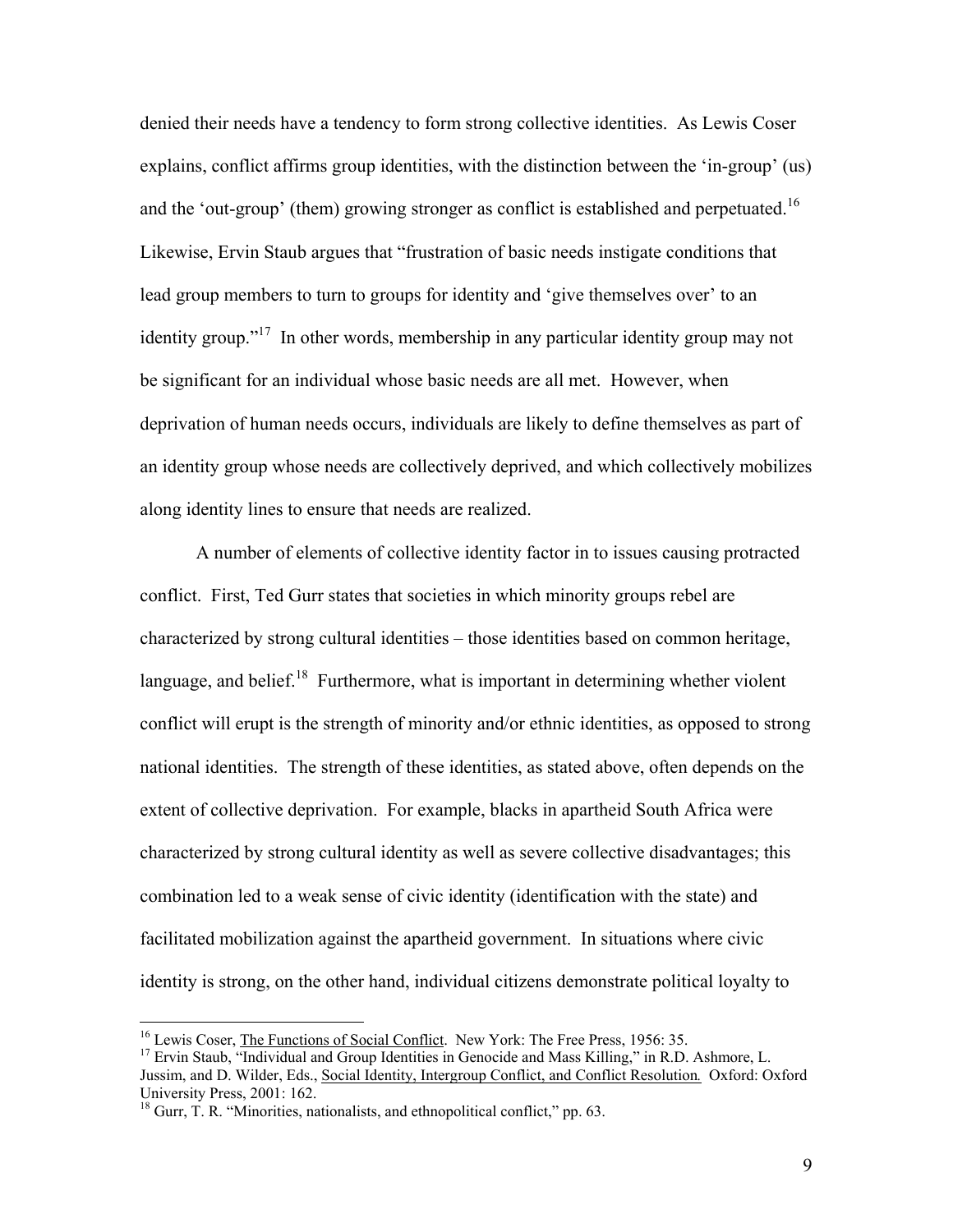denied their needs have a tendency to form strong collective identities. As Lewis Coser explains, conflict affirms group identities, with the distinction between the 'in-group' (us) and the 'out-group' (them) growing stronger as conflict is established and perpetuated.[16] Likewise, Ervin Staub argues that "frustration of basic needs instigate conditions that lead group members to turn to groups for identity and 'give themselves over' to an identity group."[17] In other words, membership in any particular identity group may not be significant for an individual whose basic needs are all met. However, when deprivation of human needs occurs, individuals are likely to define themselves as part of an identity group whose needs are collectively deprived, and which collectively mobilizes along identity lines to ensure that needs are realized.

A number of elements of collective identity factor in to issues causing protracted conflict. First, Ted Gurr states that societies in which minority groups rebel are characterized by strong cultural identities – those identities based on common heritage, language, and belief.[18] Furthermore, what is important in determining whether violent conflict will erupt is the strength of minority and/or ethnic identities, as opposed to strong national identities. The strength of these identities, as stated above, often depends on the extent of collective deprivation. For example, blacks in apartheid South Africa were characterized by strong cultural identity as well as severe collective disadvantages; this combination led to a weak sense of civic identity (identification with the state) and facilitated mobilization against the apartheid government. In situations where civic identity is strong, on the other hand, individual citizens demonstrate political loyalty to

---

[16] Lewis Coser, The Functions of Social Conflict. New York: The Free Press, 1956: 35.

[17] Ervin Staub, "Individual and Group Identities in Genocide and Mass Killing," in R.D. Ashmore, L. Jussim, and D. Wilder, Eds., Social Identity, Intergroup Conflict, and Conflict Resolution. Oxford: Oxford University Press, 2001: 162.

[18] Gurr, T. R. "Minorities, nationalists, and ethnopolitical conflict," pp. 63.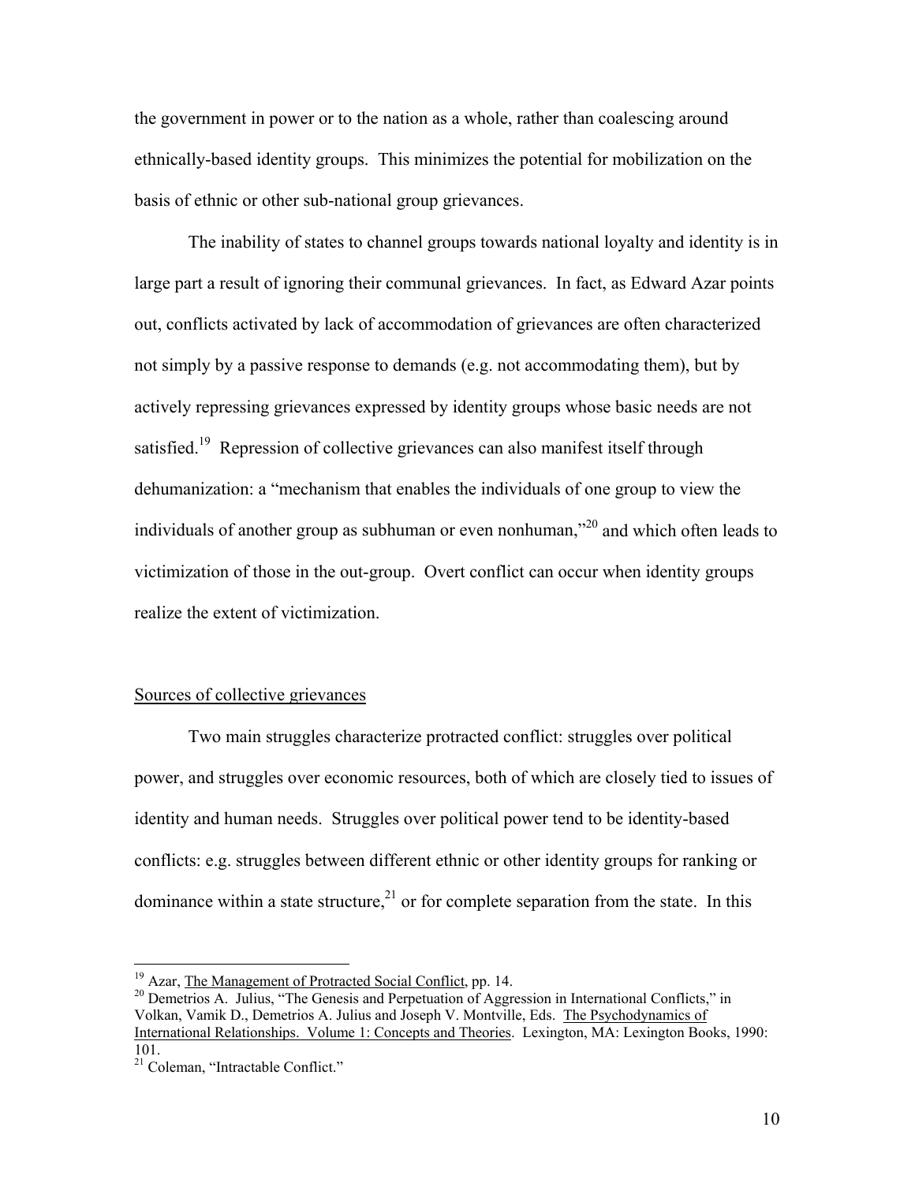the government in power or to the nation as a whole, rather than coalescing around ethnically-based identity groups. This minimizes the potential for mobilization on the basis of ethnic or other sub-national group grievances.

The inability of states to channel groups towards national loyalty and identity is in large part a result of ignoring their communal grievances. In fact, as Edward Azar points out, conflicts activated by lack of accommodation of grievances are often characterized not simply by a passive response to demands (e.g. not accommodating them), but by actively repressing grievances expressed by identity groups whose basic needs are not satisfied.[19] Repression of collective grievances can also manifest itself through dehumanization: a "mechanism that enables the individuals of one group to view the individuals of another group as subhuman or even nonhuman,"[20] and which often leads to victimization of those in the out-group. Overt conflict can occur when identity groups realize the extent of victimization.

### Sources of collective grievances

Two main struggles characterize protracted conflict: struggles over political power, and struggles over economic resources, both of which are closely tied to issues of identity and human needs. Struggles over political power tend to be identity-based conflicts: e.g. struggles between different ethnic or other identity groups for ranking or dominance within a state structure,[21] or for complete separation from the state. In this

---

[19] Azar, The Management of Protracted Social Conflict, pp. 14.

[20] Demetrios A. Julius, "The Genesis and Perpetuation of Aggression in International Conflicts," in Volkan, Vamik D., Demetrios A. Julius and Joseph V. Montville, Eds. The Psychodynamics of International Relationships. Volume 1: Concepts and Theories. Lexington, MA: Lexington Books, 1990: 101.

[21] Coleman, "Intractable Conflict."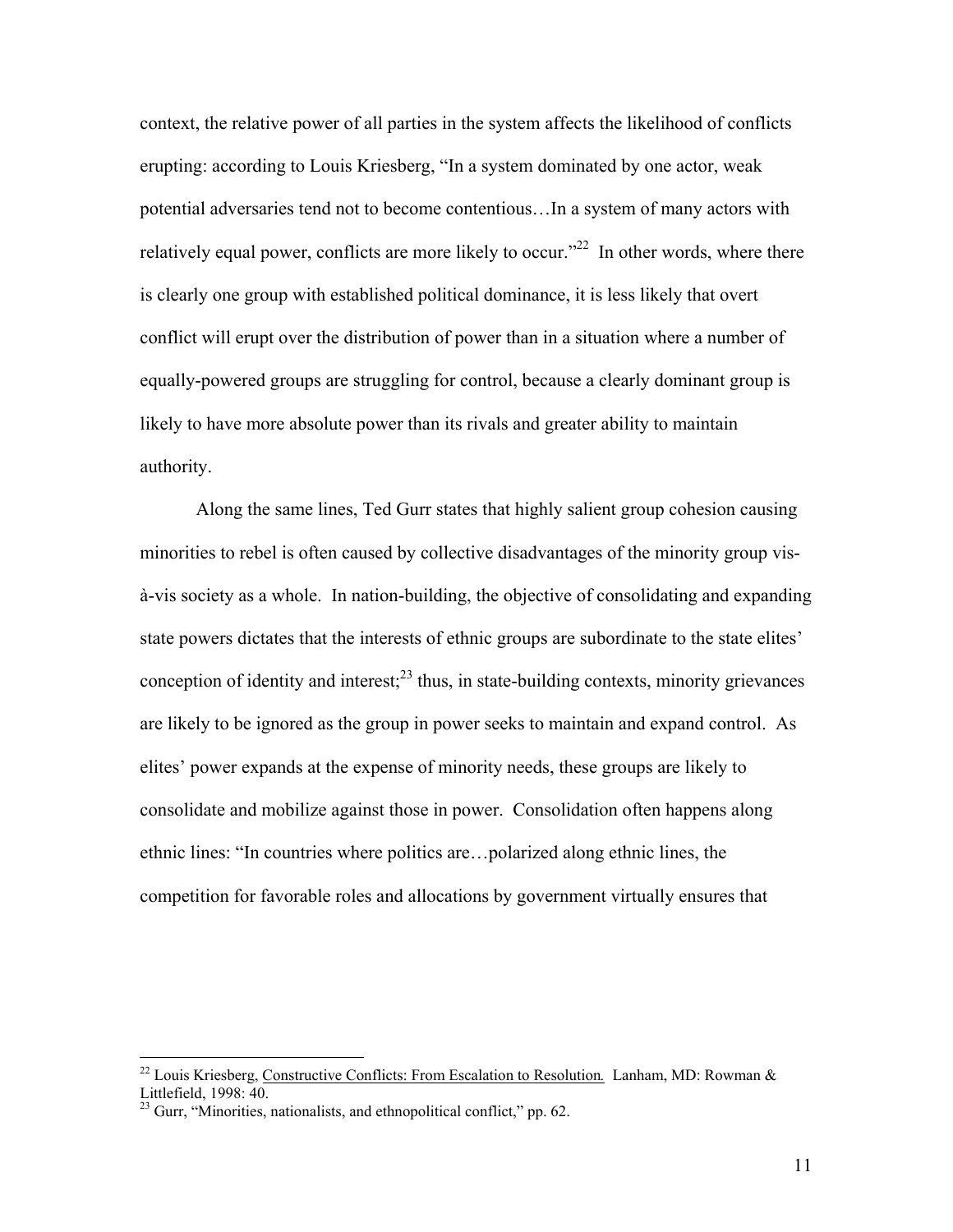context, the relative power of all parties in the system affects the likelihood of conflicts erupting: according to Louis Kriesberg, "In a system dominated by one actor, weak potential adversaries tend not to become contentious…In a system of many actors with relatively equal power, conflicts are more likely to occur."[22] In other words, where there is clearly one group with established political dominance, it is less likely that overt conflict will erupt over the distribution of power than in a situation where a number of equally-powered groups are struggling for control, because a clearly dominant group is likely to have more absolute power than its rivals and greater ability to maintain authority.

Along the same lines, Ted Gurr states that highly salient group cohesion causing minorities to rebel is often caused by collective disadvantages of the minority group vis-à-vis society as a whole. In nation-building, the objective of consolidating and expanding state powers dictates that the interests of ethnic groups are subordinate to the state elites' conception of identity and interest;[23] thus, in state-building contexts, minority grievances are likely to be ignored as the group in power seeks to maintain and expand control. As elites' power expands at the expense of minority needs, these groups are likely to consolidate and mobilize against those in power. Consolidation often happens along ethnic lines: "In countries where politics are…polarized along ethnic lines, the competition for favorable roles and allocations by government virtually ensures that

---

[22] Louis Kriesberg, Constructive Conflicts: From Escalation to Resolution. Lanham, MD: Rowman & Littlefield, 1998: 40.

[23] Gurr, "Minorities, nationalists, and ethnopolitical conflict," pp. 62.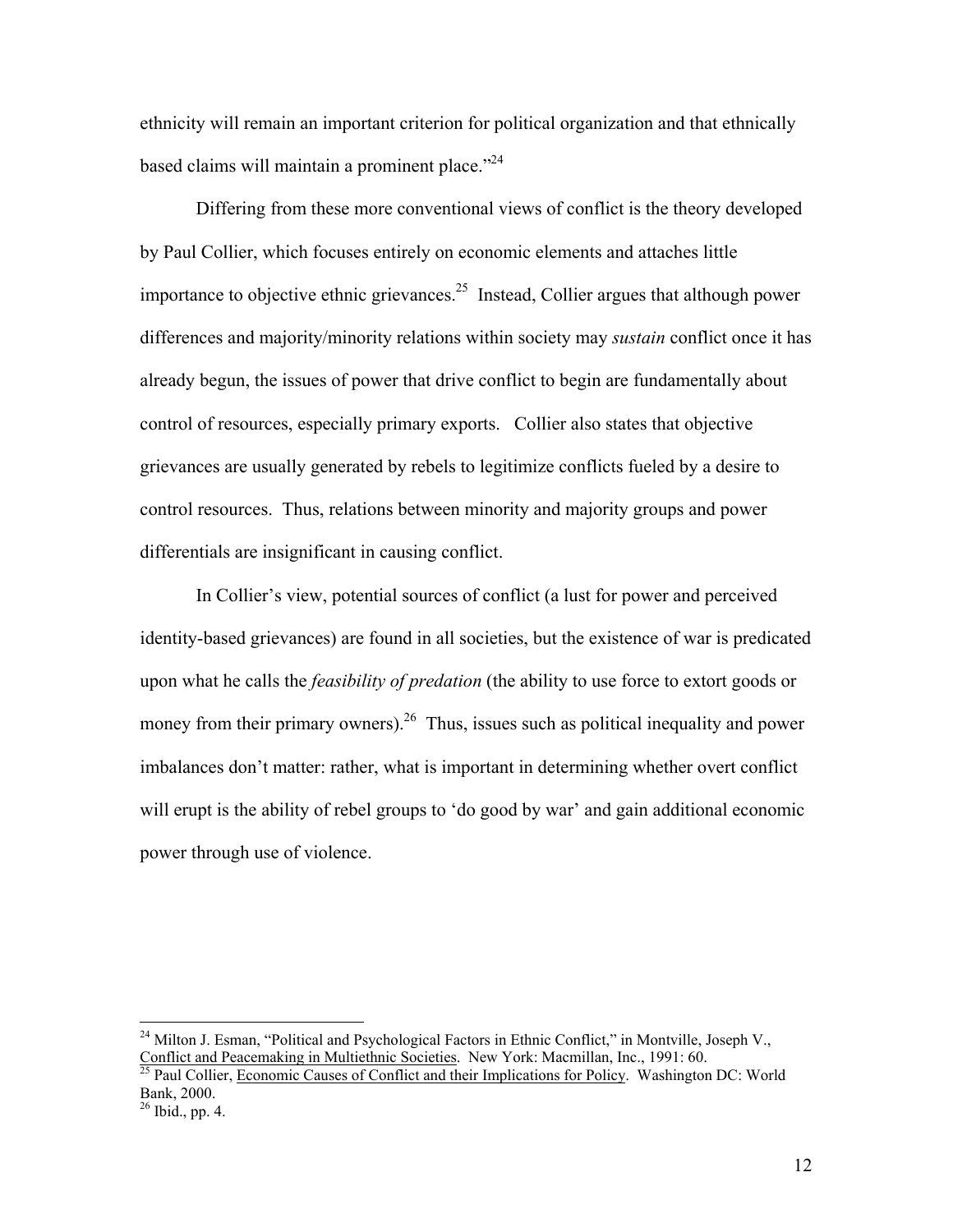ethnicity will remain an important criterion for political organization and that ethnically based claims will maintain a prominent place."[24]

Differing from these more conventional views of conflict is the theory developed by Paul Collier, which focuses entirely on economic elements and attaches little importance to objective ethnic grievances.[25] Instead, Collier argues that although power differences and majority/minority relations within society may *sustain* conflict once it has already begun, the issues of power that drive conflict to begin are fundamentally about control of resources, especially primary exports. Collier also states that objective grievances are usually generated by rebels to legitimize conflicts fueled by a desire to control resources. Thus, relations between minority and majority groups and power differentials are insignificant in causing conflict.

In Collier's view, potential sources of conflict (a lust for power and perceived identity-based grievances) are found in all societies, but the existence of war is predicated upon what he calls the *feasibility of predation* (the ability to use force to extort goods or money from their primary owners).[26] Thus, issues such as political inequality and power imbalances don't matter: rather, what is important in determining whether overt conflict will erupt is the ability of rebel groups to 'do good by war' and gain additional economic power through use of violence.

---

[24] Milton J. Esman, "Political and Psychological Factors in Ethnic Conflict," in Montville, Joseph V., Conflict and Peacemaking in Multiethnic Societies. New York: Macmillan, Inc., 1991: 60.

[25] Paul Collier, Economic Causes of Conflict and their Implications for Policy. Washington DC: World Bank, 2000.

[26] Ibid., pp. 4.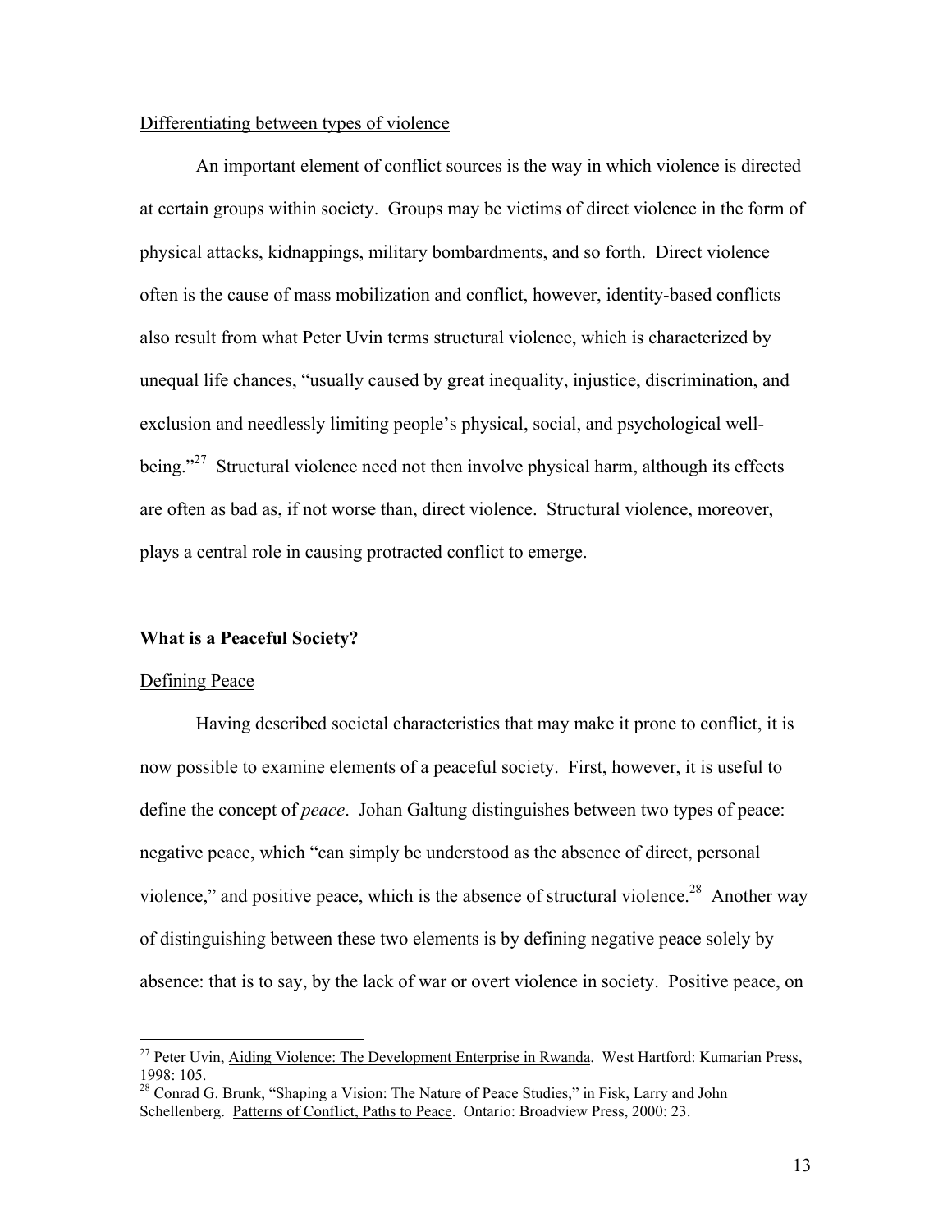Differentiating between types of violence

An important element of conflict sources is the way in which violence is directed at certain groups within society. Groups may be victims of direct violence in the form of physical attacks, kidnappings, military bombardments, and so forth. Direct violence often is the cause of mass mobilization and conflict, however, identity-based conflicts also result from what Peter Uvin terms structural violence, which is characterized by unequal life chances, "usually caused by great inequality, injustice, discrimination, and exclusion and needlessly limiting people's physical, social, and psychological well-being."[27] Structural violence need not then involve physical harm, although its effects are often as bad as, if not worse than, direct violence. Structural violence, moreover, plays a central role in causing protracted conflict to emerge.

## What is a Peaceful Society?

Defining Peace

Having described societal characteristics that may make it prone to conflict, it is now possible to examine elements of a peaceful society. First, however, it is useful to define the concept of *peace*. Johan Galtung distinguishes between two types of peace: negative peace, which "can simply be understood as the absence of direct, personal violence," and positive peace, which is the absence of structural violence.[28] Another way of distinguishing between these two elements is by defining negative peace solely by absence: that is to say, by the lack of war or overt violence in society. Positive peace, on

[27] Peter Uvin, Aiding Violence: The Development Enterprise in Rwanda. West Hartford: Kumarian Press, 1998: 105.

[28] Conrad G. Brunk, "Shaping a Vision: The Nature of Peace Studies," in Fisk, Larry and John Schellenberg. Patterns of Conflict, Paths to Peace. Ontario: Broadview Press, 2000: 23.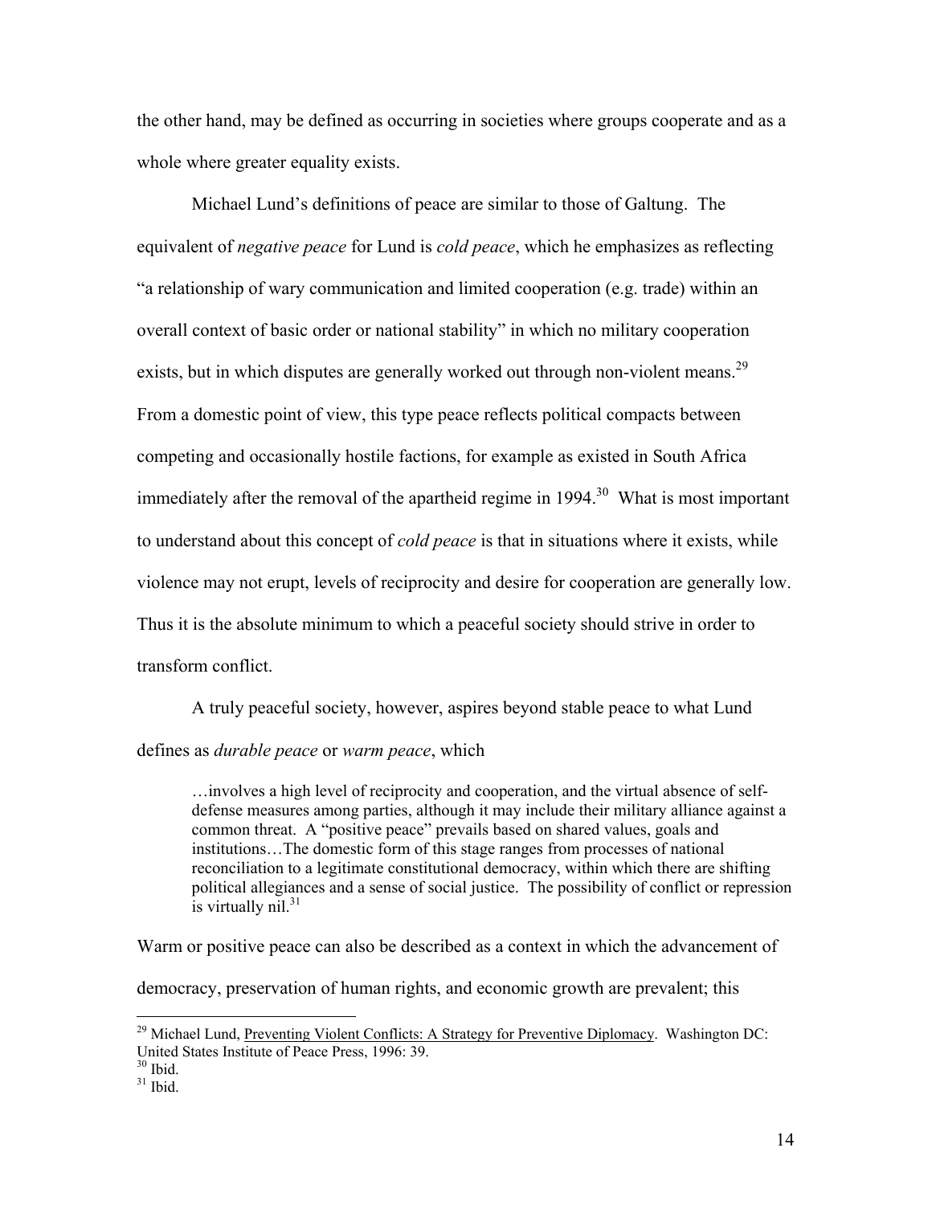the other hand, may be defined as occurring in societies where groups cooperate and as a whole where greater equality exists.

Michael Lund's definitions of peace are similar to those of Galtung. The equivalent of *negative peace* for Lund is *cold peace*, which he emphasizes as reflecting "a relationship of wary communication and limited cooperation (e.g. trade) within an overall context of basic order or national stability" in which no military cooperation exists, but in which disputes are generally worked out through non-violent means.[29] From a domestic point of view, this type peace reflects political compacts between competing and occasionally hostile factions, for example as existed in South Africa immediately after the removal of the apartheid regime in 1994.[30] What is most important to understand about this concept of *cold peace* is that in situations where it exists, while violence may not erupt, levels of reciprocity and desire for cooperation are generally low. Thus it is the absolute minimum to which a peaceful society should strive in order to transform conflict.

A truly peaceful society, however, aspires beyond stable peace to what Lund defines as *durable peace* or *warm peace*, which

> …involves a high level of reciprocity and cooperation, and the virtual absence of self-defense measures among parties, although it may include their military alliance against a common threat. A "positive peace" prevails based on shared values, goals and institutions…The domestic form of this stage ranges from processes of national reconciliation to a legitimate constitutional democracy, within which there are shifting political allegiances and a sense of social justice. The possibility of conflict or repression is virtually nil.[31]

Warm or positive peace can also be described as a context in which the advancement of democracy, preservation of human rights, and economic growth are prevalent; this

---

[29] Michael Lund, Preventing Violent Conflicts: A Strategy for Preventive Diplomacy. Washington DC: United States Institute of Peace Press, 1996: 39.

[30] Ibid.

[31] Ibid.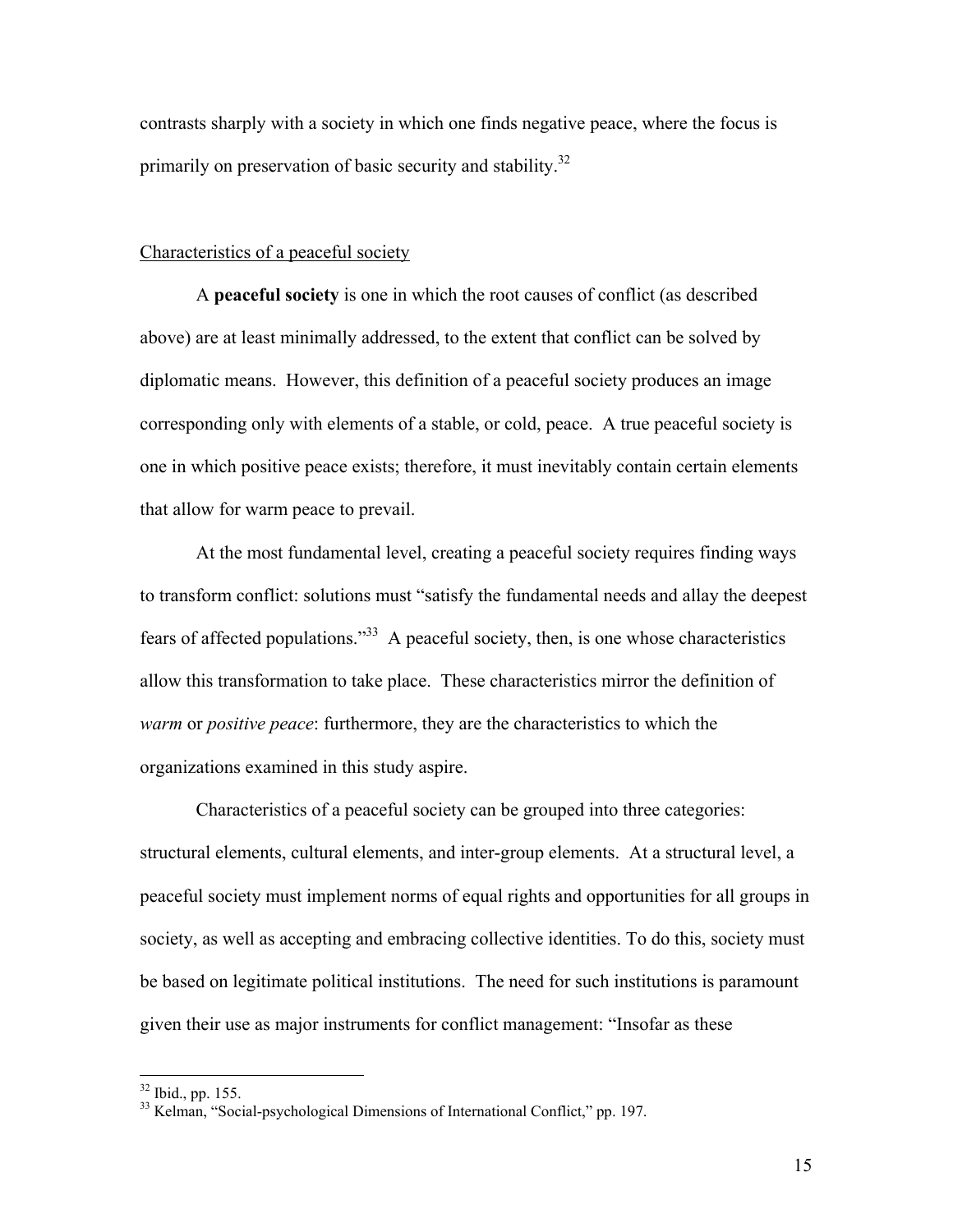contrasts sharply with a society in which one finds negative peace, where the focus is primarily on preservation of basic security and stability.[32]

Characteristics of a peaceful society

A **peaceful society** is one in which the root causes of conflict (as described above) are at least minimally addressed, to the extent that conflict can be solved by diplomatic means. However, this definition of a peaceful society produces an image corresponding only with elements of a stable, or cold, peace. A true peaceful society is one in which positive peace exists; therefore, it must inevitably contain certain elements that allow for warm peace to prevail.

At the most fundamental level, creating a peaceful society requires finding ways to transform conflict: solutions must "satisfy the fundamental needs and allay the deepest fears of affected populations."[33] A peaceful society, then, is one whose characteristics allow this transformation to take place. These characteristics mirror the definition of *warm* or *positive peace*: furthermore, they are the characteristics to which the organizations examined in this study aspire.

Characteristics of a peaceful society can be grouped into three categories: structural elements, cultural elements, and inter-group elements. At a structural level, a peaceful society must implement norms of equal rights and opportunities for all groups in society, as well as accepting and embracing collective identities. To do this, society must be based on legitimate political institutions. The need for such institutions is paramount given their use as major instruments for conflict management: "Insofar as these

---

[32] Ibid., pp. 155.

[33] Kelman, "Social-psychological Dimensions of International Conflict," pp. 197.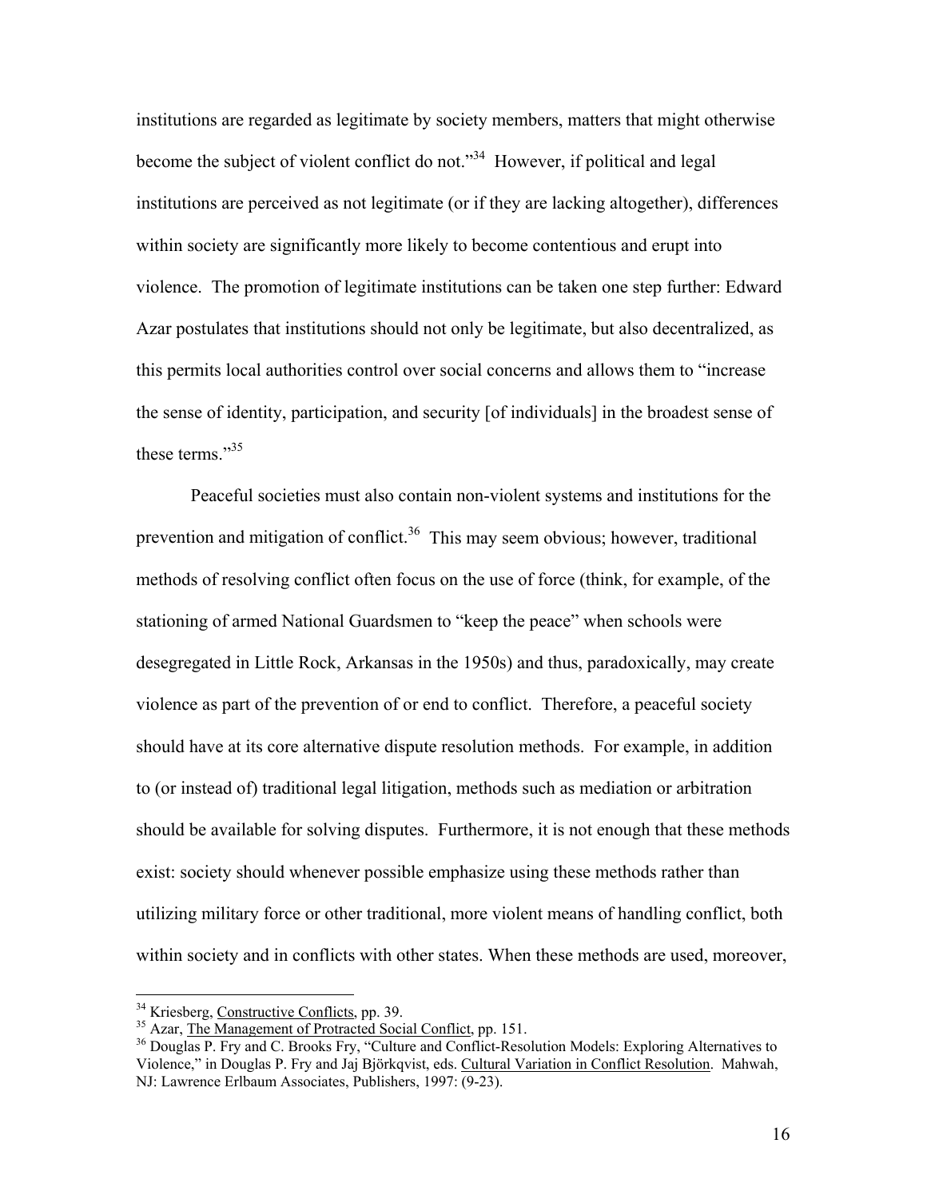institutions are regarded as legitimate by society members, matters that might otherwise become the subject of violent conflict do not."[34] However, if political and legal institutions are perceived as not legitimate (or if they are lacking altogether), differences within society are significantly more likely to become contentious and erupt into violence. The promotion of legitimate institutions can be taken one step further: Edward Azar postulates that institutions should not only be legitimate, but also decentralized, as this permits local authorities control over social concerns and allows them to "increase the sense of identity, participation, and security [of individuals] in the broadest sense of these terms."[35]

Peaceful societies must also contain non-violent systems and institutions for the prevention and mitigation of conflict.[36] This may seem obvious; however, traditional methods of resolving conflict often focus on the use of force (think, for example, of the stationing of armed National Guardsmen to "keep the peace" when schools were desegregated in Little Rock, Arkansas in the 1950s) and thus, paradoxically, may create violence as part of the prevention of or end to conflict. Therefore, a peaceful society should have at its core alternative dispute resolution methods. For example, in addition to (or instead of) traditional legal litigation, methods such as mediation or arbitration should be available for solving disputes. Furthermore, it is not enough that these methods exist: society should whenever possible emphasize using these methods rather than utilizing military force or other traditional, more violent means of handling conflict, both within society and in conflicts with other states. When these methods are used, moreover,

---

[34] Kriesberg, Constructive Conflicts, pp. 39.

[35] Azar, The Management of Protracted Social Conflict, pp. 151.

[36] Douglas P. Fry and C. Brooks Fry, "Culture and Conflict-Resolution Models: Exploring Alternatives to Violence," in Douglas P. Fry and Jaj Björkqvist, eds. Cultural Variation in Conflict Resolution. Mahwah, NJ: Lawrence Erlbaum Associates, Publishers, 1997: (9-23).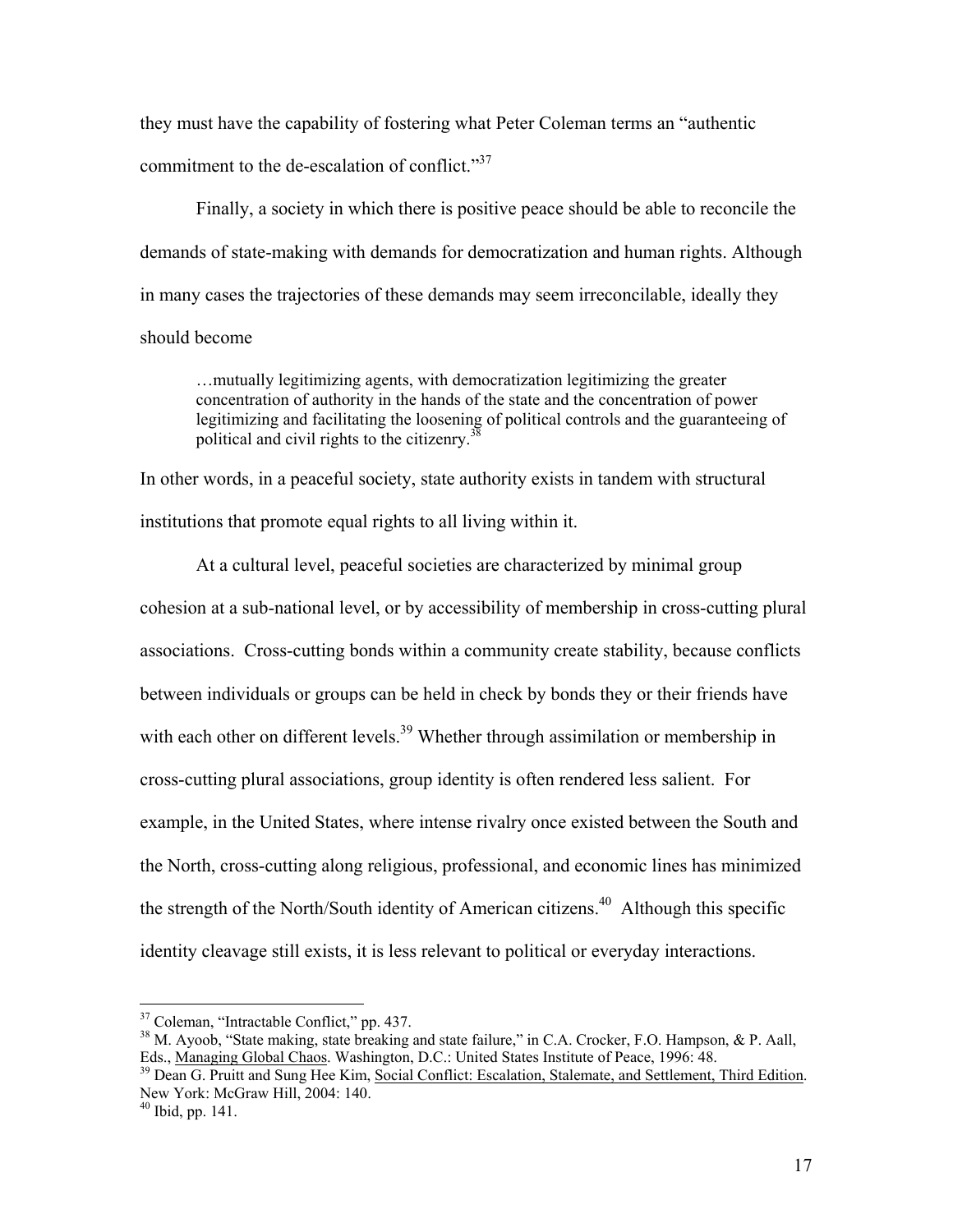they must have the capability of fostering what Peter Coleman terms an "authentic commitment to the de-escalation of conflict."[37]

Finally, a society in which there is positive peace should be able to reconcile the demands of state-making with demands for democratization and human rights. Although in many cases the trajectories of these demands may seem irreconcilable, ideally they should become

> …mutually legitimizing agents, with democratization legitimizing the greater concentration of authority in the hands of the state and the concentration of power legitimizing and facilitating the loosening of political controls and the guaranteeing of political and civil rights to the citizenry.[38]

In other words, in a peaceful society, state authority exists in tandem with structural institutions that promote equal rights to all living within it.

At a cultural level, peaceful societies are characterized by minimal group cohesion at a sub-national level, or by accessibility of membership in cross-cutting plural associations. Cross-cutting bonds within a community create stability, because conflicts between individuals or groups can be held in check by bonds they or their friends have with each other on different levels.[39] Whether through assimilation or membership in cross-cutting plural associations, group identity is often rendered less salient. For example, in the United States, where intense rivalry once existed between the South and the North, cross-cutting along religious, professional, and economic lines has minimized the strength of the North/South identity of American citizens.[40] Although this specific identity cleavage still exists, it is less relevant to political or everyday interactions.

---

[37] Coleman, "Intractable Conflict," pp. 437.

[38] M. Ayoob, "State making, state breaking and state failure," in C.A. Crocker, F.O. Hampson, & P. Aall, Eds., Managing Global Chaos. Washington, D.C.: United States Institute of Peace, 1996: 48.

[39] Dean G. Pruitt and Sung Hee Kim, Social Conflict: Escalation, Stalemate, and Settlement, Third Edition. New York: McGraw Hill, 2004: 140.

[40] Ibid, pp. 141.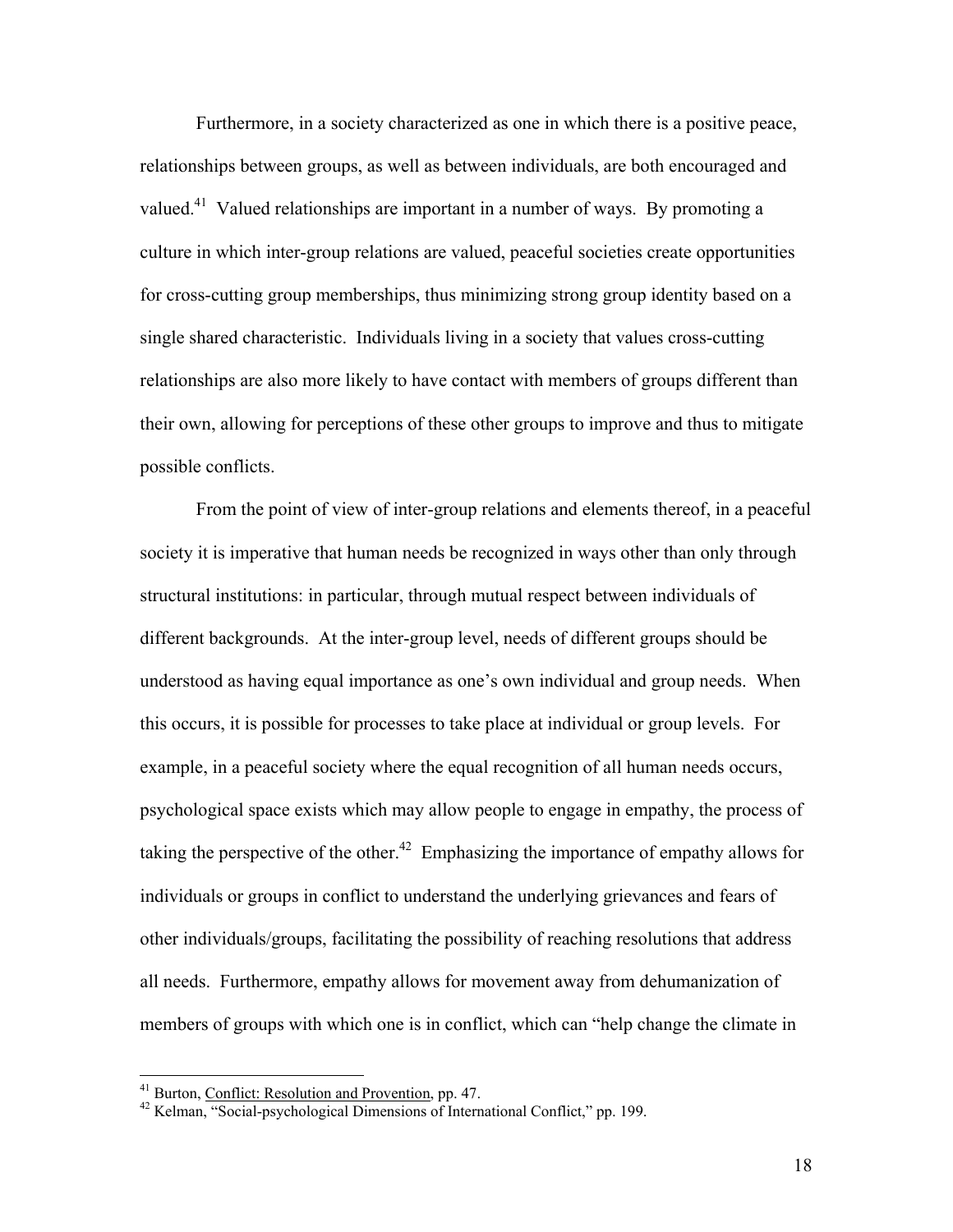Furthermore, in a society characterized as one in which there is a positive peace, relationships between groups, as well as between individuals, are both encouraged and valued.[41] Valued relationships are important in a number of ways. By promoting a culture in which inter-group relations are valued, peaceful societies create opportunities for cross-cutting group memberships, thus minimizing strong group identity based on a single shared characteristic. Individuals living in a society that values cross-cutting relationships are also more likely to have contact with members of groups different than their own, allowing for perceptions of these other groups to improve and thus to mitigate possible conflicts.

From the point of view of inter-group relations and elements thereof, in a peaceful society it is imperative that human needs be recognized in ways other than only through structural institutions: in particular, through mutual respect between individuals of different backgrounds. At the inter-group level, needs of different groups should be understood as having equal importance as one's own individual and group needs. When this occurs, it is possible for processes to take place at individual or group levels. For example, in a peaceful society where the equal recognition of all human needs occurs, psychological space exists which may allow people to engage in empathy, the process of taking the perspective of the other.[42] Emphasizing the importance of empathy allows for individuals or groups in conflict to understand the underlying grievances and fears of other individuals/groups, facilitating the possibility of reaching resolutions that address all needs. Furthermore, empathy allows for movement away from dehumanization of members of groups with which one is in conflict, which can "help change the climate in

---

[41] Burton, Conflict: Resolution and Provention, pp. 47.

[42] Kelman, "Social-psychological Dimensions of International Conflict," pp. 199.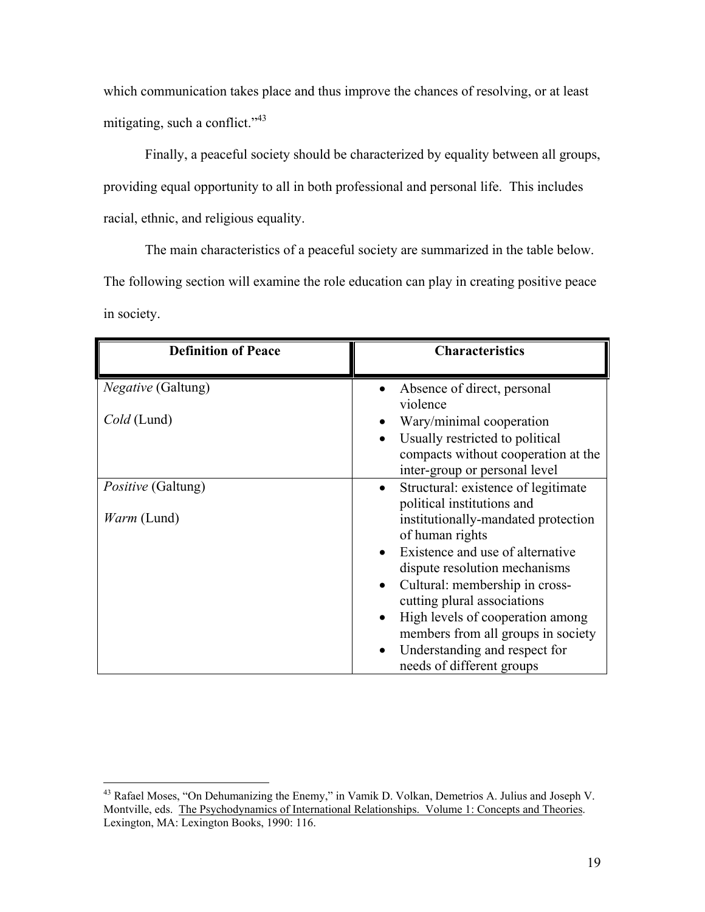which communication takes place and thus improve the chances of resolving, or at least mitigating, such a conflict."[43]

Finally, a peaceful society should be characterized by equality between all groups, providing equal opportunity to all in both professional and personal life. This includes racial, ethnic, and religious equality.

The main characteristics of a peaceful society are summarized in the table below. The following section will examine the role education can play in creating positive peace in society.

| Definition of Peace | Characteristics |
|---|---|
| *Negative* (Galtung)<br><br>*Cold* (Lund) | • Absence of direct, personal violence<br>• Wary/minimal cooperation<br>• Usually restricted to political compacts without cooperation at the inter-group or personal level |
| *Positive* (Galtung)<br><br>*Warm* (Lund) | • Structural: existence of legitimate political institutions and institutionally-mandated protection of human rights<br>• Existence and use of alternative dispute resolution mechanisms<br>• Cultural: membership in cross-cutting plural associations<br>• High levels of cooperation among members from all groups in society<br>• Understanding and respect for needs of different groups |

[43] Rafael Moses, "On Dehumanizing the Enemy," in Vamik D. Volkan, Demetrios A. Julius and Joseph V. Montville, eds. The Psychodynamics of International Relationships. Volume 1: Concepts and Theories. Lexington, MA: Lexington Books, 1990: 116.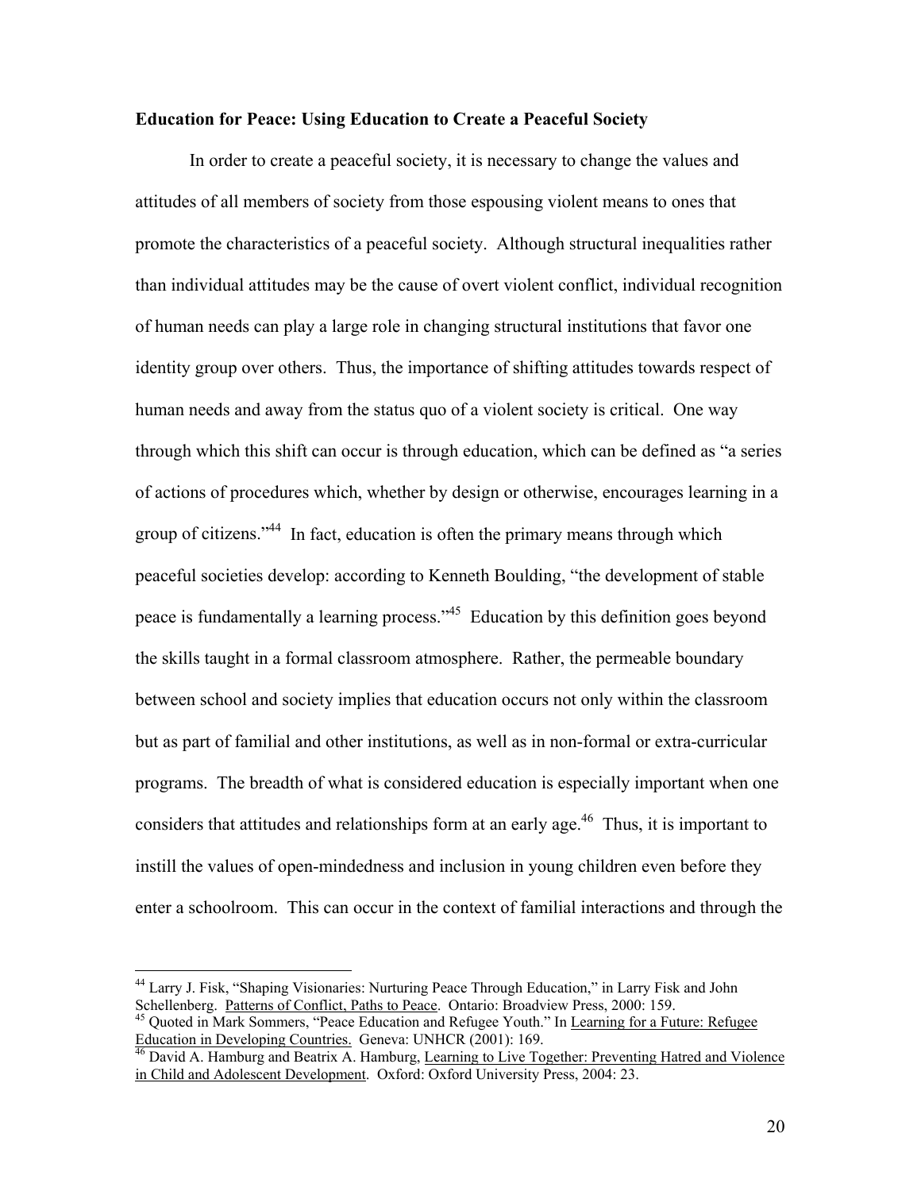**Education for Peace: Using Education to Create a Peaceful Society**

In order to create a peaceful society, it is necessary to change the values and attitudes of all members of society from those espousing violent means to ones that promote the characteristics of a peaceful society. Although structural inequalities rather than individual attitudes may be the cause of overt violent conflict, individual recognition of human needs can play a large role in changing structural institutions that favor one identity group over others. Thus, the importance of shifting attitudes towards respect of human needs and away from the status quo of a violent society is critical. One way through which this shift can occur is through education, which can be defined as "a series of actions of procedures which, whether by design or otherwise, encourages learning in a group of citizens."[44] In fact, education is often the primary means through which peaceful societies develop: according to Kenneth Boulding, "the development of stable peace is fundamentally a learning process."[45] Education by this definition goes beyond the skills taught in a formal classroom atmosphere. Rather, the permeable boundary between school and society implies that education occurs not only within the classroom but as part of familial and other institutions, as well as in non-formal or extra-curricular programs. The breadth of what is considered education is especially important when one considers that attitudes and relationships form at an early age.[46] Thus, it is important to instill the values of open-mindedness and inclusion in young children even before they enter a schoolroom. This can occur in the context of familial interactions and through the

---

[44] Larry J. Fisk, "Shaping Visionaries: Nurturing Peace Through Education," in Larry Fisk and John Schellenberg. Patterns of Conflict, Paths to Peace. Ontario: Broadview Press, 2000: 159.

[45] Quoted in Mark Sommers, "Peace Education and Refugee Youth." In Learning for a Future: Refugee Education in Developing Countries. Geneva: UNHCR (2001): 169.

[46] David A. Hamburg and Beatrix A. Hamburg, Learning to Live Together: Preventing Hatred and Violence in Child and Adolescent Development. Oxford: Oxford University Press, 2004: 23.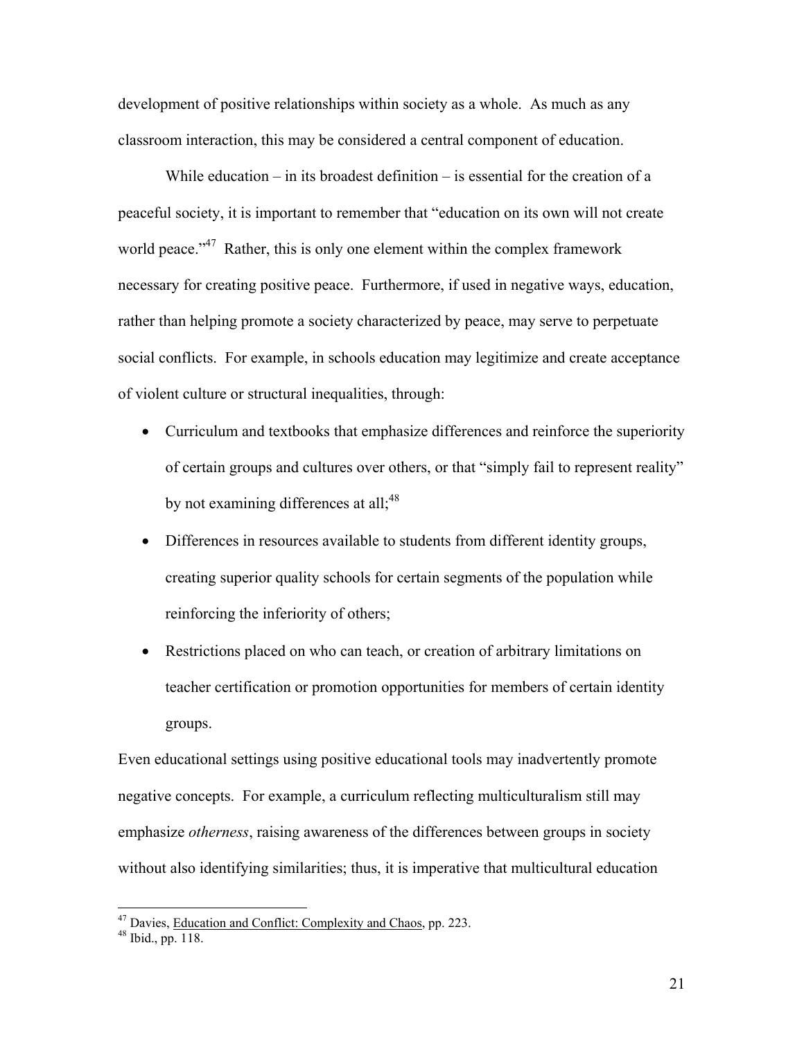development of positive relationships within society as a whole. As much as any classroom interaction, this may be considered a central component of education.

While education – in its broadest definition – is essential for the creation of a peaceful society, it is important to remember that "education on its own will not create world peace."[47] Rather, this is only one element within the complex framework necessary for creating positive peace. Furthermore, if used in negative ways, education, rather than helping promote a society characterized by peace, may serve to perpetuate social conflicts. For example, in schools education may legitimize and create acceptance of violent culture or structural inequalities, through:

- Curriculum and textbooks that emphasize differences and reinforce the superiority of certain groups and cultures over others, or that "simply fail to represent reality" by not examining differences at all;[48]
- Differences in resources available to students from different identity groups, creating superior quality schools for certain segments of the population while reinforcing the inferiority of others;
- Restrictions placed on who can teach, or creation of arbitrary limitations on teacher certification or promotion opportunities for members of certain identity groups.

Even educational settings using positive educational tools may inadvertently promote negative concepts. For example, a curriculum reflecting multiculturalism still may emphasize *otherness*, raising awareness of the differences between groups in society without also identifying similarities; thus, it is imperative that multicultural education

---

[47] Davies, Education and Conflict: Complexity and Chaos, pp. 223.
[48] Ibid., pp. 118.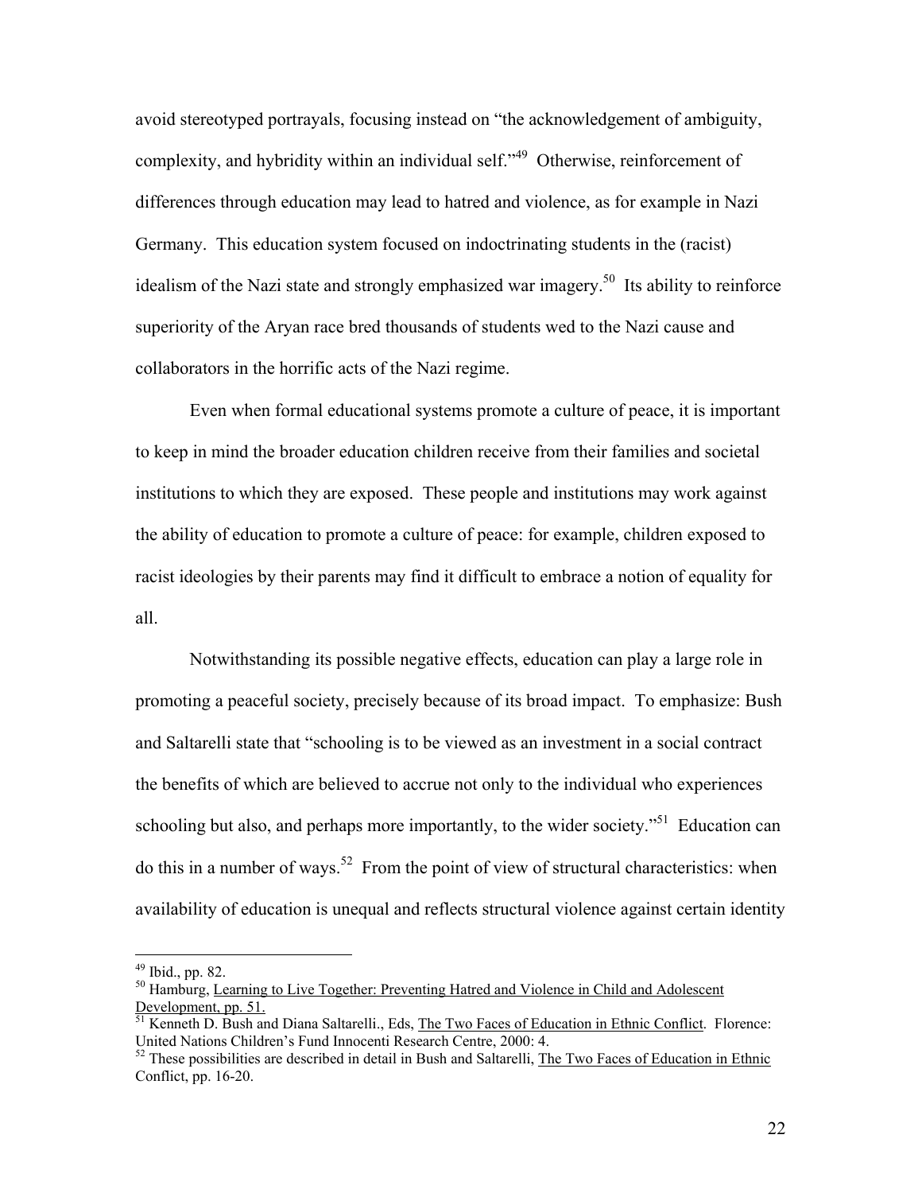avoid stereotyped portrayals, focusing instead on "the acknowledgement of ambiguity, complexity, and hybridity within an individual self."[49] Otherwise, reinforcement of differences through education may lead to hatred and violence, as for example in Nazi Germany. This education system focused on indoctrinating students in the (racist) idealism of the Nazi state and strongly emphasized war imagery.[50] Its ability to reinforce superiority of the Aryan race bred thousands of students wed to the Nazi cause and collaborators in the horrific acts of the Nazi regime.

Even when formal educational systems promote a culture of peace, it is important to keep in mind the broader education children receive from their families and societal institutions to which they are exposed. These people and institutions may work against the ability of education to promote a culture of peace: for example, children exposed to racist ideologies by their parents may find it difficult to embrace a notion of equality for all.

Notwithstanding its possible negative effects, education can play a large role in promoting a peaceful society, precisely because of its broad impact. To emphasize: Bush and Saltarelli state that "schooling is to be viewed as an investment in a social contract the benefits of which are believed to accrue not only to the individual who experiences schooling but also, and perhaps more importantly, to the wider society."[51] Education can do this in a number of ways.[52] From the point of view of structural characteristics: when availability of education is unequal and reflects structural violence against certain identity

---

[49] Ibid., pp. 82.

[50] Hamburg, Learning to Live Together: Preventing Hatred and Violence in Child and Adolescent Development, pp. 51.

[51] Kenneth D. Bush and Diana Saltarelli., Eds, The Two Faces of Education in Ethnic Conflict. Florence: United Nations Children's Fund Innocenti Research Centre, 2000: 4.

[52] These possibilities are described in detail in Bush and Saltarelli, The Two Faces of Education in Ethnic Conflict, pp. 16-20.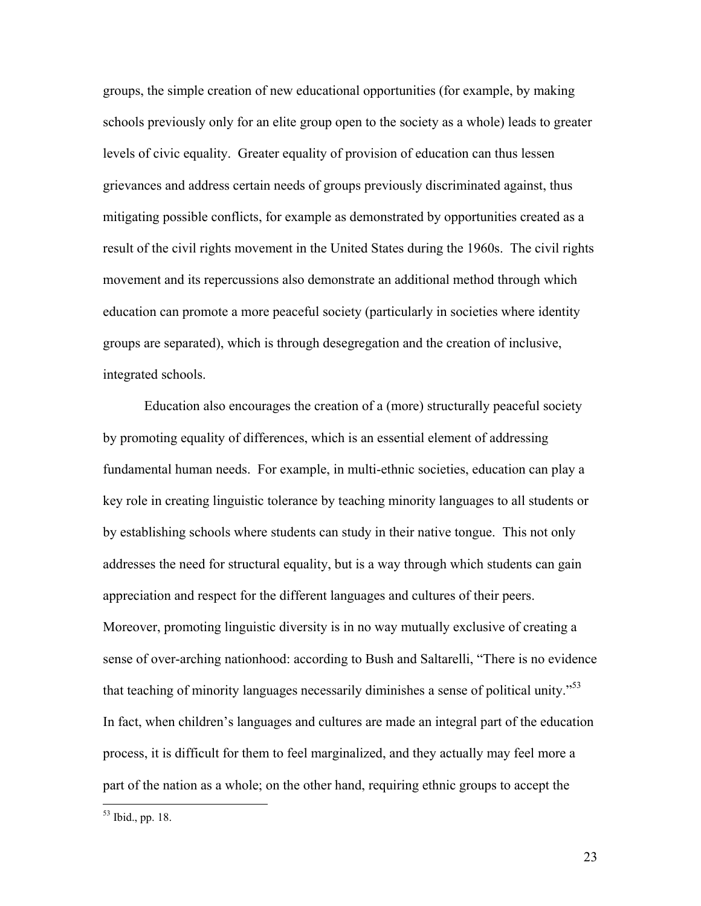groups, the simple creation of new educational opportunities (for example, by making schools previously only for an elite group open to the society as a whole) leads to greater levels of civic equality. Greater equality of provision of education can thus lessen grievances and address certain needs of groups previously discriminated against, thus mitigating possible conflicts, for example as demonstrated by opportunities created as a result of the civil rights movement in the United States during the 1960s. The civil rights movement and its repercussions also demonstrate an additional method through which education can promote a more peaceful society (particularly in societies where identity groups are separated), which is through desegregation and the creation of inclusive, integrated schools.

Education also encourages the creation of a (more) structurally peaceful society by promoting equality of differences, which is an essential element of addressing fundamental human needs. For example, in multi-ethnic societies, education can play a key role in creating linguistic tolerance by teaching minority languages to all students or by establishing schools where students can study in their native tongue. This not only addresses the need for structural equality, but is a way through which students can gain appreciation and respect for the different languages and cultures of their peers. Moreover, promoting linguistic diversity is in no way mutually exclusive of creating a sense of over-arching nationhood: according to Bush and Saltarelli, "There is no evidence that teaching of minority languages necessarily diminishes a sense of political unity."[53] In fact, when children's languages and cultures are made an integral part of the education process, it is difficult for them to feel marginalized, and they actually may feel more a part of the nation as a whole; on the other hand, requiring ethnic groups to accept the

[53] Ibid., pp. 18.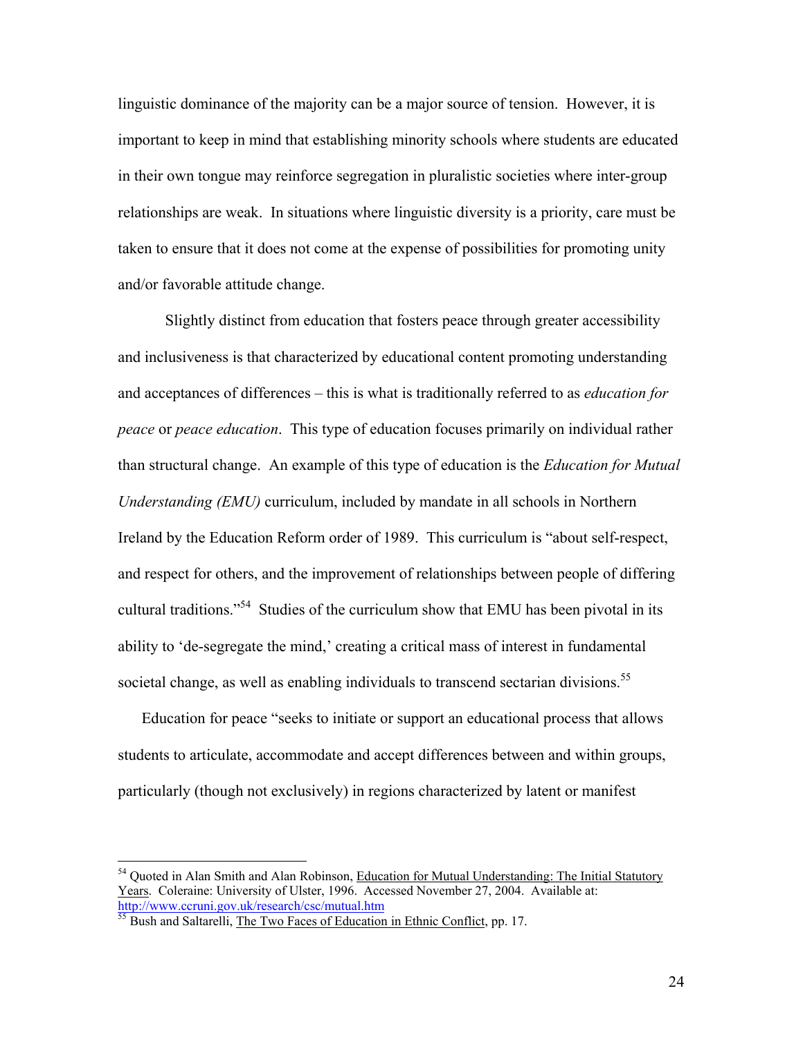linguistic dominance of the majority can be a major source of tension. However, it is important to keep in mind that establishing minority schools where students are educated in their own tongue may reinforce segregation in pluralistic societies where inter-group relationships are weak. In situations where linguistic diversity is a priority, care must be taken to ensure that it does not come at the expense of possibilities for promoting unity and/or favorable attitude change.

Slightly distinct from education that fosters peace through greater accessibility and inclusiveness is that characterized by educational content promoting understanding and acceptances of differences – this is what is traditionally referred to as *education for peace* or *peace education*. This type of education focuses primarily on individual rather than structural change. An example of this type of education is the *Education for Mutual Understanding (EMU)* curriculum, included by mandate in all schools in Northern Ireland by the Education Reform order of 1989. This curriculum is "about self-respect, and respect for others, and the improvement of relationships between people of differing cultural traditions."[54] Studies of the curriculum show that EMU has been pivotal in its ability to 'de-segregate the mind,' creating a critical mass of interest in fundamental societal change, as well as enabling individuals to transcend sectarian divisions.[55]

Education for peace "seeks to initiate or support an educational process that allows students to articulate, accommodate and accept differences between and within groups, particularly (though not exclusively) in regions characterized by latent or manifest

---

[54] Quoted in Alan Smith and Alan Robinson, Education for Mutual Understanding: The Initial Statutory Years. Coleraine: University of Ulster, 1996. Accessed November 27, 2004. Available at: http://www.ccruni.gov.uk/research/csc/mutual.htm

[55] Bush and Saltarelli, The Two Faces of Education in Ethnic Conflict, pp. 17.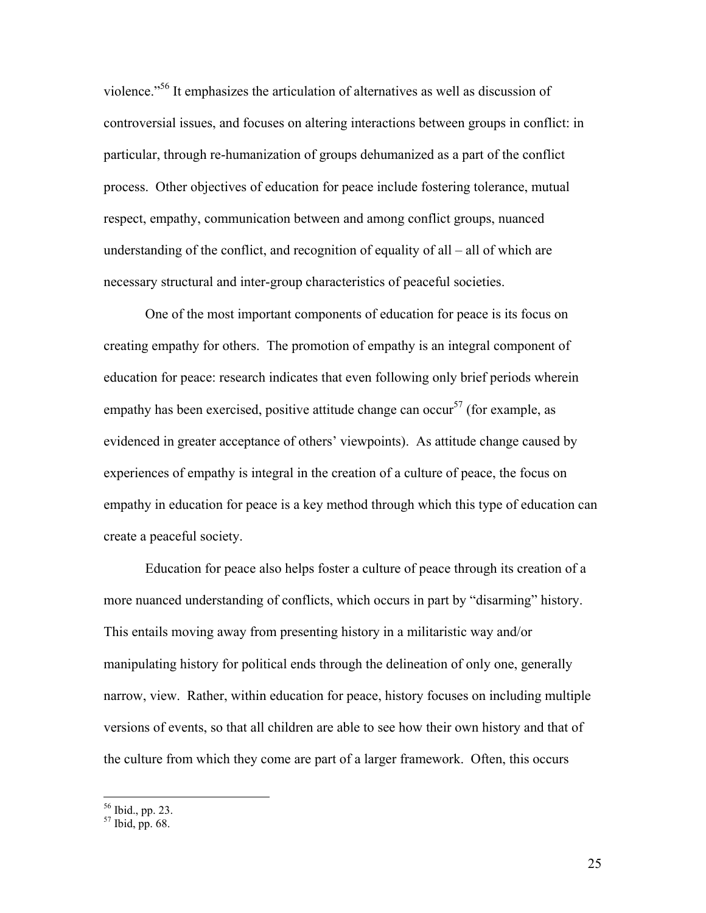violence."[56] It emphasizes the articulation of alternatives as well as discussion of controversial issues, and focuses on altering interactions between groups in conflict: in particular, through re-humanization of groups dehumanized as a part of the conflict process. Other objectives of education for peace include fostering tolerance, mutual respect, empathy, communication between and among conflict groups, nuanced understanding of the conflict, and recognition of equality of all – all of which are necessary structural and inter-group characteristics of peaceful societies.

One of the most important components of education for peace is its focus on creating empathy for others. The promotion of empathy is an integral component of education for peace: research indicates that even following only brief periods wherein empathy has been exercised, positive attitude change can occur[57] (for example, as evidenced in greater acceptance of others' viewpoints). As attitude change caused by experiences of empathy is integral in the creation of a culture of peace, the focus on empathy in education for peace is a key method through which this type of education can create a peaceful society.

Education for peace also helps foster a culture of peace through its creation of a more nuanced understanding of conflicts, which occurs in part by "disarming" history. This entails moving away from presenting history in a militaristic way and/or manipulating history for political ends through the delineation of only one, generally narrow, view. Rather, within education for peace, history focuses on including multiple versions of events, so that all children are able to see how their own history and that of the culture from which they come are part of a larger framework. Often, this occurs

[56] Ibid., pp. 23.
[57] Ibid, pp. 68.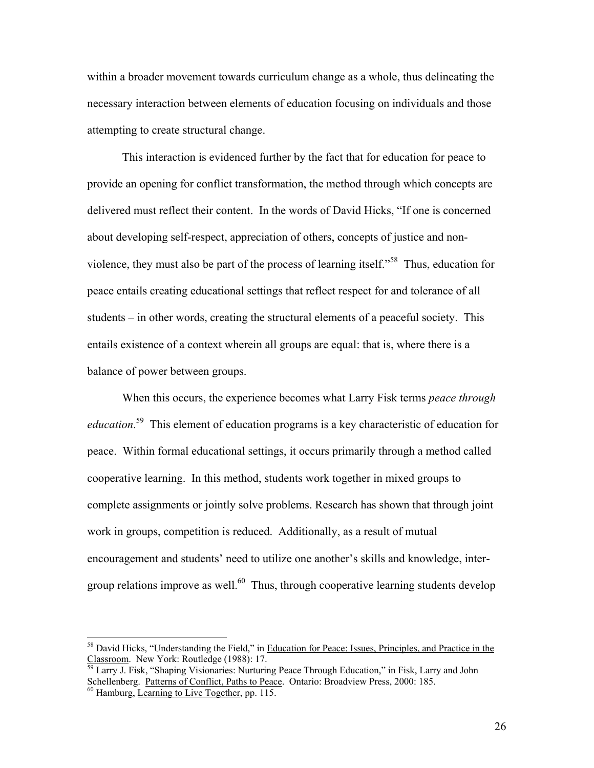within a broader movement towards curriculum change as a whole, thus delineating the necessary interaction between elements of education focusing on individuals and those attempting to create structural change.

This interaction is evidenced further by the fact that for education for peace to provide an opening for conflict transformation, the method through which concepts are delivered must reflect their content. In the words of David Hicks, "If one is concerned about developing self-respect, appreciation of others, concepts of justice and non-violence, they must also be part of the process of learning itself."[58] Thus, education for peace entails creating educational settings that reflect respect for and tolerance of all students – in other words, creating the structural elements of a peaceful society. This entails existence of a context wherein all groups are equal: that is, where there is a balance of power between groups.

When this occurs, the experience becomes what Larry Fisk terms *peace through education*.[59] This element of education programs is a key characteristic of education for peace. Within formal educational settings, it occurs primarily through a method called cooperative learning. In this method, students work together in mixed groups to complete assignments or jointly solve problems. Research has shown that through joint work in groups, competition is reduced. Additionally, as a result of mutual encouragement and students' need to utilize one another's skills and knowledge, inter-group relations improve as well.[60] Thus, through cooperative learning students develop

---

[58] David Hicks, "Understanding the Field," in Education for Peace: Issues, Principles, and Practice in the Classroom. New York: Routledge (1988): 17.

[59] Larry J. Fisk, "Shaping Visionaries: Nurturing Peace Through Education," in Fisk, Larry and John Schellenberg. Patterns of Conflict, Paths to Peace. Ontario: Broadview Press, 2000: 185.

[60] Hamburg, Learning to Live Together, pp. 115.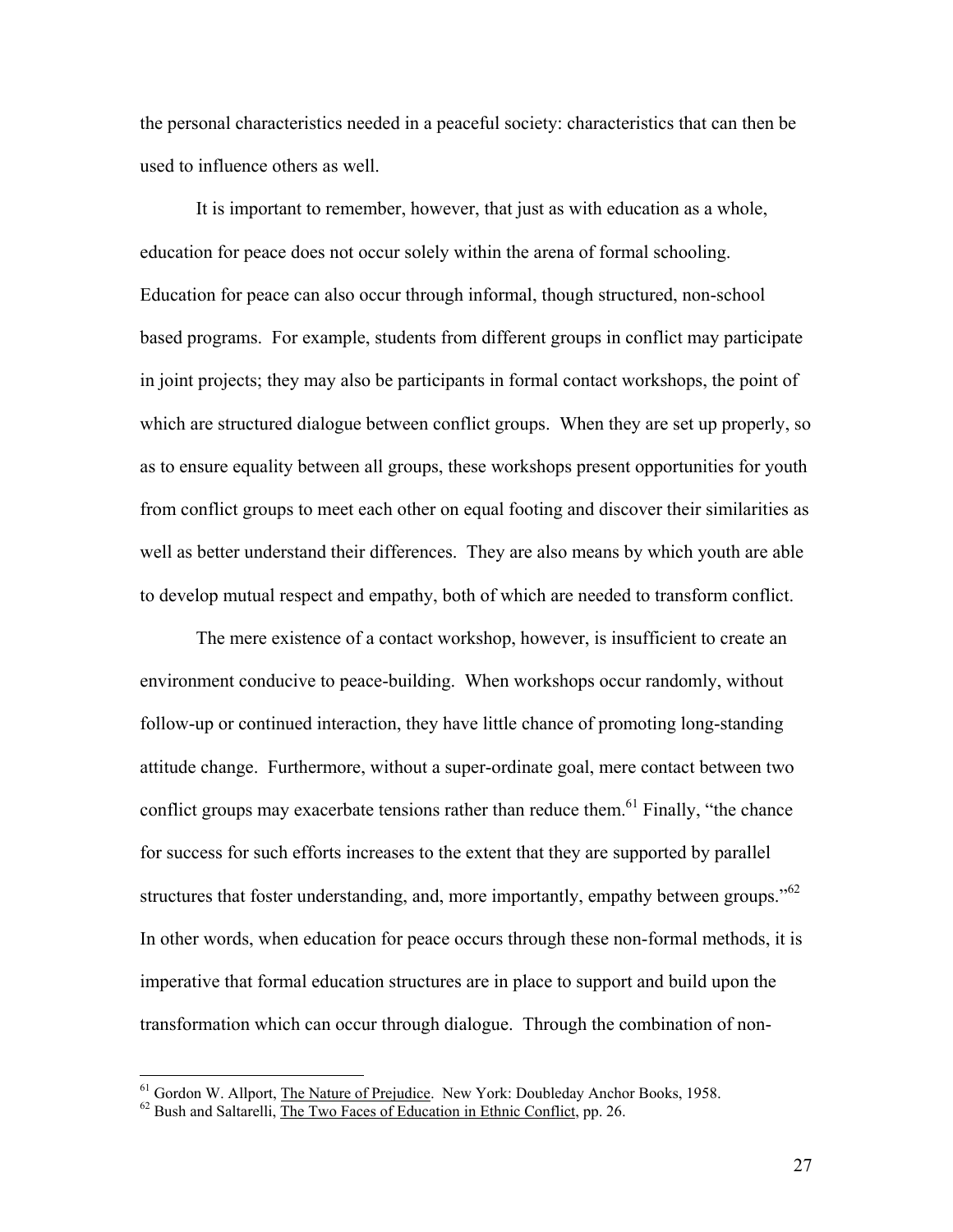the personal characteristics needed in a peaceful society: characteristics that can then be used to influence others as well.

It is important to remember, however, that just as with education as a whole, education for peace does not occur solely within the arena of formal schooling. Education for peace can also occur through informal, though structured, non-school based programs. For example, students from different groups in conflict may participate in joint projects; they may also be participants in formal contact workshops, the point of which are structured dialogue between conflict groups. When they are set up properly, so as to ensure equality between all groups, these workshops present opportunities for youth from conflict groups to meet each other on equal footing and discover their similarities as well as better understand their differences. They are also means by which youth are able to develop mutual respect and empathy, both of which are needed to transform conflict.

The mere existence of a contact workshop, however, is insufficient to create an environment conducive to peace-building. When workshops occur randomly, without follow-up or continued interaction, they have little chance of promoting long-standing attitude change. Furthermore, without a super-ordinate goal, mere contact between two conflict groups may exacerbate tensions rather than reduce them.[61] Finally, "the chance for success for such efforts increases to the extent that they are supported by parallel structures that foster understanding, and, more importantly, empathy between groups."[62] In other words, when education for peace occurs through these non-formal methods, it is imperative that formal education structures are in place to support and build upon the transformation which can occur through dialogue. Through the combination of non-

---

[61] Gordon W. Allport, The Nature of Prejudice. New York: Doubleday Anchor Books, 1958.

[62] Bush and Saltarelli, The Two Faces of Education in Ethnic Conflict, pp. 26.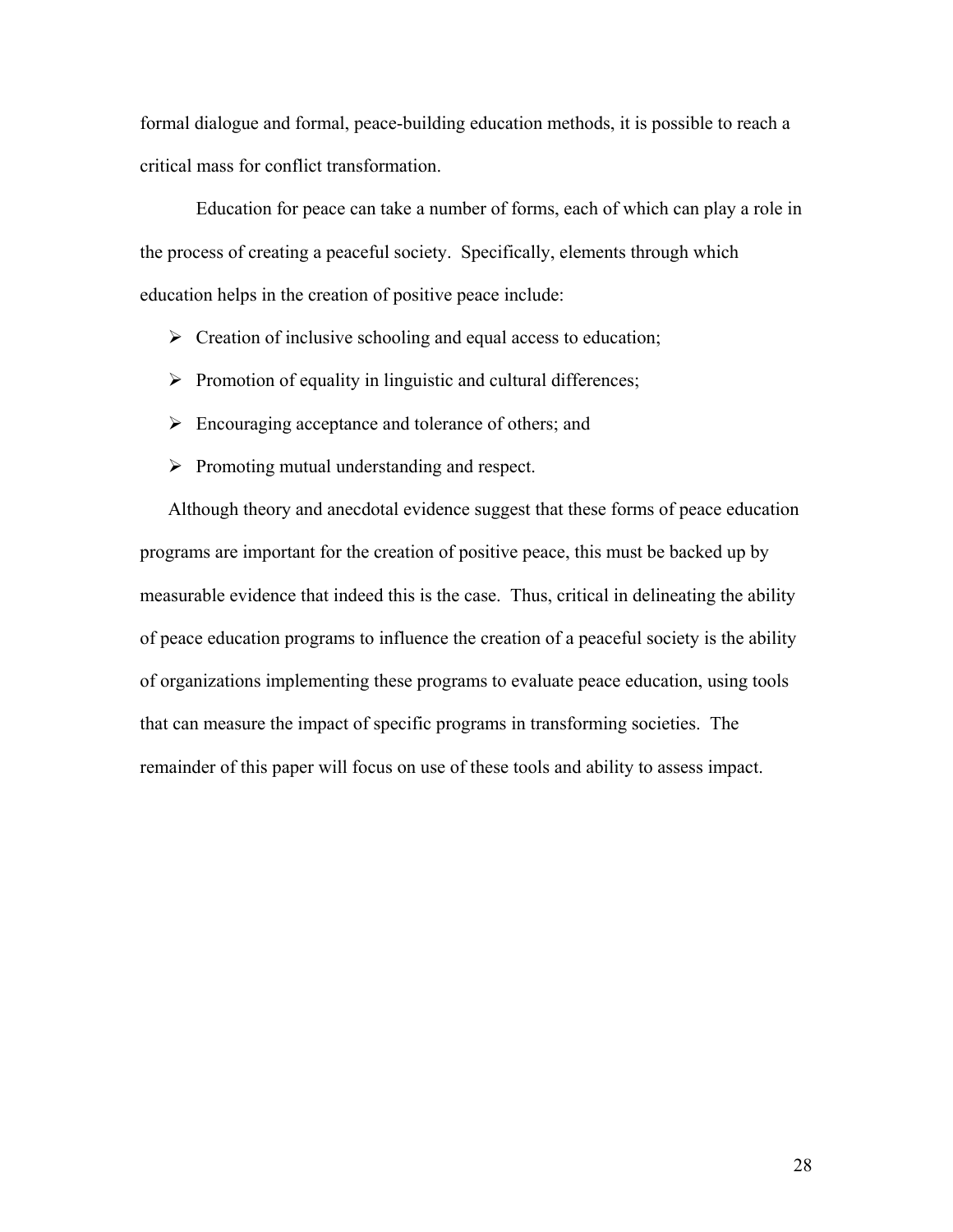formal dialogue and formal, peace-building education methods, it is possible to reach a critical mass for conflict transformation.

Education for peace can take a number of forms, each of which can play a role in the process of creating a peaceful society. Specifically, elements through which education helps in the creation of positive peace include:

- Creation of inclusive schooling and equal access to education;
- Promotion of equality in linguistic and cultural differences;
- Encouraging acceptance and tolerance of others; and
- Promoting mutual understanding and respect.

Although theory and anecdotal evidence suggest that these forms of peace education programs are important for the creation of positive peace, this must be backed up by measurable evidence that indeed this is the case. Thus, critical in delineating the ability of peace education programs to influence the creation of a peaceful society is the ability of organizations implementing these programs to evaluate peace education, using tools that can measure the impact of specific programs in transforming societies. The remainder of this paper will focus on use of these tools and ability to assess impact.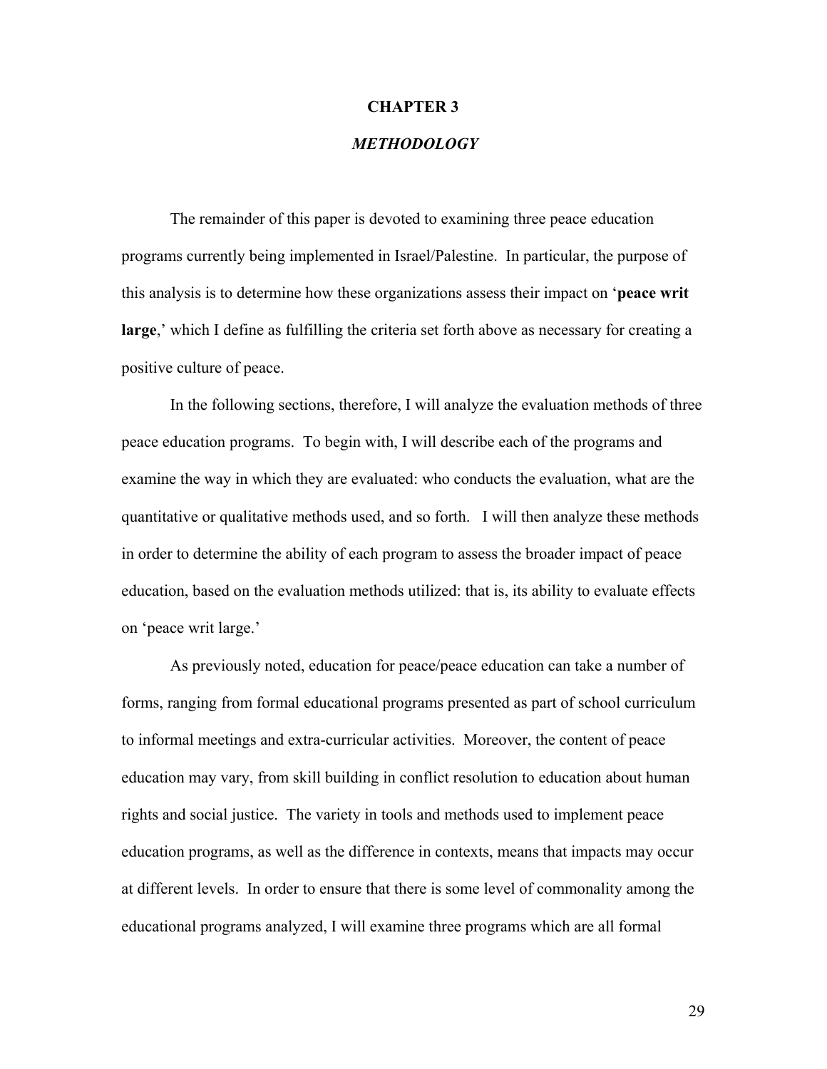# CHAPTER 3

## *METHODOLOGY*

The remainder of this paper is devoted to examining three peace education programs currently being implemented in Israel/Palestine. In particular, the purpose of this analysis is to determine how these organizations assess their impact on '**peace writ large**,' which I define as fulfilling the criteria set forth above as necessary for creating a positive culture of peace.

In the following sections, therefore, I will analyze the evaluation methods of three peace education programs. To begin with, I will describe each of the programs and examine the way in which they are evaluated: who conducts the evaluation, what are the quantitative or qualitative methods used, and so forth. I will then analyze these methods in order to determine the ability of each program to assess the broader impact of peace education, based on the evaluation methods utilized: that is, its ability to evaluate effects on 'peace writ large.'

As previously noted, education for peace/peace education can take a number of forms, ranging from formal educational programs presented as part of school curriculum to informal meetings and extra-curricular activities. Moreover, the content of peace education may vary, from skill building in conflict resolution to education about human rights and social justice. The variety in tools and methods used to implement peace education programs, as well as the difference in contexts, means that impacts may occur at different levels. In order to ensure that there is some level of commonality among the educational programs analyzed, I will examine three programs which are all formal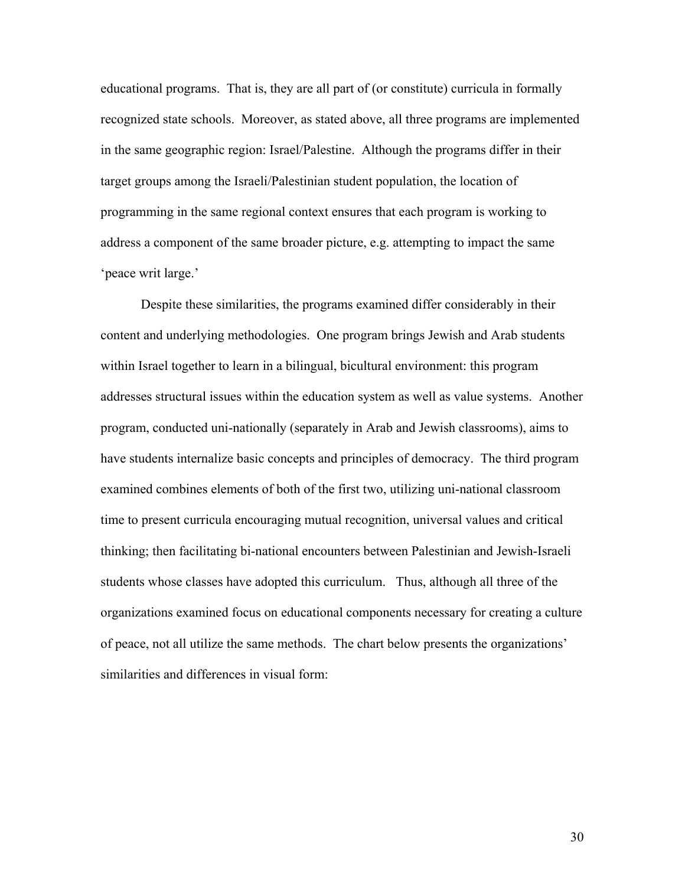educational programs. That is, they are all part of (or constitute) curricula in formally recognized state schools. Moreover, as stated above, all three programs are implemented in the same geographic region: Israel/Palestine. Although the programs differ in their target groups among the Israeli/Palestinian student population, the location of programming in the same regional context ensures that each program is working to address a component of the same broader picture, e.g. attempting to impact the same 'peace writ large.'

Despite these similarities, the programs examined differ considerably in their content and underlying methodologies. One program brings Jewish and Arab students within Israel together to learn in a bilingual, bicultural environment: this program addresses structural issues within the education system as well as value systems. Another program, conducted uni-nationally (separately in Arab and Jewish classrooms), aims to have students internalize basic concepts and principles of democracy. The third program examined combines elements of both of the first two, utilizing uni-national classroom time to present curricula encouraging mutual recognition, universal values and critical thinking; then facilitating bi-national encounters between Palestinian and Jewish-Israeli students whose classes have adopted this curriculum. Thus, although all three of the organizations examined focus on educational components necessary for creating a culture of peace, not all utilize the same methods. The chart below presents the organizations' similarities and differences in visual form: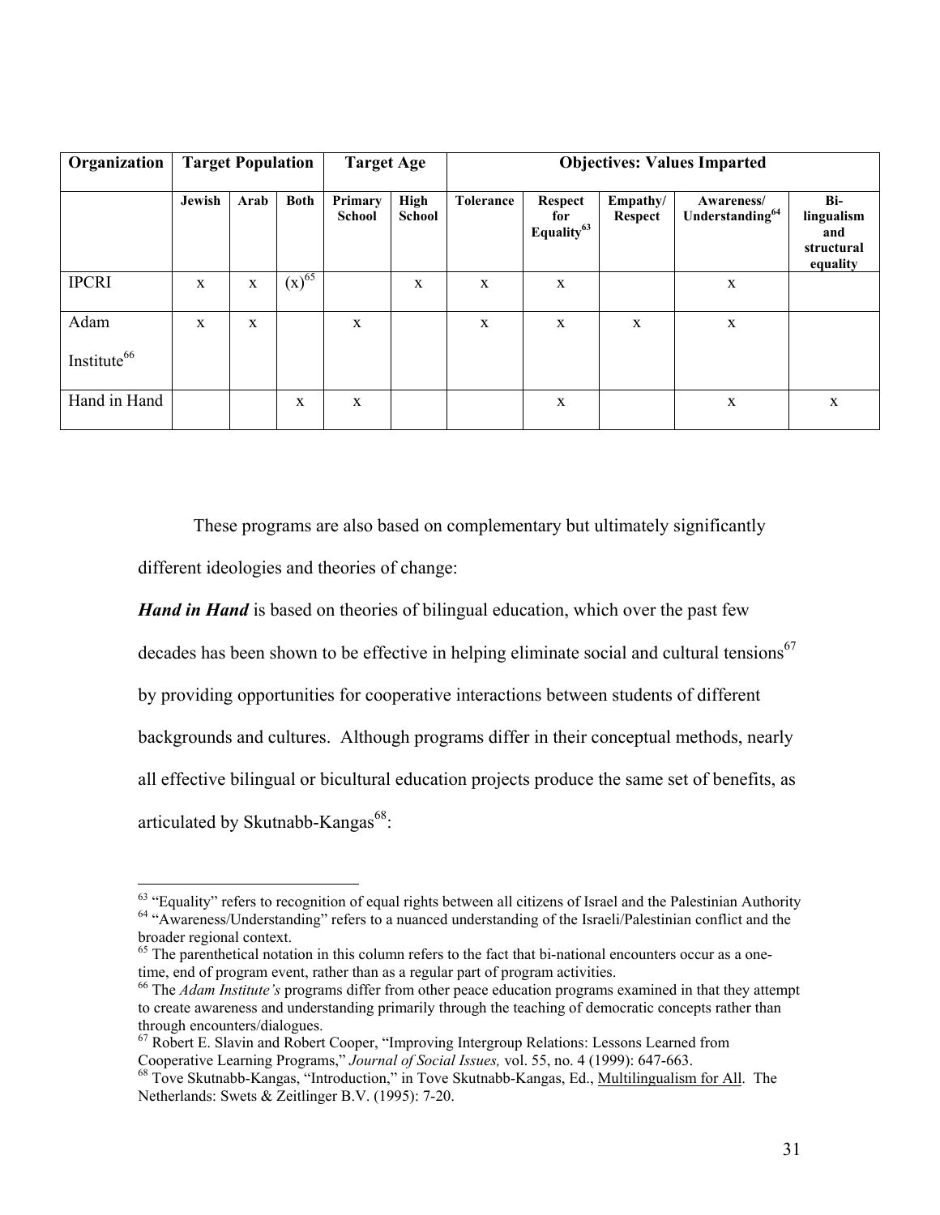| Organization | Target Population | | | Target Age | | Objectives: Values Imparted | | | | |
|---|---|---|---|---|---|---|---|---|---|---|
| | Jewish | Arab | Both | Primary School | High School | Tolerance | Respect for Equality[63] | Empathy/ Respect | Awareness/ Understanding[64] | Bi-lingualism and structural equality |
| IPCRI | x | x | (x)[65] | | x | x | x | | x | |
| Adam Institute[66] | x | x | | x | | x | x | x | x | |
| Hand in Hand | | | x | x | | | x | | x | x |

These programs are also based on complementary but ultimately significantly different ideologies and theories of change:

***Hand in Hand*** is based on theories of bilingual education, which over the past few decades has been shown to be effective in helping eliminate social and cultural tensions[67] by providing opportunities for cooperative interactions between students of different backgrounds and cultures. Although programs differ in their conceptual methods, nearly all effective bilingual or bicultural education projects produce the same set of benefits, as articulated by Skutnabb-Kangas[68]:

---

[63] "Equality" refers to recognition of equal rights between all citizens of Israel and the Palestinian Authority

[64] "Awareness/Understanding" refers to a nuanced understanding of the Israeli/Palestinian conflict and the broader regional context.

[65] The parenthetical notation in this column refers to the fact that bi-national encounters occur as a one-time, end of program event, rather than as a regular part of program activities.

[66] The *Adam Institute's* programs differ from other peace education programs examined in that they attempt to create awareness and understanding primarily through the teaching of democratic concepts rather than through encounters/dialogues.

[67] Robert E. Slavin and Robert Cooper, "Improving Intergroup Relations: Lessons Learned from Cooperative Learning Programs," *Journal of Social Issues,* vol. 55, no. 4 (1999): 647-663.

[68] Tove Skutnabb-Kangas, "Introduction," in Tove Skutnabb-Kangas, Ed., Multilingualism for All. The Netherlands: Swets & Zeitlinger B.V. (1995): 7-20.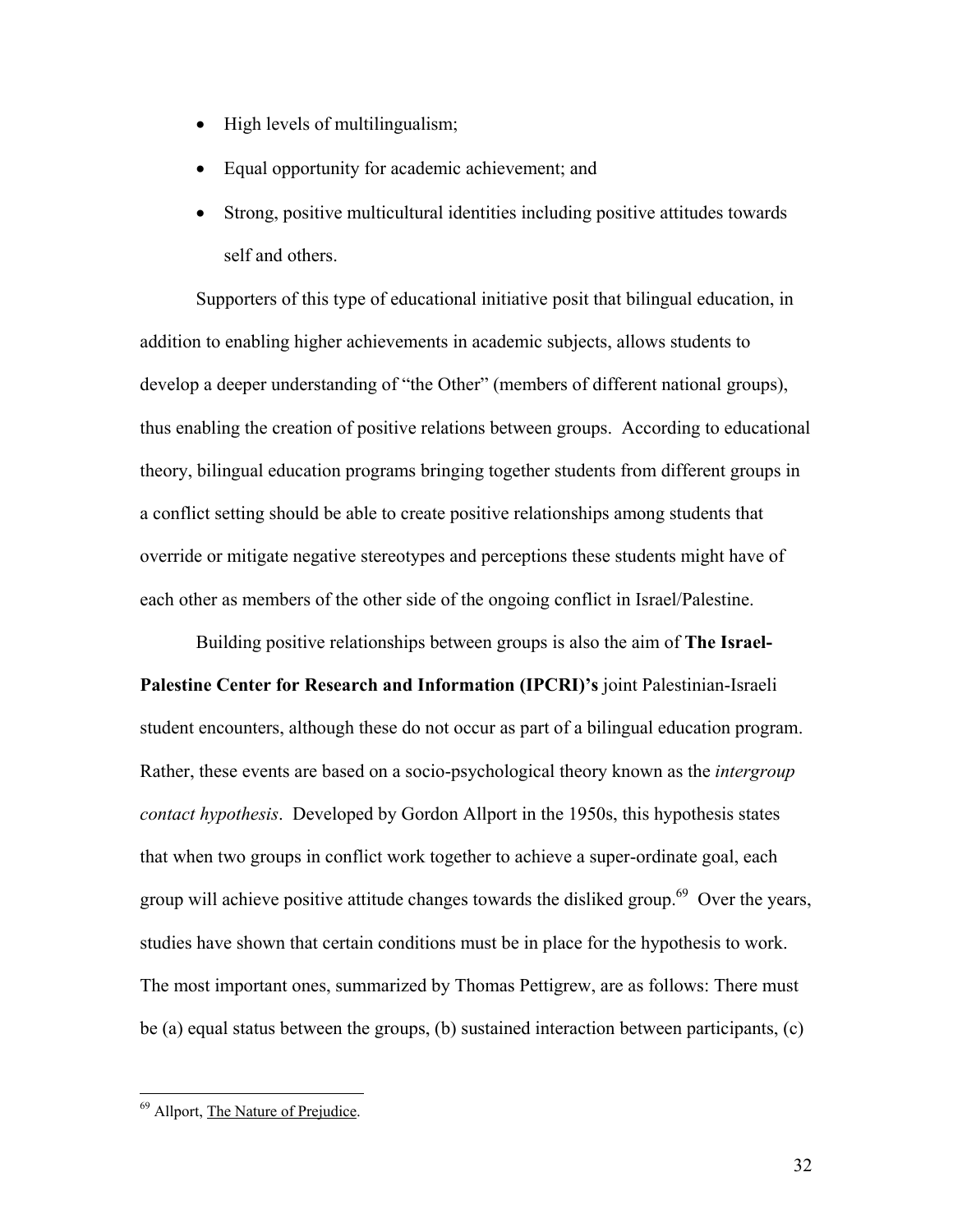- High levels of multilingualism;
- Equal opportunity for academic achievement; and
- Strong, positive multicultural identities including positive attitudes towards self and others.

Supporters of this type of educational initiative posit that bilingual education, in addition to enabling higher achievements in academic subjects, allows students to develop a deeper understanding of "the Other" (members of different national groups), thus enabling the creation of positive relations between groups. According to educational theory, bilingual education programs bringing together students from different groups in a conflict setting should be able to create positive relationships among students that override or mitigate negative stereotypes and perceptions these students might have of each other as members of the other side of the ongoing conflict in Israel/Palestine.

Building positive relationships between groups is also the aim of **The Israel-Palestine Center for Research and Information (IPCRI)'s** joint Palestinian-Israeli student encounters, although these do not occur as part of a bilingual education program. Rather, these events are based on a socio-psychological theory known as the *intergroup contact hypothesis*. Developed by Gordon Allport in the 1950s, this hypothesis states that when two groups in conflict work together to achieve a super-ordinate goal, each group will achieve positive attitude changes towards the disliked group.[69] Over the years, studies have shown that certain conditions must be in place for the hypothesis to work. The most important ones, summarized by Thomas Pettigrew, are as follows: There must be (a) equal status between the groups, (b) sustained interaction between participants, (c)

---

[69] Allport, The Nature of Prejudice.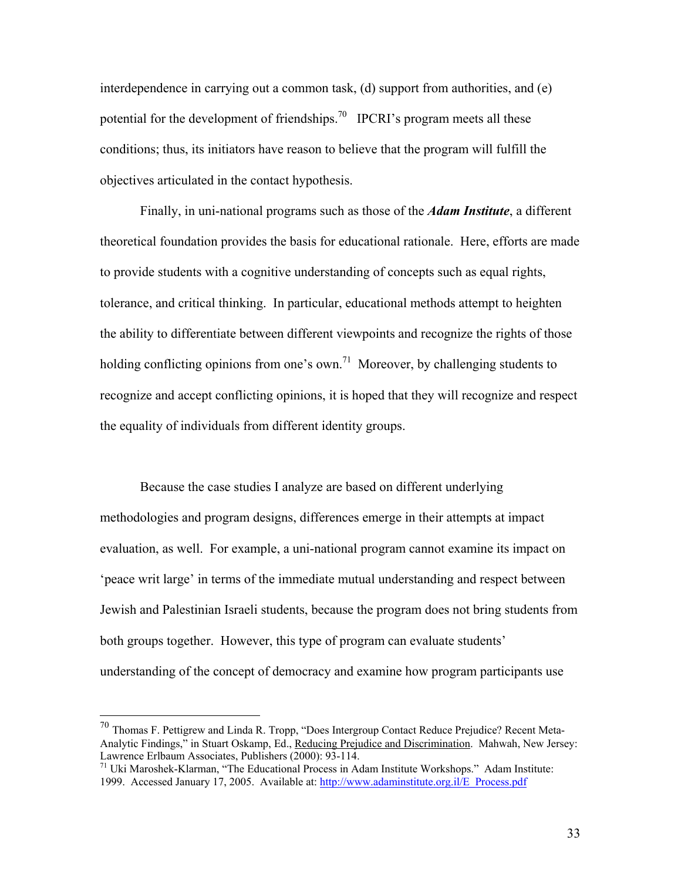interdependence in carrying out a common task, (d) support from authorities, and (e) potential for the development of friendships.[70] IPCRI's program meets all these conditions; thus, its initiators have reason to believe that the program will fulfill the objectives articulated in the contact hypothesis.

Finally, in uni-national programs such as those of the ***Adam Institute***, a different theoretical foundation provides the basis for educational rationale. Here, efforts are made to provide students with a cognitive understanding of concepts such as equal rights, tolerance, and critical thinking. In particular, educational methods attempt to heighten the ability to differentiate between different viewpoints and recognize the rights of those holding conflicting opinions from one's own.[71] Moreover, by challenging students to recognize and accept conflicting opinions, it is hoped that they will recognize and respect the equality of individuals from different identity groups.

Because the case studies I analyze are based on different underlying methodologies and program designs, differences emerge in their attempts at impact evaluation, as well. For example, a uni-national program cannot examine its impact on 'peace writ large' in terms of the immediate mutual understanding and respect between Jewish and Palestinian Israeli students, because the program does not bring students from both groups together. However, this type of program can evaluate students' understanding of the concept of democracy and examine how program participants use

---

[70] Thomas F. Pettigrew and Linda R. Tropp, "Does Intergroup Contact Reduce Prejudice? Recent Meta-Analytic Findings," in Stuart Oskamp, Ed., Reducing Prejudice and Discrimination. Mahwah, New Jersey: Lawrence Erlbaum Associates, Publishers (2000): 93-114.

[71] Uki Maroshek-Klarman, "The Educational Process in Adam Institute Workshops." Adam Institute: 1999. Accessed January 17, 2005. Available at: http://www.adaminstitute.org.il/E_Process.pdf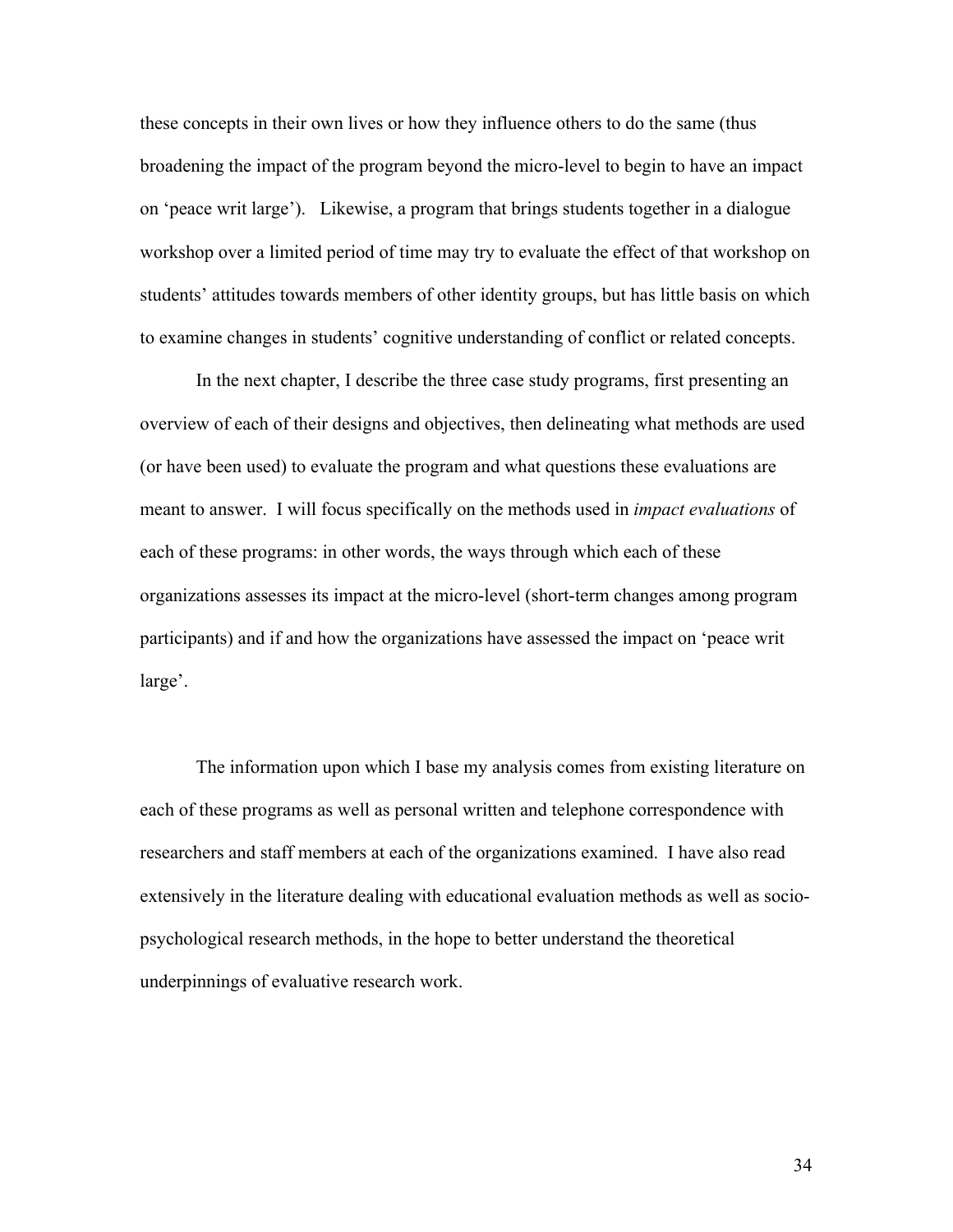these concepts in their own lives or how they influence others to do the same (thus broadening the impact of the program beyond the micro-level to begin to have an impact on ‘peace writ large’). Likewise, a program that brings students together in a dialogue workshop over a limited period of time may try to evaluate the effect of that workshop on students’ attitudes towards members of other identity groups, but has little basis on which to examine changes in students’ cognitive understanding of conflict or related concepts.

In the next chapter, I describe the three case study programs, first presenting an overview of each of their designs and objectives, then delineating what methods are used (or have been used) to evaluate the program and what questions these evaluations are meant to answer. I will focus specifically on the methods used in *impact evaluations* of each of these programs: in other words, the ways through which each of these organizations assesses its impact at the micro-level (short-term changes among program participants) and if and how the organizations have assessed the impact on ‘peace writ large’.

The information upon which I base my analysis comes from existing literature on each of these programs as well as personal written and telephone correspondence with researchers and staff members at each of the organizations examined. I have also read extensively in the literature dealing with educational evaluation methods as well as socio-psychological research methods, in the hope to better understand the theoretical underpinnings of evaluative research work.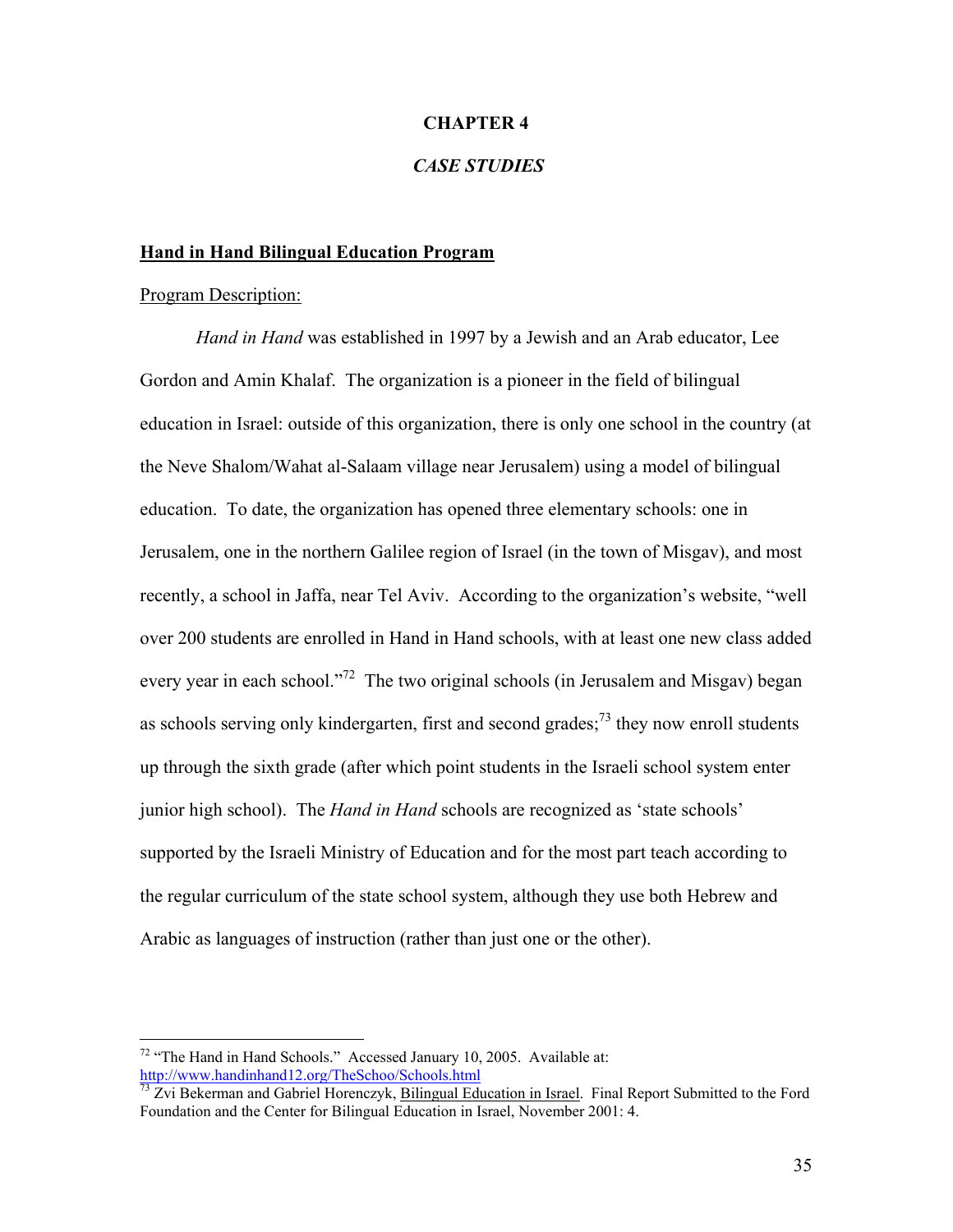# CHAPTER 4

## *CASE STUDIES*

### Hand in Hand Bilingual Education Program

Program Description:

*Hand in Hand* was established in 1997 by a Jewish and an Arab educator, Lee Gordon and Amin Khalaf. The organization is a pioneer in the field of bilingual education in Israel: outside of this organization, there is only one school in the country (at the Neve Shalom/Wahat al-Salaam village near Jerusalem) using a model of bilingual education. To date, the organization has opened three elementary schools: one in Jerusalem, one in the northern Galilee region of Israel (in the town of Misgav), and most recently, a school in Jaffa, near Tel Aviv. According to the organization's website, "well over 200 students are enrolled in Hand in Hand schools, with at least one new class added every year in each school."[72] The two original schools (in Jerusalem and Misgav) began as schools serving only kindergarten, first and second grades;[73] they now enroll students up through the sixth grade (after which point students in the Israeli school system enter junior high school). The *Hand in Hand* schools are recognized as 'state schools' supported by the Israeli Ministry of Education and for the most part teach according to the regular curriculum of the state school system, although they use both Hebrew and Arabic as languages of instruction (rather than just one or the other).

---

[72] "The Hand in Hand Schools." Accessed January 10, 2005. Available at: http://www.handinhand12.org/TheSchoo/Schools.html

[73] Zvi Bekerman and Gabriel Horenczyk, Bilingual Education in Israel. Final Report Submitted to the Ford Foundation and the Center for Bilingual Education in Israel, November 2001: 4.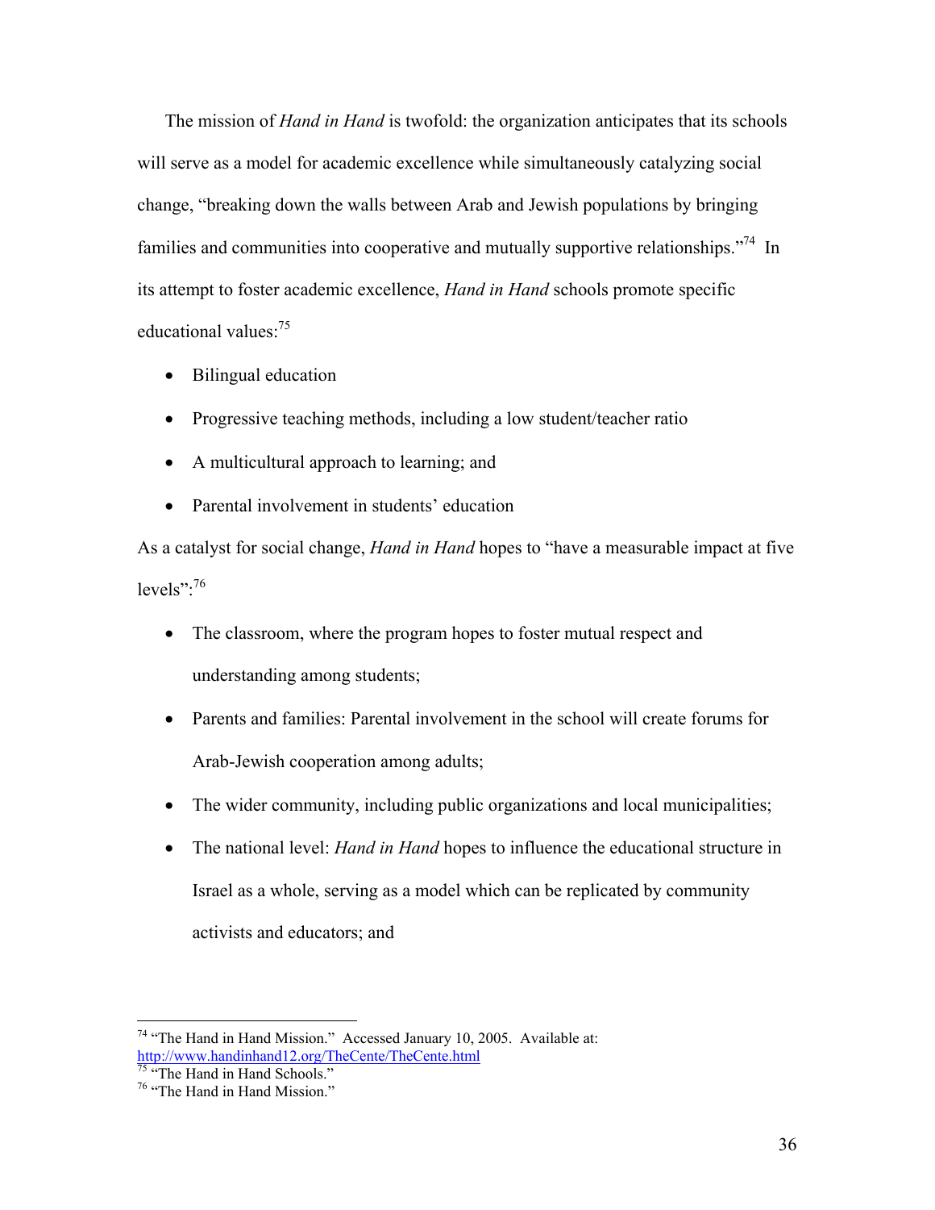The mission of *Hand in Hand* is twofold: the organization anticipates that its schools will serve as a model for academic excellence while simultaneously catalyzing social change, "breaking down the walls between Arab and Jewish populations by bringing families and communities into cooperative and mutually supportive relationships."[74] In its attempt to foster academic excellence, *Hand in Hand* schools promote specific educational values:[75]

- Bilingual education
- Progressive teaching methods, including a low student/teacher ratio
- A multicultural approach to learning; and
- Parental involvement in students' education

As a catalyst for social change, *Hand in Hand* hopes to "have a measurable impact at five levels":[76]

- The classroom, where the program hopes to foster mutual respect and understanding among students;
- Parents and families: Parental involvement in the school will create forums for Arab-Jewish cooperation among adults;
- The wider community, including public organizations and local municipalities;
- The national level: *Hand in Hand* hopes to influence the educational structure in Israel as a whole, serving as a model which can be replicated by community activists and educators; and

---

[74] "The Hand in Hand Mission." Accessed January 10, 2005. Available at: http://www.handinhand12.org/TheCente/TheCente.html

[75] "The Hand in Hand Schools."

[76] "The Hand in Hand Mission."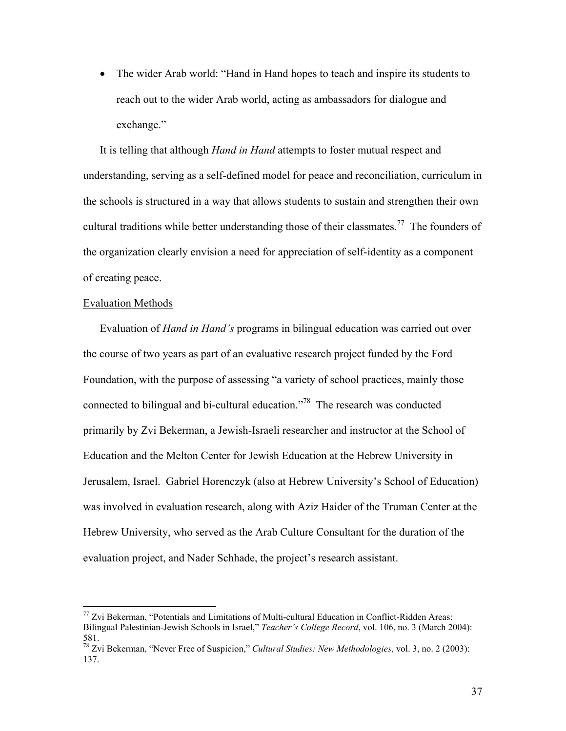- The wider Arab world: "Hand in Hand hopes to teach and inspire its students to reach out to the wider Arab world, acting as ambassadors for dialogue and exchange."

It is telling that although *Hand in Hand* attempts to foster mutual respect and understanding, serving as a self-defined model for peace and reconciliation, curriculum in the schools is structured in a way that allows students to sustain and strengthen their own cultural traditions while better understanding those of their classmates.[77] The founders of the organization clearly envision a need for appreciation of self-identity as a component of creating peace.

Evaluation Methods

Evaluation of *Hand in Hand's* programs in bilingual education was carried out over the course of two years as part of an evaluative research project funded by the Ford Foundation, with the purpose of assessing "a variety of school practices, mainly those connected to bilingual and bi-cultural education."[78] The research was conducted primarily by Zvi Bekerman, a Jewish-Israeli researcher and instructor at the School of Education and the Melton Center for Jewish Education at the Hebrew University in Jerusalem, Israel. Gabriel Horenczyk (also at Hebrew University's School of Education) was involved in evaluation research, along with Aziz Haider of the Truman Center at the Hebrew University, who served as the Arab Culture Consultant for the duration of the evaluation project, and Nader Schhade, the project's research assistant.

---

[77] Zvi Bekerman, "Potentials and Limitations of Multi-cultural Education in Conflict-Ridden Areas: Bilingual Palestinian-Jewish Schools in Israel," *Teacher's College Record*, vol. 106, no. 3 (March 2004): 581.

[78] Zvi Bekerman, "Never Free of Suspicion," *Cultural Studies: New Methodologies*, vol. 3, no. 2 (2003): 137.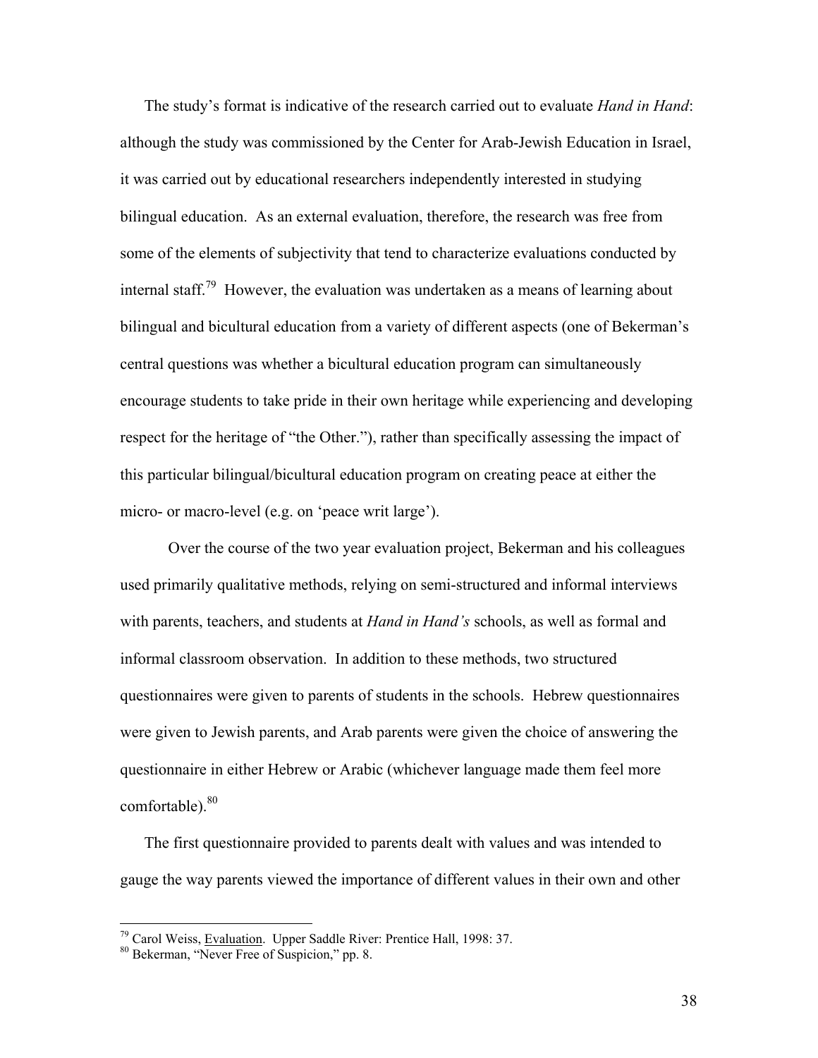The study's format is indicative of the research carried out to evaluate *Hand in Hand*: although the study was commissioned by the Center for Arab-Jewish Education in Israel, it was carried out by educational researchers independently interested in studying bilingual education. As an external evaluation, therefore, the research was free from some of the elements of subjectivity that tend to characterize evaluations conducted by internal staff.[79] However, the evaluation was undertaken as a means of learning about bilingual and bicultural education from a variety of different aspects (one of Bekerman's central questions was whether a bicultural education program can simultaneously encourage students to take pride in their own heritage while experiencing and developing respect for the heritage of "the Other."), rather than specifically assessing the impact of this particular bilingual/bicultural education program on creating peace at either the micro- or macro-level (e.g. on 'peace writ large').

Over the course of the two year evaluation project, Bekerman and his colleagues used primarily qualitative methods, relying on semi-structured and informal interviews with parents, teachers, and students at *Hand in Hand's* schools, as well as formal and informal classroom observation. In addition to these methods, two structured questionnaires were given to parents of students in the schools. Hebrew questionnaires were given to Jewish parents, and Arab parents were given the choice of answering the questionnaire in either Hebrew or Arabic (whichever language made them feel more comfortable).[80]

The first questionnaire provided to parents dealt with values and was intended to gauge the way parents viewed the importance of different values in their own and other

---

[79] Carol Weiss, Evaluation. Upper Saddle River: Prentice Hall, 1998: 37.

[80] Bekerman, "Never Free of Suspicion," pp. 8.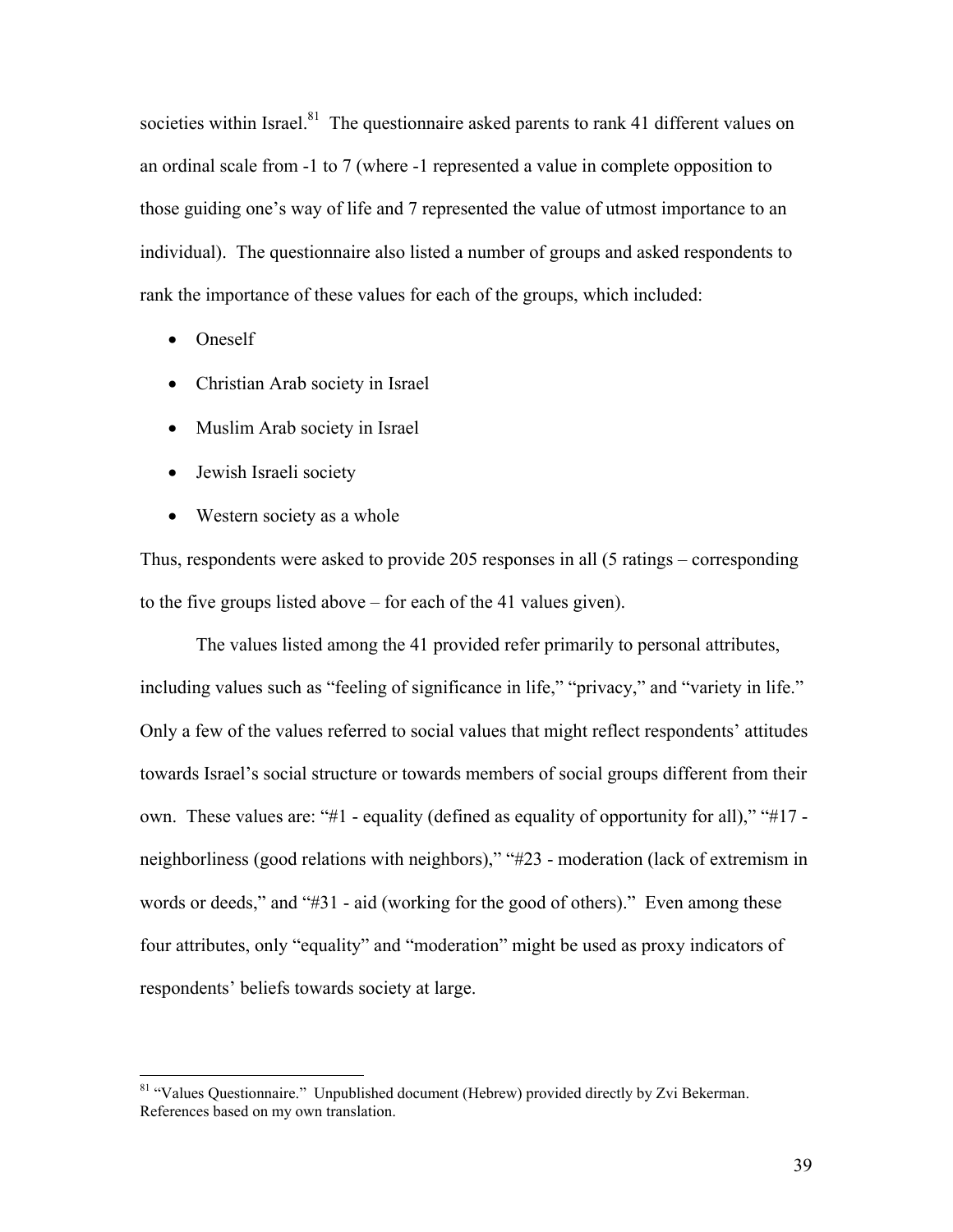societies within Israel.[81] The questionnaire asked parents to rank 41 different values on an ordinal scale from -1 to 7 (where -1 represented a value in complete opposition to those guiding one's way of life and 7 represented the value of utmost importance to an individual). The questionnaire also listed a number of groups and asked respondents to rank the importance of these values for each of the groups, which included:

- Oneself
- Christian Arab society in Israel
- Muslim Arab society in Israel
- Jewish Israeli society
- Western society as a whole

Thus, respondents were asked to provide 205 responses in all (5 ratings – corresponding to the five groups listed above – for each of the 41 values given).

The values listed among the 41 provided refer primarily to personal attributes, including values such as "feeling of significance in life," "privacy," and "variety in life." Only a few of the values referred to social values that might reflect respondents' attitudes towards Israel's social structure or towards members of social groups different from their own. These values are: "#1 - equality (defined as equality of opportunity for all)," "#17 - neighborliness (good relations with neighbors)," "#23 - moderation (lack of extremism in words or deeds," and "#31 - aid (working for the good of others)." Even among these four attributes, only "equality" and "moderation" might be used as proxy indicators of respondents' beliefs towards society at large.

[81] "Values Questionnaire." Unpublished document (Hebrew) provided directly by Zvi Bekerman. References based on my own translation.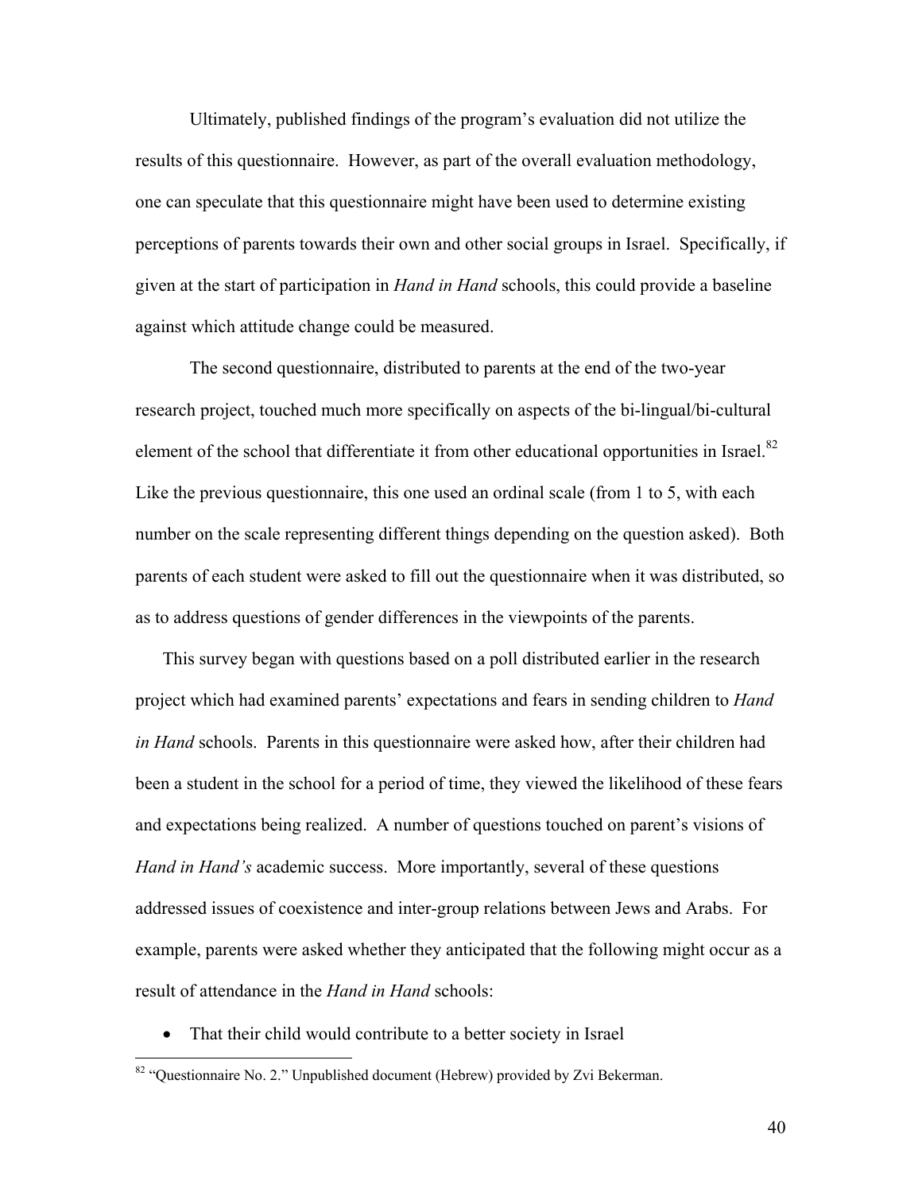Ultimately, published findings of the program's evaluation did not utilize the results of this questionnaire. However, as part of the overall evaluation methodology, one can speculate that this questionnaire might have been used to determine existing perceptions of parents towards their own and other social groups in Israel. Specifically, if given at the start of participation in *Hand in Hand* schools, this could provide a baseline against which attitude change could be measured.

The second questionnaire, distributed to parents at the end of the two-year research project, touched much more specifically on aspects of the bi-lingual/bi-cultural element of the school that differentiate it from other educational opportunities in Israel.[82] Like the previous questionnaire, this one used an ordinal scale (from 1 to 5, with each number on the scale representing different things depending on the question asked). Both parents of each student were asked to fill out the questionnaire when it was distributed, so as to address questions of gender differences in the viewpoints of the parents.

This survey began with questions based on a poll distributed earlier in the research project which had examined parents' expectations and fears in sending children to *Hand in Hand* schools. Parents in this questionnaire were asked how, after their children had been a student in the school for a period of time, they viewed the likelihood of these fears and expectations being realized. A number of questions touched on parent's visions of *Hand in Hand's* academic success. More importantly, several of these questions addressed issues of coexistence and inter-group relations between Jews and Arabs. For example, parents were asked whether they anticipated that the following might occur as a result of attendance in the *Hand in Hand* schools:

- That their child would contribute to a better society in Israel

[82] "Questionnaire No. 2." Unpublished document (Hebrew) provided by Zvi Bekerman.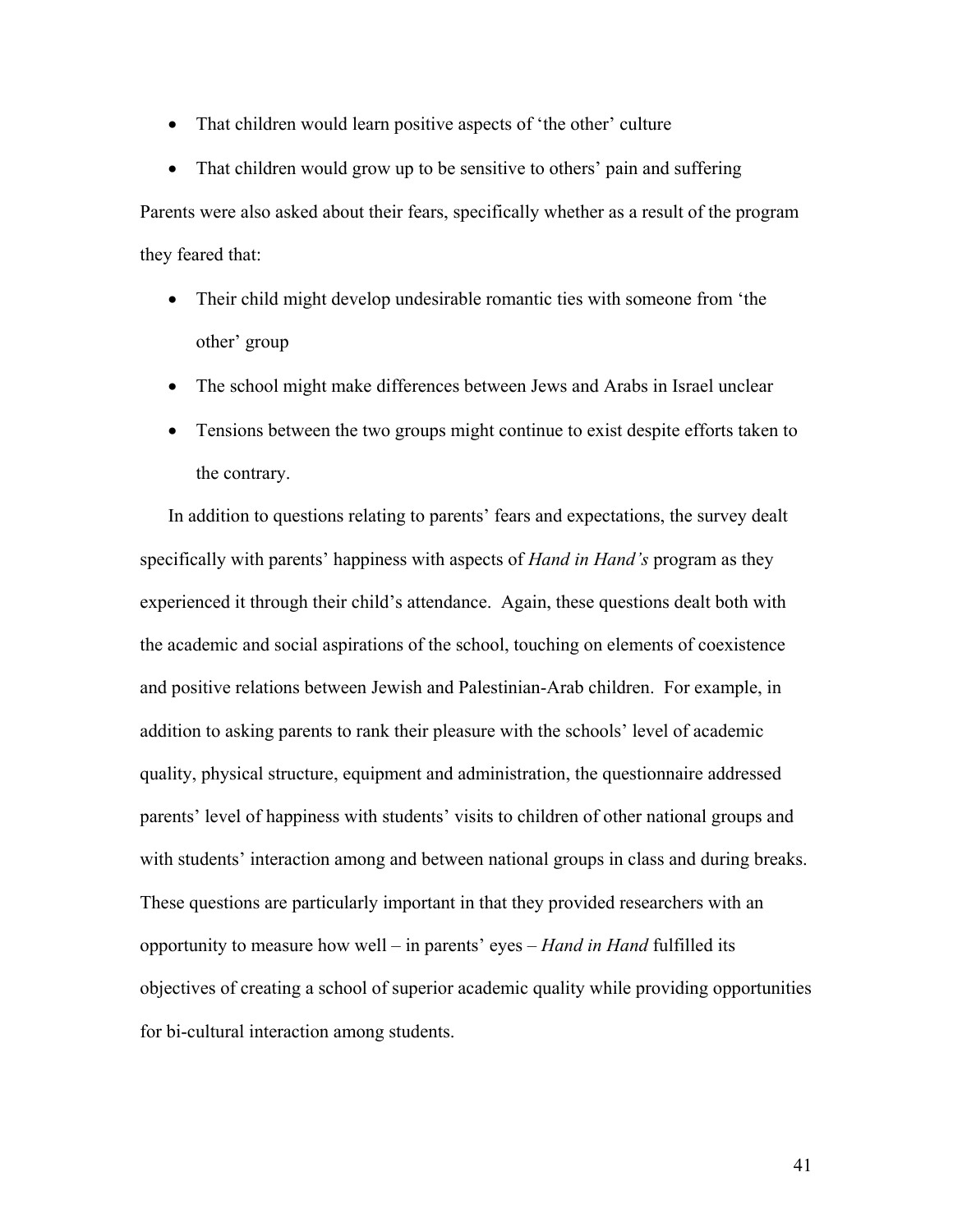- That children would learn positive aspects of 'the other' culture
- That children would grow up to be sensitive to others' pain and suffering

Parents were also asked about their fears, specifically whether as a result of the program they feared that:

- Their child might develop undesirable romantic ties with someone from 'the other' group
- The school might make differences between Jews and Arabs in Israel unclear
- Tensions between the two groups might continue to exist despite efforts taken to the contrary.

In addition to questions relating to parents' fears and expectations, the survey dealt specifically with parents' happiness with aspects of *Hand in Hand's* program as they experienced it through their child's attendance. Again, these questions dealt both with the academic and social aspirations of the school, touching on elements of coexistence and positive relations between Jewish and Palestinian-Arab children. For example, in addition to asking parents to rank their pleasure with the schools' level of academic quality, physical structure, equipment and administration, the questionnaire addressed parents' level of happiness with students' visits to children of other national groups and with students' interaction among and between national groups in class and during breaks. These questions are particularly important in that they provided researchers with an opportunity to measure how well – in parents' eyes – *Hand in Hand* fulfilled its objectives of creating a school of superior academic quality while providing opportunities for bi-cultural interaction among students.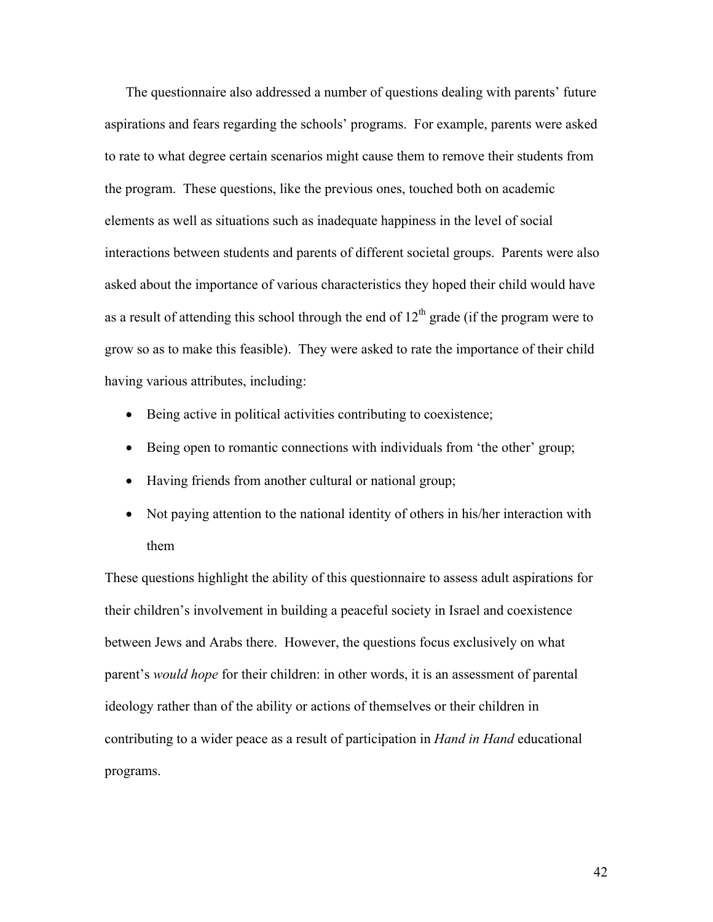The questionnaire also addressed a number of questions dealing with parents' future aspirations and fears regarding the schools' programs. For example, parents were asked to rate to what degree certain scenarios might cause them to remove their students from the program. These questions, like the previous ones, touched both on academic elements as well as situations such as inadequate happiness in the level of social interactions between students and parents of different societal groups. Parents were also asked about the importance of various characteristics they hoped their child would have as a result of attending this school through the end of 12th grade (if the program were to grow so as to make this feasible). They were asked to rate the importance of their child having various attributes, including:

- Being active in political activities contributing to coexistence;
- Being open to romantic connections with individuals from 'the other' group;
- Having friends from another cultural or national group;
- Not paying attention to the national identity of others in his/her interaction with them

These questions highlight the ability of this questionnaire to assess adult aspirations for their children's involvement in building a peaceful society in Israel and coexistence between Jews and Arabs there. However, the questions focus exclusively on what parent's *would hope* for their children: in other words, it is an assessment of parental ideology rather than of the ability or actions of themselves or their children in contributing to a wider peace as a result of participation in *Hand in Hand* educational programs.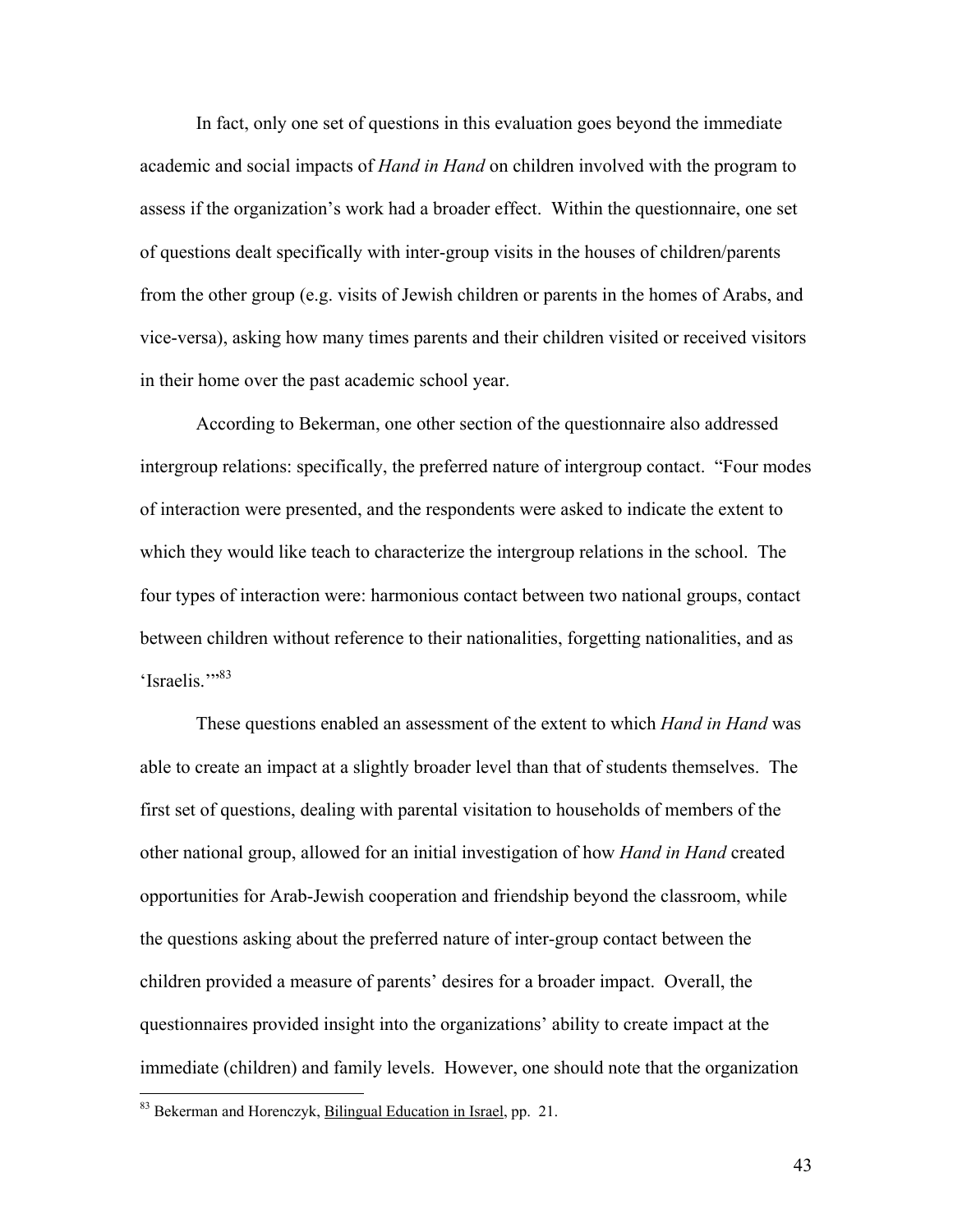In fact, only one set of questions in this evaluation goes beyond the immediate academic and social impacts of *Hand in Hand* on children involved with the program to assess if the organization's work had a broader effect. Within the questionnaire, one set of questions dealt specifically with inter-group visits in the houses of children/parents from the other group (e.g. visits of Jewish children or parents in the homes of Arabs, and vice-versa), asking how many times parents and their children visited or received visitors in their home over the past academic school year.

According to Bekerman, one other section of the questionnaire also addressed intergroup relations: specifically, the preferred nature of intergroup contact. "Four modes of interaction were presented, and the respondents were asked to indicate the extent to which they would like teach to characterize the intergroup relations in the school. The four types of interaction were: harmonious contact between two national groups, contact between children without reference to their nationalities, forgetting nationalities, and as 'Israelis.'"[83]

These questions enabled an assessment of the extent to which *Hand in Hand* was able to create an impact at a slightly broader level than that of students themselves. The first set of questions, dealing with parental visitation to households of members of the other national group, allowed for an initial investigation of how *Hand in Hand* created opportunities for Arab-Jewish cooperation and friendship beyond the classroom, while the questions asking about the preferred nature of inter-group contact between the children provided a measure of parents' desires for a broader impact. Overall, the questionnaires provided insight into the organizations' ability to create impact at the immediate (children) and family levels. However, one should note that the organization

---

[83] Bekerman and Horenczyk, Bilingual Education in Israel, pp. 21.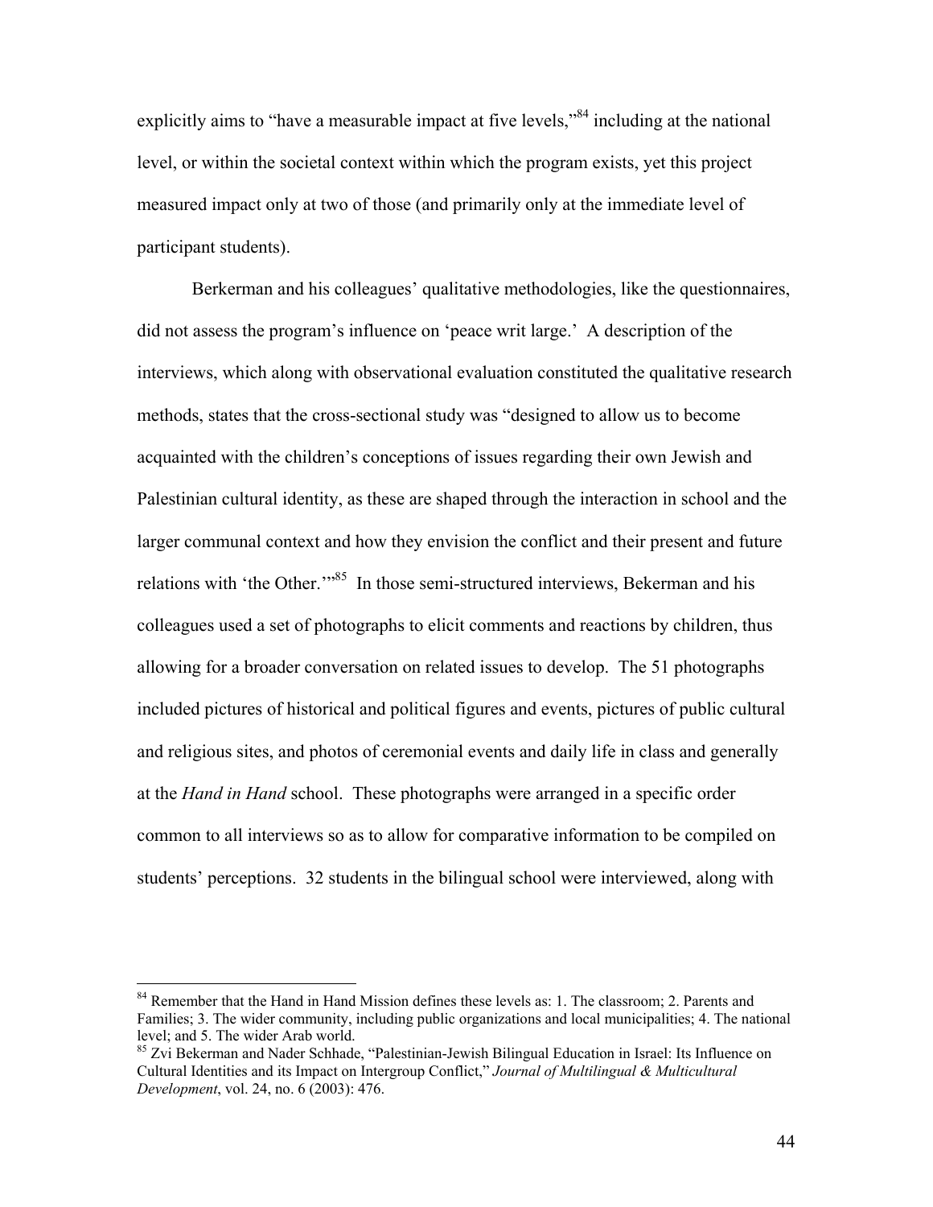explicitly aims to "have a measurable impact at five levels,"[84] including at the national level, or within the societal context within which the program exists, yet this project measured impact only at two of those (and primarily only at the immediate level of participant students).

Berkerman and his colleagues' qualitative methodologies, like the questionnaires, did not assess the program's influence on 'peace writ large.' A description of the interviews, which along with observational evaluation constituted the qualitative research methods, states that the cross-sectional study was "designed to allow us to become acquainted with the children's conceptions of issues regarding their own Jewish and Palestinian cultural identity, as these are shaped through the interaction in school and the larger communal context and how they envision the conflict and their present and future relations with 'the Other.'"[85] In those semi-structured interviews, Bekerman and his colleagues used a set of photographs to elicit comments and reactions by children, thus allowing for a broader conversation on related issues to develop. The 51 photographs included pictures of historical and political figures and events, pictures of public cultural and religious sites, and photos of ceremonial events and daily life in class and generally at the *Hand in Hand* school. These photographs were arranged in a specific order common to all interviews so as to allow for comparative information to be compiled on students' perceptions. 32 students in the bilingual school were interviewed, along with

---

[84] Remember that the Hand in Hand Mission defines these levels as: 1. The classroom; 2. Parents and Families; 3. The wider community, including public organizations and local municipalities; 4. The national level; and 5. The wider Arab world.

[85] Zvi Bekerman and Nader Schhade, "Palestinian-Jewish Bilingual Education in Israel: Its Influence on Cultural Identities and its Impact on Intergroup Conflict," *Journal of Multilingual & Multicultural Development*, vol. 24, no. 6 (2003): 476.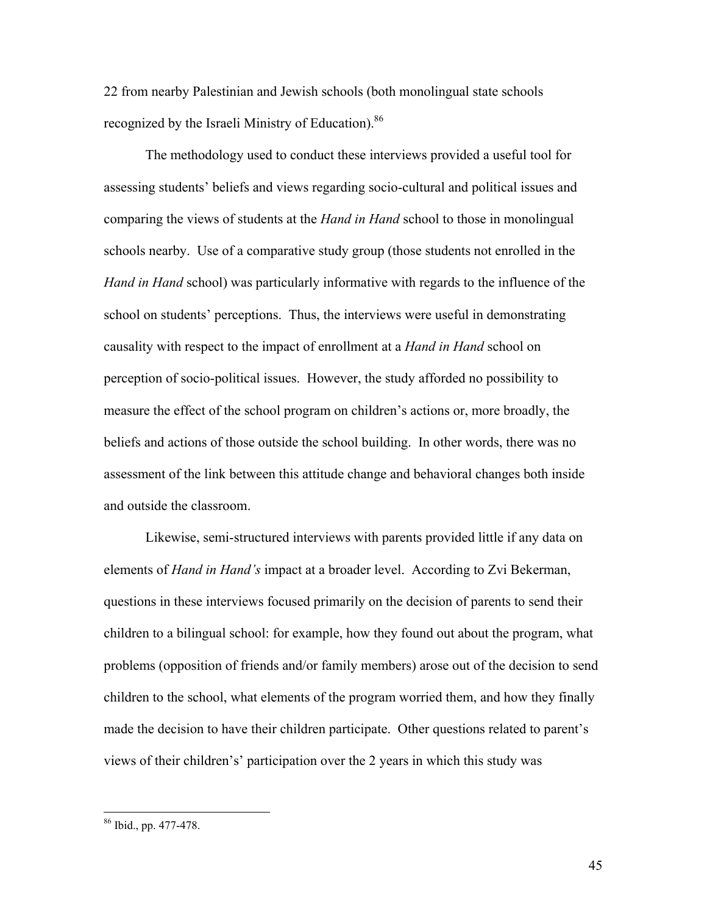22 from nearby Palestinian and Jewish schools (both monolingual state schools recognized by the Israeli Ministry of Education).[86]

The methodology used to conduct these interviews provided a useful tool for assessing students' beliefs and views regarding socio-cultural and political issues and comparing the views of students at the *Hand in Hand* school to those in monolingual schools nearby. Use of a comparative study group (those students not enrolled in the *Hand in Hand* school) was particularly informative with regards to the influence of the school on students' perceptions. Thus, the interviews were useful in demonstrating causality with respect to the impact of enrollment at a *Hand in Hand* school on perception of socio-political issues. However, the study afforded no possibility to measure the effect of the school program on children's actions or, more broadly, the beliefs and actions of those outside the school building. In other words, there was no assessment of the link between this attitude change and behavioral changes both inside and outside the classroom.

Likewise, semi-structured interviews with parents provided little if any data on elements of *Hand in Hand's* impact at a broader level. According to Zvi Bekerman, questions in these interviews focused primarily on the decision of parents to send their children to a bilingual school: for example, how they found out about the program, what problems (opposition of friends and/or family members) arose out of the decision to send children to the school, what elements of the program worried them, and how they finally made the decision to have their children participate. Other questions related to parent's views of their children's' participation over the 2 years in which this study was

---

[86] Ibid., pp. 477-478.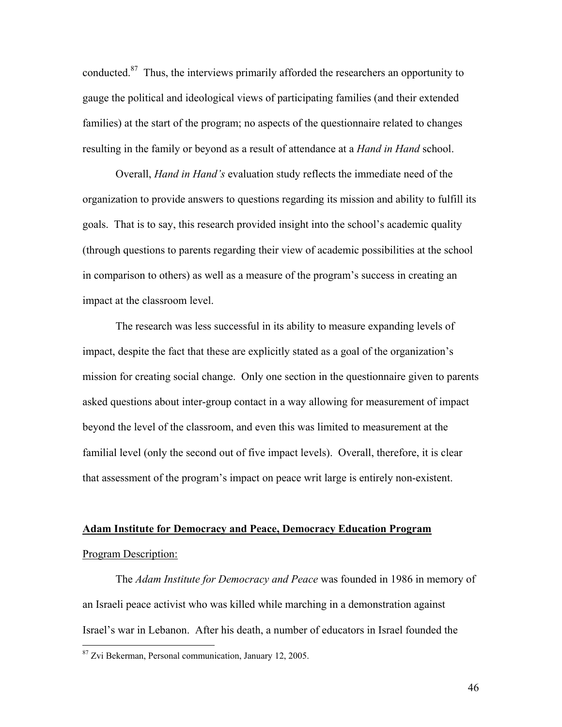conducted.[87] Thus, the interviews primarily afforded the researchers an opportunity to gauge the political and ideological views of participating families (and their extended families) at the start of the program; no aspects of the questionnaire related to changes resulting in the family or beyond as a result of attendance at a *Hand in Hand* school.

Overall, *Hand in Hand's* evaluation study reflects the immediate need of the organization to provide answers to questions regarding its mission and ability to fulfill its goals. That is to say, this research provided insight into the school's academic quality (through questions to parents regarding their view of academic possibilities at the school in comparison to others) as well as a measure of the program's success in creating an impact at the classroom level.

The research was less successful in its ability to measure expanding levels of impact, despite the fact that these are explicitly stated as a goal of the organization's mission for creating social change. Only one section in the questionnaire given to parents asked questions about inter-group contact in a way allowing for measurement of impact beyond the level of the classroom, and even this was limited to measurement at the familial level (only the second out of five impact levels). Overall, therefore, it is clear that assessment of the program's impact on peace writ large is entirely non-existent.

**Adam Institute for Democracy and Peace, Democracy Education Program**

Program Description:

The *Adam Institute for Democracy and Peace* was founded in 1986 in memory of an Israeli peace activist who was killed while marching in a demonstration against Israel's war in Lebanon. After his death, a number of educators in Israel founded the

[87] Zvi Bekerman, Personal communication, January 12, 2005.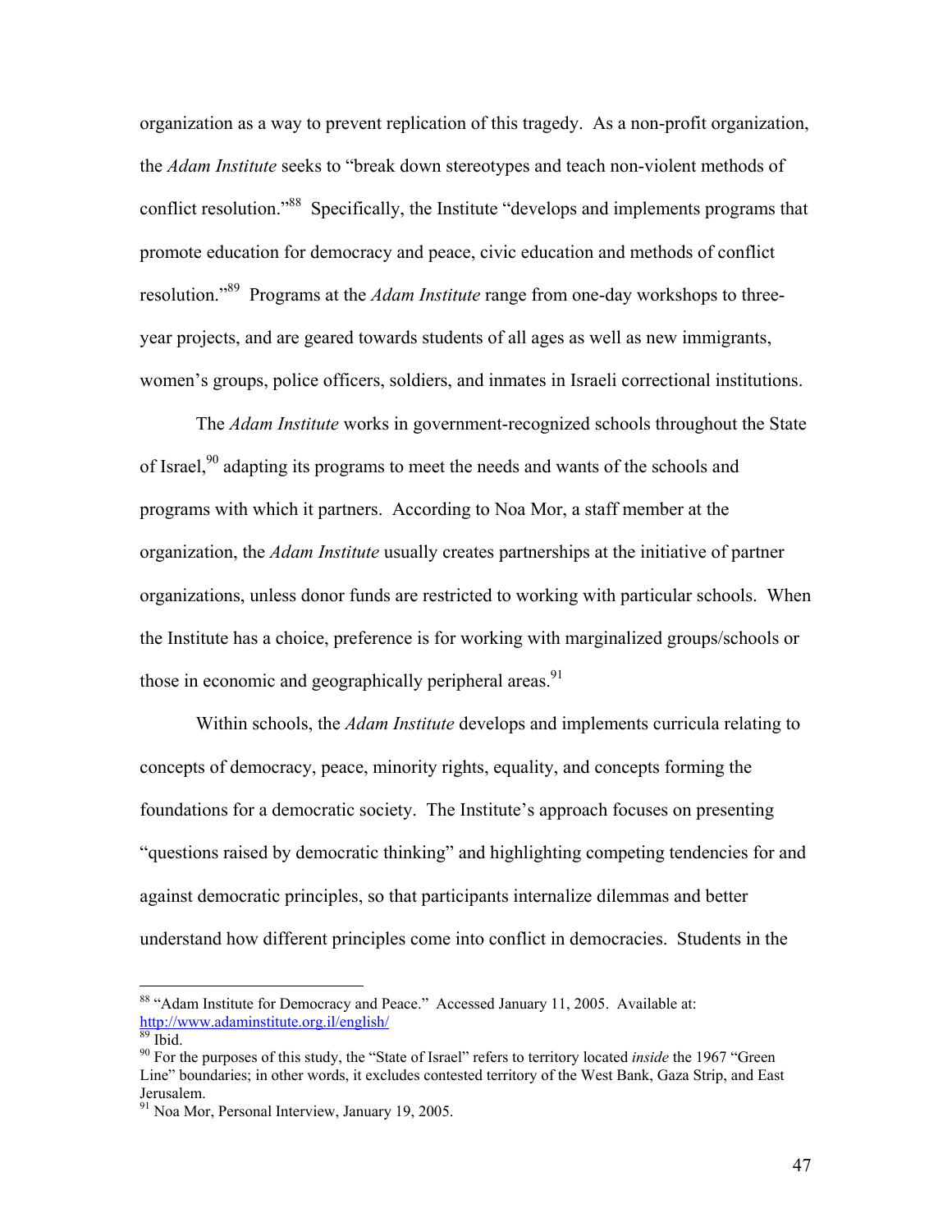organization as a way to prevent replication of this tragedy. As a non-profit organization, the *Adam Institute* seeks to "break down stereotypes and teach non-violent methods of conflict resolution."[88] Specifically, the Institute "develops and implements programs that promote education for democracy and peace, civic education and methods of conflict resolution."[89] Programs at the *Adam Institute* range from one-day workshops to three-year projects, and are geared towards students of all ages as well as new immigrants, women's groups, police officers, soldiers, and inmates in Israeli correctional institutions.

The *Adam Institute* works in government-recognized schools throughout the State of Israel,[90] adapting its programs to meet the needs and wants of the schools and programs with which it partners. According to Noa Mor, a staff member at the organization, the *Adam Institute* usually creates partnerships at the initiative of partner organizations, unless donor funds are restricted to working with particular schools. When the Institute has a choice, preference is for working with marginalized groups/schools or those in economic and geographically peripheral areas.[91]

Within schools, the *Adam Institute* develops and implements curricula relating to concepts of democracy, peace, minority rights, equality, and concepts forming the foundations for a democratic society. The Institute's approach focuses on presenting "questions raised by democratic thinking" and highlighting competing tendencies for and against democratic principles, so that participants internalize dilemmas and better understand how different principles come into conflict in democracies. Students in the

---

[88] "Adam Institute for Democracy and Peace." Accessed January 11, 2005. Available at: http://www.adaminstitute.org.il/english/

[89] Ibid.

[90] For the purposes of this study, the "State of Israel" refers to territory located *inside* the 1967 "Green Line" boundaries; in other words, it excludes contested territory of the West Bank, Gaza Strip, and East Jerusalem.

[91] Noa Mor, Personal Interview, January 19, 2005.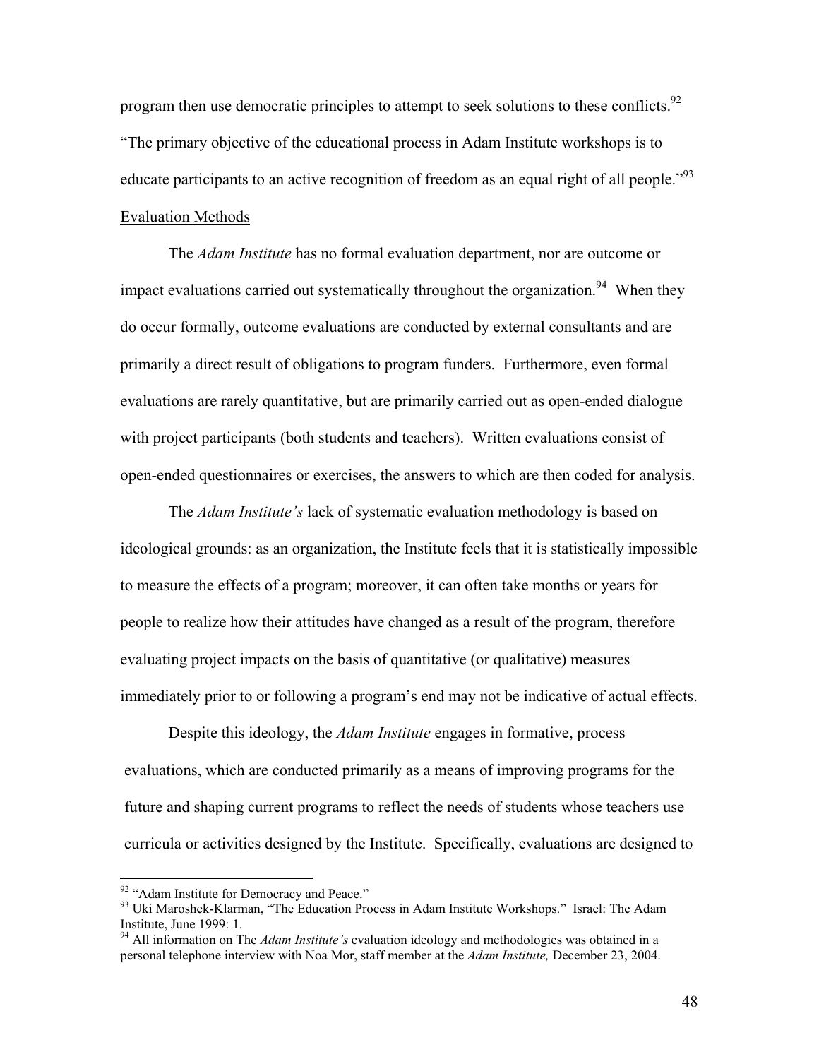program then use democratic principles to attempt to seek solutions to these conflicts.[92] "The primary objective of the educational process in Adam Institute workshops is to educate participants to an active recognition of freedom as an equal right of all people."[93]

<u>Evaluation Methods</u>

The *Adam Institute* has no formal evaluation department, nor are outcome or impact evaluations carried out systematically throughout the organization.[94] When they do occur formally, outcome evaluations are conducted by external consultants and are primarily a direct result of obligations to program funders. Furthermore, even formal evaluations are rarely quantitative, but are primarily carried out as open-ended dialogue with project participants (both students and teachers). Written evaluations consist of open-ended questionnaires or exercises, the answers to which are then coded for analysis.

The *Adam Institute's* lack of systematic evaluation methodology is based on ideological grounds: as an organization, the Institute feels that it is statistically impossible to measure the effects of a program; moreover, it can often take months or years for people to realize how their attitudes have changed as a result of the program, therefore evaluating project impacts on the basis of quantitative (or qualitative) measures immediately prior to or following a program's end may not be indicative of actual effects.

Despite this ideology, the *Adam Institute* engages in formative, process evaluations, which are conducted primarily as a means of improving programs for the future and shaping current programs to reflect the needs of students whose teachers use curricula or activities designed by the Institute. Specifically, evaluations are designed to

---

[92] "Adam Institute for Democracy and Peace."

[93] Uki Maroshek-Klarman, "The Education Process in Adam Institute Workshops." Israel: The Adam Institute, June 1999: 1.

[94] All information on The *Adam Institute's* evaluation ideology and methodologies was obtained in a personal telephone interview with Noa Mor, staff member at the *Adam Institute,* December 23, 2004.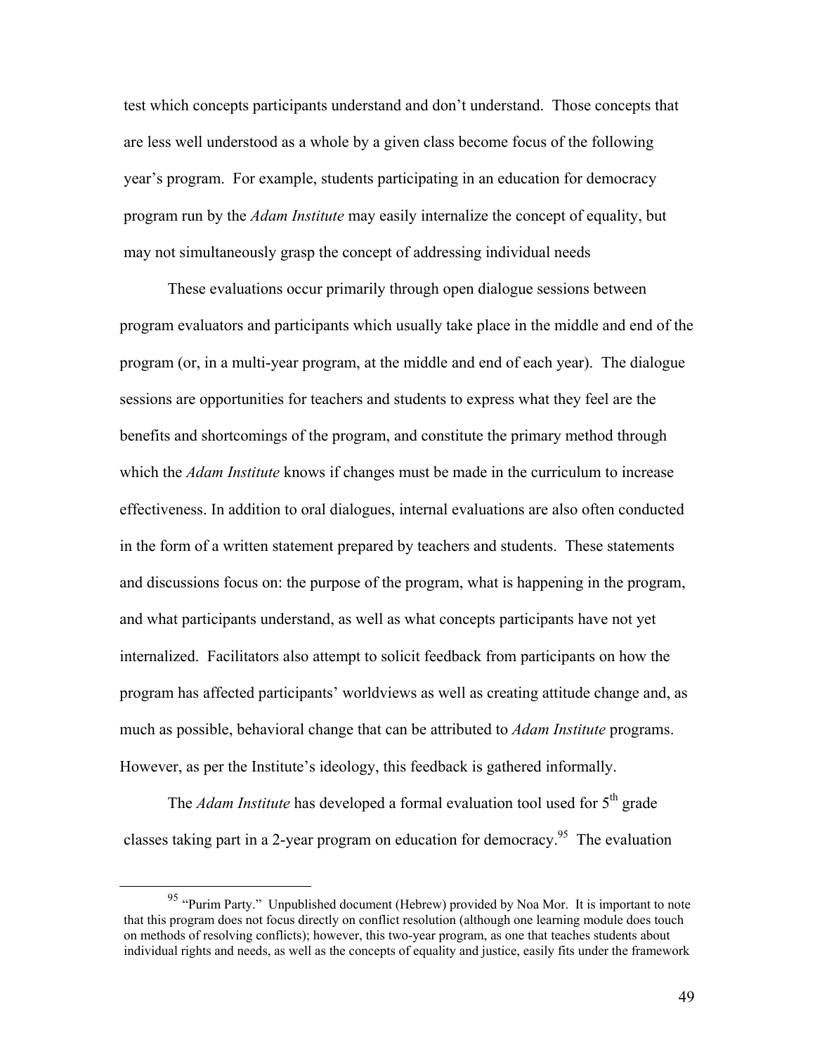test which concepts participants understand and don't understand. Those concepts that are less well understood as a whole by a given class become focus of the following year's program. For example, students participating in an education for democracy program run by the *Adam Institute* may easily internalize the concept of equality, but may not simultaneously grasp the concept of addressing individual needs

These evaluations occur primarily through open dialogue sessions between program evaluators and participants which usually take place in the middle and end of the program (or, in a multi-year program, at the middle and end of each year). The dialogue sessions are opportunities for teachers and students to express what they feel are the benefits and shortcomings of the program, and constitute the primary method through which the *Adam Institute* knows if changes must be made in the curriculum to increase effectiveness. In addition to oral dialogues, internal evaluations are also often conducted in the form of a written statement prepared by teachers and students. These statements and discussions focus on: the purpose of the program, what is happening in the program, and what participants understand, as well as what concepts participants have not yet internalized. Facilitators also attempt to solicit feedback from participants on how the program has affected participants' worldviews as well as creating attitude change and, as much as possible, behavioral change that can be attributed to *Adam Institute* programs. However, as per the Institute's ideology, this feedback is gathered informally.

The *Adam Institute* has developed a formal evaluation tool used for 5th grade classes taking part in a 2-year program on education for democracy.[95] The evaluation

[95] "Purim Party." Unpublished document (Hebrew) provided by Noa Mor. It is important to note that this program does not focus directly on conflict resolution (although one learning module does touch on methods of resolving conflicts); however, this two-year program, as one that teaches students about individual rights and needs, as well as the concepts of equality and justice, easily fits under the framework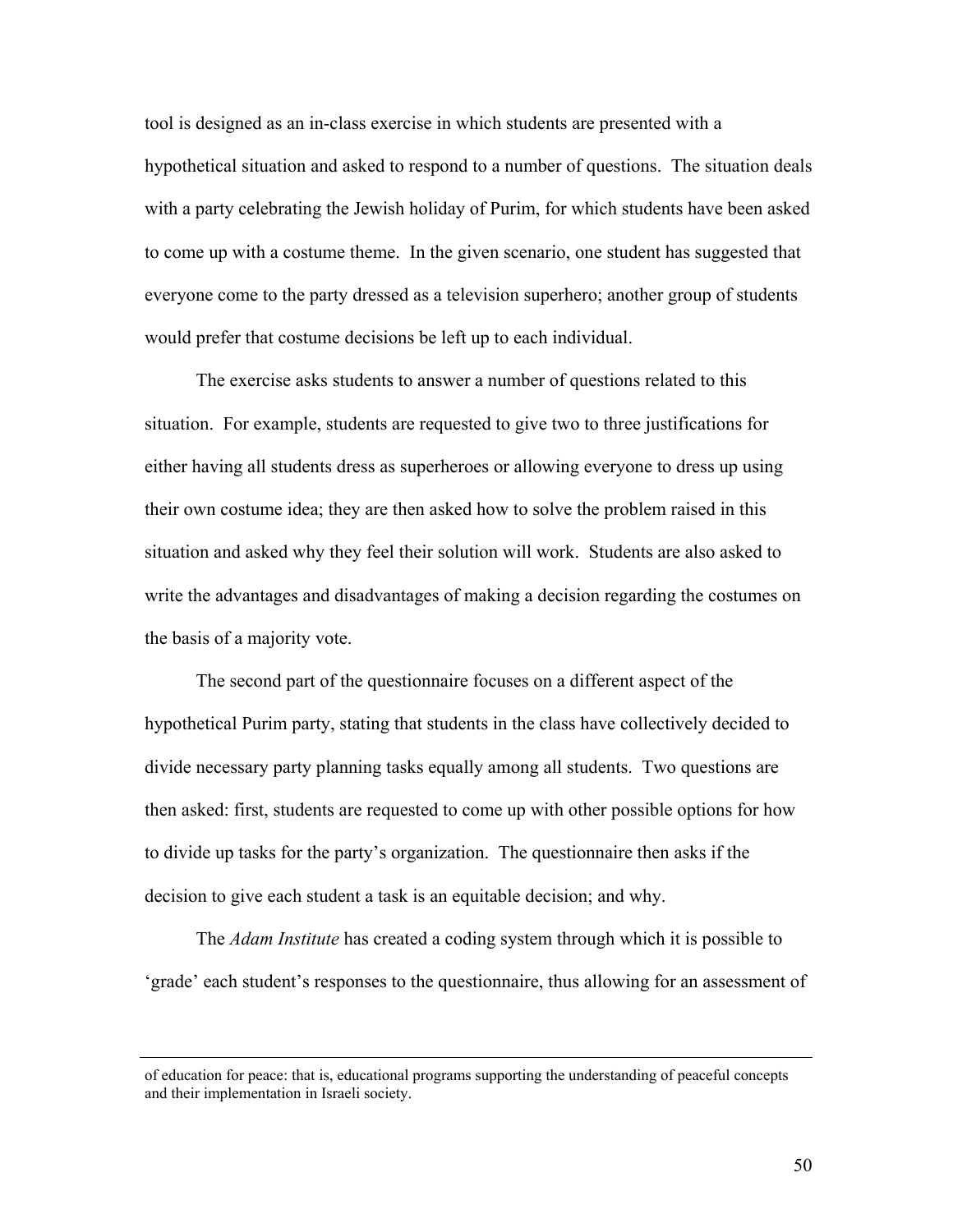tool is designed as an in-class exercise in which students are presented with a hypothetical situation and asked to respond to a number of questions. The situation deals with a party celebrating the Jewish holiday of Purim, for which students have been asked to come up with a costume theme. In the given scenario, one student has suggested that everyone come to the party dressed as a television superhero; another group of students would prefer that costume decisions be left up to each individual.

The exercise asks students to answer a number of questions related to this situation. For example, students are requested to give two to three justifications for either having all students dress as superheroes or allowing everyone to dress up using their own costume idea; they are then asked how to solve the problem raised in this situation and asked why they feel their solution will work. Students are also asked to write the advantages and disadvantages of making a decision regarding the costumes on the basis of a majority vote.

The second part of the questionnaire focuses on a different aspect of the hypothetical Purim party, stating that students in the class have collectively decided to divide necessary party planning tasks equally among all students. Two questions are then asked: first, students are requested to come up with other possible options for how to divide up tasks for the party's organization. The questionnaire then asks if the decision to give each student a task is an equitable decision; and why.

The *Adam Institute* has created a coding system through which it is possible to 'grade' each student's responses to the questionnaire, thus allowing for an assessment of

---

of education for peace: that is, educational programs supporting the understanding of peaceful concepts and their implementation in Israeli society.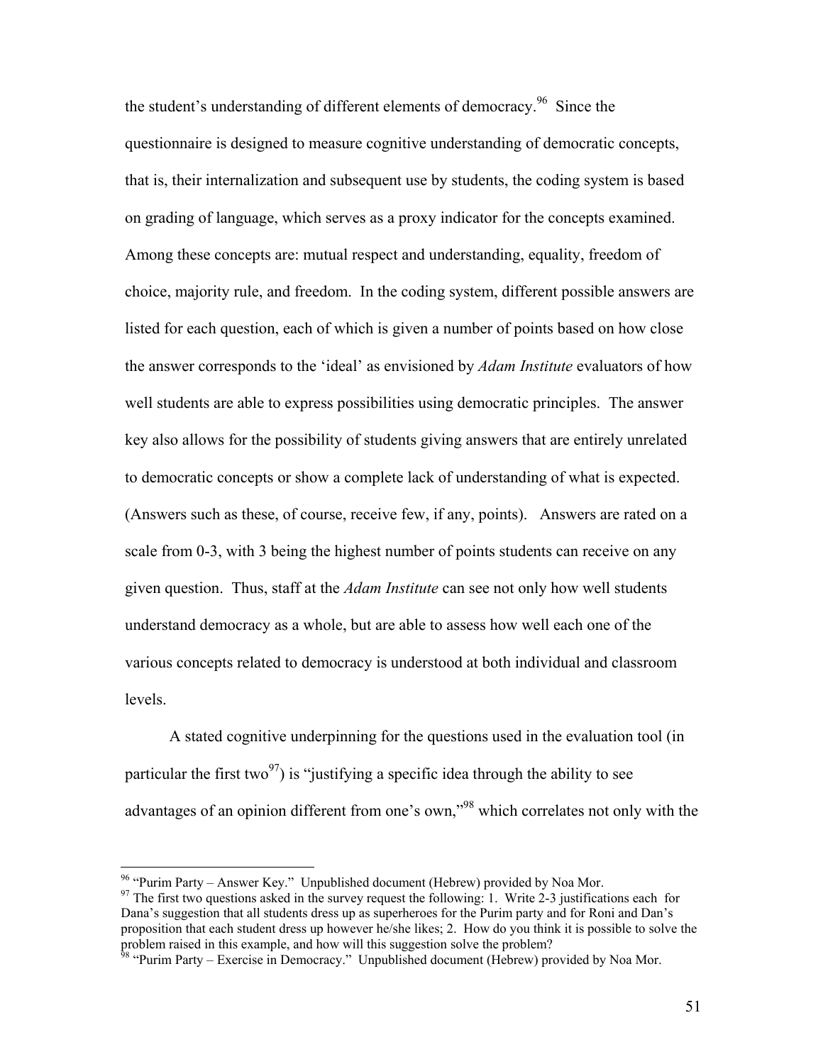the student's understanding of different elements of democracy.[96] Since the questionnaire is designed to measure cognitive understanding of democratic concepts, that is, their internalization and subsequent use by students, the coding system is based on grading of language, which serves as a proxy indicator for the concepts examined. Among these concepts are: mutual respect and understanding, equality, freedom of choice, majority rule, and freedom. In the coding system, different possible answers are listed for each question, each of which is given a number of points based on how close the answer corresponds to the 'ideal' as envisioned by *Adam Institute* evaluators of how well students are able to express possibilities using democratic principles. The answer key also allows for the possibility of students giving answers that are entirely unrelated to democratic concepts or show a complete lack of understanding of what is expected. (Answers such as these, of course, receive few, if any, points). Answers are rated on a scale from 0-3, with 3 being the highest number of points students can receive on any given question. Thus, staff at the *Adam Institute* can see not only how well students understand democracy as a whole, but are able to assess how well each one of the various concepts related to democracy is understood at both individual and classroom levels.

A stated cognitive underpinning for the questions used in the evaluation tool (in particular the first two[97]) is "justifying a specific idea through the ability to see advantages of an opinion different from one's own,"[98] which correlates not only with the

---

[96] "Purim Party – Answer Key." Unpublished document (Hebrew) provided by Noa Mor.

[97] The first two questions asked in the survey request the following: 1. Write 2-3 justifications each for Dana's suggestion that all students dress up as superheroes for the Purim party and for Roni and Dan's proposition that each student dress up however he/she likes; 2. How do you think it is possible to solve the problem raised in this example, and how will this suggestion solve the problem?

[98] "Purim Party – Exercise in Democracy." Unpublished document (Hebrew) provided by Noa Mor.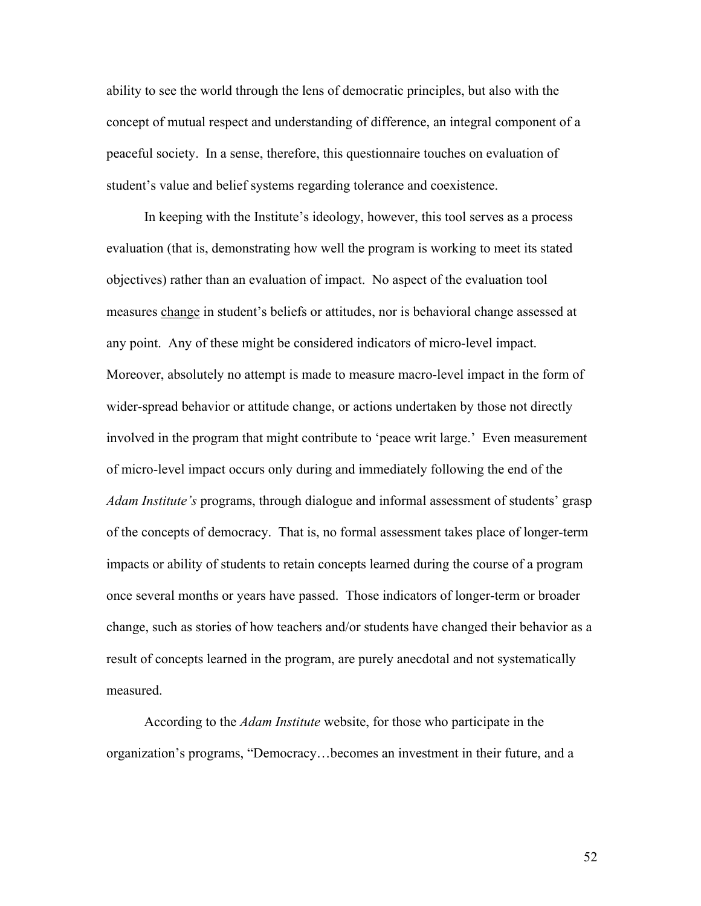ability to see the world through the lens of democratic principles, but also with the concept of mutual respect and understanding of difference, an integral component of a peaceful society. In a sense, therefore, this questionnaire touches on evaluation of student's value and belief systems regarding tolerance and coexistence.

In keeping with the Institute's ideology, however, this tool serves as a process evaluation (that is, demonstrating how well the program is working to meet its stated objectives) rather than an evaluation of impact. No aspect of the evaluation tool measures <u>change</u> in student's beliefs or attitudes, nor is behavioral change assessed at any point. Any of these might be considered indicators of micro-level impact. Moreover, absolutely no attempt is made to measure macro-level impact in the form of wider-spread behavior or attitude change, or actions undertaken by those not directly involved in the program that might contribute to 'peace writ large.' Even measurement of micro-level impact occurs only during and immediately following the end of the *Adam Institute's* programs, through dialogue and informal assessment of students' grasp of the concepts of democracy. That is, no formal assessment takes place of longer-term impacts or ability of students to retain concepts learned during the course of a program once several months or years have passed. Those indicators of longer-term or broader change, such as stories of how teachers and/or students have changed their behavior as a result of concepts learned in the program, are purely anecdotal and not systematically measured.

According to the *Adam Institute* website, for those who participate in the organization's programs, "Democracy…becomes an investment in their future, and a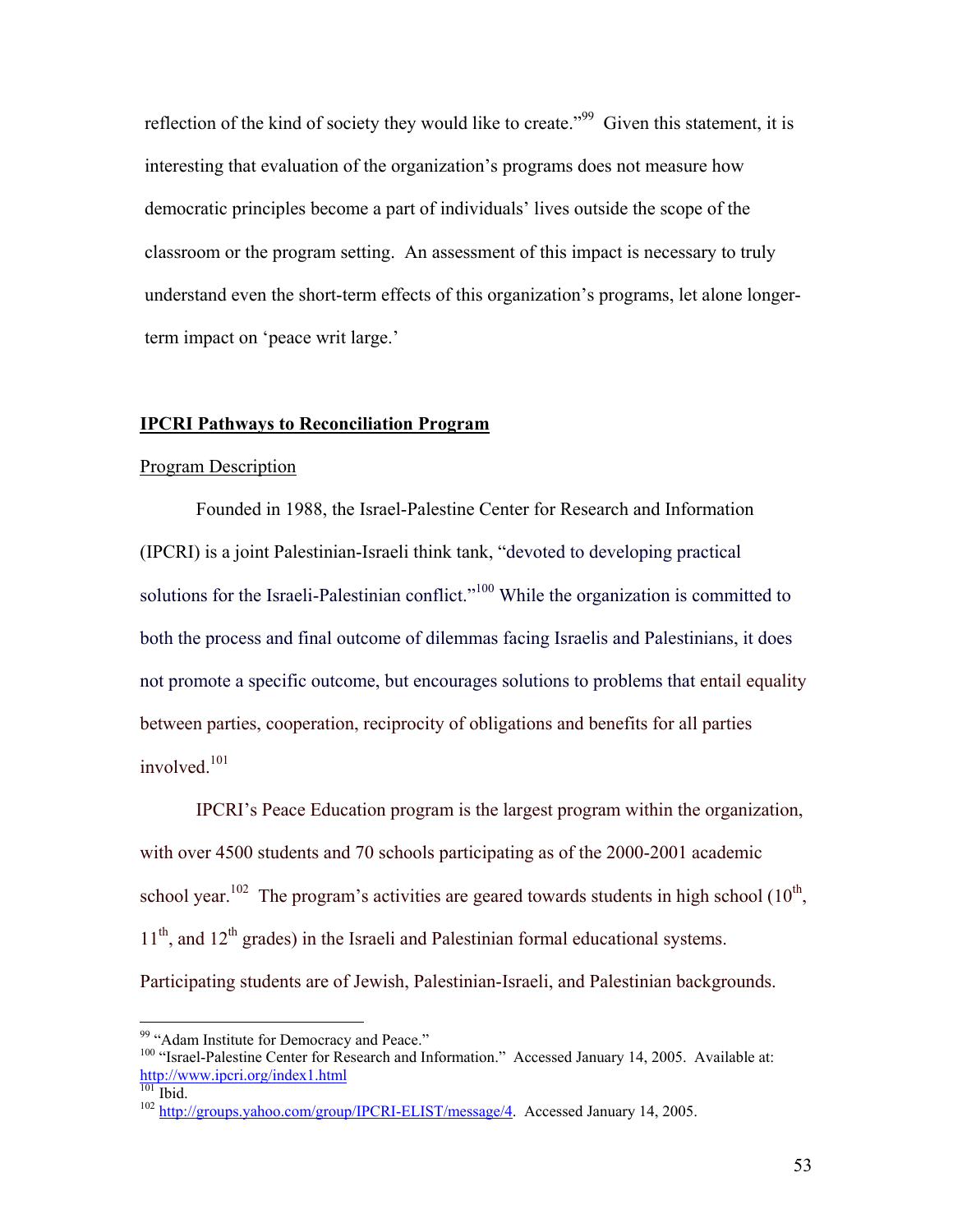reflection of the kind of society they would like to create."[99] Given this statement, it is interesting that evaluation of the organization's programs does not measure how democratic principles become a part of individuals' lives outside the scope of the classroom or the program setting. An assessment of this impact is necessary to truly understand even the short-term effects of this organization's programs, let alone longer-term impact on 'peace writ large.'

**IPCRI Pathways to Reconciliation Program**

Program Description

Founded in 1988, the Israel-Palestine Center for Research and Information (IPCRI) is a joint Palestinian-Israeli think tank, "devoted to developing practical solutions for the Israeli-Palestinian conflict."[100] While the organization is committed to both the process and final outcome of dilemmas facing Israelis and Palestinians, it does not promote a specific outcome, but encourages solutions to problems that entail equality between parties, cooperation, reciprocity of obligations and benefits for all parties involved.[101]

IPCRI's Peace Education program is the largest program within the organization, with over 4500 students and 70 schools participating as of the 2000-2001 academic school year.[102] The program's activities are geared towards students in high school (10th, 11th, and 12th grades) in the Israeli and Palestinian formal educational systems. Participating students are of Jewish, Palestinian-Israeli, and Palestinian backgrounds.

---

[99] "Adam Institute for Democracy and Peace."

[100] "Israel-Palestine Center for Research and Information." Accessed January 14, 2005. Available at: http://www.ipcri.org/index1.html

[101] Ibid.

[102] http://groups.yahoo.com/group/IPCRI-ELIST/message/4. Accessed January 14, 2005.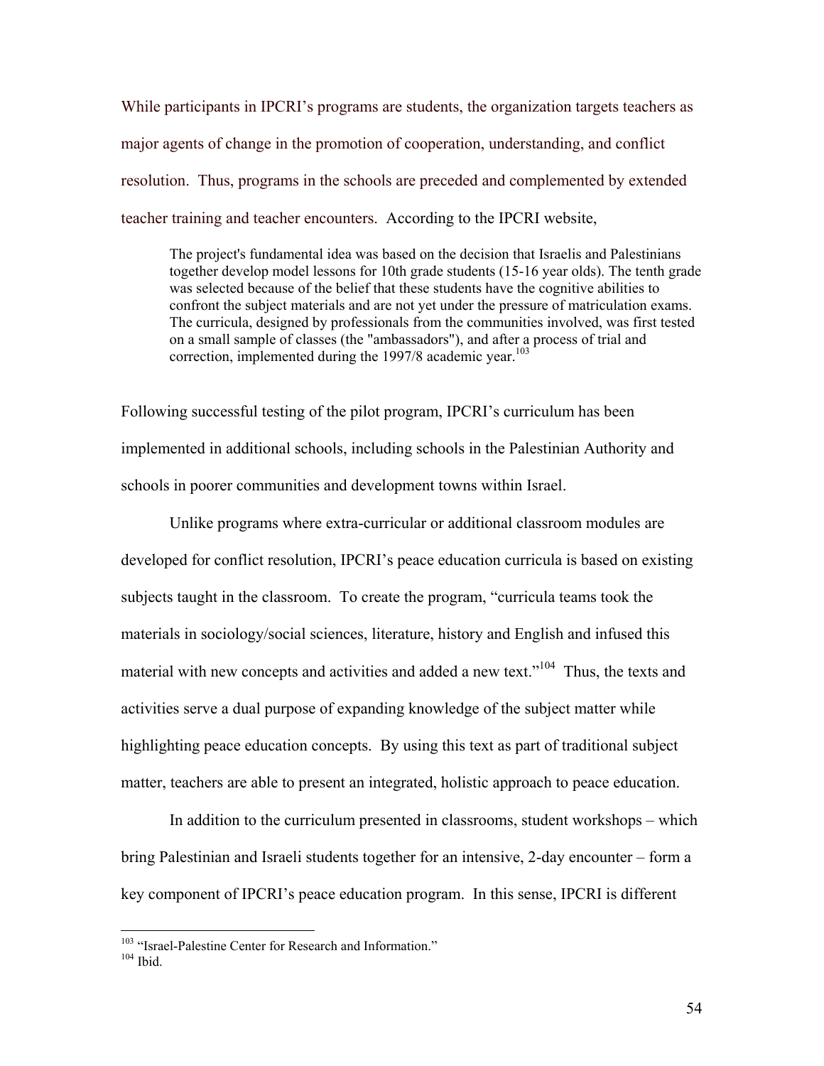While participants in IPCRI's programs are students, the organization targets teachers as major agents of change in the promotion of cooperation, understanding, and conflict resolution. Thus, programs in the schools are preceded and complemented by extended teacher training and teacher encounters. According to the IPCRI website,

> The project's fundamental idea was based on the decision that Israelis and Palestinians together develop model lessons for 10th grade students (15-16 year olds). The tenth grade was selected because of the belief that these students have the cognitive abilities to confront the subject materials and are not yet under the pressure of matriculation exams. The curricula, designed by professionals from the communities involved, was first tested on a small sample of classes (the "ambassadors"), and after a process of trial and correction, implemented during the 1997/8 academic year.[103]

Following successful testing of the pilot program, IPCRI's curriculum has been implemented in additional schools, including schools in the Palestinian Authority and schools in poorer communities and development towns within Israel.

Unlike programs where extra-curricular or additional classroom modules are developed for conflict resolution, IPCRI's peace education curricula is based on existing subjects taught in the classroom. To create the program, "curricula teams took the materials in sociology/social sciences, literature, history and English and infused this material with new concepts and activities and added a new text."[104] Thus, the texts and activities serve a dual purpose of expanding knowledge of the subject matter while highlighting peace education concepts. By using this text as part of traditional subject matter, teachers are able to present an integrated, holistic approach to peace education.

In addition to the curriculum presented in classrooms, student workshops – which bring Palestinian and Israeli students together for an intensive, 2-day encounter – form a key component of IPCRI's peace education program. In this sense, IPCRI is different

---

[103] "Israel-Palestine Center for Research and Information."

[104] Ibid.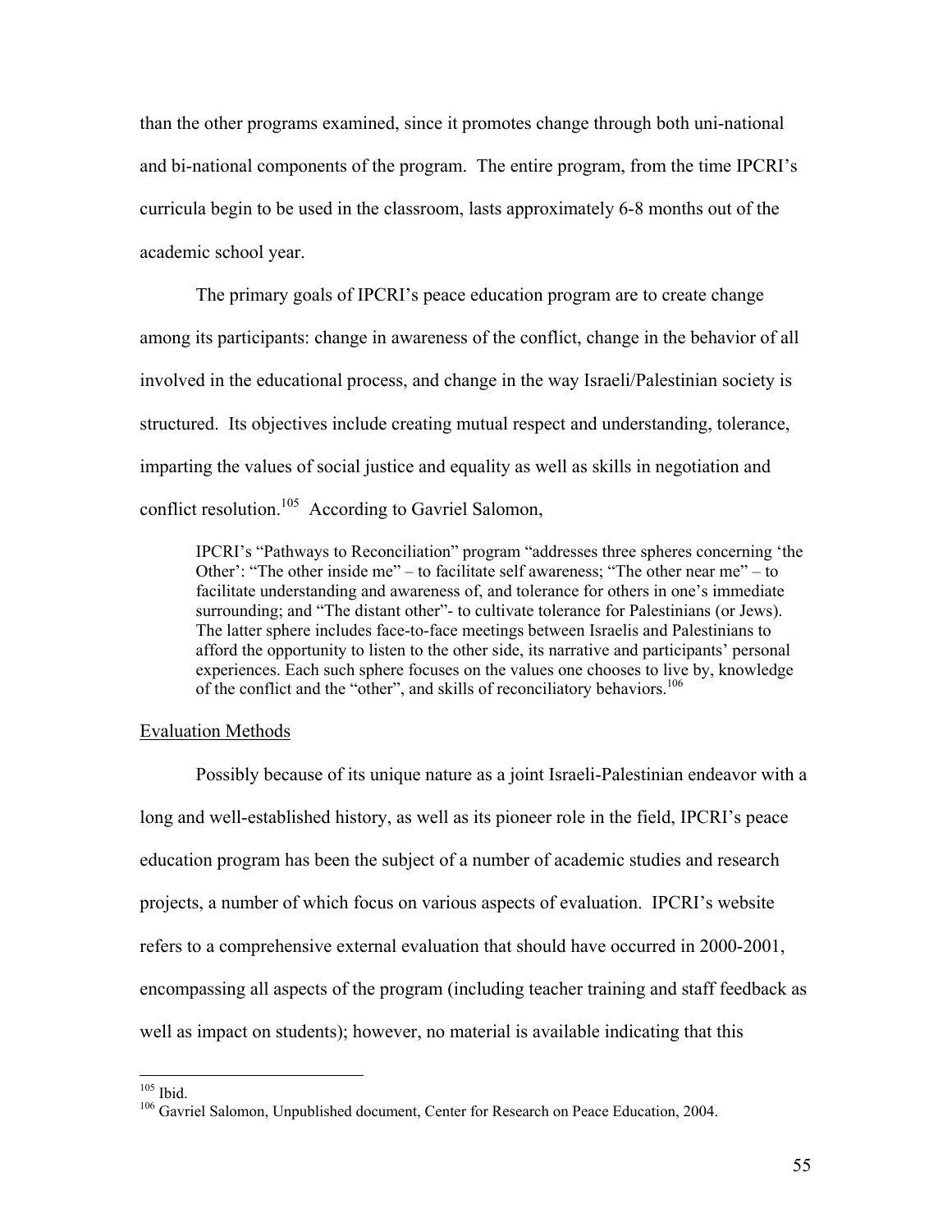than the other programs examined, since it promotes change through both uni-national and bi-national components of the program. The entire program, from the time IPCRI's curricula begin to be used in the classroom, lasts approximately 6-8 months out of the academic school year.

The primary goals of IPCRI's peace education program are to create change among its participants: change in awareness of the conflict, change in the behavior of all involved in the educational process, and change in the way Israeli/Palestinian society is structured. Its objectives include creating mutual respect and understanding, tolerance, imparting the values of social justice and equality as well as skills in negotiation and conflict resolution.[105] According to Gavriel Salomon,

> IPCRI's "Pathways to Reconciliation" program "addresses three spheres concerning 'the Other': "The other inside me" – to facilitate self awareness; "The other near me" – to facilitate understanding and awareness of, and tolerance for others in one's immediate surrounding; and "The distant other"- to cultivate tolerance for Palestinians (or Jews). The latter sphere includes face-to-face meetings between Israelis and Palestinians to afford the opportunity to listen to the other side, its narrative and participants' personal experiences. Each such sphere focuses on the values one chooses to live by, knowledge of the conflict and the "other", and skills of reconciliatory behaviors.[106]

Evaluation Methods

Possibly because of its unique nature as a joint Israeli-Palestinian endeavor with a long and well-established history, as well as its pioneer role in the field, IPCRI's peace education program has been the subject of a number of academic studies and research projects, a number of which focus on various aspects of evaluation. IPCRI's website refers to a comprehensive external evaluation that should have occurred in 2000-2001, encompassing all aspects of the program (including teacher training and staff feedback as well as impact on students); however, no material is available indicating that this

---

[105] Ibid.

[106] Gavriel Salomon, Unpublished document, Center for Research on Peace Education, 2004.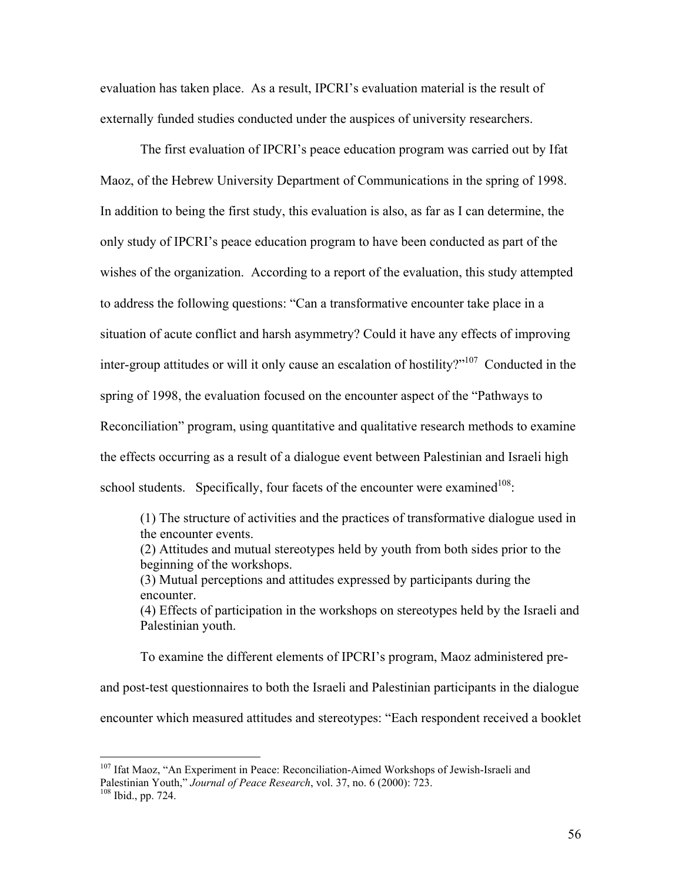evaluation has taken place. As a result, IPCRI's evaluation material is the result of externally funded studies conducted under the auspices of university researchers.

The first evaluation of IPCRI's peace education program was carried out by Ifat Maoz, of the Hebrew University Department of Communications in the spring of 1998. In addition to being the first study, this evaluation is also, as far as I can determine, the only study of IPCRI's peace education program to have been conducted as part of the wishes of the organization. According to a report of the evaluation, this study attempted to address the following questions: "Can a transformative encounter take place in a situation of acute conflict and harsh asymmetry? Could it have any effects of improving inter-group attitudes or will it only cause an escalation of hostility?"[107] Conducted in the spring of 1998, the evaluation focused on the encounter aspect of the "Pathways to Reconciliation" program, using quantitative and qualitative research methods to examine the effects occurring as a result of a dialogue event between Palestinian and Israeli high school students. Specifically, four facets of the encounter were examined[108]:

> (1) The structure of activities and the practices of transformative dialogue used in the encounter events.
> (2) Attitudes and mutual stereotypes held by youth from both sides prior to the beginning of the workshops.
> (3) Mutual perceptions and attitudes expressed by participants during the encounter.
> (4) Effects of participation in the workshops on stereotypes held by the Israeli and Palestinian youth.

To examine the different elements of IPCRI's program, Maoz administered pre- and post-test questionnaires to both the Israeli and Palestinian participants in the dialogue encounter which measured attitudes and stereotypes: "Each respondent received a booklet

---

[107] Ifat Maoz, "An Experiment in Peace: Reconciliation-Aimed Workshops of Jewish-Israeli and Palestinian Youth," *Journal of Peace Research*, vol. 37, no. 6 (2000): 723.

[108] Ibid., pp. 724.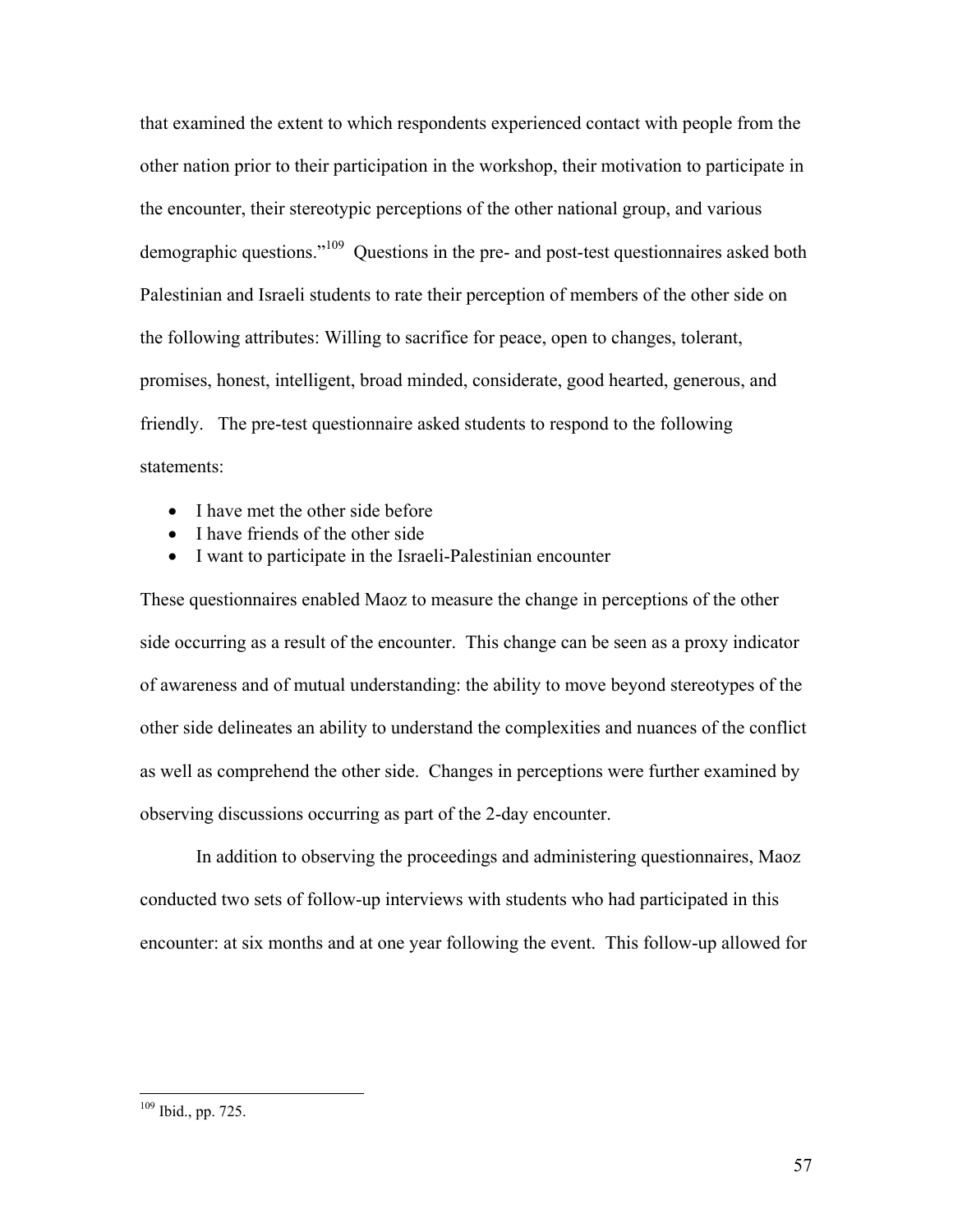that examined the extent to which respondents experienced contact with people from the other nation prior to their participation in the workshop, their motivation to participate in the encounter, their stereotypic perceptions of the other national group, and various demographic questions."[109] Questions in the pre- and post-test questionnaires asked both Palestinian and Israeli students to rate their perception of members of the other side on the following attributes: Willing to sacrifice for peace, open to changes, tolerant, promises, honest, intelligent, broad minded, considerate, good hearted, generous, and friendly. The pre-test questionnaire asked students to respond to the following statements:

- I have met the other side before
- I have friends of the other side
- I want to participate in the Israeli-Palestinian encounter

These questionnaires enabled Maoz to measure the change in perceptions of the other side occurring as a result of the encounter. This change can be seen as a proxy indicator of awareness and of mutual understanding: the ability to move beyond stereotypes of the other side delineates an ability to understand the complexities and nuances of the conflict as well as comprehend the other side. Changes in perceptions were further examined by observing discussions occurring as part of the 2-day encounter.

In addition to observing the proceedings and administering questionnaires, Maoz conducted two sets of follow-up interviews with students who had participated in this encounter: at six months and at one year following the event. This follow-up allowed for

---

[109] Ibid., pp. 725.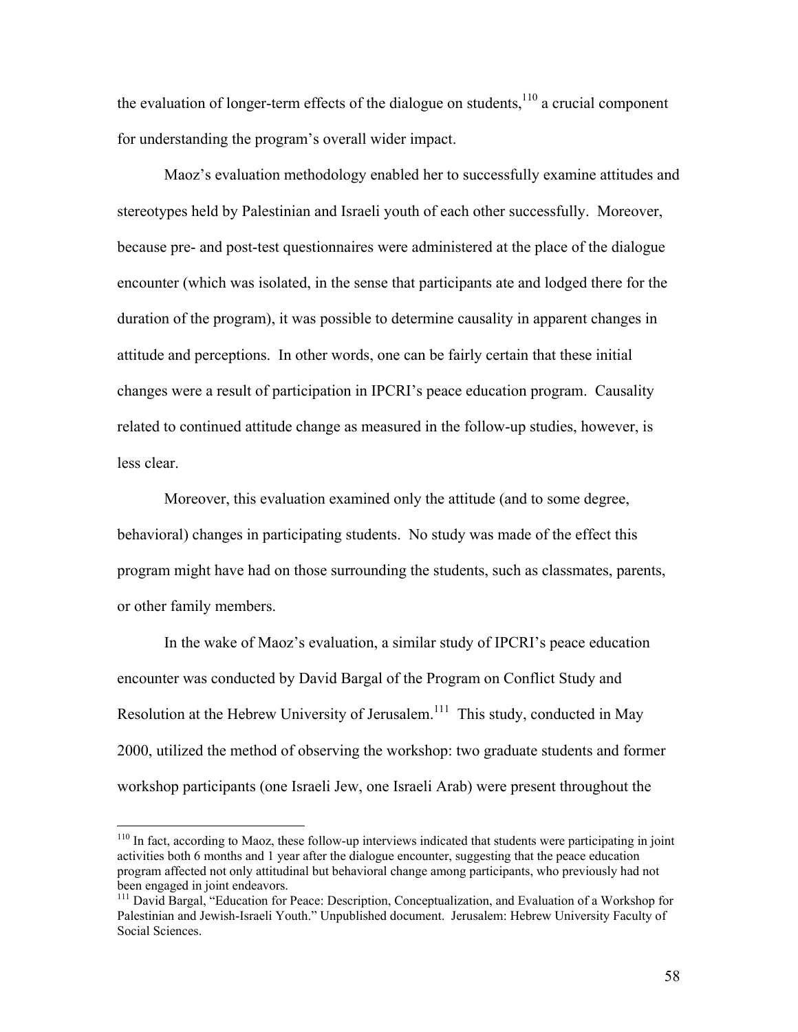the evaluation of longer-term effects of the dialogue on students,[110] a crucial component for understanding the program's overall wider impact.

Maoz's evaluation methodology enabled her to successfully examine attitudes and stereotypes held by Palestinian and Israeli youth of each other successfully. Moreover, because pre- and post-test questionnaires were administered at the place of the dialogue encounter (which was isolated, in the sense that participants ate and lodged there for the duration of the program), it was possible to determine causality in apparent changes in attitude and perceptions. In other words, one can be fairly certain that these initial changes were a result of participation in IPCRI's peace education program. Causality related to continued attitude change as measured in the follow-up studies, however, is less clear.

Moreover, this evaluation examined only the attitude (and to some degree, behavioral) changes in participating students. No study was made of the effect this program might have had on those surrounding the students, such as classmates, parents, or other family members.

In the wake of Maoz's evaluation, a similar study of IPCRI's peace education encounter was conducted by David Bargal of the Program on Conflict Study and Resolution at the Hebrew University of Jerusalem.[111] This study, conducted in May 2000, utilized the method of observing the workshop: two graduate students and former workshop participants (one Israeli Jew, one Israeli Arab) were present throughout the

---

[110] In fact, according to Maoz, these follow-up interviews indicated that students were participating in joint activities both 6 months and 1 year after the dialogue encounter, suggesting that the peace education program affected not only attitudinal but behavioral change among participants, who previously had not been engaged in joint endeavors.

[111] David Bargal, "Education for Peace: Description, Conceptualization, and Evaluation of a Workshop for Palestinian and Jewish-Israeli Youth." Unpublished document. Jerusalem: Hebrew University Faculty of Social Sciences.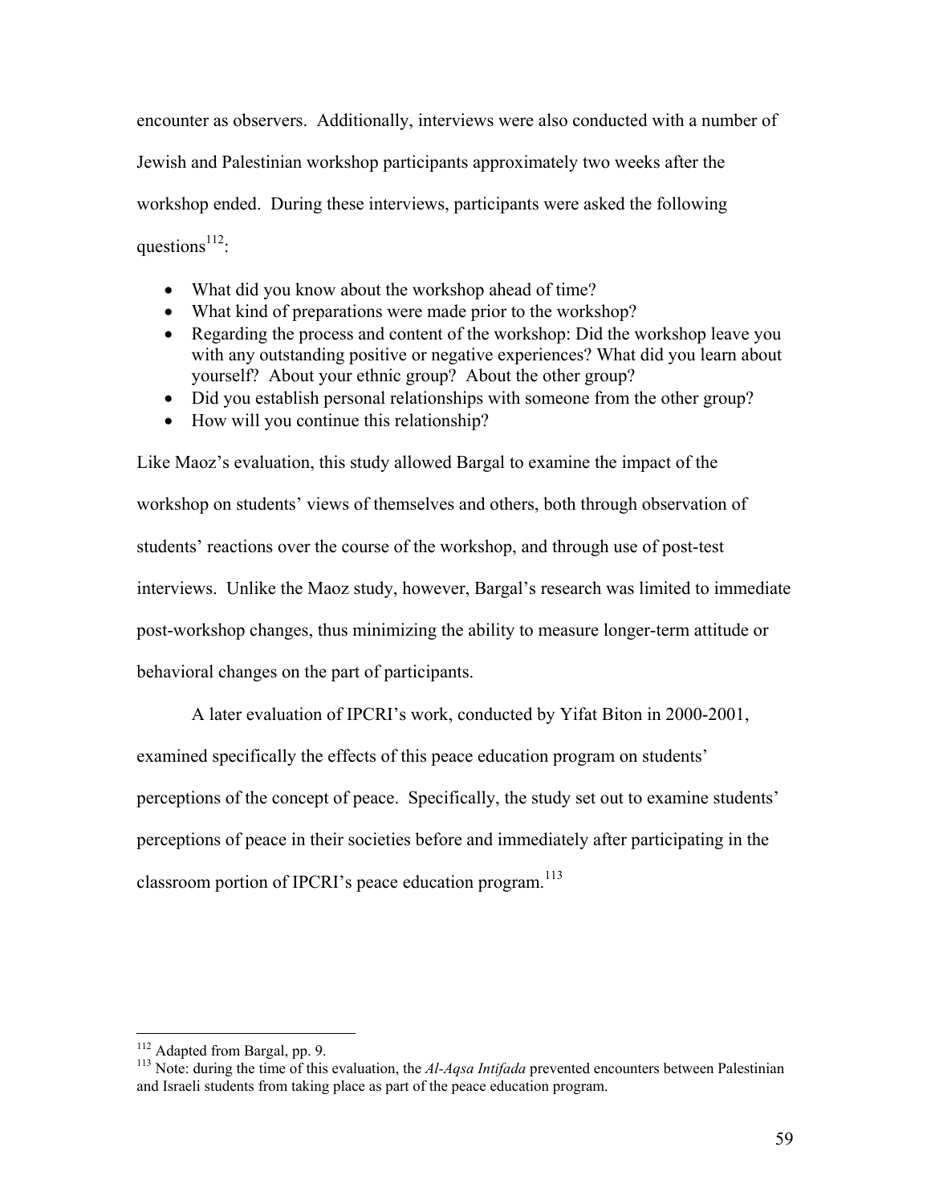encounter as observers. Additionally, interviews were also conducted with a number of Jewish and Palestinian workshop participants approximately two weeks after the workshop ended. During these interviews, participants were asked the following questions[112]:

- What did you know about the workshop ahead of time?
- What kind of preparations were made prior to the workshop?
- Regarding the process and content of the workshop: Did the workshop leave you with any outstanding positive or negative experiences? What did you learn about yourself? About your ethnic group? About the other group?
- Did you establish personal relationships with someone from the other group?
- How will you continue this relationship?

Like Maoz's evaluation, this study allowed Bargal to examine the impact of the workshop on students' views of themselves and others, both through observation of students' reactions over the course of the workshop, and through use of post-test interviews. Unlike the Maoz study, however, Bargal's research was limited to immediate post-workshop changes, thus minimizing the ability to measure longer-term attitude or behavioral changes on the part of participants.

A later evaluation of IPCRI's work, conducted by Yifat Biton in 2000-2001, examined specifically the effects of this peace education program on students' perceptions of the concept of peace. Specifically, the study set out to examine students' perceptions of peace in their societies before and immediately after participating in the classroom portion of IPCRI's peace education program.[113]

---

[112] Adapted from Bargal, pp. 9.

[113] Note: during the time of this evaluation, the *Al-Aqsa Intifada* prevented encounters between Palestinian and Israeli students from taking place as part of the peace education program.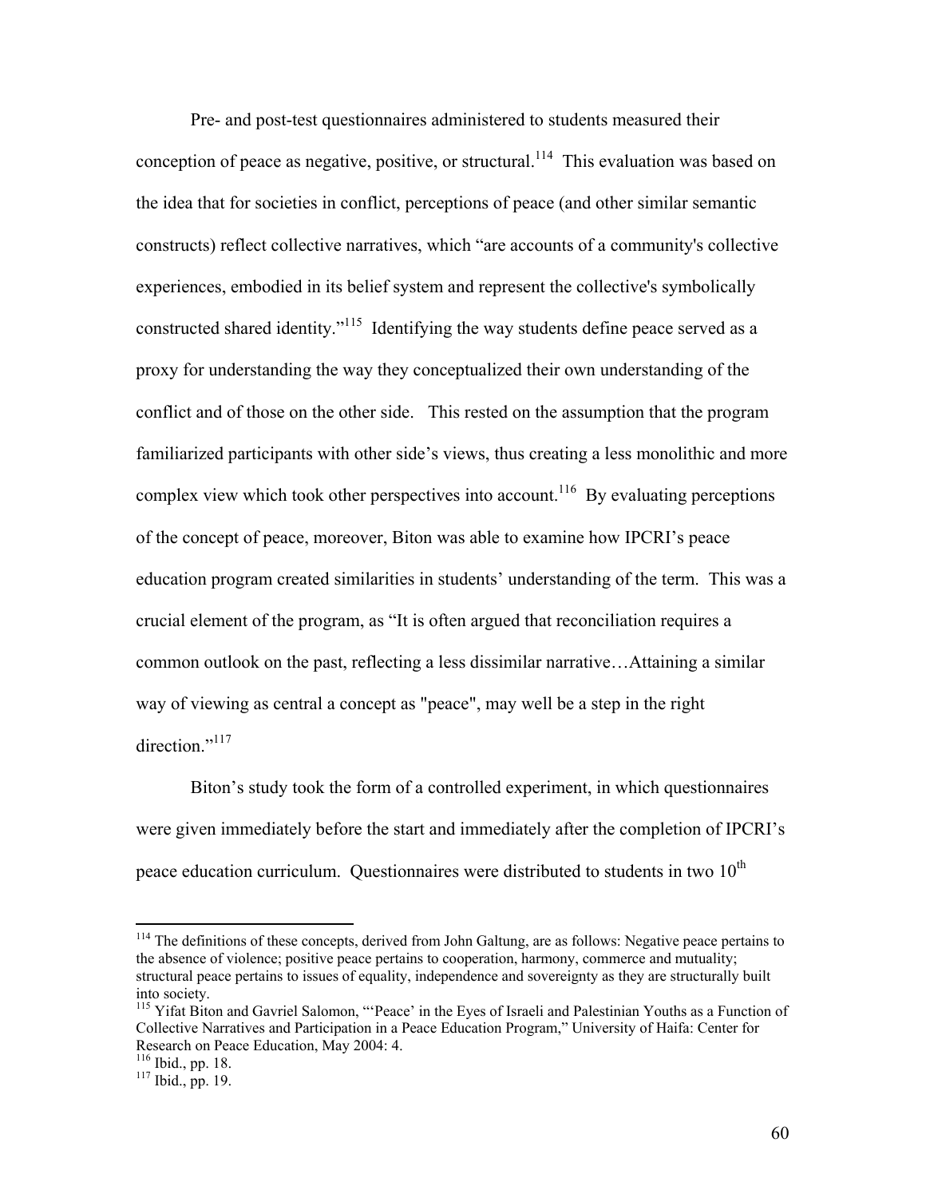Pre- and post-test questionnaires administered to students measured their conception of peace as negative, positive, or structural.[114] This evaluation was based on the idea that for societies in conflict, perceptions of peace (and other similar semantic constructs) reflect collective narratives, which "are accounts of a community's collective experiences, embodied in its belief system and represent the collective's symbolically constructed shared identity."[115] Identifying the way students define peace served as a proxy for understanding the way they conceptualized their own understanding of the conflict and of those on the other side. This rested on the assumption that the program familiarized participants with other side's views, thus creating a less monolithic and more complex view which took other perspectives into account.[116] By evaluating perceptions of the concept of peace, moreover, Biton was able to examine how IPCRI's peace education program created similarities in students' understanding of the term. This was a crucial element of the program, as "It is often argued that reconciliation requires a common outlook on the past, reflecting a less dissimilar narrative…Attaining a similar way of viewing as central a concept as "peace", may well be a step in the right direction."[117]

Biton's study took the form of a controlled experiment, in which questionnaires were given immediately before the start and immediately after the completion of IPCRI's peace education curriculum. Questionnaires were distributed to students in two 10th

---

[114] The definitions of these concepts, derived from John Galtung, are as follows: Negative peace pertains to the absence of violence; positive peace pertains to cooperation, harmony, commerce and mutuality; structural peace pertains to issues of equality, independence and sovereignty as they are structurally built into society.

[115] Yifat Biton and Gavriel Salomon, "'Peace' in the Eyes of Israeli and Palestinian Youths as a Function of Collective Narratives and Participation in a Peace Education Program," University of Haifa: Center for Research on Peace Education, May 2004: 4.

[116] Ibid., pp. 18.

[117] Ibid., pp. 19.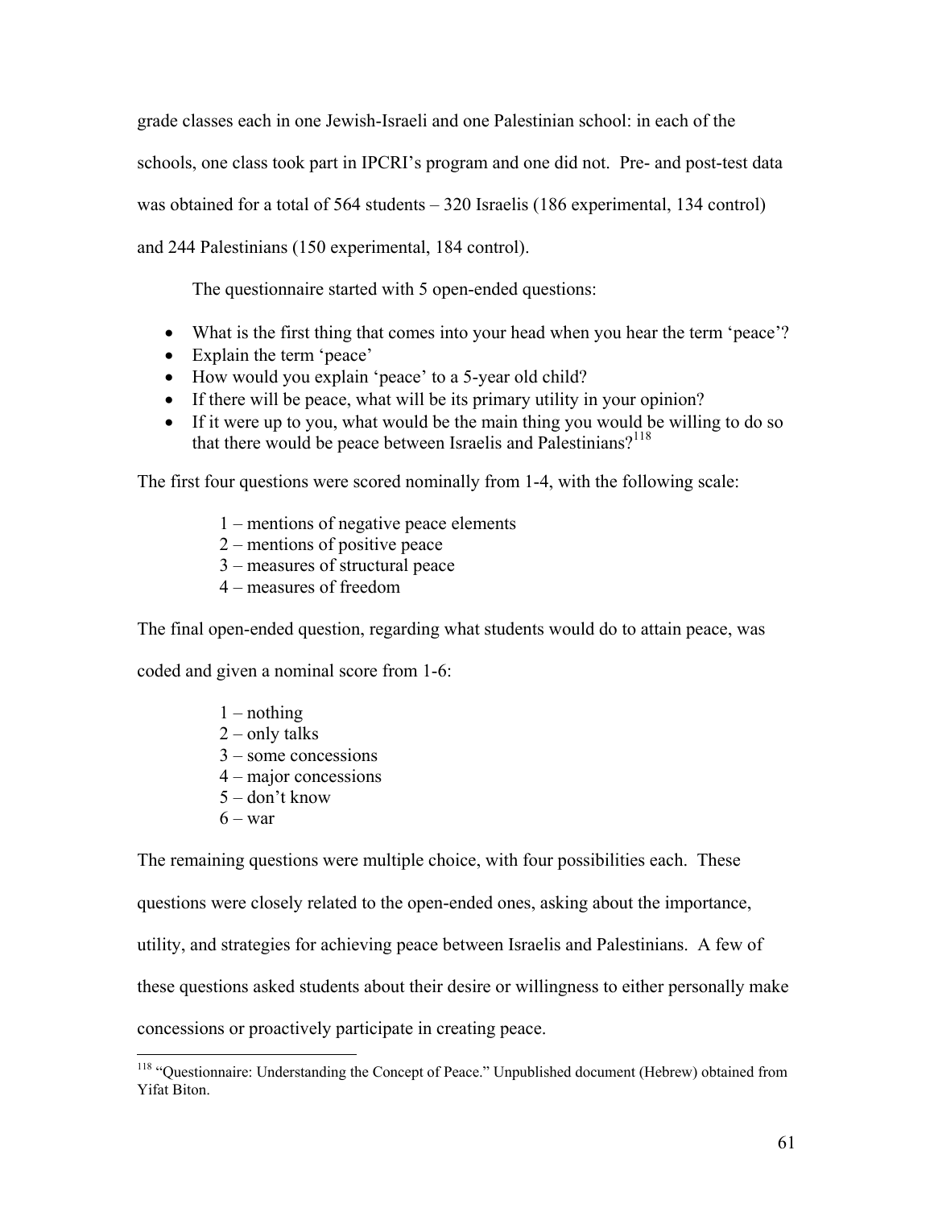grade classes each in one Jewish-Israeli and one Palestinian school: in each of the schools, one class took part in IPCRI's program and one did not. Pre- and post-test data was obtained for a total of 564 students – 320 Israelis (186 experimental, 134 control) and 244 Palestinians (150 experimental, 184 control).

The questionnaire started with 5 open-ended questions:

- What is the first thing that comes into your head when you hear the term 'peace'?
- Explain the term 'peace'
- How would you explain 'peace' to a 5-year old child?
- If there will be peace, what will be its primary utility in your opinion?
- If it were up to you, what would be the main thing you would be willing to do so that there would be peace between Israelis and Palestinians?[118]

The first four questions were scored nominally from 1-4, with the following scale:

1 – mentions of negative peace elements
2 – mentions of positive peace
3 – measures of structural peace
4 – measures of freedom

The final open-ended question, regarding what students would do to attain peace, was coded and given a nominal score from 1-6:

1 – nothing
2 – only talks
3 – some concessions
4 – major concessions
5 – don't know
6 – war

The remaining questions were multiple choice, with four possibilities each. These questions were closely related to the open-ended ones, asking about the importance, utility, and strategies for achieving peace between Israelis and Palestinians. A few of these questions asked students about their desire or willingness to either personally make concessions or proactively participate in creating peace.

[118] "Questionnaire: Understanding the Concept of Peace." Unpublished document (Hebrew) obtained from Yifat Biton.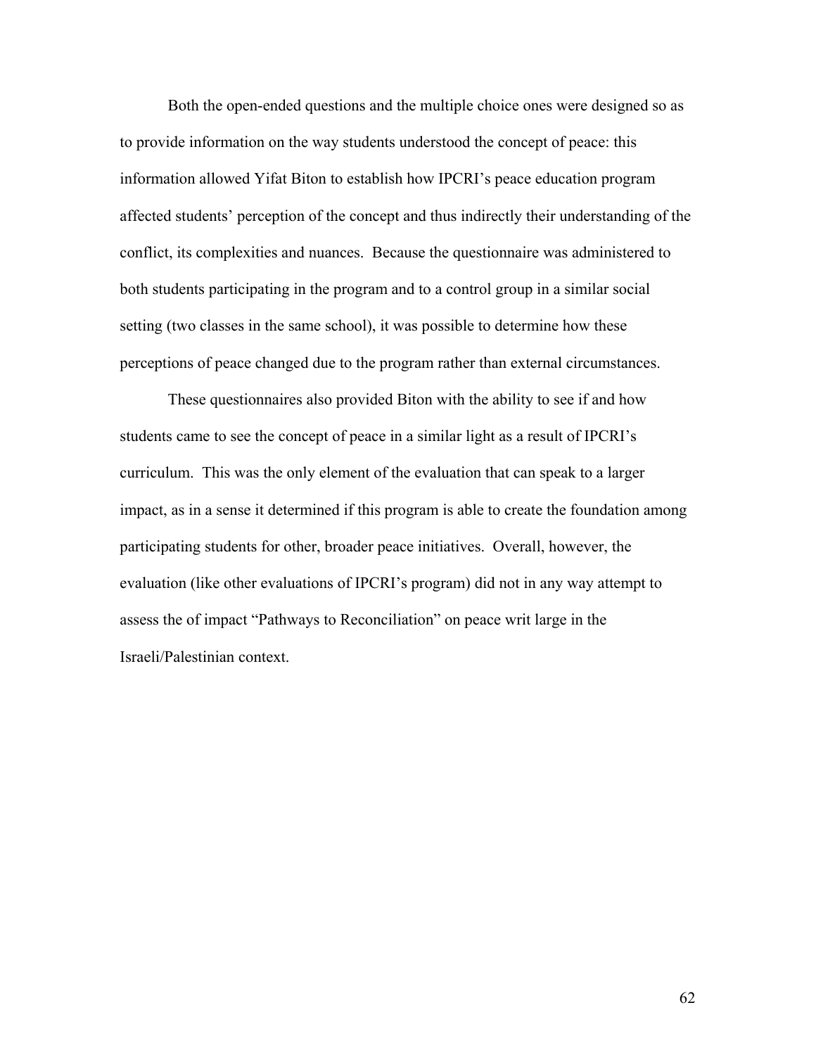Both the open-ended questions and the multiple choice ones were designed so as to provide information on the way students understood the concept of peace: this information allowed Yifat Biton to establish how IPCRI's peace education program affected students' perception of the concept and thus indirectly their understanding of the conflict, its complexities and nuances. Because the questionnaire was administered to both students participating in the program and to a control group in a similar social setting (two classes in the same school), it was possible to determine how these perceptions of peace changed due to the program rather than external circumstances.

These questionnaires also provided Biton with the ability to see if and how students came to see the concept of peace in a similar light as a result of IPCRI's curriculum. This was the only element of the evaluation that can speak to a larger impact, as in a sense it determined if this program is able to create the foundation among participating students for other, broader peace initiatives. Overall, however, the evaluation (like other evaluations of IPCRI's program) did not in any way attempt to assess the of impact "Pathways to Reconciliation" on peace writ large in the Israeli/Palestinian context.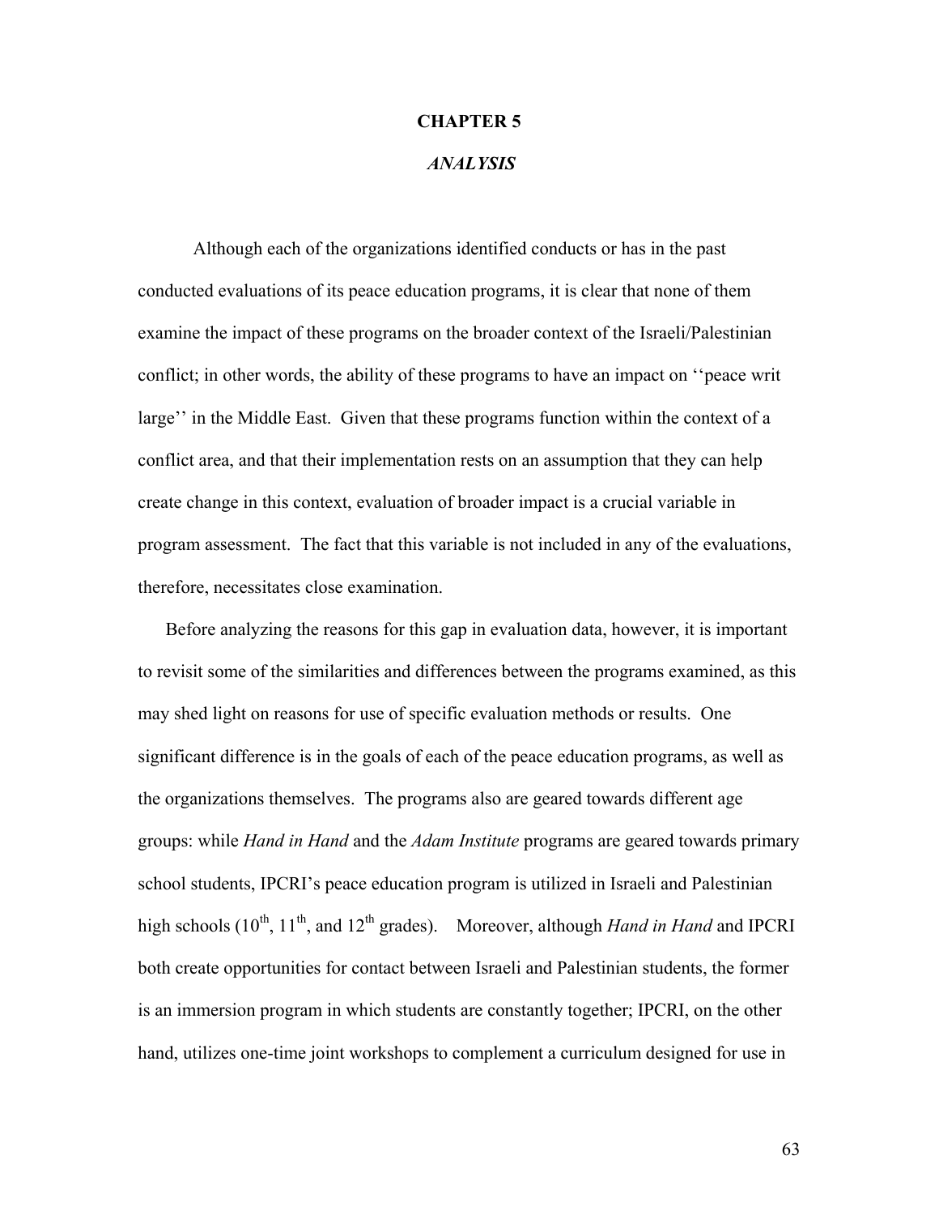# CHAPTER 5

## *ANALYSIS*

Although each of the organizations identified conducts or has in the past conducted evaluations of its peace education programs, it is clear that none of them examine the impact of these programs on the broader context of the Israeli/Palestinian conflict; in other words, the ability of these programs to have an impact on ''peace writ large'' in the Middle East. Given that these programs function within the context of a conflict area, and that their implementation rests on an assumption that they can help create change in this context, evaluation of broader impact is a crucial variable in program assessment. The fact that this variable is not included in any of the evaluations, therefore, necessitates close examination.

Before analyzing the reasons for this gap in evaluation data, however, it is important to revisit some of the similarities and differences between the programs examined, as this may shed light on reasons for use of specific evaluation methods or results. One significant difference is in the goals of each of the peace education programs, as well as the organizations themselves. The programs also are geared towards different age groups: while *Hand in Hand* and the *Adam Institute* programs are geared towards primary school students, IPCRI's peace education program is utilized in Israeli and Palestinian high schools (10th, 11th, and 12th grades). Moreover, although *Hand in Hand* and IPCRI both create opportunities for contact between Israeli and Palestinian students, the former is an immersion program in which students are constantly together; IPCRI, on the other hand, utilizes one-time joint workshops to complement a curriculum designed for use in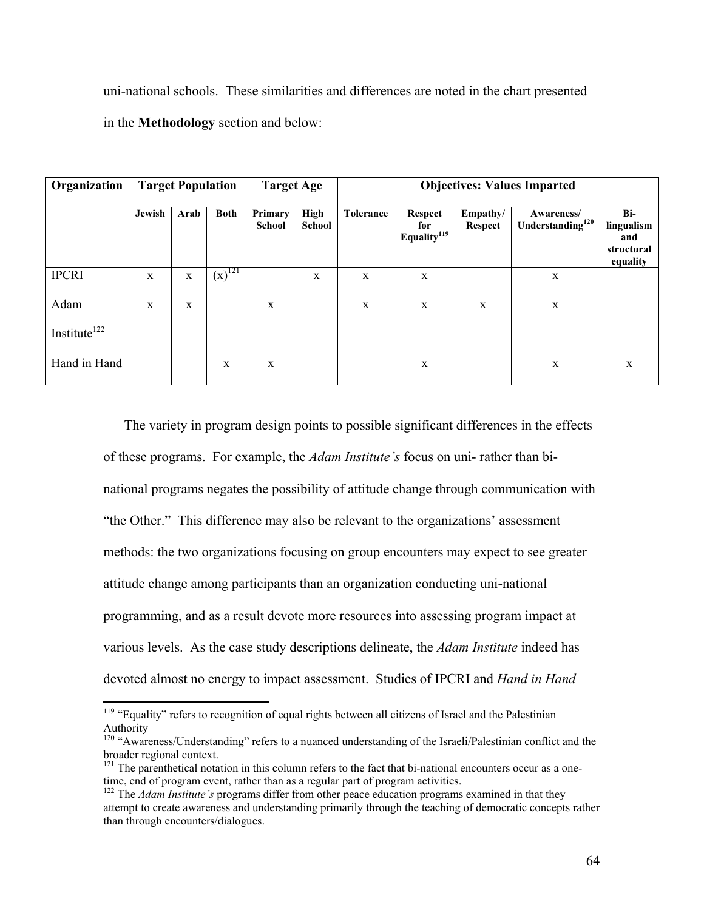uni-national schools. These similarities and differences are noted in the chart presented in the **Methodology** section and below:

| Organization | Target Population | | | Target Age | | Objectives: Values Imparted | | | | |
|---|---|---|---|---|---|---|---|---|---|---|
| | Jewish | Arab | Both | Primary School | High School | Tolerance | Respect for Equality[119] | Empathy/ Respect | Awareness/ Understanding[120] | Bi-lingualism and structural equality |
| IPCRI | x | x | (x)[121] | | x | x | x | | x | |
| Adam Institute[122] | x | x | | x | | x | x | x | x | |
| Hand in Hand | | | x | x | | | x | | x | x |

The variety in program design points to possible significant differences in the effects of these programs. For example, the *Adam Institute's* focus on uni- rather than bi-national programs negates the possibility of attitude change through communication with "the Other." This difference may also be relevant to the organizations' assessment methods: the two organizations focusing on group encounters may expect to see greater attitude change among participants than an organization conducting uni-national programming, and as a result devote more resources into assessing program impact at various levels. As the case study descriptions delineate, the *Adam Institute* indeed has devoted almost no energy to impact assessment. Studies of IPCRI and *Hand in Hand*

---

[119] "Equality" refers to recognition of equal rights between all citizens of Israel and the Palestinian Authority

[120] "Awareness/Understanding" refers to a nuanced understanding of the Israeli/Palestinian conflict and the broader regional context.

[121] The parenthetical notation in this column refers to the fact that bi-national encounters occur as a one-time, end of program event, rather than as a regular part of program activities.

[122] The *Adam Institute's* programs differ from other peace education programs examined in that they attempt to create awareness and understanding primarily through the teaching of democratic concepts rather than through encounters/dialogues.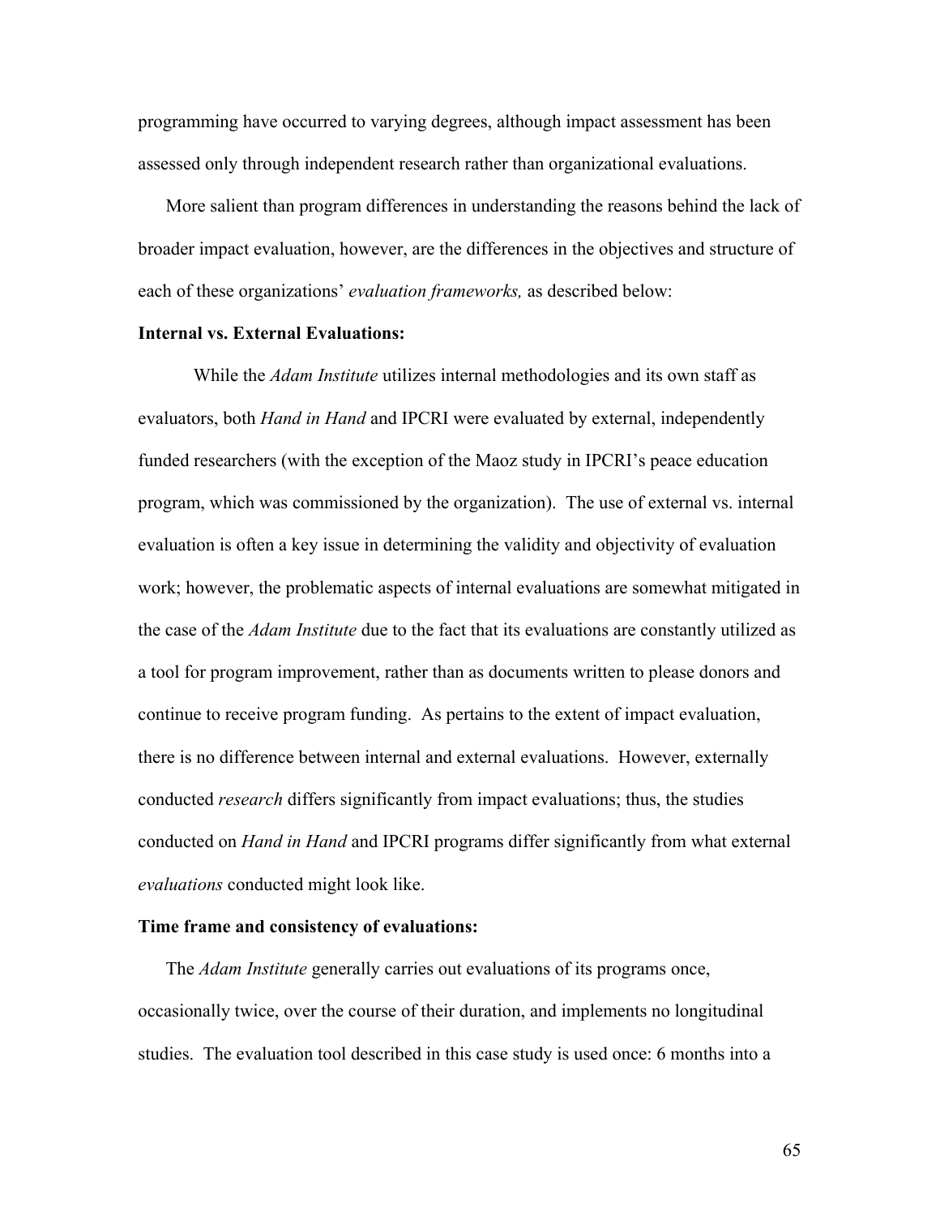programming have occurred to varying degrees, although impact assessment has been assessed only through independent research rather than organizational evaluations.

More salient than program differences in understanding the reasons behind the lack of broader impact evaluation, however, are the differences in the objectives and structure of each of these organizations' *evaluation frameworks,* as described below:

**Internal vs. External Evaluations:**

While the *Adam Institute* utilizes internal methodologies and its own staff as evaluators, both *Hand in Hand* and IPCRI were evaluated by external, independently funded researchers (with the exception of the Maoz study in IPCRI's peace education program, which was commissioned by the organization). The use of external vs. internal evaluation is often a key issue in determining the validity and objectivity of evaluation work; however, the problematic aspects of internal evaluations are somewhat mitigated in the case of the *Adam Institute* due to the fact that its evaluations are constantly utilized as a tool for program improvement, rather than as documents written to please donors and continue to receive program funding. As pertains to the extent of impact evaluation, there is no difference between internal and external evaluations. However, externally conducted *research* differs significantly from impact evaluations; thus, the studies conducted on *Hand in Hand* and IPCRI programs differ significantly from what external *evaluations* conducted might look like.

**Time frame and consistency of evaluations:**

The *Adam Institute* generally carries out evaluations of its programs once, occasionally twice, over the course of their duration, and implements no longitudinal studies. The evaluation tool described in this case study is used once: 6 months into a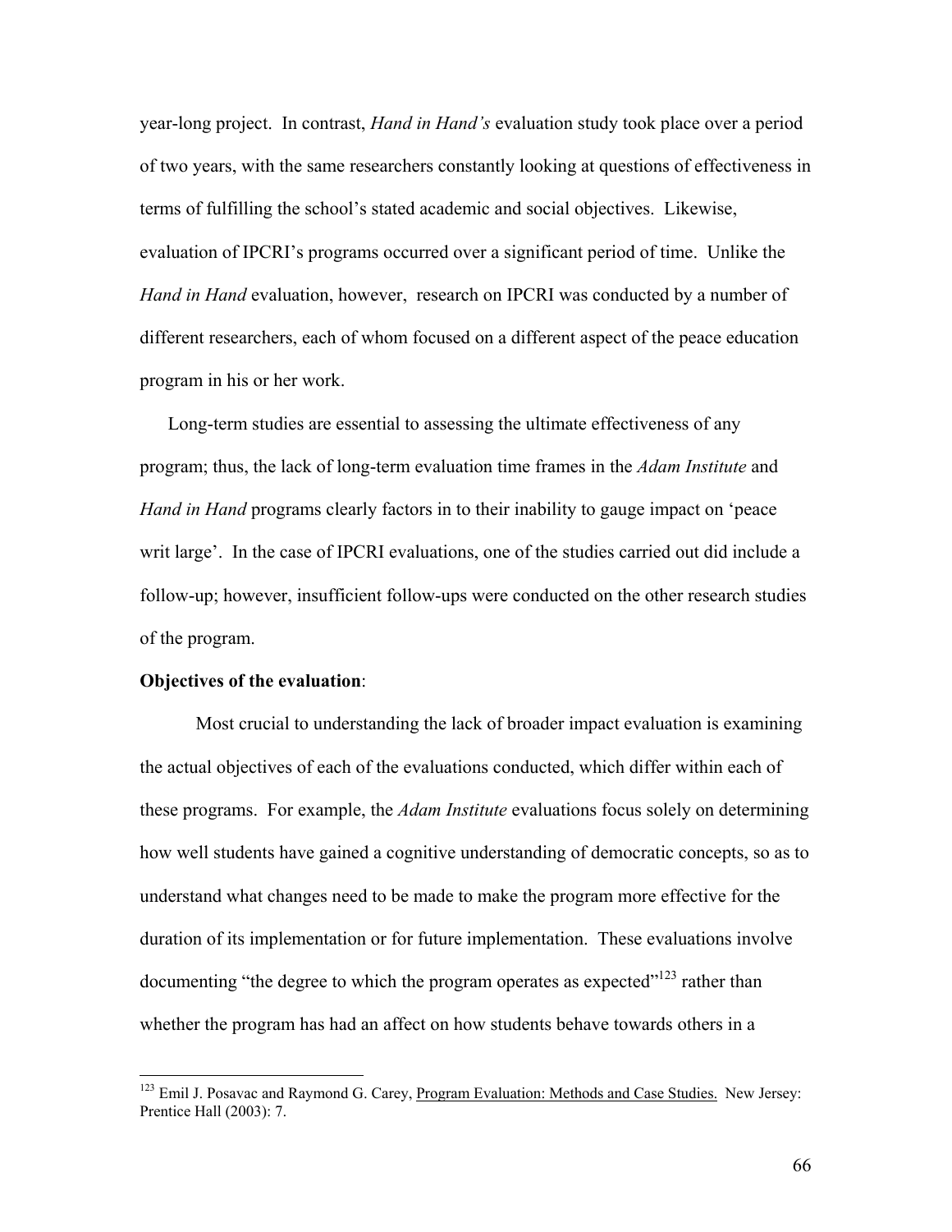year-long project. In contrast, *Hand in Hand's* evaluation study took place over a period of two years, with the same researchers constantly looking at questions of effectiveness in terms of fulfilling the school's stated academic and social objectives. Likewise, evaluation of IPCRI's programs occurred over a significant period of time. Unlike the *Hand in Hand* evaluation, however, research on IPCRI was conducted by a number of different researchers, each of whom focused on a different aspect of the peace education program in his or her work.

Long-term studies are essential to assessing the ultimate effectiveness of any program; thus, the lack of long-term evaluation time frames in the *Adam Institute* and *Hand in Hand* programs clearly factors in to their inability to gauge impact on 'peace writ large'. In the case of IPCRI evaluations, one of the studies carried out did include a follow-up; however, insufficient follow-ups were conducted on the other research studies of the program.

**Objectives of the evaluation**:

Most crucial to understanding the lack of broader impact evaluation is examining the actual objectives of each of the evaluations conducted, which differ within each of these programs. For example, the *Adam Institute* evaluations focus solely on determining how well students have gained a cognitive understanding of democratic concepts, so as to understand what changes need to be made to make the program more effective for the duration of its implementation or for future implementation. These evaluations involve documenting "the degree to which the program operates as expected"[123] rather than whether the program has had an affect on how students behave towards others in a

[123] Emil J. Posavac and Raymond G. Carey, Program Evaluation: Methods and Case Studies. New Jersey: Prentice Hall (2003): 7.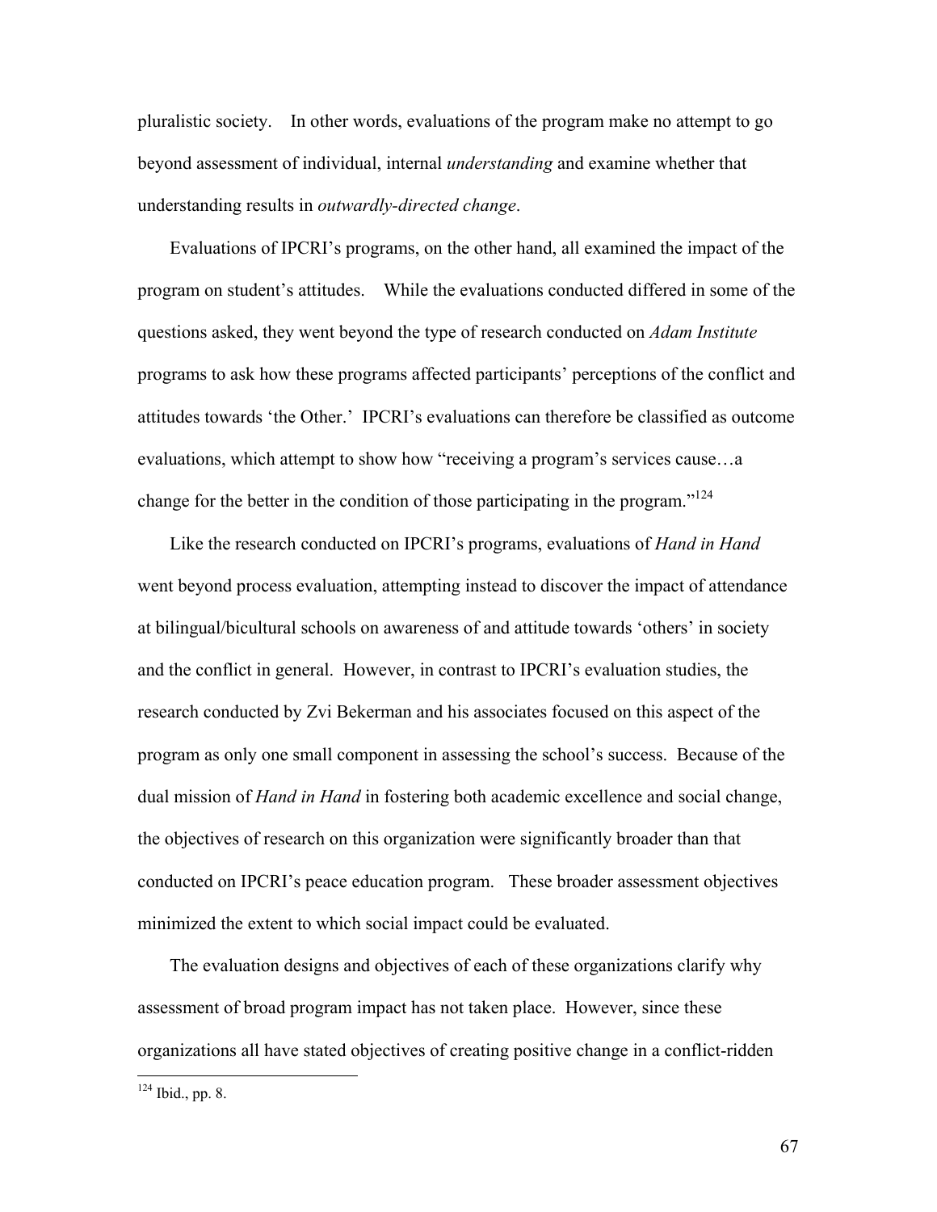pluralistic society. In other words, evaluations of the program make no attempt to go beyond assessment of individual, internal *understanding* and examine whether that understanding results in *outwardly-directed change*.

Evaluations of IPCRI's programs, on the other hand, all examined the impact of the program on student's attitudes. While the evaluations conducted differed in some of the questions asked, they went beyond the type of research conducted on *Adam Institute* programs to ask how these programs affected participants' perceptions of the conflict and attitudes towards 'the Other.' IPCRI's evaluations can therefore be classified as outcome evaluations, which attempt to show how "receiving a program's services cause…a change for the better in the condition of those participating in the program."[124]

Like the research conducted on IPCRI's programs, evaluations of *Hand in Hand* went beyond process evaluation, attempting instead to discover the impact of attendance at bilingual/bicultural schools on awareness of and attitude towards 'others' in society and the conflict in general. However, in contrast to IPCRI's evaluation studies, the research conducted by Zvi Bekerman and his associates focused on this aspect of the program as only one small component in assessing the school's success. Because of the dual mission of *Hand in Hand* in fostering both academic excellence and social change, the objectives of research on this organization were significantly broader than that conducted on IPCRI's peace education program. These broader assessment objectives minimized the extent to which social impact could be evaluated.

The evaluation designs and objectives of each of these organizations clarify why assessment of broad program impact has not taken place. However, since these organizations all have stated objectives of creating positive change in a conflict-ridden

---

[124] Ibid., pp. 8.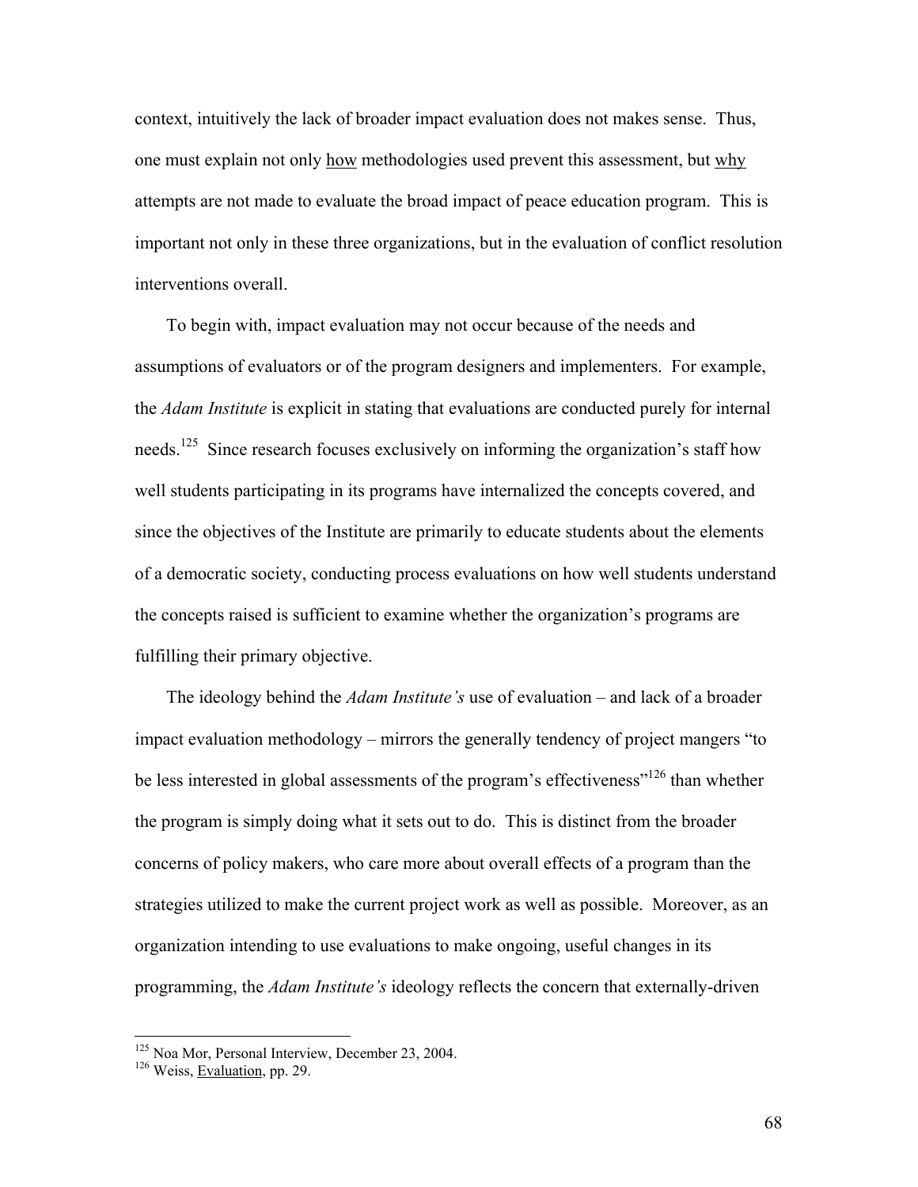context, intuitively the lack of broader impact evaluation does not makes sense. Thus, one must explain not only <u>how</u> methodologies used prevent this assessment, but <u>why</u> attempts are not made to evaluate the broad impact of peace education program. This is important not only in these three organizations, but in the evaluation of conflict resolution interventions overall.

To begin with, impact evaluation may not occur because of the needs and assumptions of evaluators or of the program designers and implementers. For example, the *Adam Institute* is explicit in stating that evaluations are conducted purely for internal needs.[125] Since research focuses exclusively on informing the organization's staff how well students participating in its programs have internalized the concepts covered, and since the objectives of the Institute are primarily to educate students about the elements of a democratic society, conducting process evaluations on how well students understand the concepts raised is sufficient to examine whether the organization's programs are fulfilling their primary objective.

The ideology behind the *Adam Institute's* use of evaluation – and lack of a broader impact evaluation methodology – mirrors the generally tendency of project mangers "to be less interested in global assessments of the program's effectiveness"[126] than whether the program is simply doing what it sets out to do. This is distinct from the broader concerns of policy makers, who care more about overall effects of a program than the strategies utilized to make the current project work as well as possible. Moreover, as an organization intending to use evaluations to make ongoing, useful changes in its programming, the *Adam Institute's* ideology reflects the concern that externally-driven

---

[125] Noa Mor, Personal Interview, December 23, 2004.

[126] Weiss, <u>Evaluation</u>, pp. 29.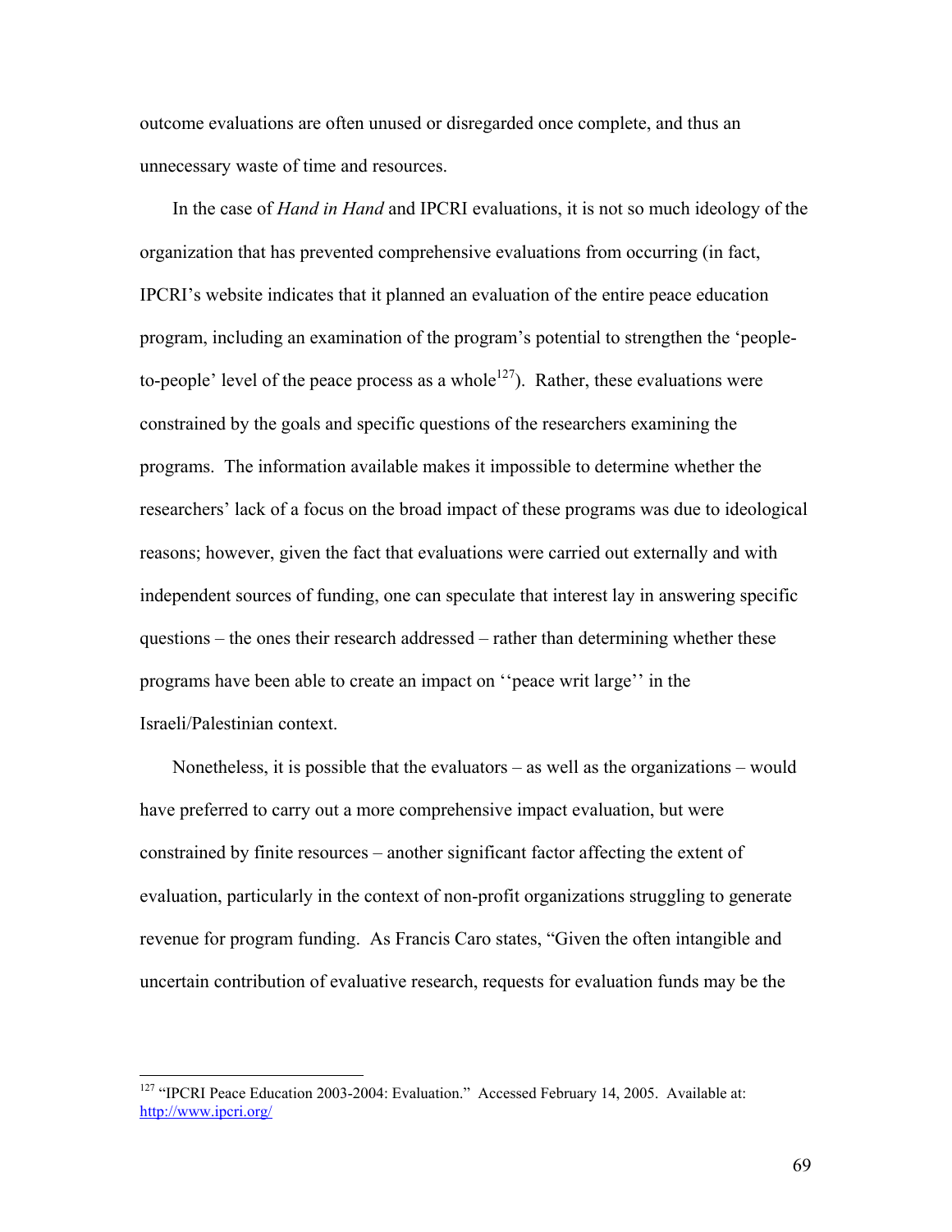outcome evaluations are often unused or disregarded once complete, and thus an unnecessary waste of time and resources.

In the case of *Hand in Hand* and IPCRI evaluations, it is not so much ideology of the organization that has prevented comprehensive evaluations from occurring (in fact, IPCRI's website indicates that it planned an evaluation of the entire peace education program, including an examination of the program's potential to strengthen the 'people-to-people' level of the peace process as a whole[127]). Rather, these evaluations were constrained by the goals and specific questions of the researchers examining the programs. The information available makes it impossible to determine whether the researchers' lack of a focus on the broad impact of these programs was due to ideological reasons; however, given the fact that evaluations were carried out externally and with independent sources of funding, one can speculate that interest lay in answering specific questions – the ones their research addressed – rather than determining whether these programs have been able to create an impact on ''peace writ large'' in the Israeli/Palestinian context.

Nonetheless, it is possible that the evaluators – as well as the organizations – would have preferred to carry out a more comprehensive impact evaluation, but were constrained by finite resources – another significant factor affecting the extent of evaluation, particularly in the context of non-profit organizations struggling to generate revenue for program funding. As Francis Caro states, "Given the often intangible and uncertain contribution of evaluative research, requests for evaluation funds may be the

---

[127] "IPCRI Peace Education 2003-2004: Evaluation." Accessed February 14, 2005. Available at: http://www.ipcri.org/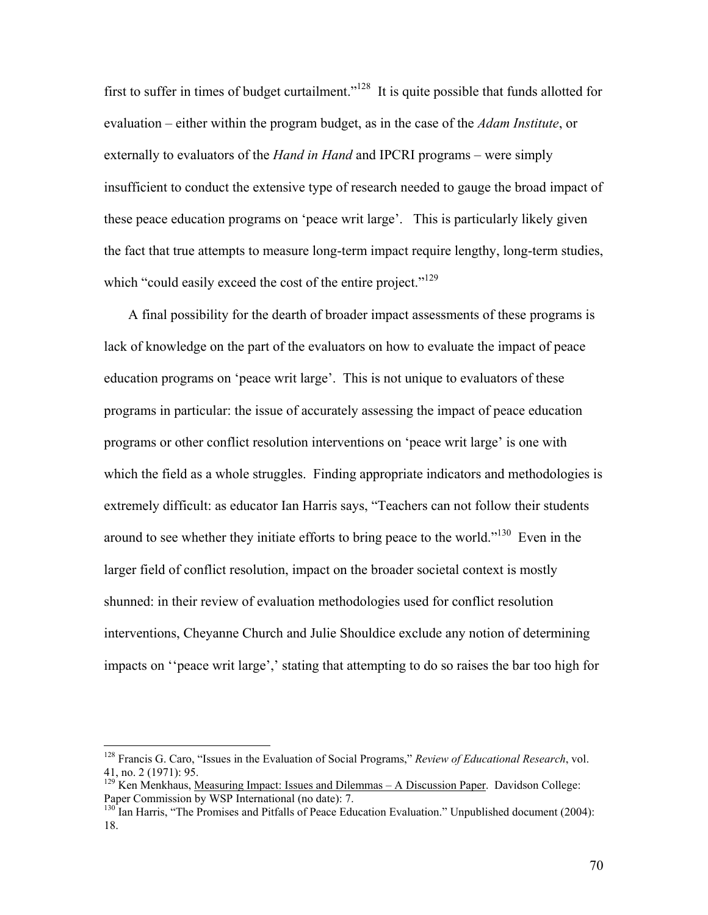first to suffer in times of budget curtailment."[128] It is quite possible that funds allotted for evaluation – either within the program budget, as in the case of the *Adam Institute*, or externally to evaluators of the *Hand in Hand* and IPCRI programs – were simply insufficient to conduct the extensive type of research needed to gauge the broad impact of these peace education programs on 'peace writ large'. This is particularly likely given the fact that true attempts to measure long-term impact require lengthy, long-term studies, which "could easily exceed the cost of the entire project."[129]

A final possibility for the dearth of broader impact assessments of these programs is lack of knowledge on the part of the evaluators on how to evaluate the impact of peace education programs on 'peace writ large'. This is not unique to evaluators of these programs in particular: the issue of accurately assessing the impact of peace education programs or other conflict resolution interventions on 'peace writ large' is one with which the field as a whole struggles. Finding appropriate indicators and methodologies is extremely difficult: as educator Ian Harris says, "Teachers can not follow their students around to see whether they initiate efforts to bring peace to the world."[130] Even in the larger field of conflict resolution, impact on the broader societal context is mostly shunned: in their review of evaluation methodologies used for conflict resolution interventions, Cheyanne Church and Julie Shouldice exclude any notion of determining impacts on ''peace writ large',' stating that attempting to do so raises the bar too high for

---

[128] Francis G. Caro, "Issues in the Evaluation of Social Programs," *Review of Educational Research*, vol. 41, no. 2 (1971): 95.

[129] Ken Menkhaus, Measuring Impact: Issues and Dilemmas – A Discussion Paper. Davidson College: Paper Commission by WSP International (no date): 7.

[130] Ian Harris, "The Promises and Pitfalls of Peace Education Evaluation." Unpublished document (2004): 18.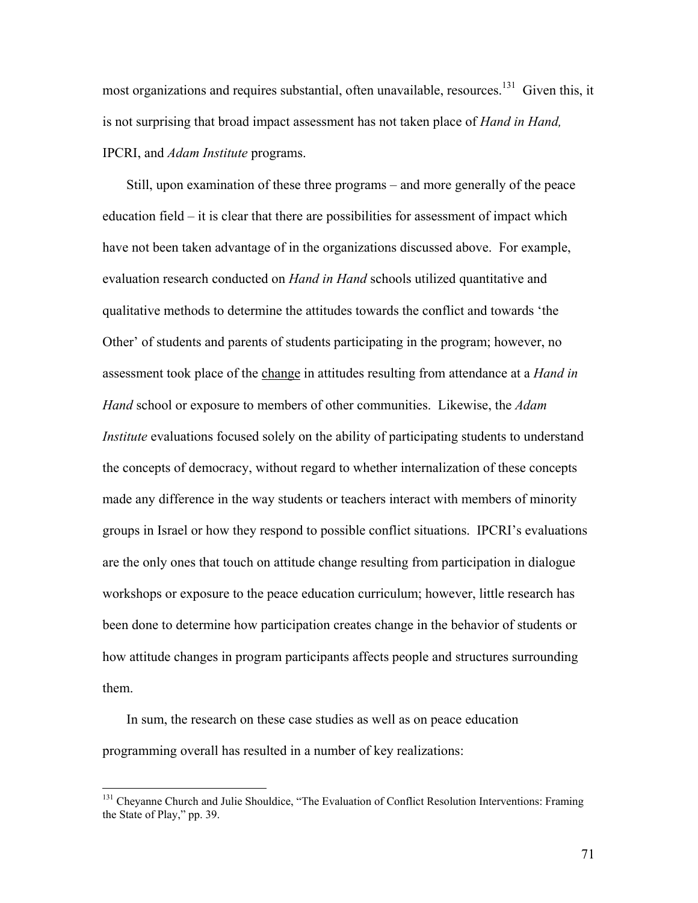most organizations and requires substantial, often unavailable, resources.[131] Given this, it is not surprising that broad impact assessment has not taken place of *Hand in Hand,* IPCRI, and *Adam Institute* programs.

Still, upon examination of these three programs – and more generally of the peace education field – it is clear that there are possibilities for assessment of impact which have not been taken advantage of in the organizations discussed above. For example, evaluation research conducted on *Hand in Hand* schools utilized quantitative and qualitative methods to determine the attitudes towards the conflict and towards 'the Other' of students and parents of students participating in the program; however, no assessment took place of the <u>change</u> in attitudes resulting from attendance at a *Hand in Hand* school or exposure to members of other communities. Likewise, the *Adam Institute* evaluations focused solely on the ability of participating students to understand the concepts of democracy, without regard to whether internalization of these concepts made any difference in the way students or teachers interact with members of minority groups in Israel or how they respond to possible conflict situations. IPCRI's evaluations are the only ones that touch on attitude change resulting from participation in dialogue workshops or exposure to the peace education curriculum; however, little research has been done to determine how participation creates change in the behavior of students or how attitude changes in program participants affects people and structures surrounding them.

In sum, the research on these case studies as well as on peace education programming overall has resulted in a number of key realizations:

---

[131] Cheyanne Church and Julie Shouldice, "The Evaluation of Conflict Resolution Interventions: Framing the State of Play," pp. 39.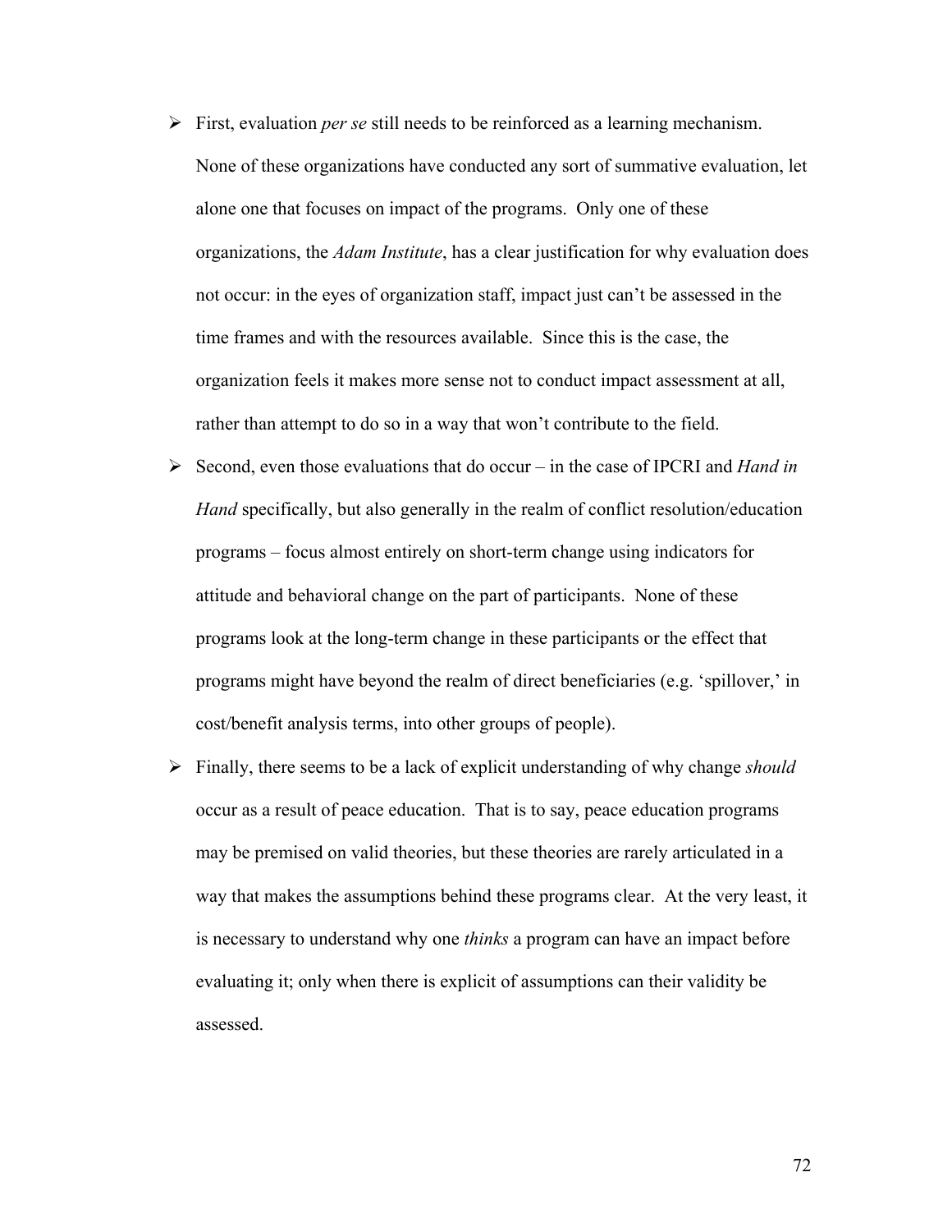- First, evaluation *per se* still needs to be reinforced as a learning mechanism. None of these organizations have conducted any sort of summative evaluation, let alone one that focuses on impact of the programs. Only one of these organizations, the *Adam Institute*, has a clear justification for why evaluation does not occur: in the eyes of organization staff, impact just can't be assessed in the time frames and with the resources available. Since this is the case, the organization feels it makes more sense not to conduct impact assessment at all, rather than attempt to do so in a way that won't contribute to the field.
- Second, even those evaluations that do occur – in the case of IPCRI and *Hand in Hand* specifically, but also generally in the realm of conflict resolution/education programs – focus almost entirely on short-term change using indicators for attitude and behavioral change on the part of participants. None of these programs look at the long-term change in these participants or the effect that programs might have beyond the realm of direct beneficiaries (e.g. 'spillover,' in cost/benefit analysis terms, into other groups of people).
- Finally, there seems to be a lack of explicit understanding of why change *should* occur as a result of peace education. That is to say, peace education programs may be premised on valid theories, but these theories are rarely articulated in a way that makes the assumptions behind these programs clear. At the very least, it is necessary to understand why one *thinks* a program can have an impact before evaluating it; only when there is explicit of assumptions can their validity be assessed.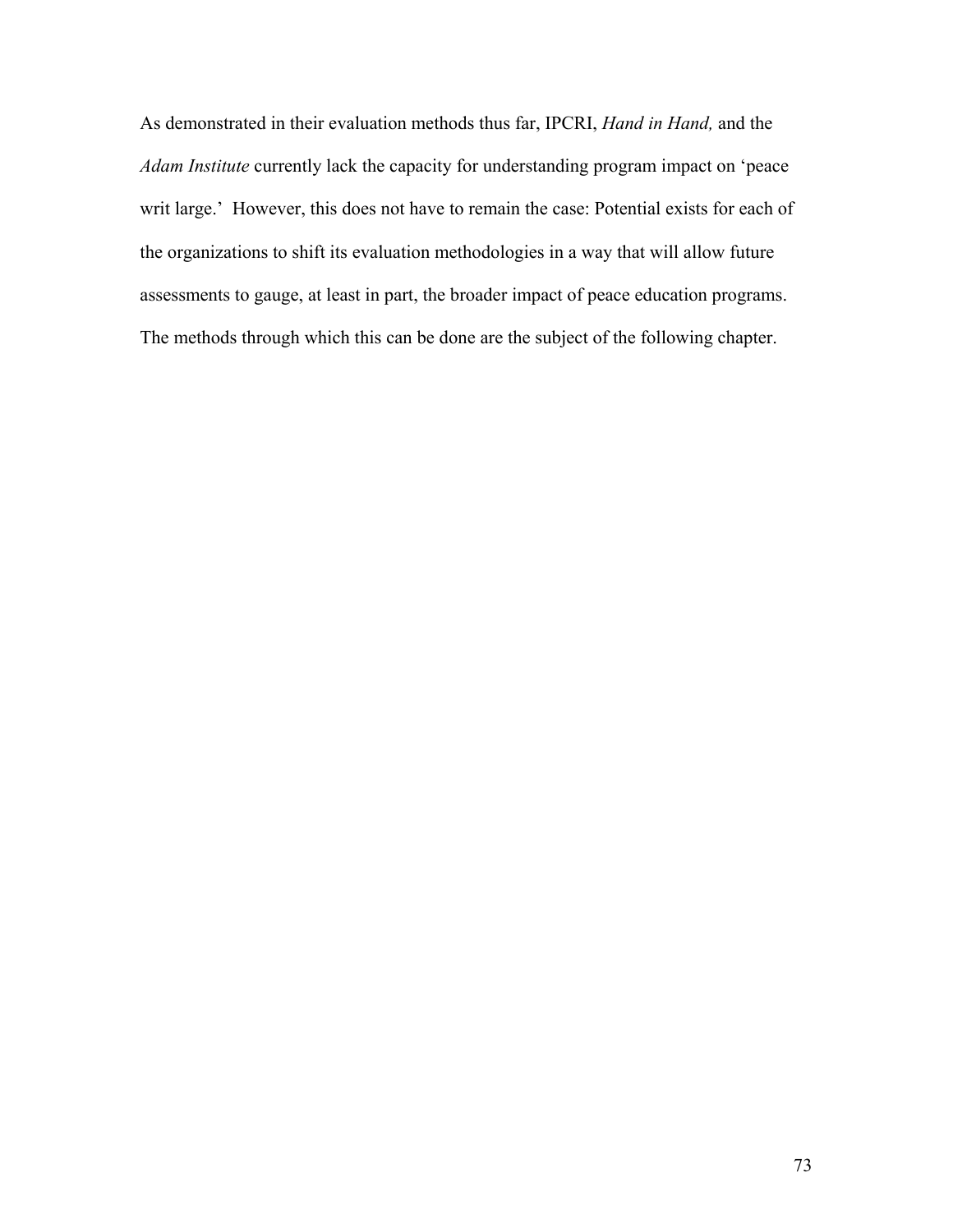As demonstrated in their evaluation methods thus far, IPCRI, *Hand in Hand,* and the *Adam Institute* currently lack the capacity for understanding program impact on 'peace writ large.' However, this does not have to remain the case: Potential exists for each of the organizations to shift its evaluation methodologies in a way that will allow future assessments to gauge, at least in part, the broader impact of peace education programs. The methods through which this can be done are the subject of the following chapter.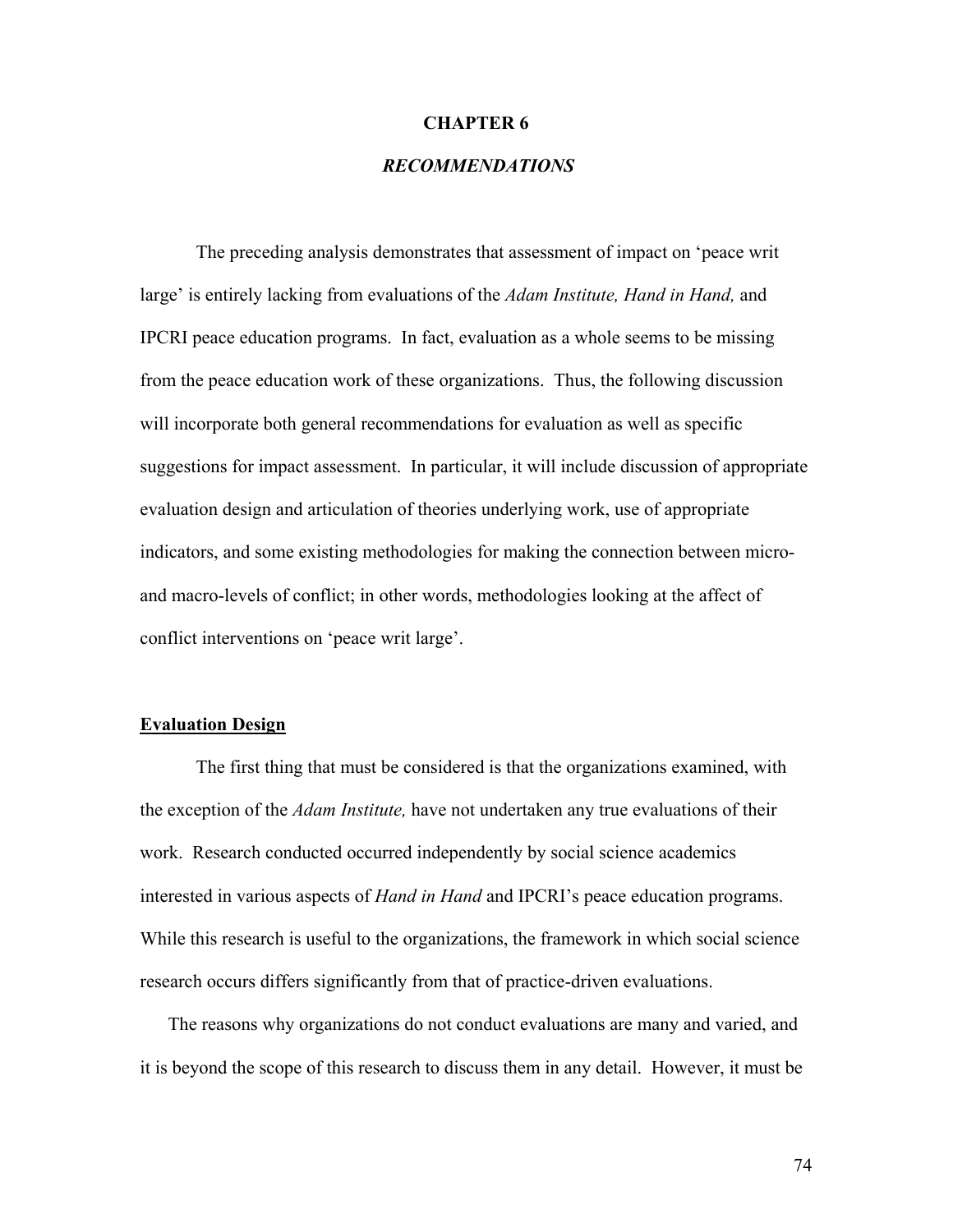# CHAPTER 6

## *RECOMMENDATIONS*

The preceding analysis demonstrates that assessment of impact on 'peace writ large' is entirely lacking from evaluations of the *Adam Institute*, *Hand in Hand,* and IPCRI peace education programs. In fact, evaluation as a whole seems to be missing from the peace education work of these organizations. Thus, the following discussion will incorporate both general recommendations for evaluation as well as specific suggestions for impact assessment. In particular, it will include discussion of appropriate evaluation design and articulation of theories underlying work, use of appropriate indicators, and some existing methodologies for making the connection between micro- and macro-levels of conflict; in other words, methodologies looking at the affect of conflict interventions on 'peace writ large'.

### Evaluation Design

The first thing that must be considered is that the organizations examined, with the exception of the *Adam Institute,* have not undertaken any true evaluations of their work. Research conducted occurred independently by social science academics interested in various aspects of *Hand in Hand* and IPCRI's peace education programs. While this research is useful to the organizations, the framework in which social science research occurs differs significantly from that of practice-driven evaluations.

The reasons why organizations do not conduct evaluations are many and varied, and it is beyond the scope of this research to discuss them in any detail. However, it must be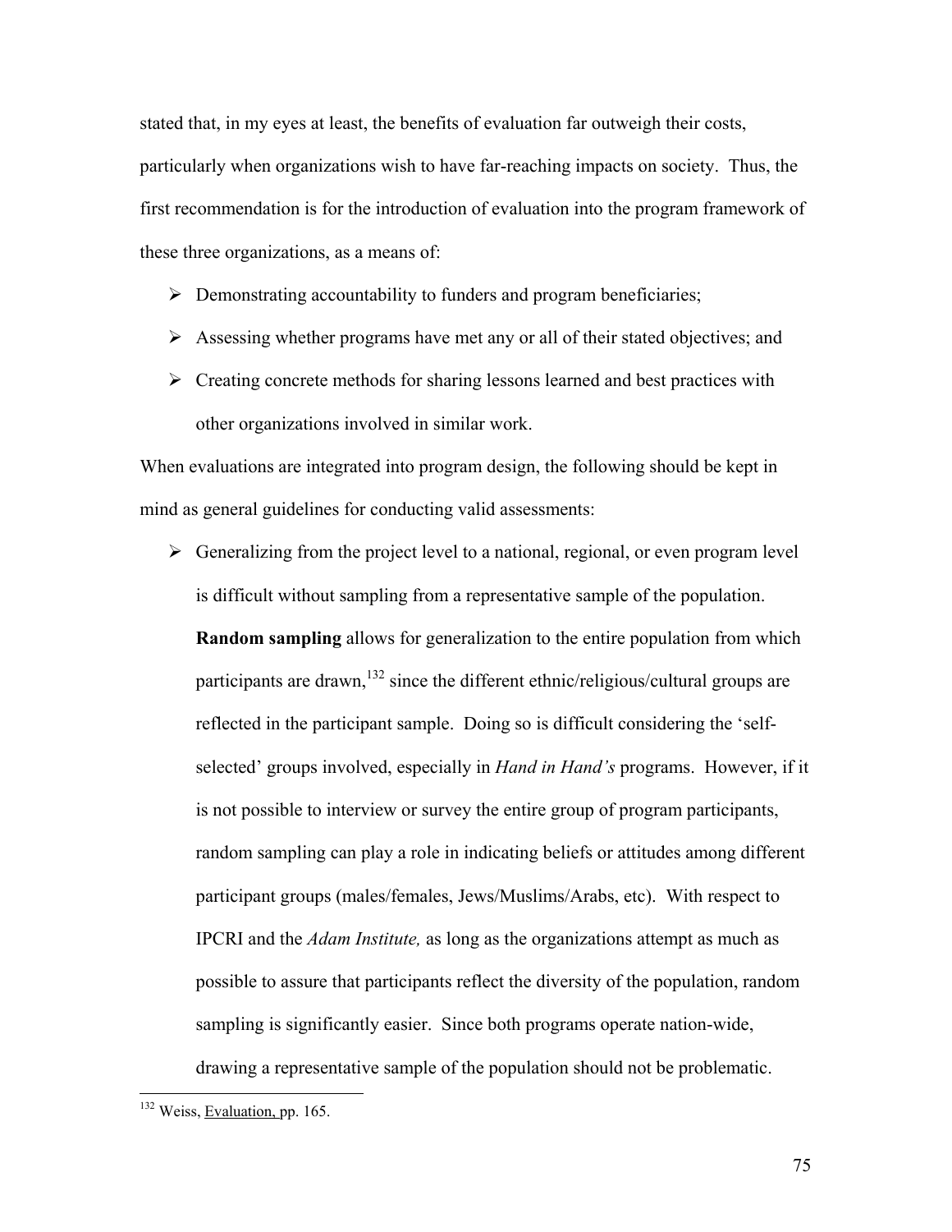stated that, in my eyes at least, the benefits of evaluation far outweigh their costs, particularly when organizations wish to have far-reaching impacts on society. Thus, the first recommendation is for the introduction of evaluation into the program framework of these three organizations, as a means of:

- Demonstrating accountability to funders and program beneficiaries;
- Assessing whether programs have met any or all of their stated objectives; and
- Creating concrete methods for sharing lessons learned and best practices with other organizations involved in similar work.

When evaluations are integrated into program design, the following should be kept in mind as general guidelines for conducting valid assessments:

- Generalizing from the project level to a national, regional, or even program level is difficult without sampling from a representative sample of the population. **Random sampling** allows for generalization to the entire population from which participants are drawn,[132] since the different ethnic/religious/cultural groups are reflected in the participant sample. Doing so is difficult considering the 'self-selected' groups involved, especially in *Hand in Hand's* programs. However, if it is not possible to interview or survey the entire group of program participants, random sampling can play a role in indicating beliefs or attitudes among different participant groups (males/females, Jews/Muslims/Arabs, etc). With respect to IPCRI and the *Adam Institute,* as long as the organizations attempt as much as possible to assure that participants reflect the diversity of the population, random sampling is significantly easier. Since both programs operate nation-wide, drawing a representative sample of the population should not be problematic.

[132] Weiss, Evaluation, pp. 165.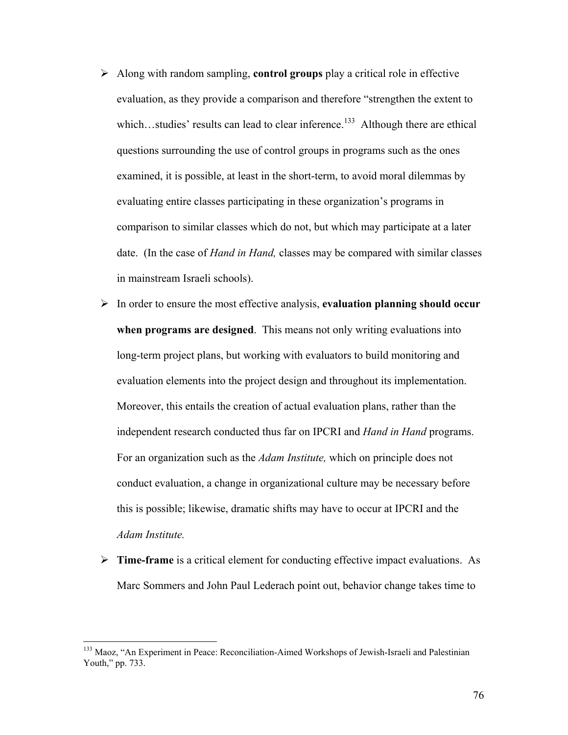- Along with random sampling, **control groups** play a critical role in effective evaluation, as they provide a comparison and therefore "strengthen the extent to which…studies' results can lead to clear inference.[133] Although there are ethical questions surrounding the use of control groups in programs such as the ones examined, it is possible, at least in the short-term, to avoid moral dilemmas by evaluating entire classes participating in these organization's programs in comparison to similar classes which do not, but which may participate at a later date. (In the case of *Hand in Hand,* classes may be compared with similar classes in mainstream Israeli schools).
- In order to ensure the most effective analysis, **evaluation planning should occur when programs are designed**. This means not only writing evaluations into long-term project plans, but working with evaluators to build monitoring and evaluation elements into the project design and throughout its implementation. Moreover, this entails the creation of actual evaluation plans, rather than the independent research conducted thus far on IPCRI and *Hand in Hand* programs. For an organization such as the *Adam Institute,* which on principle does not conduct evaluation, a change in organizational culture may be necessary before this is possible; likewise, dramatic shifts may have to occur at IPCRI and the *Adam Institute.*
- **Time-frame** is a critical element for conducting effective impact evaluations. As Marc Sommers and John Paul Lederach point out, behavior change takes time to

[133] Maoz, "An Experiment in Peace: Reconciliation-Aimed Workshops of Jewish-Israeli and Palestinian Youth," pp. 733.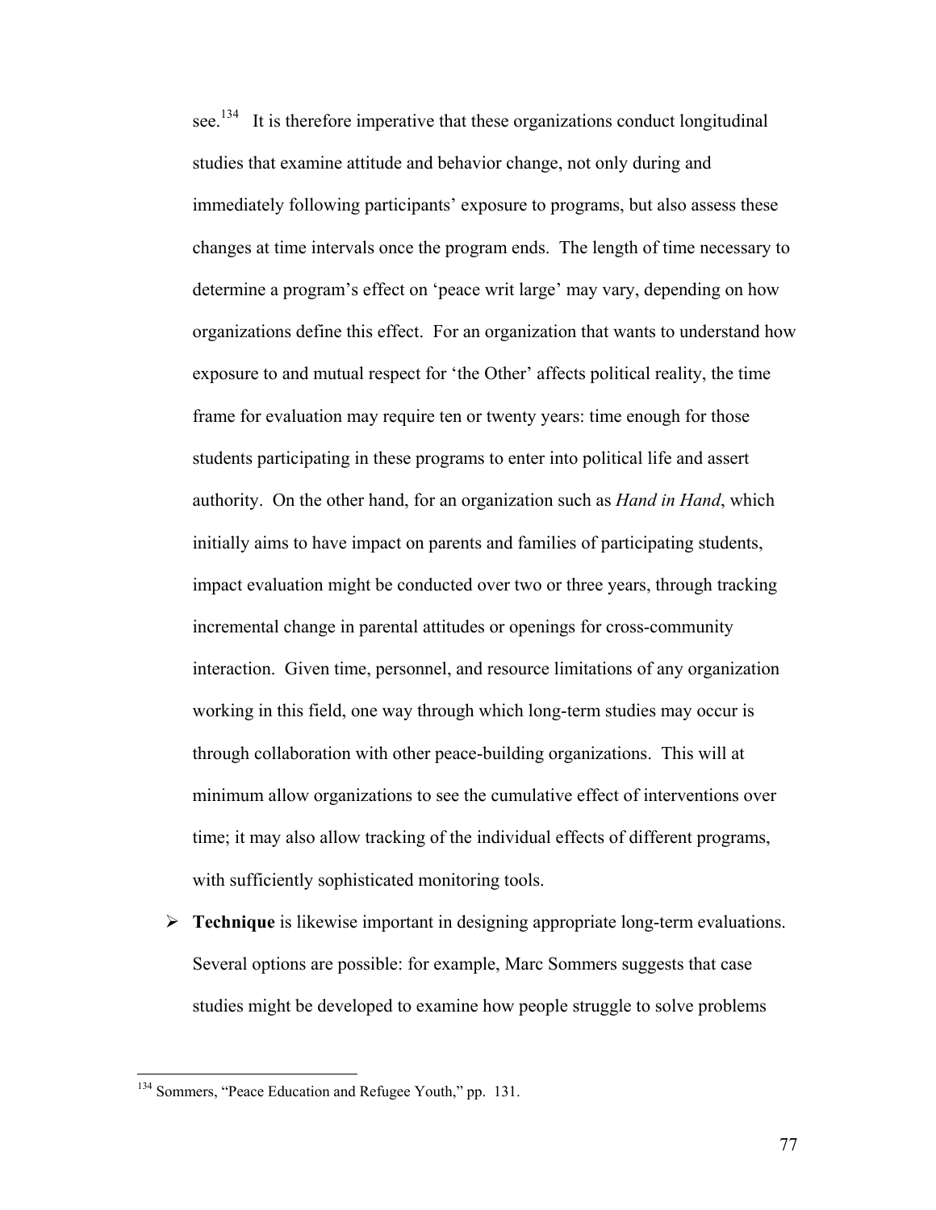see.[134] It is therefore imperative that these organizations conduct longitudinal studies that examine attitude and behavior change, not only during and immediately following participants' exposure to programs, but also assess these changes at time intervals once the program ends. The length of time necessary to determine a program's effect on 'peace writ large' may vary, depending on how organizations define this effect. For an organization that wants to understand how exposure to and mutual respect for 'the Other' affects political reality, the time frame for evaluation may require ten or twenty years: time enough for those students participating in these programs to enter into political life and assert authority. On the other hand, for an organization such as *Hand in Hand*, which initially aims to have impact on parents and families of participating students, impact evaluation might be conducted over two or three years, through tracking incremental change in parental attitudes or openings for cross-community interaction. Given time, personnel, and resource limitations of any organization working in this field, one way through which long-term studies may occur is through collaboration with other peace-building organizations. This will at minimum allow organizations to see the cumulative effect of interventions over time; it may also allow tracking of the individual effects of different programs, with sufficiently sophisticated monitoring tools.

- **Technique** is likewise important in designing appropriate long-term evaluations. Several options are possible: for example, Marc Sommers suggests that case studies might be developed to examine how people struggle to solve problems

---

[134] Sommers, "Peace Education and Refugee Youth," pp. 131.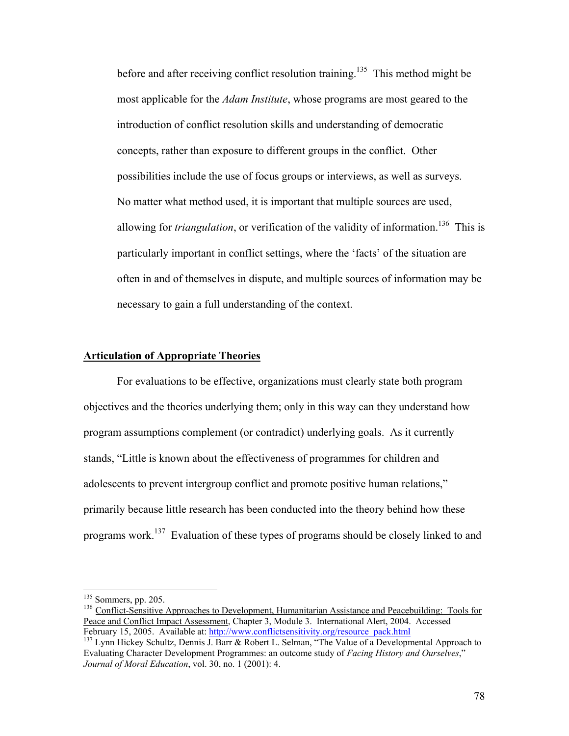before and after receiving conflict resolution training.[135] This method might be most applicable for the *Adam Institute*, whose programs are most geared to the introduction of conflict resolution skills and understanding of democratic concepts, rather than exposure to different groups in the conflict. Other possibilities include the use of focus groups or interviews, as well as surveys. No matter what method used, it is important that multiple sources are used, allowing for *triangulation*, or verification of the validity of information.[136] This is particularly important in conflict settings, where the 'facts' of the situation are often in and of themselves in dispute, and multiple sources of information may be necessary to gain a full understanding of the context.

## Articulation of Appropriate Theories

For evaluations to be effective, organizations must clearly state both program objectives and the theories underlying them; only in this way can they understand how program assumptions complement (or contradict) underlying goals. As it currently stands, "Little is known about the effectiveness of programmes for children and adolescents to prevent intergroup conflict and promote positive human relations," primarily because little research has been conducted into the theory behind how these programs work.[137] Evaluation of these types of programs should be closely linked to and

---

[135] Sommers, pp. 205.

[136] Conflict-Sensitive Approaches to Development, Humanitarian Assistance and Peacebuilding: Tools for Peace and Conflict Impact Assessment, Chapter 3, Module 3. International Alert, 2004. Accessed February 15, 2005. Available at: http://www.conflictsensitivity.org/resource_pack.html

[137] Lynn Hickey Schultz, Dennis J. Barr & Robert L. Selman, "The Value of a Developmental Approach to Evaluating Character Development Programmes: an outcome study of *Facing History and Ourselves*," *Journal of Moral Education*, vol. 30, no. 1 (2001): 4.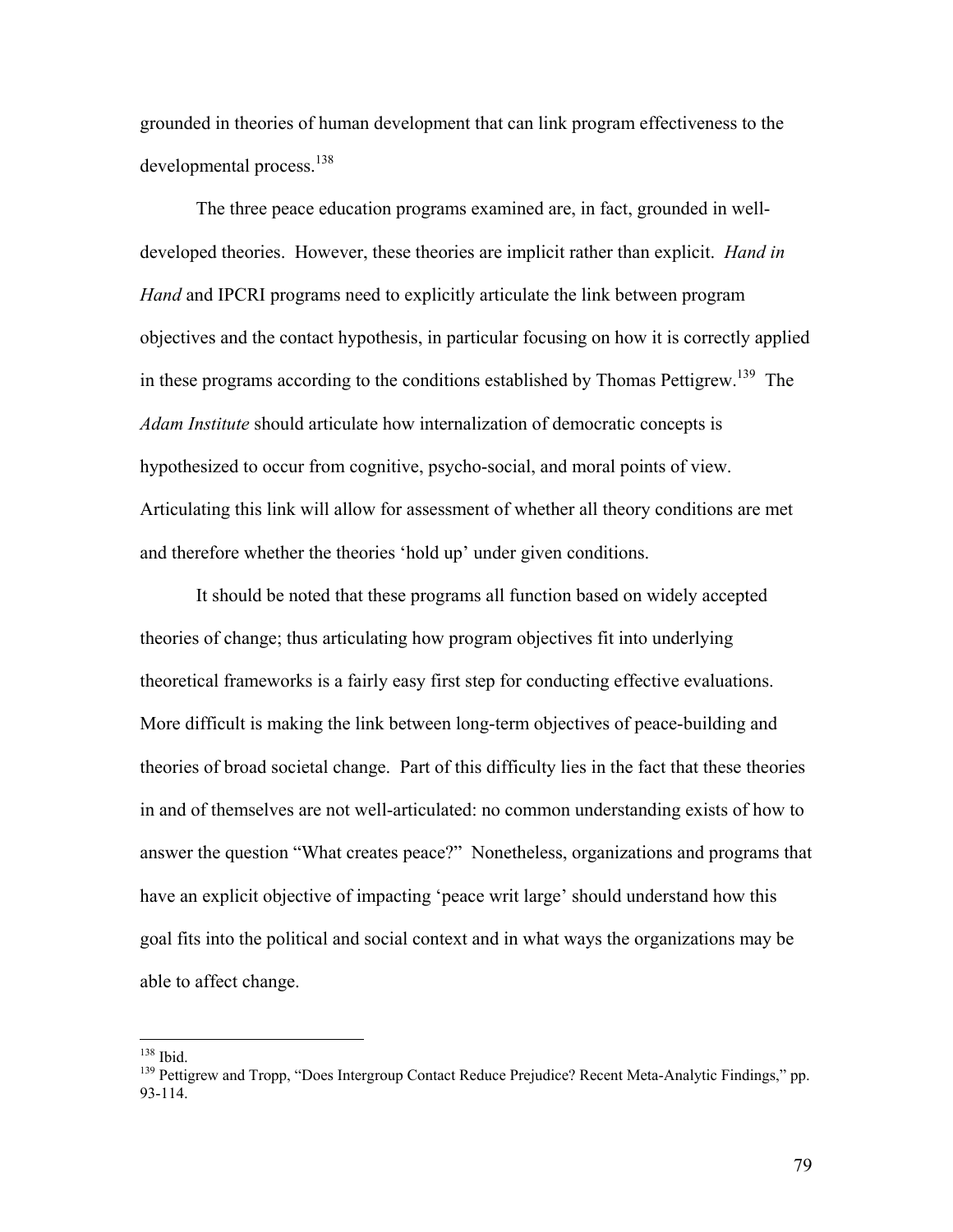grounded in theories of human development that can link program effectiveness to the developmental process.[138]

The three peace education programs examined are, in fact, grounded in well-developed theories. However, these theories are implicit rather than explicit. *Hand in Hand* and IPCRI programs need to explicitly articulate the link between program objectives and the contact hypothesis, in particular focusing on how it is correctly applied in these programs according to the conditions established by Thomas Pettigrew.[139] The *Adam Institute* should articulate how internalization of democratic concepts is hypothesized to occur from cognitive, psycho-social, and moral points of view. Articulating this link will allow for assessment of whether all theory conditions are met and therefore whether the theories 'hold up' under given conditions.

It should be noted that these programs all function based on widely accepted theories of change; thus articulating how program objectives fit into underlying theoretical frameworks is a fairly easy first step for conducting effective evaluations. More difficult is making the link between long-term objectives of peace-building and theories of broad societal change. Part of this difficulty lies in the fact that these theories in and of themselves are not well-articulated: no common understanding exists of how to answer the question "What creates peace?" Nonetheless, organizations and programs that have an explicit objective of impacting 'peace writ large' should understand how this goal fits into the political and social context and in what ways the organizations may be able to affect change.

---

[138] Ibid.

[139] Pettigrew and Tropp, "Does Intergroup Contact Reduce Prejudice? Recent Meta-Analytic Findings," pp. 93-114.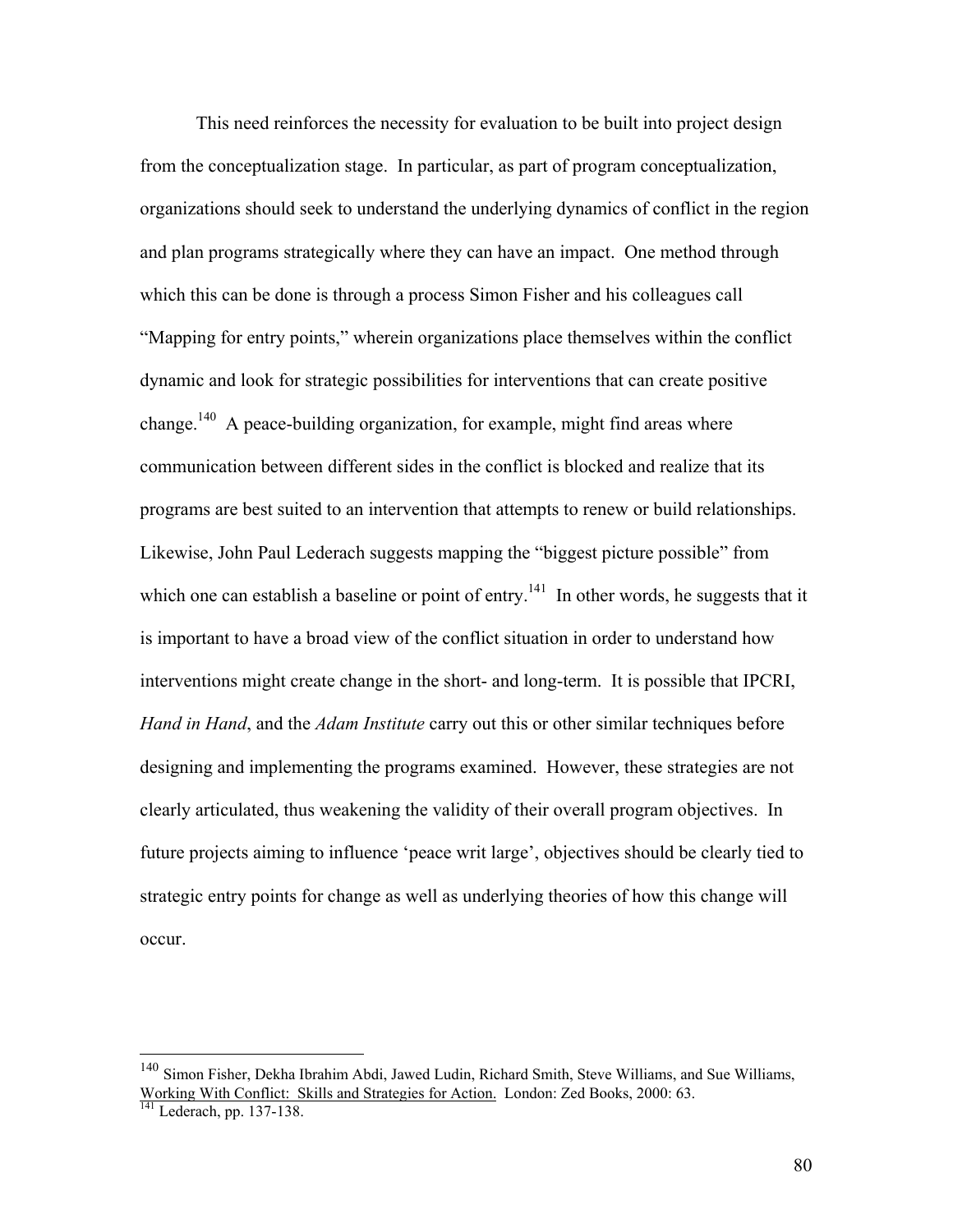This need reinforces the necessity for evaluation to be built into project design from the conceptualization stage. In particular, as part of program conceptualization, organizations should seek to understand the underlying dynamics of conflict in the region and plan programs strategically where they can have an impact. One method through which this can be done is through a process Simon Fisher and his colleagues call "Mapping for entry points," wherein organizations place themselves within the conflict dynamic and look for strategic possibilities for interventions that can create positive change.[140] A peace-building organization, for example, might find areas where communication between different sides in the conflict is blocked and realize that its programs are best suited to an intervention that attempts to renew or build relationships. Likewise, John Paul Lederach suggests mapping the "biggest picture possible" from which one can establish a baseline or point of entry.[141] In other words, he suggests that it is important to have a broad view of the conflict situation in order to understand how interventions might create change in the short- and long-term. It is possible that IPCRI, *Hand in Hand*, and the *Adam Institute* carry out this or other similar techniques before designing and implementing the programs examined. However, these strategies are not clearly articulated, thus weakening the validity of their overall program objectives. In future projects aiming to influence 'peace writ large', objectives should be clearly tied to strategic entry points for change as well as underlying theories of how this change will occur.

---

[140] Simon Fisher, Dekha Ibrahim Abdi, Jawed Ludin, Richard Smith, Steve Williams, and Sue Williams, Working With Conflict: Skills and Strategies for Action. London: Zed Books, 2000: 63.

[141] Lederach, pp. 137-138.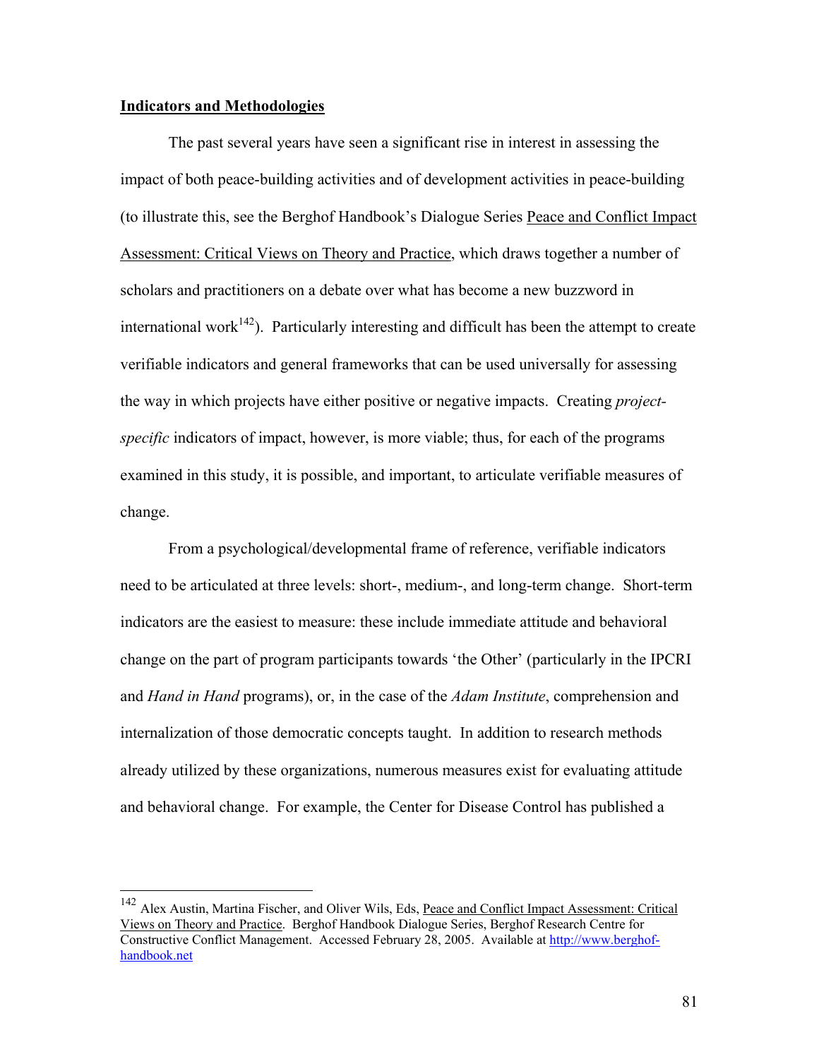**Indicators and Methodologies**

The past several years have seen a significant rise in interest in assessing the impact of both peace-building activities and of development activities in peace-building (to illustrate this, see the Berghof Handbook's Dialogue Series Peace and Conflict Impact Assessment: Critical Views on Theory and Practice, which draws together a number of scholars and practitioners on a debate over what has become a new buzzword in international work[142]). Particularly interesting and difficult has been the attempt to create verifiable indicators and general frameworks that can be used universally for assessing the way in which projects have either positive or negative impacts. Creating *project-specific* indicators of impact, however, is more viable; thus, for each of the programs examined in this study, it is possible, and important, to articulate verifiable measures of change.

From a psychological/developmental frame of reference, verifiable indicators need to be articulated at three levels: short-, medium-, and long-term change. Short-term indicators are the easiest to measure: these include immediate attitude and behavioral change on the part of program participants towards 'the Other' (particularly in the IPCRI and *Hand in Hand* programs), or, in the case of the *Adam Institute*, comprehension and internalization of those democratic concepts taught. In addition to research methods already utilized by these organizations, numerous measures exist for evaluating attitude and behavioral change. For example, the Center for Disease Control has published a

---

[142] Alex Austin, Martina Fischer, and Oliver Wils, Eds, Peace and Conflict Impact Assessment: Critical Views on Theory and Practice. Berghof Handbook Dialogue Series, Berghof Research Centre for Constructive Conflict Management. Accessed February 28, 2005. Available at http://www.berghof-handbook.net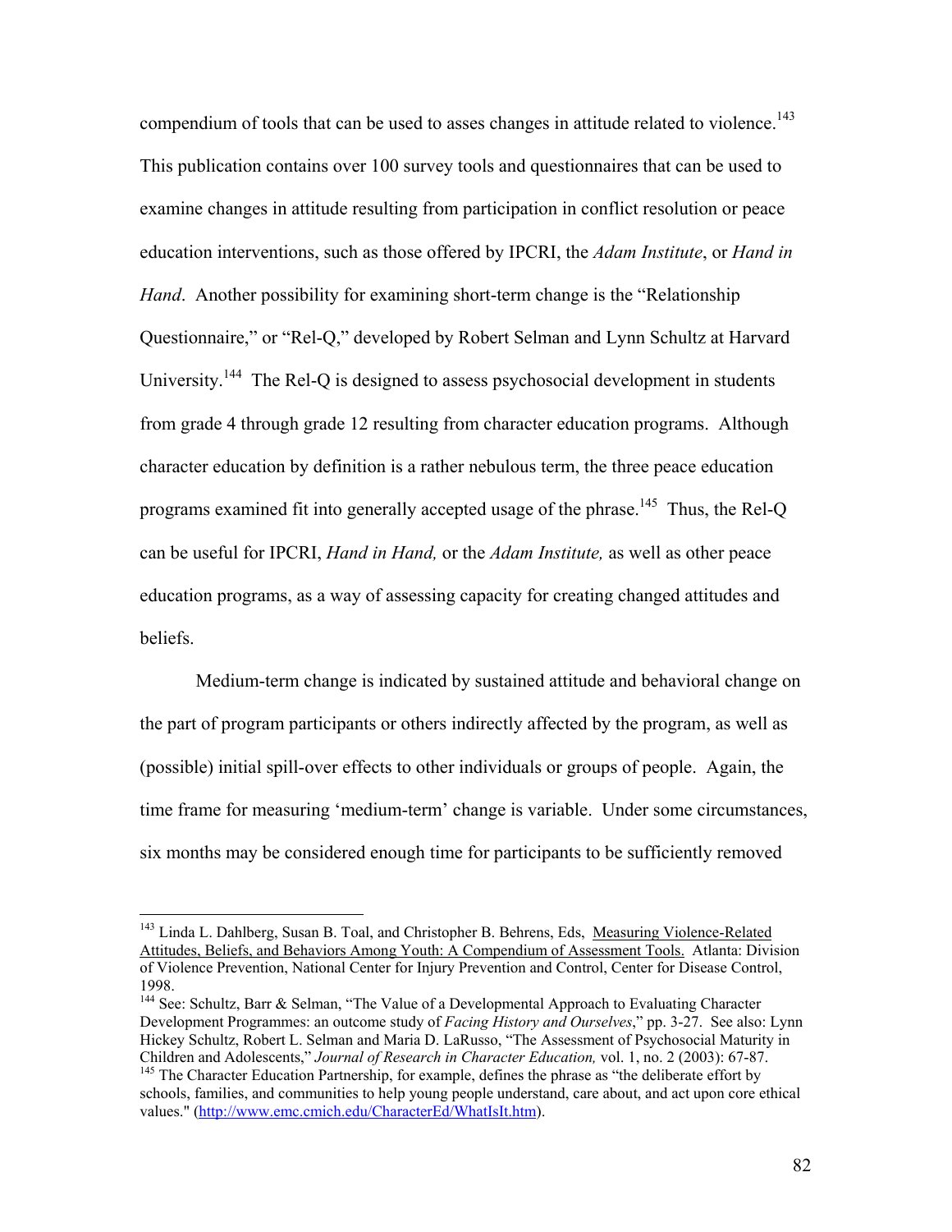compendium of tools that can be used to asses changes in attitude related to violence.[143] This publication contains over 100 survey tools and questionnaires that can be used to examine changes in attitude resulting from participation in conflict resolution or peace education interventions, such as those offered by IPCRI, the *Adam Institute*, or *Hand in Hand*. Another possibility for examining short-term change is the "Relationship Questionnaire," or "Rel-Q," developed by Robert Selman and Lynn Schultz at Harvard University.[144] The Rel-Q is designed to assess psychosocial development in students from grade 4 through grade 12 resulting from character education programs. Although character education by definition is a rather nebulous term, the three peace education programs examined fit into generally accepted usage of the phrase.[145] Thus, the Rel-Q can be useful for IPCRI, *Hand in Hand,* or the *Adam Institute,* as well as other peace education programs, as a way of assessing capacity for creating changed attitudes and beliefs.

Medium-term change is indicated by sustained attitude and behavioral change on the part of program participants or others indirectly affected by the program, as well as (possible) initial spill-over effects to other individuals or groups of people. Again, the time frame for measuring 'medium-term' change is variable. Under some circumstances, six months may be considered enough time for participants to be sufficiently removed

---

[143] Linda L. Dahlberg, Susan B. Toal, and Christopher B. Behrens, Eds, Measuring Violence-Related Attitudes, Beliefs, and Behaviors Among Youth: A Compendium of Assessment Tools. Atlanta: Division of Violence Prevention, National Center for Injury Prevention and Control, Center for Disease Control, 1998.

[144] See: Schultz, Barr & Selman, "The Value of a Developmental Approach to Evaluating Character Development Programmes: an outcome study of *Facing History and Ourselves*," pp. 3-27. See also: Lynn Hickey Schultz, Robert L. Selman and Maria D. LaRusso, "The Assessment of Psychosocial Maturity in Children and Adolescents," *Journal of Research in Character Education,* vol. 1, no. 2 (2003): 67-87.

[145] The Character Education Partnership, for example, defines the phrase as "the deliberate effort by schools, families, and communities to help young people understand, care about, and act upon core ethical values." (http://www.emc.cmich.edu/CharacterEd/WhatIsIt.htm).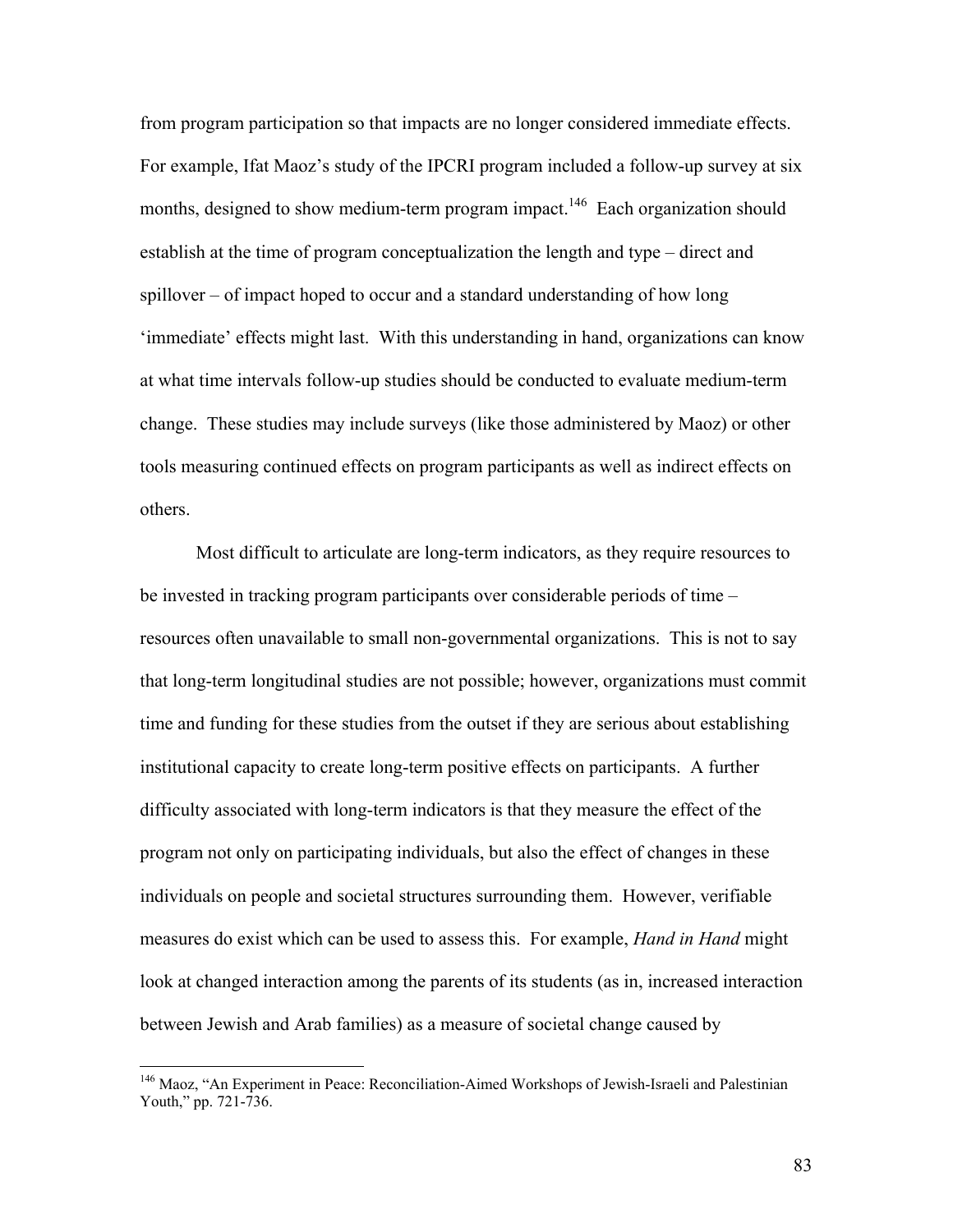from program participation so that impacts are no longer considered immediate effects. For example, Ifat Maoz's study of the IPCRI program included a follow-up survey at six months, designed to show medium-term program impact.[146] Each organization should establish at the time of program conceptualization the length and type – direct and spillover – of impact hoped to occur and a standard understanding of how long 'immediate' effects might last. With this understanding in hand, organizations can know at what time intervals follow-up studies should be conducted to evaluate medium-term change. These studies may include surveys (like those administered by Maoz) or other tools measuring continued effects on program participants as well as indirect effects on others.

Most difficult to articulate are long-term indicators, as they require resources to be invested in tracking program participants over considerable periods of time – resources often unavailable to small non-governmental organizations. This is not to say that long-term longitudinal studies are not possible; however, organizations must commit time and funding for these studies from the outset if they are serious about establishing institutional capacity to create long-term positive effects on participants. A further difficulty associated with long-term indicators is that they measure the effect of the program not only on participating individuals, but also the effect of changes in these individuals on people and societal structures surrounding them. However, verifiable measures do exist which can be used to assess this. For example, *Hand in Hand* might look at changed interaction among the parents of its students (as in, increased interaction between Jewish and Arab families) as a measure of societal change caused by

---

[146] Maoz, "An Experiment in Peace: Reconciliation-Aimed Workshops of Jewish-Israeli and Palestinian Youth," pp. 721-736.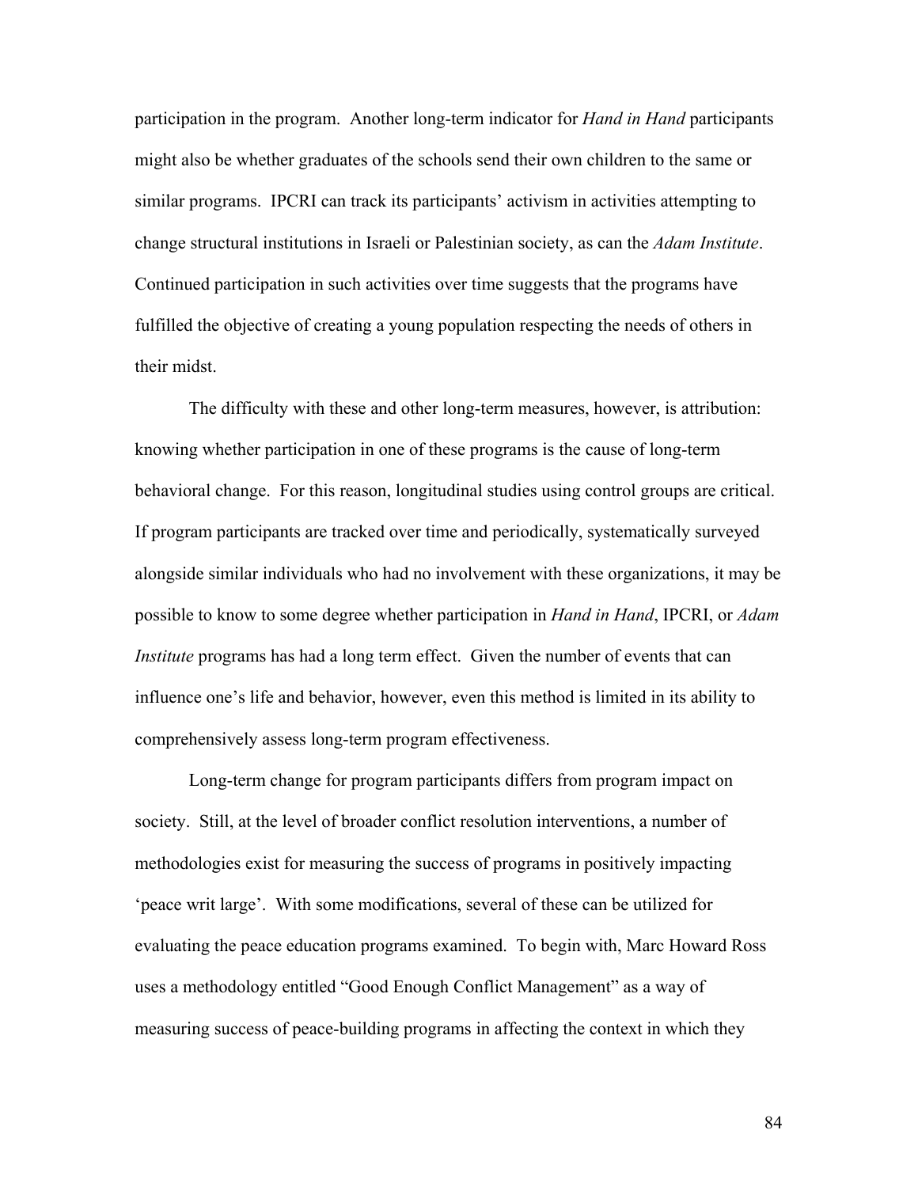participation in the program. Another long-term indicator for *Hand in Hand* participants might also be whether graduates of the schools send their own children to the same or similar programs. IPCRI can track its participants' activism in activities attempting to change structural institutions in Israeli or Palestinian society, as can the *Adam Institute*. Continued participation in such activities over time suggests that the programs have fulfilled the objective of creating a young population respecting the needs of others in their midst.

The difficulty with these and other long-term measures, however, is attribution: knowing whether participation in one of these programs is the cause of long-term behavioral change. For this reason, longitudinal studies using control groups are critical. If program participants are tracked over time and periodically, systematically surveyed alongside similar individuals who had no involvement with these organizations, it may be possible to know to some degree whether participation in *Hand in Hand*, IPCRI, or *Adam Institute* programs has had a long term effect. Given the number of events that can influence one's life and behavior, however, even this method is limited in its ability to comprehensively assess long-term program effectiveness.

Long-term change for program participants differs from program impact on society. Still, at the level of broader conflict resolution interventions, a number of methodologies exist for measuring the success of programs in positively impacting 'peace writ large'. With some modifications, several of these can be utilized for evaluating the peace education programs examined. To begin with, Marc Howard Ross uses a methodology entitled "Good Enough Conflict Management" as a way of measuring success of peace-building programs in affecting the context in which they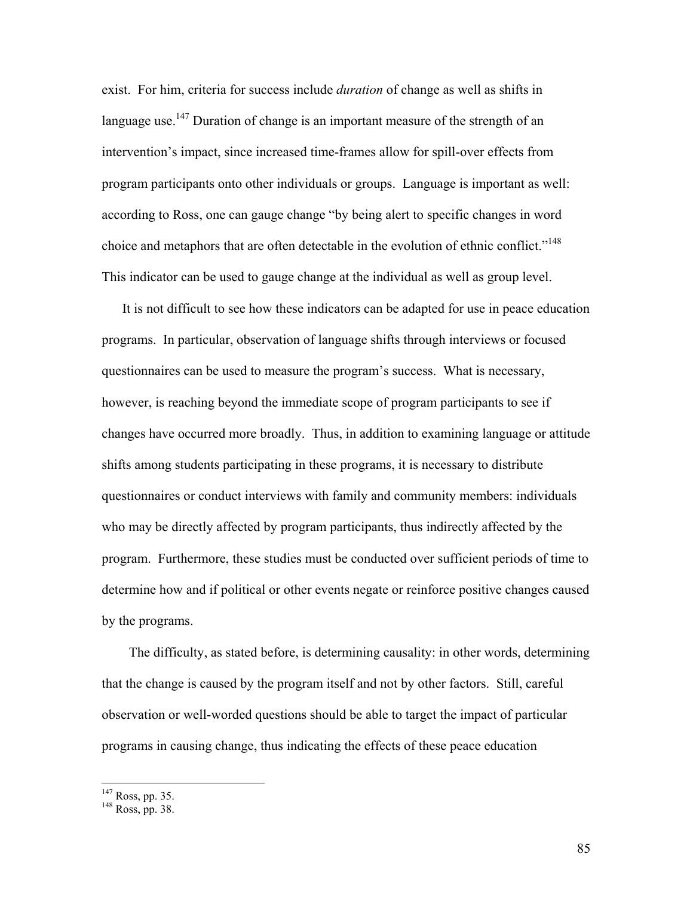exist. For him, criteria for success include *duration* of change as well as shifts in language use.[147] Duration of change is an important measure of the strength of an intervention's impact, since increased time-frames allow for spill-over effects from program participants onto other individuals or groups. Language is important as well: according to Ross, one can gauge change "by being alert to specific changes in word choice and metaphors that are often detectable in the evolution of ethnic conflict."[148] This indicator can be used to gauge change at the individual as well as group level.

It is not difficult to see how these indicators can be adapted for use in peace education programs. In particular, observation of language shifts through interviews or focused questionnaires can be used to measure the program's success. What is necessary, however, is reaching beyond the immediate scope of program participants to see if changes have occurred more broadly. Thus, in addition to examining language or attitude shifts among students participating in these programs, it is necessary to distribute questionnaires or conduct interviews with family and community members: individuals who may be directly affected by program participants, thus indirectly affected by the program. Furthermore, these studies must be conducted over sufficient periods of time to determine how and if political or other events negate or reinforce positive changes caused by the programs.

The difficulty, as stated before, is determining causality: in other words, determining that the change is caused by the program itself and not by other factors. Still, careful observation or well-worded questions should be able to target the impact of particular programs in causing change, thus indicating the effects of these peace education

---

[147] Ross, pp. 35.
[148] Ross, pp. 38.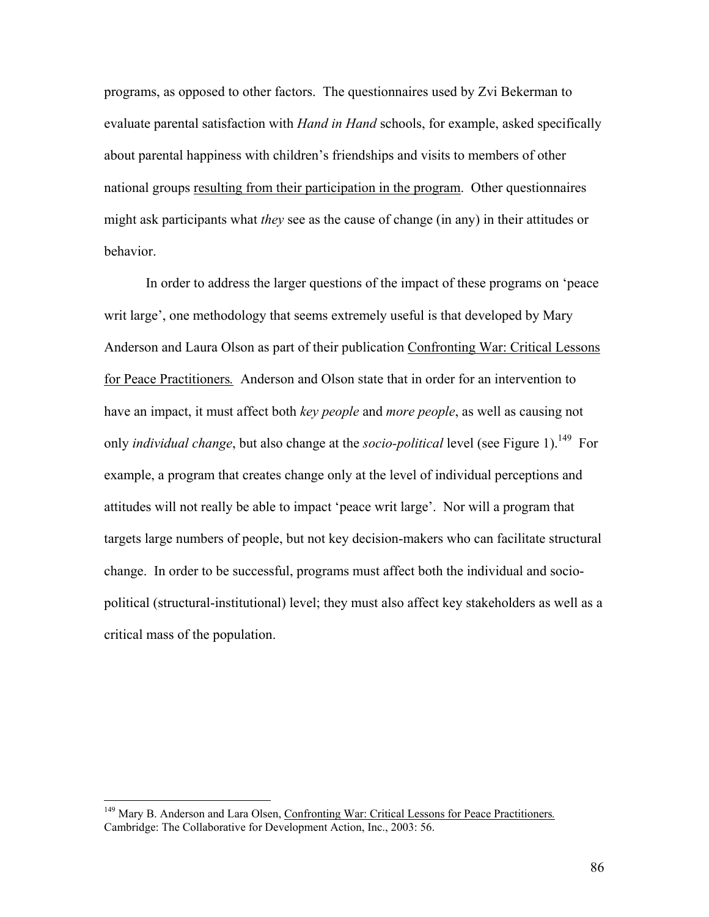programs, as opposed to other factors. The questionnaires used by Zvi Bekerman to evaluate parental satisfaction with *Hand in Hand* schools, for example, asked specifically about parental happiness with children's friendships and visits to members of other national groups <u>resulting from their participation in the program</u>. Other questionnaires might ask participants what *they* see as the cause of change (in any) in their attitudes or behavior.

In order to address the larger questions of the impact of these programs on 'peace writ large', one methodology that seems extremely useful is that developed by Mary Anderson and Laura Olson as part of their publication <u>Confronting War: Critical Lessons for Peace Practitioners</u>. Anderson and Olson state that in order for an intervention to have an impact, it must affect both *key people* and *more people*, as well as causing not only *individual change*, but also change at the *socio-political* level (see Figure 1).[149] For example, a program that creates change only at the level of individual perceptions and attitudes will not really be able to impact 'peace writ large'. Nor will a program that targets large numbers of people, but not key decision-makers who can facilitate structural change. In order to be successful, programs must affect both the individual and socio-political (structural-institutional) level; they must also affect key stakeholders as well as a critical mass of the population.

---

[149] Mary B. Anderson and Lara Olsen, <u>Confronting War: Critical Lessons for Peace Practitioners</u>. Cambridge: The Collaborative for Development Action, Inc., 2003: 56.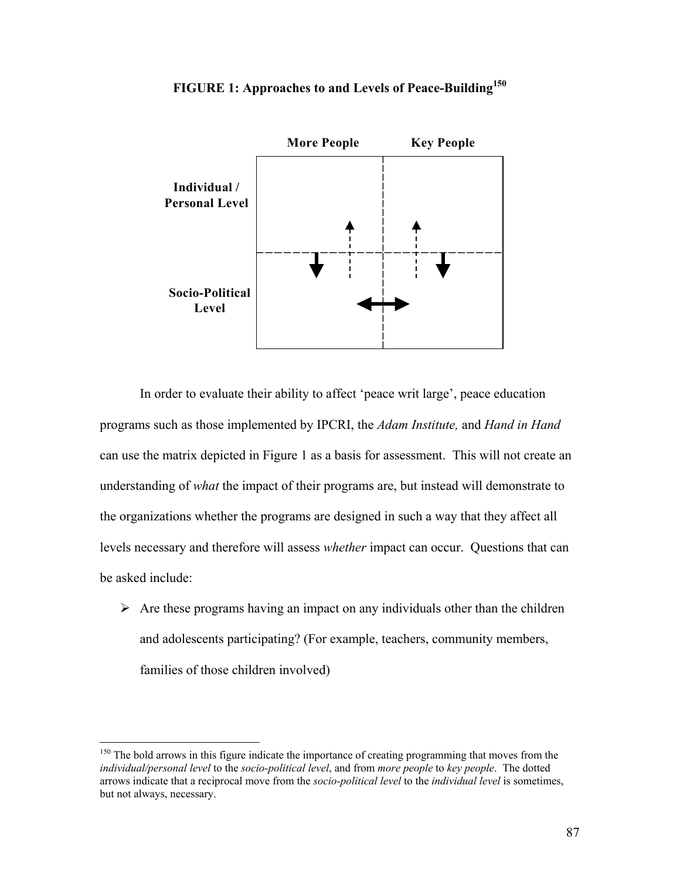**FIGURE 1: Approaches to and Levels of Peace-Building[150]**

| | More People | Key People |
|---|---|---|
| **Individual / Personal Level** | | |
| **Socio-Political Level** | | |

In order to evaluate their ability to affect 'peace writ large', peace education programs such as those implemented by IPCRI, the *Adam Institute,* and *Hand in Hand* can use the matrix depicted in Figure 1 as a basis for assessment. This will not create an understanding of *what* the impact of their programs are, but instead will demonstrate to the organizations whether the programs are designed in such a way that they affect all levels necessary and therefore will assess *whether* impact can occur. Questions that can be asked include:

- Are these programs having an impact on any individuals other than the children and adolescents participating? (For example, teachers, community members, families of those children involved)

---

[150] The bold arrows in this figure indicate the importance of creating programming that moves from the *individual/personal level* to the *socio-political level*, and from *more people* to *key people*. The dotted arrows indicate that a reciprocal move from the *socio-political level* to the *individual level* is sometimes, but not always, necessary.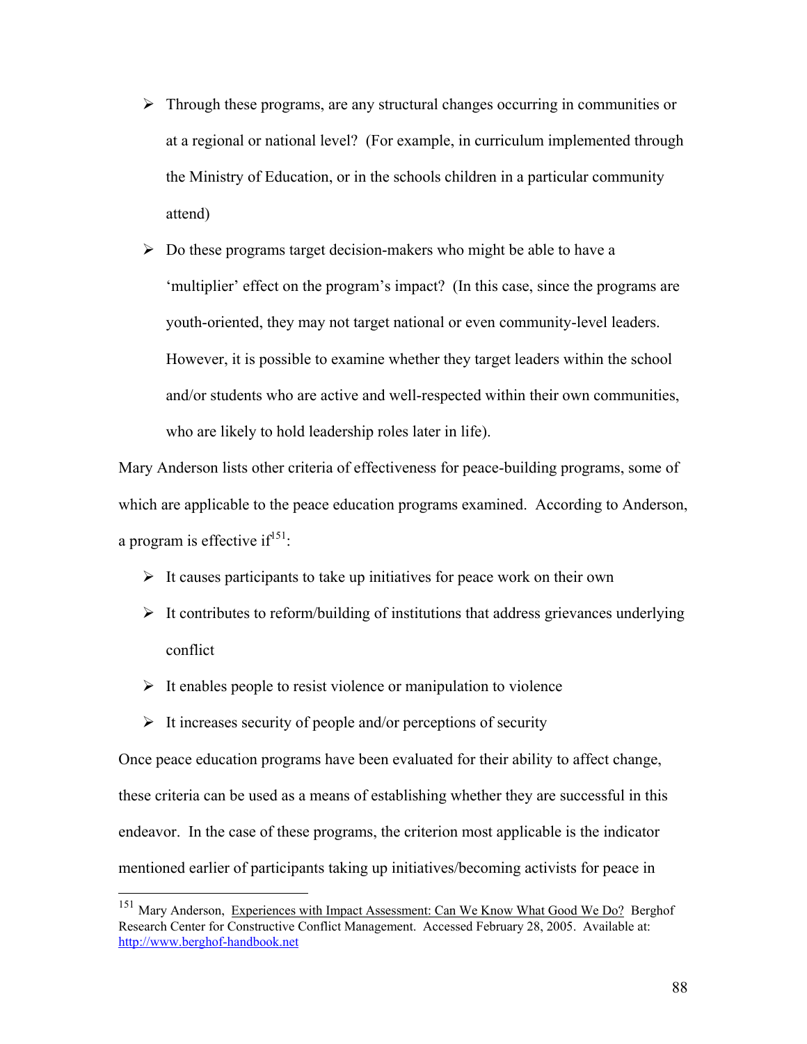- Through these programs, are any structural changes occurring in communities or at a regional or national level? (For example, in curriculum implemented through the Ministry of Education, or in the schools children in a particular community attend)
- Do these programs target decision-makers who might be able to have a 'multiplier' effect on the program's impact? (In this case, since the programs are youth-oriented, they may not target national or even community-level leaders. However, it is possible to examine whether they target leaders within the school and/or students who are active and well-respected within their own communities, who are likely to hold leadership roles later in life).

Mary Anderson lists other criteria of effectiveness for peace-building programs, some of which are applicable to the peace education programs examined. According to Anderson, a program is effective if[151]:

- It causes participants to take up initiatives for peace work on their own
- It contributes to reform/building of institutions that address grievances underlying conflict
- It enables people to resist violence or manipulation to violence
- It increases security of people and/or perceptions of security

Once peace education programs have been evaluated for their ability to affect change, these criteria can be used as a means of establishing whether they are successful in this endeavor. In the case of these programs, the criterion most applicable is the indicator mentioned earlier of participants taking up initiatives/becoming activists for peace in

---

[151] Mary Anderson, Experiences with Impact Assessment: Can We Know What Good We Do? Berghof Research Center for Constructive Conflict Management. Accessed February 28, 2005. Available at: http://www.berghof-handbook.net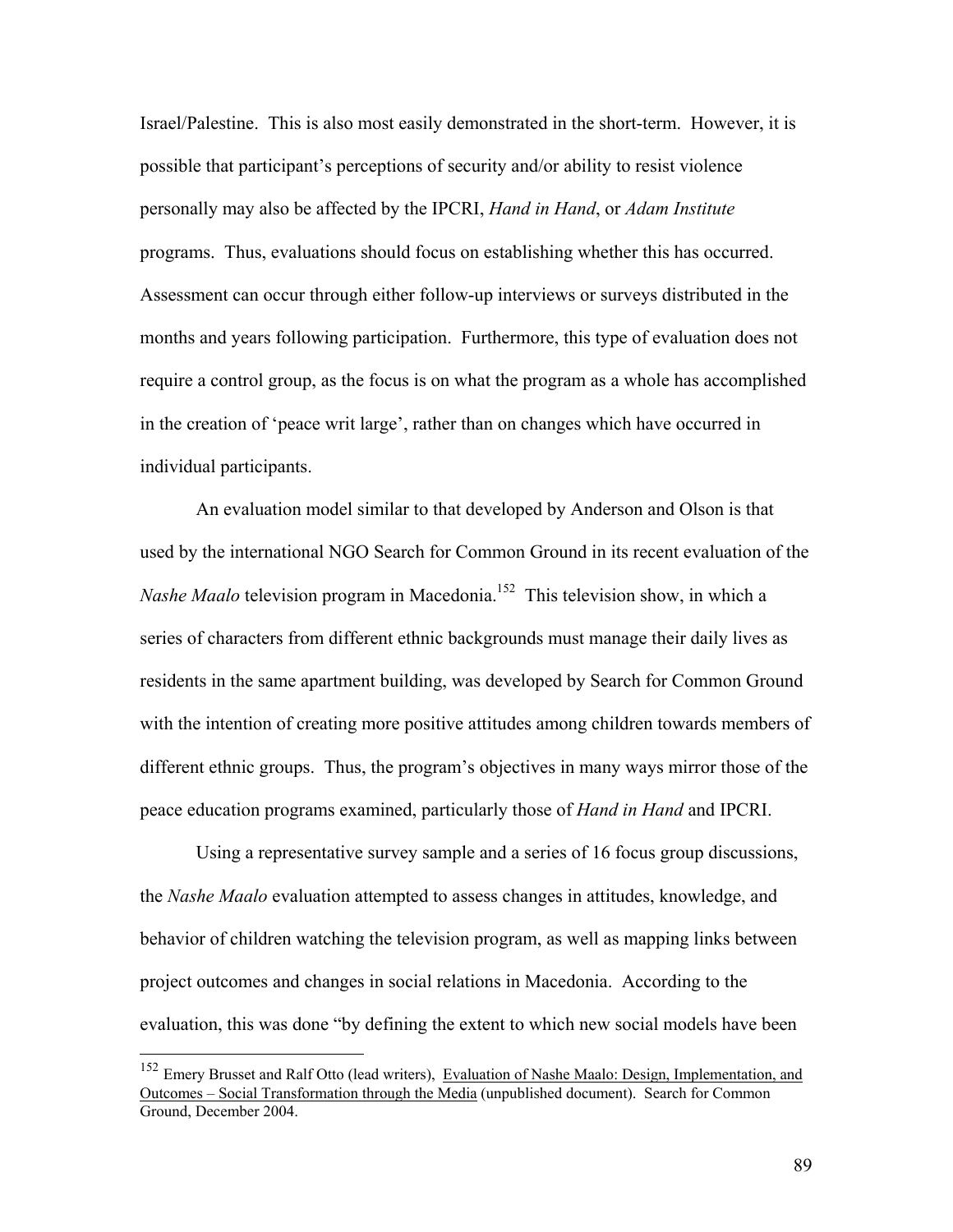Israel/Palestine. This is also most easily demonstrated in the short-term. However, it is possible that participant's perceptions of security and/or ability to resist violence personally may also be affected by the IPCRI, *Hand in Hand*, or *Adam Institute* programs. Thus, evaluations should focus on establishing whether this has occurred. Assessment can occur through either follow-up interviews or surveys distributed in the months and years following participation. Furthermore, this type of evaluation does not require a control group, as the focus is on what the program as a whole has accomplished in the creation of 'peace writ large', rather than on changes which have occurred in individual participants.

An evaluation model similar to that developed by Anderson and Olson is that used by the international NGO Search for Common Ground in its recent evaluation of the *Nashe Maalo* television program in Macedonia.[152] This television show, in which a series of characters from different ethnic backgrounds must manage their daily lives as residents in the same apartment building, was developed by Search for Common Ground with the intention of creating more positive attitudes among children towards members of different ethnic groups. Thus, the program's objectives in many ways mirror those of the peace education programs examined, particularly those of *Hand in Hand* and IPCRI.

Using a representative survey sample and a series of 16 focus group discussions, the *Nashe Maalo* evaluation attempted to assess changes in attitudes, knowledge, and behavior of children watching the television program, as well as mapping links between project outcomes and changes in social relations in Macedonia. According to the evaluation, this was done "by defining the extent to which new social models have been

---

[152] Emery Brusset and Ralf Otto (lead writers), Evaluation of Nashe Maalo: Design, Implementation, and Outcomes – Social Transformation through the Media (unpublished document). Search for Common Ground, December 2004.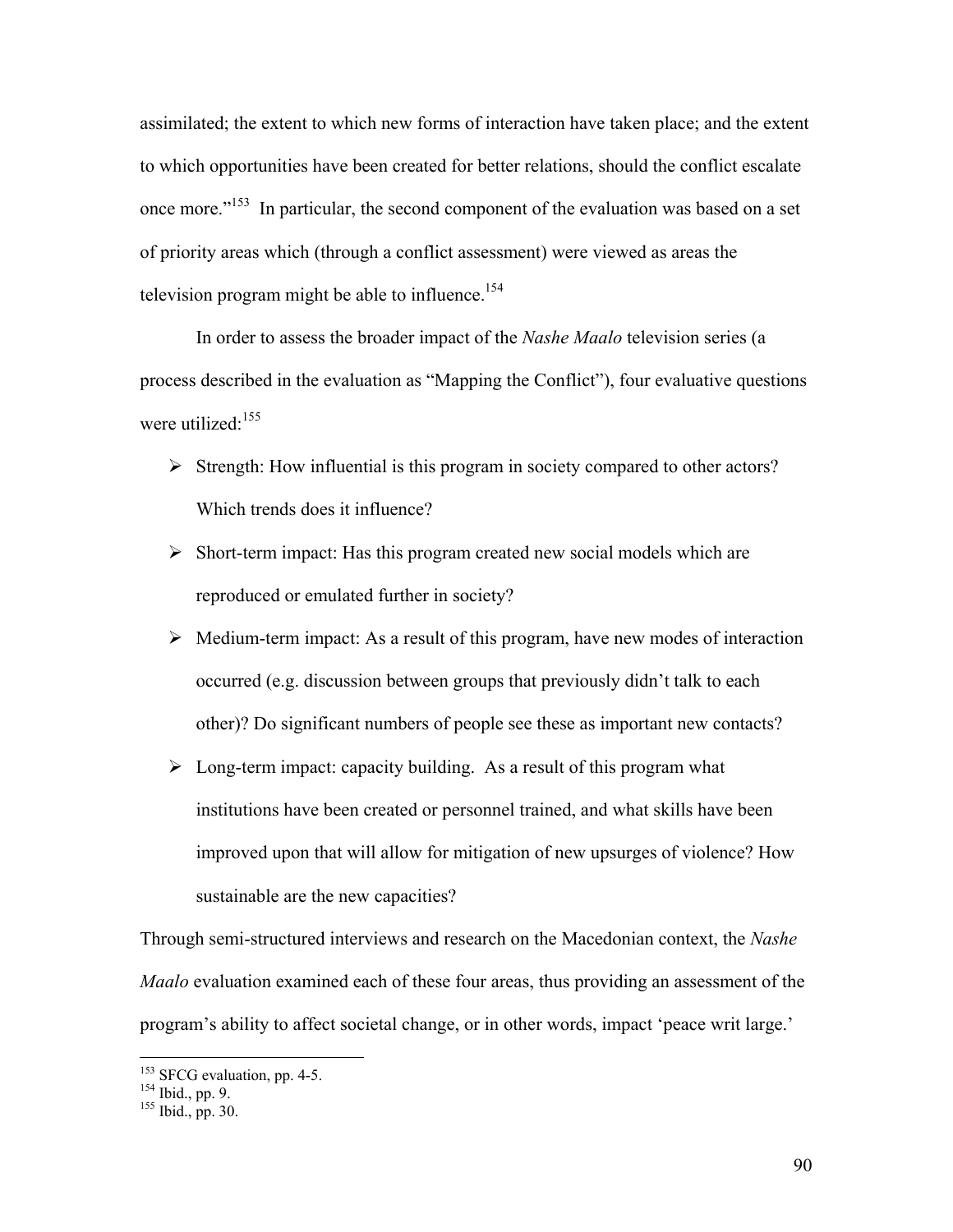assimilated; the extent to which new forms of interaction have taken place; and the extent to which opportunities have been created for better relations, should the conflict escalate once more."[153] In particular, the second component of the evaluation was based on a set of priority areas which (through a conflict assessment) were viewed as areas the television program might be able to influence.[154]

In order to assess the broader impact of the *Nashe Maalo* television series (a process described in the evaluation as "Mapping the Conflict"), four evaluative questions were utilized:[155]

- Strength: How influential is this program in society compared to other actors? Which trends does it influence?
- Short-term impact: Has this program created new social models which are reproduced or emulated further in society?
- Medium-term impact: As a result of this program, have new modes of interaction occurred (e.g. discussion between groups that previously didn't talk to each other)? Do significant numbers of people see these as important new contacts?
- Long-term impact: capacity building. As a result of this program what institutions have been created or personnel trained, and what skills have been improved upon that will allow for mitigation of new upsurges of violence? How sustainable are the new capacities?

Through semi-structured interviews and research on the Macedonian context, the *Nashe Maalo* evaluation examined each of these four areas, thus providing an assessment of the program's ability to affect societal change, or in other words, impact 'peace writ large.'

---

[153] SFCG evaluation, pp. 4-5.
[154] Ibid., pp. 9.
[155] Ibid., pp. 30.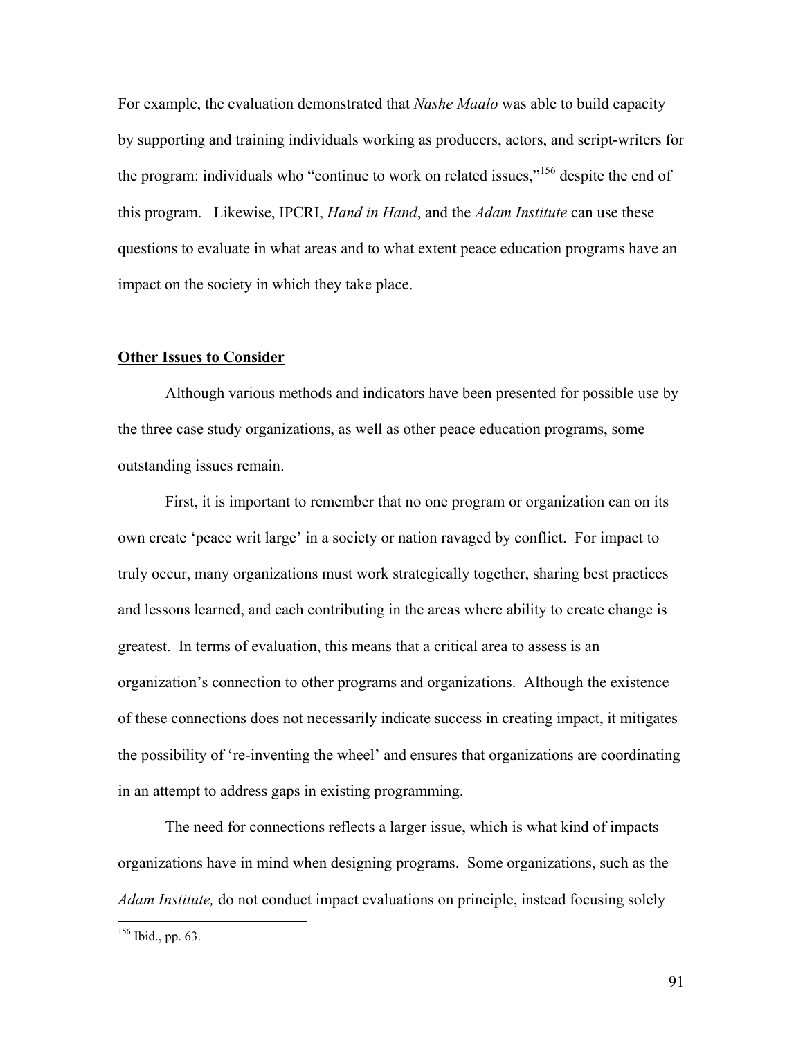For example, the evaluation demonstrated that *Nashe Maalo* was able to build capacity by supporting and training individuals working as producers, actors, and script-writers for the program: individuals who "continue to work on related issues,"[156] despite the end of this program. Likewise, IPCRI, *Hand in Hand*, and the *Adam Institute* can use these questions to evaluate in what areas and to what extent peace education programs have an impact on the society in which they take place.

## Other Issues to Consider

Although various methods and indicators have been presented for possible use by the three case study organizations, as well as other peace education programs, some outstanding issues remain.

First, it is important to remember that no one program or organization can on its own create 'peace writ large' in a society or nation ravaged by conflict. For impact to truly occur, many organizations must work strategically together, sharing best practices and lessons learned, and each contributing in the areas where ability to create change is greatest. In terms of evaluation, this means that a critical area to assess is an organization's connection to other programs and organizations. Although the existence of these connections does not necessarily indicate success in creating impact, it mitigates the possibility of 're-inventing the wheel' and ensures that organizations are coordinating in an attempt to address gaps in existing programming.

The need for connections reflects a larger issue, which is what kind of impacts organizations have in mind when designing programs. Some organizations, such as the *Adam Institute,* do not conduct impact evaluations on principle, instead focusing solely

[156] Ibid., pp. 63.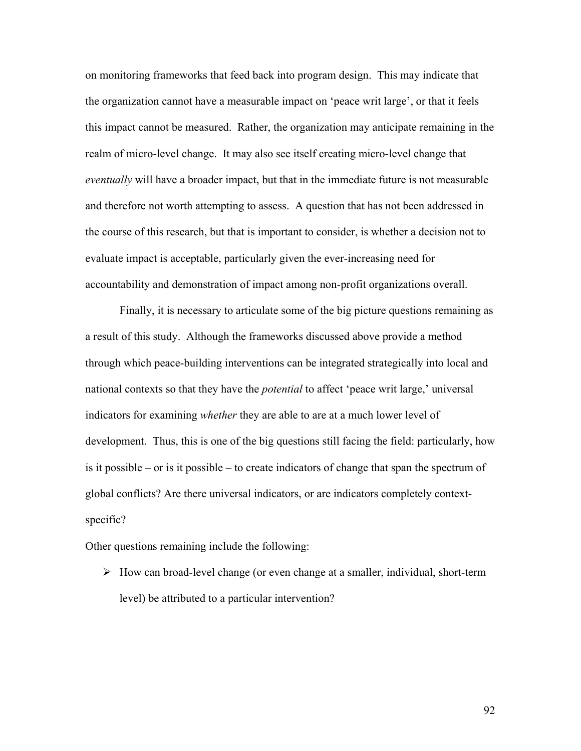on monitoring frameworks that feed back into program design. This may indicate that the organization cannot have a measurable impact on 'peace writ large', or that it feels this impact cannot be measured. Rather, the organization may anticipate remaining in the realm of micro-level change. It may also see itself creating micro-level change that *eventually* will have a broader impact, but that in the immediate future is not measurable and therefore not worth attempting to assess. A question that has not been addressed in the course of this research, but that is important to consider, is whether a decision not to evaluate impact is acceptable, particularly given the ever-increasing need for accountability and demonstration of impact among non-profit organizations overall.

Finally, it is necessary to articulate some of the big picture questions remaining as a result of this study. Although the frameworks discussed above provide a method through which peace-building interventions can be integrated strategically into local and national contexts so that they have the *potential* to affect 'peace writ large,' universal indicators for examining *whether* they are able to are at a much lower level of development. Thus, this is one of the big questions still facing the field: particularly, how is it possible – or is it possible – to create indicators of change that span the spectrum of global conflicts? Are there universal indicators, or are indicators completely context-specific?

Other questions remaining include the following:

- How can broad-level change (or even change at a smaller, individual, short-term level) be attributed to a particular intervention?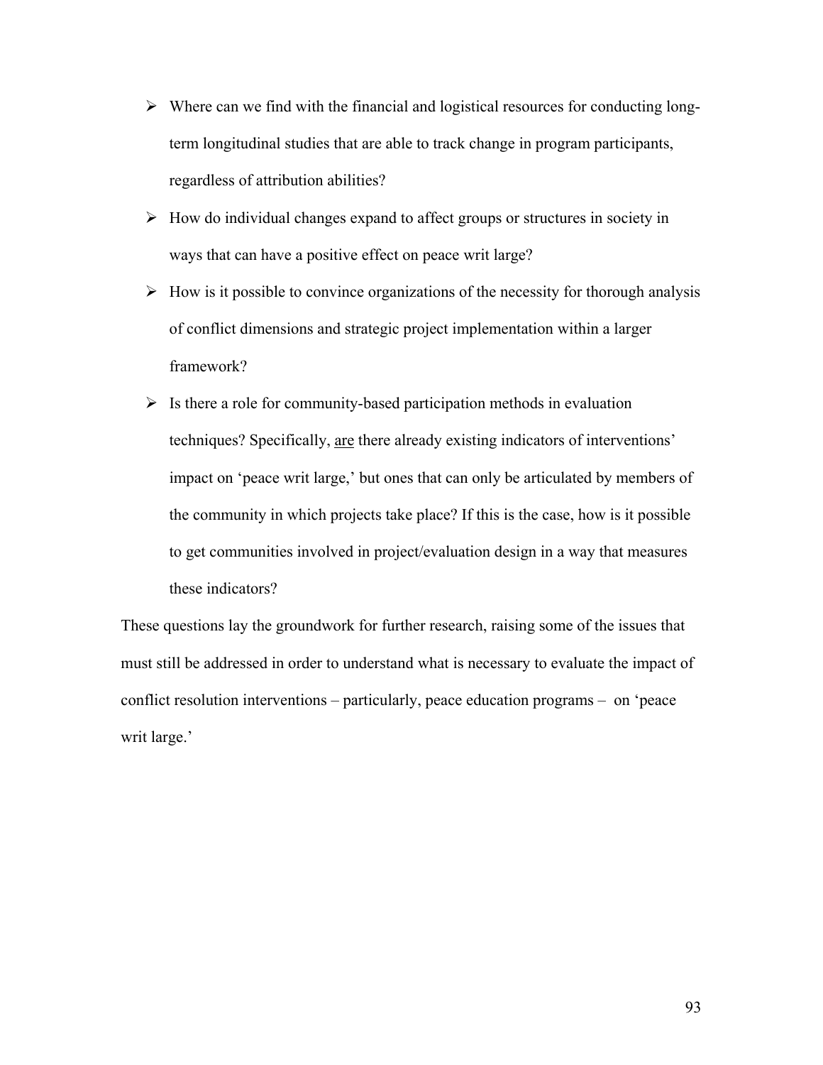- Where can we find with the financial and logistical resources for conducting long-term longitudinal studies that are able to track change in program participants, regardless of attribution abilities?
- How do individual changes expand to affect groups or structures in society in ways that can have a positive effect on peace writ large?
- How is it possible to convince organizations of the necessity for thorough analysis of conflict dimensions and strategic project implementation within a larger framework?
- Is there a role for community-based participation methods in evaluation techniques? Specifically, <u>are</u> there already existing indicators of interventions' impact on 'peace writ large,' but ones that can only be articulated by members of the community in which projects take place? If this is the case, how is it possible to get communities involved in project/evaluation design in a way that measures these indicators?

These questions lay the groundwork for further research, raising some of the issues that must still be addressed in order to understand what is necessary to evaluate the impact of conflict resolution interventions – particularly, peace education programs – on 'peace writ large.'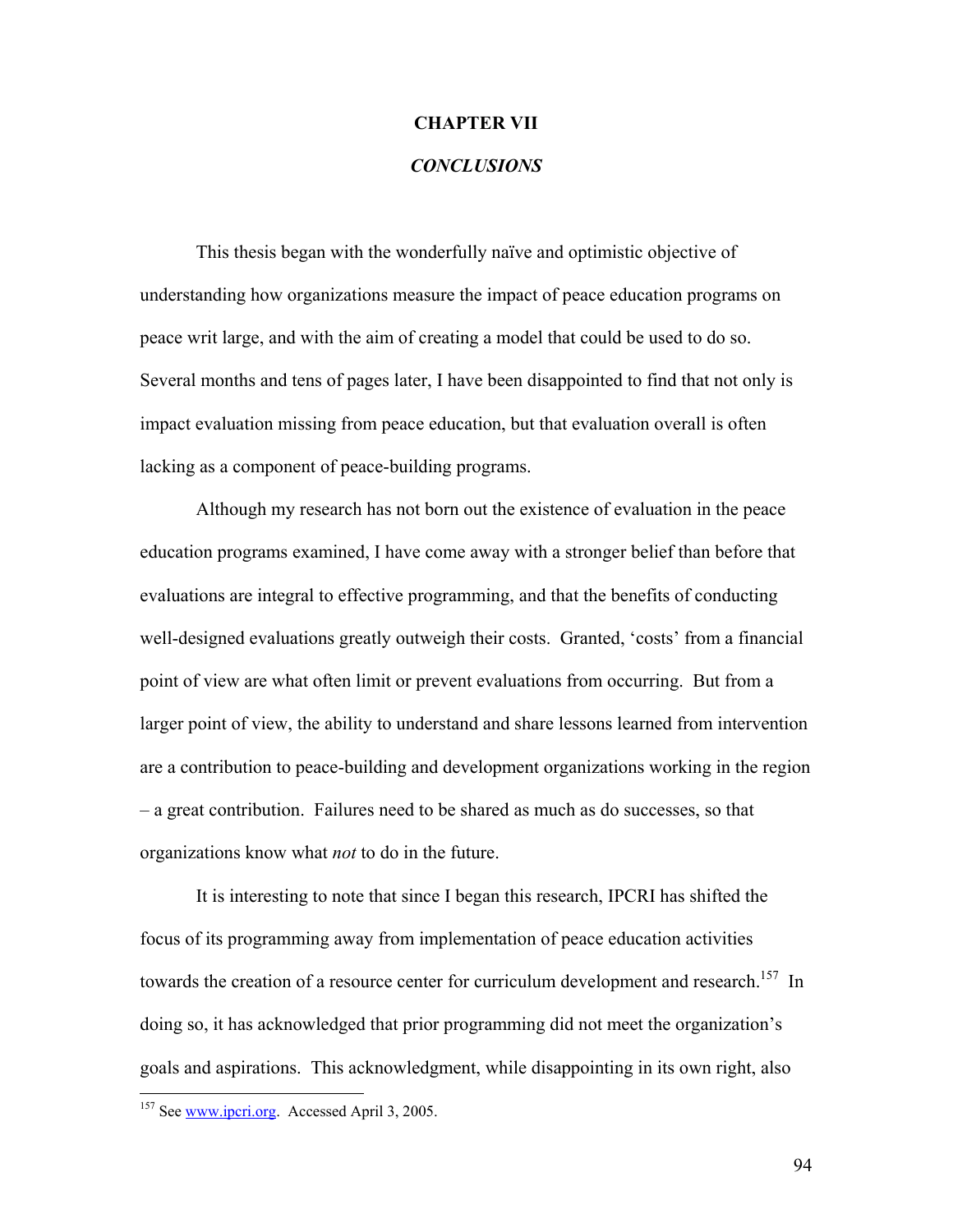# CHAPTER VII

## *CONCLUSIONS*

This thesis began with the wonderfully naïve and optimistic objective of understanding how organizations measure the impact of peace education programs on peace writ large, and with the aim of creating a model that could be used to do so. Several months and tens of pages later, I have been disappointed to find that not only is impact evaluation missing from peace education, but that evaluation overall is often lacking as a component of peace-building programs.

Although my research has not born out the existence of evaluation in the peace education programs examined, I have come away with a stronger belief than before that evaluations are integral to effective programming, and that the benefits of conducting well-designed evaluations greatly outweigh their costs. Granted, 'costs' from a financial point of view are what often limit or prevent evaluations from occurring. But from a larger point of view, the ability to understand and share lessons learned from intervention are a contribution to peace-building and development organizations working in the region – a great contribution. Failures need to be shared as much as do successes, so that organizations know what *not* to do in the future.

It is interesting to note that since I began this research, IPCRI has shifted the focus of its programming away from implementation of peace education activities towards the creation of a resource center for curriculum development and research.[157] In doing so, it has acknowledged that prior programming did not meet the organization's goals and aspirations. This acknowledgment, while disappointing in its own right, also

[157] See www.ipcri.org. Accessed April 3, 2005.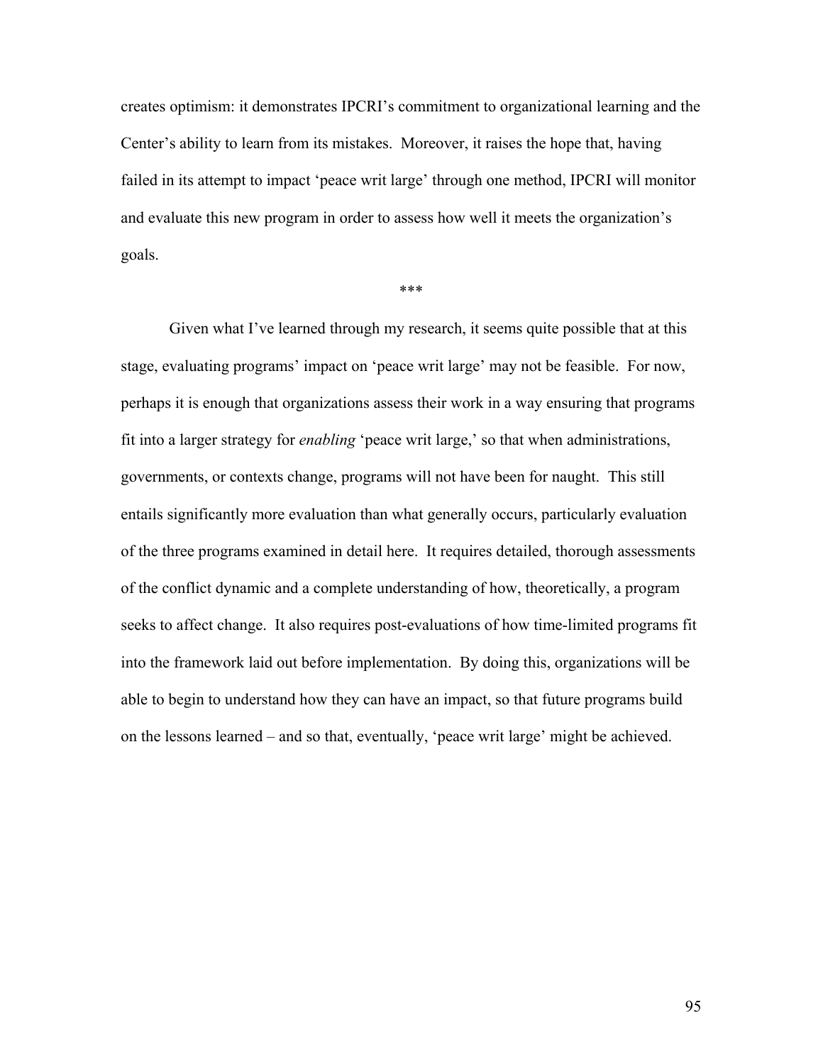creates optimism: it demonstrates IPCRI's commitment to organizational learning and the Center's ability to learn from its mistakes. Moreover, it raises the hope that, having failed in its attempt to impact 'peace writ large' through one method, IPCRI will monitor and evaluate this new program in order to assess how well it meets the organization's goals.

***

Given what I've learned through my research, it seems quite possible that at this stage, evaluating programs' impact on 'peace writ large' may not be feasible. For now, perhaps it is enough that organizations assess their work in a way ensuring that programs fit into a larger strategy for *enabling* 'peace writ large,' so that when administrations, governments, or contexts change, programs will not have been for naught. This still entails significantly more evaluation than what generally occurs, particularly evaluation of the three programs examined in detail here. It requires detailed, thorough assessments of the conflict dynamic and a complete understanding of how, theoretically, a program seeks to affect change. It also requires post-evaluations of how time-limited programs fit into the framework laid out before implementation. By doing this, organizations will be able to begin to understand how they can have an impact, so that future programs build on the lessons learned – and so that, eventually, 'peace writ large' might be achieved.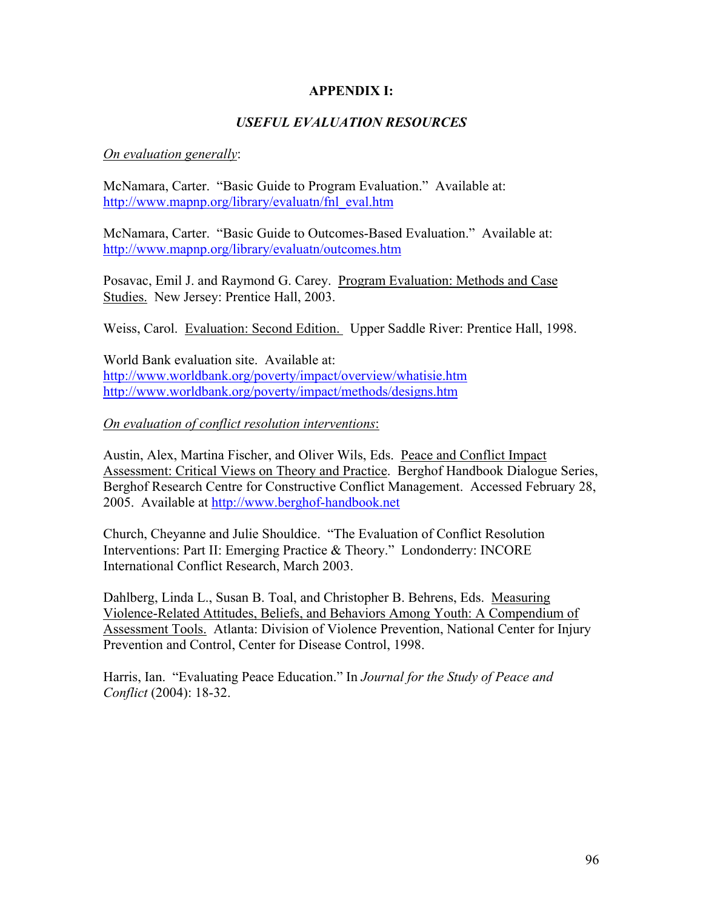# APPENDIX I:

## *USEFUL EVALUATION RESOURCES*

*On evaluation generally*:

McNamara, Carter. "Basic Guide to Program Evaluation." Available at: http://www.mapnp.org/library/evaluatn/fnl_eval.htm

McNamara, Carter. "Basic Guide to Outcomes-Based Evaluation." Available at: http://www.mapnp.org/library/evaluatn/outcomes.htm

Posavac, Emil J. and Raymond G. Carey. Program Evaluation: Methods and Case Studies. New Jersey: Prentice Hall, 2003.

Weiss, Carol. Evaluation: Second Edition. Upper Saddle River: Prentice Hall, 1998.

World Bank evaluation site. Available at:
http://www.worldbank.org/poverty/impact/overview/whatisie.htm
http://www.worldbank.org/poverty/impact/methods/designs.htm

*On evaluation of conflict resolution interventions*:

Austin, Alex, Martina Fischer, and Oliver Wils, Eds. Peace and Conflict Impact Assessment: Critical Views on Theory and Practice. Berghof Handbook Dialogue Series, Berghof Research Centre for Constructive Conflict Management. Accessed February 28, 2005. Available at http://www.berghof-handbook.net

Church, Cheyanne and Julie Shouldice. "The Evaluation of Conflict Resolution Interventions: Part II: Emerging Practice & Theory." Londonderry: INCORE International Conflict Research, March 2003.

Dahlberg, Linda L., Susan B. Toal, and Christopher B. Behrens, Eds. Measuring Violence-Related Attitudes, Beliefs, and Behaviors Among Youth: A Compendium of Assessment Tools. Atlanta: Division of Violence Prevention, National Center for Injury Prevention and Control, Center for Disease Control, 1998.

Harris, Ian. "Evaluating Peace Education." In *Journal for the Study of Peace and Conflict* (2004): 18-32.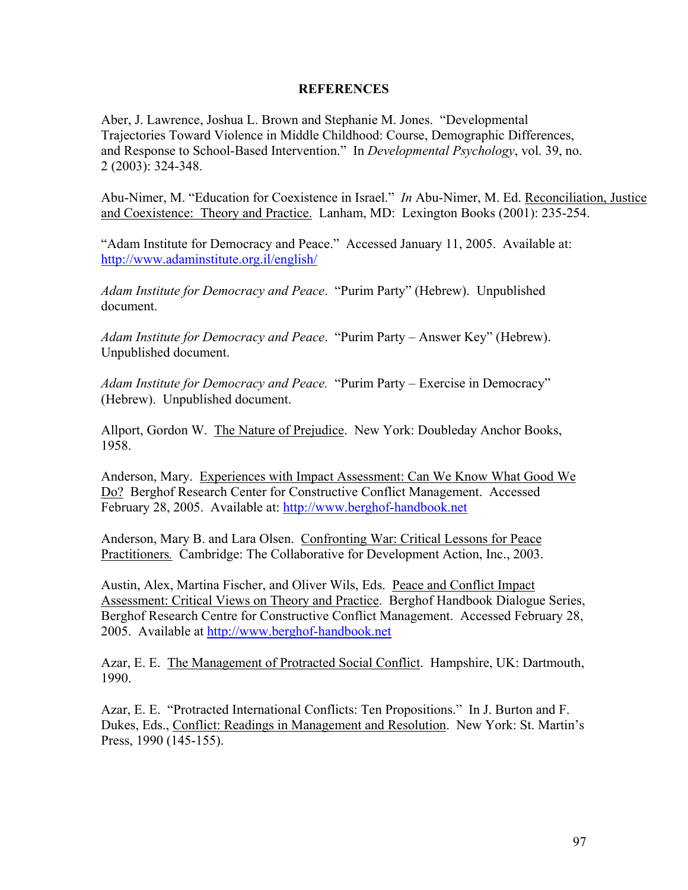# REFERENCES

Aber, J. Lawrence, Joshua L. Brown and Stephanie M. Jones. "Developmental Trajectories Toward Violence in Middle Childhood: Course, Demographic Differences, and Response to School-Based Intervention." In *Developmental Psychology*, vol. 39, no. 2 (2003): 324-348.

Abu-Nimer, M. "Education for Coexistence in Israel." *In* Abu-Nimer, M. Ed. Reconciliation, Justice and Coexistence: Theory and Practice. Lanham, MD: Lexington Books (2001): 235-254.

"Adam Institute for Democracy and Peace." Accessed January 11, 2005. Available at: http://www.adaminstitute.org.il/english/

*Adam Institute for Democracy and Peace*. "Purim Party" (Hebrew). Unpublished document.

*Adam Institute for Democracy and Peace*. "Purim Party – Answer Key" (Hebrew). Unpublished document.

*Adam Institute for Democracy and Peace.* "Purim Party – Exercise in Democracy" (Hebrew). Unpublished document.

Allport, Gordon W. The Nature of Prejudice. New York: Doubleday Anchor Books, 1958.

Anderson, Mary. Experiences with Impact Assessment: Can We Know What Good We Do? Berghof Research Center for Constructive Conflict Management. Accessed February 28, 2005. Available at: http://www.berghof-handbook.net

Anderson, Mary B. and Lara Olsen. Confronting War: Critical Lessons for Peace Practitioners. Cambridge: The Collaborative for Development Action, Inc., 2003.

Austin, Alex, Martina Fischer, and Oliver Wils, Eds. Peace and Conflict Impact Assessment: Critical Views on Theory and Practice. Berghof Handbook Dialogue Series, Berghof Research Centre for Constructive Conflict Management. Accessed February 28, 2005. Available at http://www.berghof-handbook.net

Azar, E. E. The Management of Protracted Social Conflict. Hampshire, UK: Dartmouth, 1990.

Azar, E. E. "Protracted International Conflicts: Ten Propositions." In J. Burton and F. Dukes, Eds., Conflict: Readings in Management and Resolution. New York: St. Martin's Press, 1990 (145-155).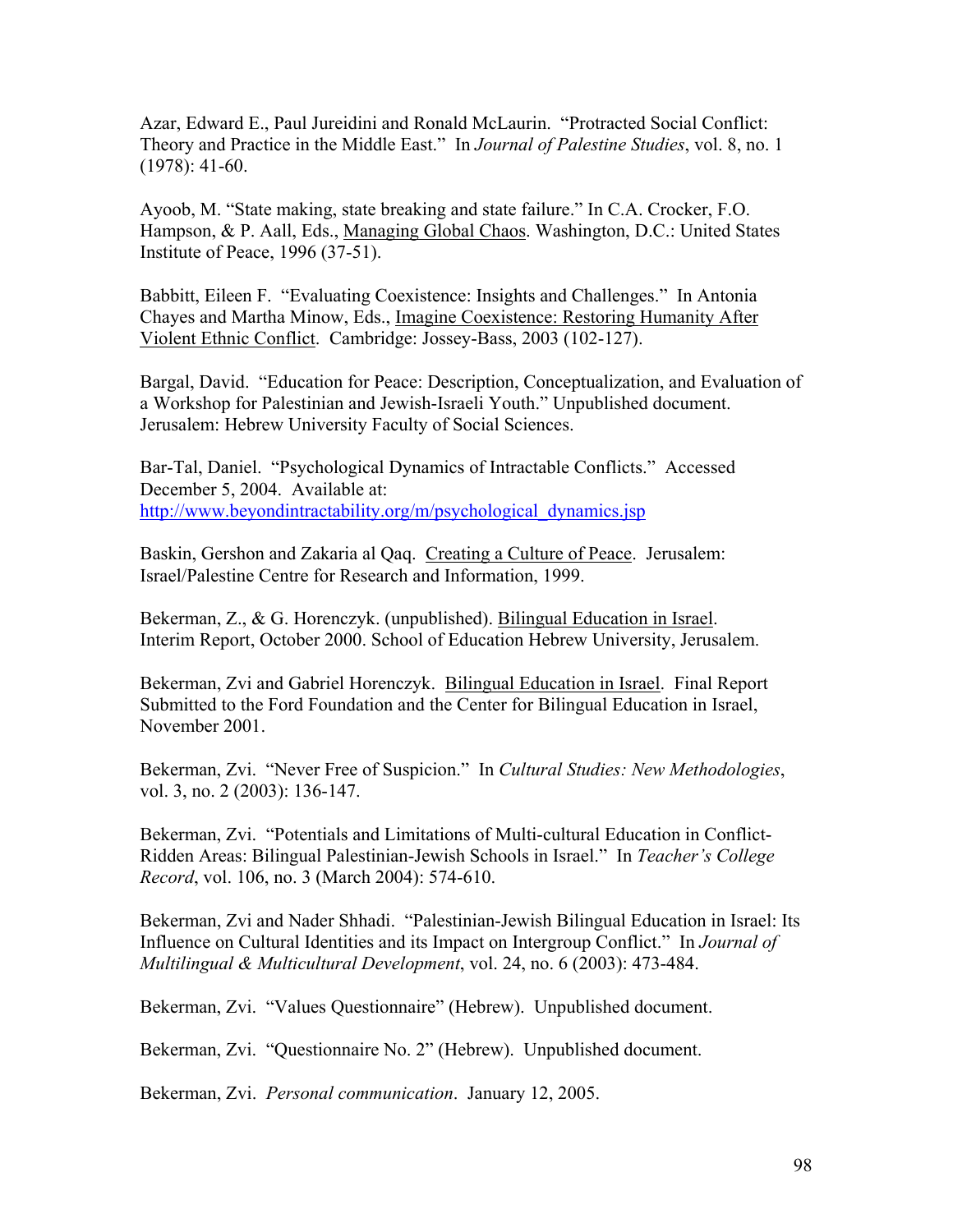Azar, Edward E., Paul Jureidini and Ronald McLaurin. "Protracted Social Conflict: Theory and Practice in the Middle East." In *Journal of Palestine Studies*, vol. 8, no. 1 (1978): 41-60.

Ayoob, M. "State making, state breaking and state failure." In C.A. Crocker, F.O. Hampson, & P. Aall, Eds., Managing Global Chaos. Washington, D.C.: United States Institute of Peace, 1996 (37-51).

Babbitt, Eileen F. "Evaluating Coexistence: Insights and Challenges." In Antonia Chayes and Martha Minow, Eds., Imagine Coexistence: Restoring Humanity After Violent Ethnic Conflict. Cambridge: Jossey-Bass, 2003 (102-127).

Bargal, David. "Education for Peace: Description, Conceptualization, and Evaluation of a Workshop for Palestinian and Jewish-Israeli Youth." Unpublished document. Jerusalem: Hebrew University Faculty of Social Sciences.

Bar-Tal, Daniel. "Psychological Dynamics of Intractable Conflicts." Accessed December 5, 2004. Available at: http://www.beyondintractability.org/m/psychological_dynamics.jsp

Baskin, Gershon and Zakaria al Qaq. Creating a Culture of Peace. Jerusalem: Israel/Palestine Centre for Research and Information, 1999.

Bekerman, Z., & G. Horenczyk. (unpublished). Bilingual Education in Israel. Interim Report, October 2000. School of Education Hebrew University, Jerusalem.

Bekerman, Zvi and Gabriel Horenczyk. Bilingual Education in Israel. Final Report Submitted to the Ford Foundation and the Center for Bilingual Education in Israel, November 2001.

Bekerman, Zvi. "Never Free of Suspicion." In *Cultural Studies: New Methodologies*, vol. 3, no. 2 (2003): 136-147.

Bekerman, Zvi. "Potentials and Limitations of Multi-cultural Education in Conflict-Ridden Areas: Bilingual Palestinian-Jewish Schools in Israel." In *Teacher's College Record*, vol. 106, no. 3 (March 2004): 574-610.

Bekerman, Zvi and Nader Shhadi. "Palestinian-Jewish Bilingual Education in Israel: Its Influence on Cultural Identities and its Impact on Intergroup Conflict." In *Journal of Multilingual & Multicultural Development*, vol. 24, no. 6 (2003): 473-484.

Bekerman, Zvi. "Values Questionnaire" (Hebrew). Unpublished document.

Bekerman, Zvi. "Questionnaire No. 2" (Hebrew). Unpublished document.

Bekerman, Zvi. *Personal communication*. January 12, 2005.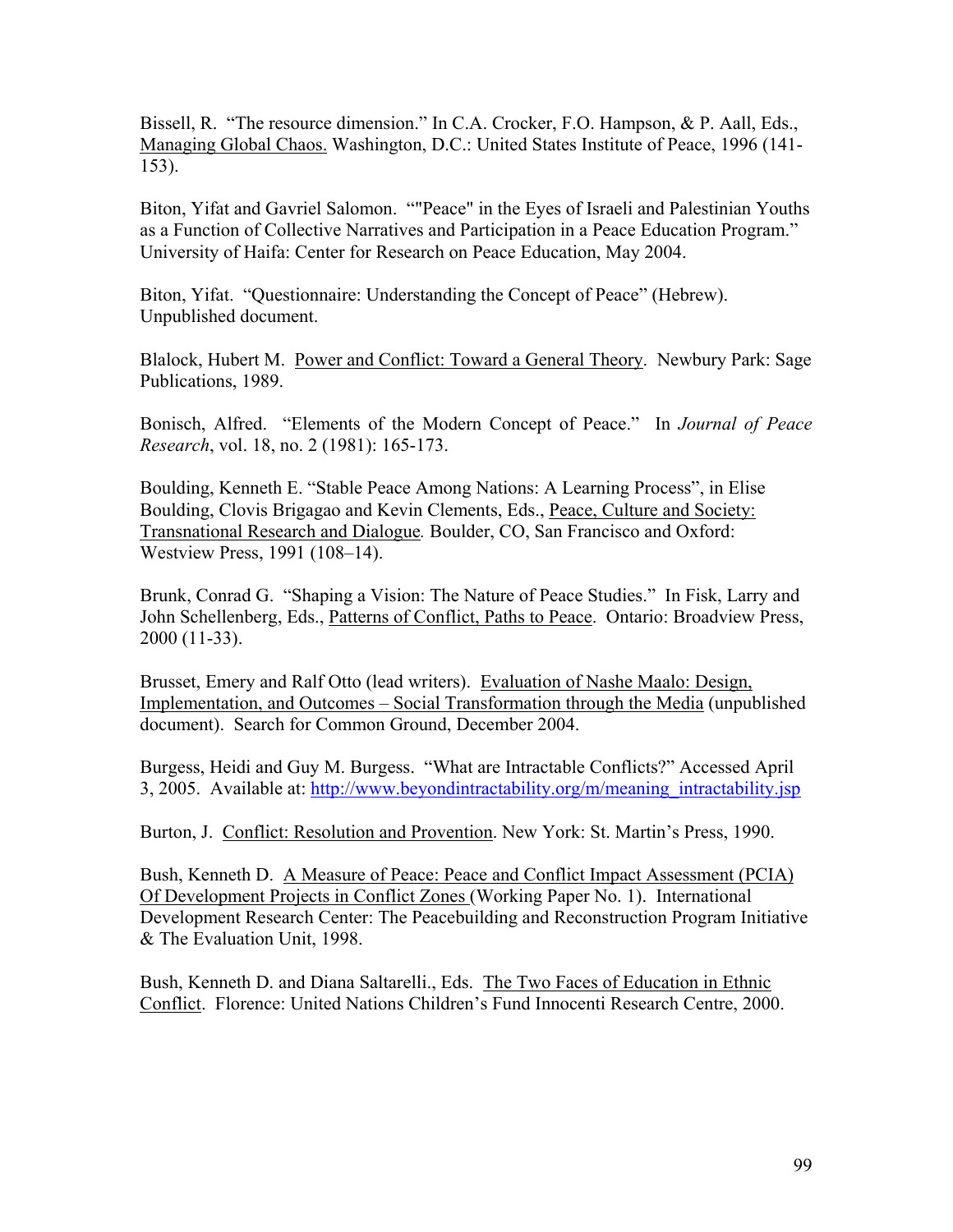Bissell, R. "The resource dimension." In C.A. Crocker, F.O. Hampson, & P. Aall, Eds., Managing Global Chaos. Washington, D.C.: United States Institute of Peace, 1996 (141-153).

Biton, Yifat and Gavriel Salomon. ""Peace" in the Eyes of Israeli and Palestinian Youths as a Function of Collective Narratives and Participation in a Peace Education Program." University of Haifa: Center for Research on Peace Education, May 2004.

Biton, Yifat. "Questionnaire: Understanding the Concept of Peace" (Hebrew). Unpublished document.

Blalock, Hubert M. Power and Conflict: Toward a General Theory. Newbury Park: Sage Publications, 1989.

Bonisch, Alfred. "Elements of the Modern Concept of Peace." In *Journal of Peace Research*, vol. 18, no. 2 (1981): 165-173.

Boulding, Kenneth E. "Stable Peace Among Nations: A Learning Process", in Elise Boulding, Clovis Brigagao and Kevin Clements, Eds., Peace, Culture and Society: Transnational Research and Dialogue*.* Boulder, CO, San Francisco and Oxford: Westview Press, 1991 (108–14).

Brunk, Conrad G. "Shaping a Vision: The Nature of Peace Studies." In Fisk, Larry and John Schellenberg, Eds., Patterns of Conflict, Paths to Peace. Ontario: Broadview Press, 2000 (11-33).

Brusset, Emery and Ralf Otto (lead writers). Evaluation of Nashe Maalo: Design, Implementation, and Outcomes – Social Transformation through the Media (unpublished document). Search for Common Ground, December 2004.

Burgess, Heidi and Guy M. Burgess. "What are Intractable Conflicts?" Accessed April 3, 2005. Available at: http://www.beyondintractability.org/m/meaning_intractability.jsp

Burton, J. Conflict: Resolution and Provention. New York: St. Martin's Press, 1990.

Bush, Kenneth D. A Measure of Peace: Peace and Conflict Impact Assessment (PCIA) Of Development Projects in Conflict Zones (Working Paper No. 1). International Development Research Center: The Peacebuilding and Reconstruction Program Initiative & The Evaluation Unit, 1998.

Bush, Kenneth D. and Diana Saltarelli., Eds. The Two Faces of Education in Ethnic Conflict. Florence: United Nations Children's Fund Innocenti Research Centre, 2000.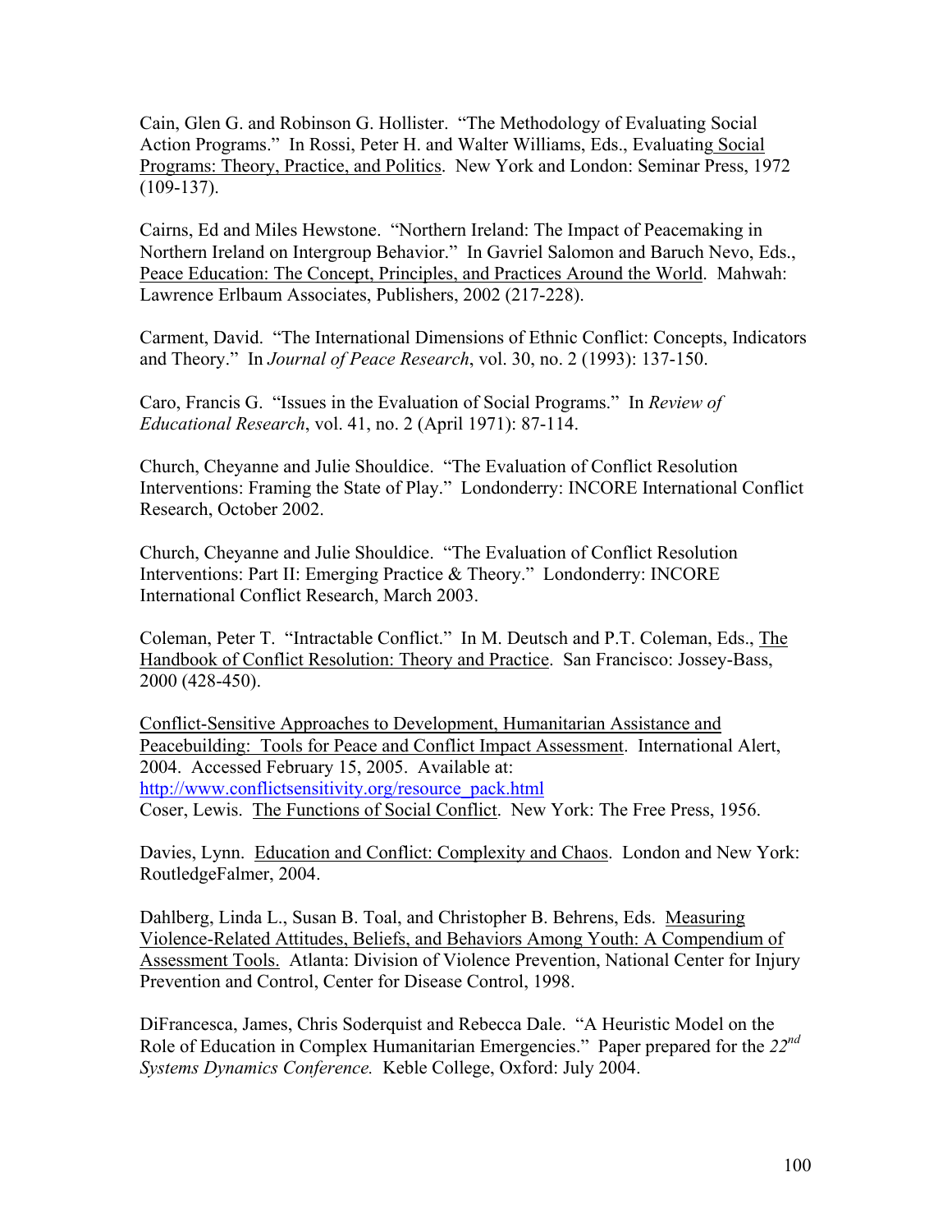Cain, Glen G. and Robinson G. Hollister. "The Methodology of Evaluating Social Action Programs." In Rossi, Peter H. and Walter Williams, Eds., Evaluating Social Programs: Theory, Practice, and Politics. New York and London: Seminar Press, 1972 (109-137).

Cairns, Ed and Miles Hewstone. "Northern Ireland: The Impact of Peacemaking in Northern Ireland on Intergroup Behavior." In Gavriel Salomon and Baruch Nevo, Eds., Peace Education: The Concept, Principles, and Practices Around the World. Mahwah: Lawrence Erlbaum Associates, Publishers, 2002 (217-228).

Carment, David. "The International Dimensions of Ethnic Conflict: Concepts, Indicators and Theory." In *Journal of Peace Research*, vol. 30, no. 2 (1993): 137-150.

Caro, Francis G. "Issues in the Evaluation of Social Programs." In *Review of Educational Research*, vol. 41, no. 2 (April 1971): 87-114.

Church, Cheyanne and Julie Shouldice. "The Evaluation of Conflict Resolution Interventions: Framing the State of Play." Londonderry: INCORE International Conflict Research, October 2002.

Church, Cheyanne and Julie Shouldice. "The Evaluation of Conflict Resolution Interventions: Part II: Emerging Practice & Theory." Londonderry: INCORE International Conflict Research, March 2003.

Coleman, Peter T. "Intractable Conflict." In M. Deutsch and P.T. Coleman, Eds., The Handbook of Conflict Resolution: Theory and Practice. San Francisco: Jossey-Bass, 2000 (428-450).

Conflict-Sensitive Approaches to Development, Humanitarian Assistance and Peacebuilding: Tools for Peace and Conflict Impact Assessment. International Alert, 2004. Accessed February 15, 2005. Available at: http://www.conflictsensitivity.org/resource_pack.html

Coser, Lewis. The Functions of Social Conflict. New York: The Free Press, 1956.

Davies, Lynn. Education and Conflict: Complexity and Chaos. London and New York: RoutledgeFalmer, 2004.

Dahlberg, Linda L., Susan B. Toal, and Christopher B. Behrens, Eds. Measuring Violence-Related Attitudes, Beliefs, and Behaviors Among Youth: A Compendium of Assessment Tools. Atlanta: Division of Violence Prevention, National Center for Injury Prevention and Control, Center for Disease Control, 1998.

DiFrancesca, James, Chris Soderquist and Rebecca Dale. "A Heuristic Model on the Role of Education in Complex Humanitarian Emergencies." Paper prepared for the *22nd Systems Dynamics Conference.* Keble College, Oxford: July 2004.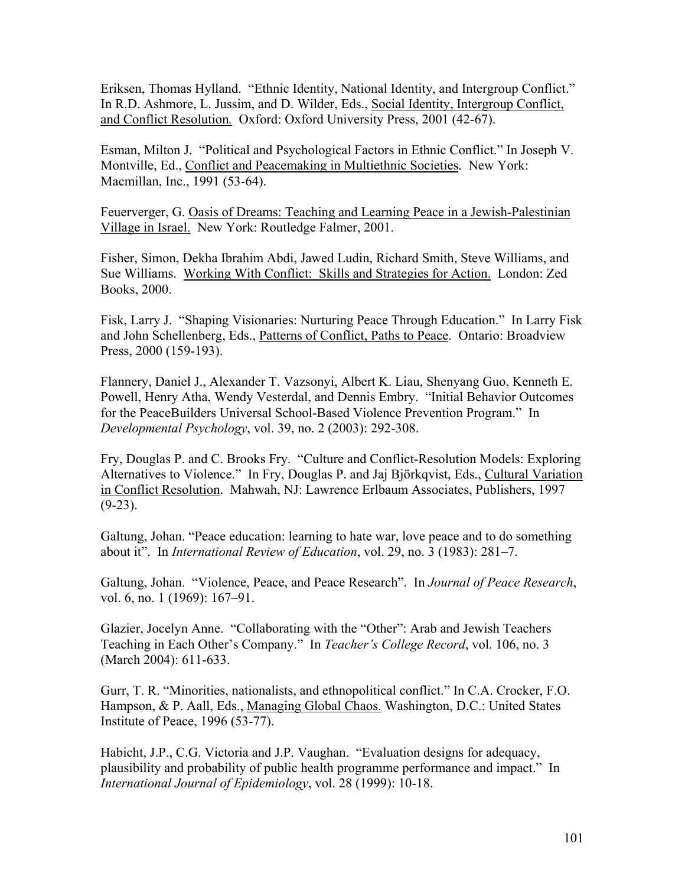Eriksen, Thomas Hylland. "Ethnic Identity, National Identity, and Intergroup Conflict." In R.D. Ashmore, L. Jussim, and D. Wilder, Eds., Social Identity, Intergroup Conflict, and Conflict Resolution. Oxford: Oxford University Press, 2001 (42-67).

Esman, Milton J. "Political and Psychological Factors in Ethnic Conflict." In Joseph V. Montville, Ed., Conflict and Peacemaking in Multiethnic Societies. New York: Macmillan, Inc., 1991 (53-64).

Feuerverger, G. Oasis of Dreams: Teaching and Learning Peace in a Jewish-Palestinian Village in Israel. New York: Routledge Falmer, 2001.

Fisher, Simon, Dekha Ibrahim Abdi, Jawed Ludin, Richard Smith, Steve Williams, and Sue Williams. Working With Conflict: Skills and Strategies for Action. London: Zed Books, 2000.

Fisk, Larry J. "Shaping Visionaries: Nurturing Peace Through Education." In Larry Fisk and John Schellenberg, Eds., Patterns of Conflict, Paths to Peace. Ontario: Broadview Press, 2000 (159-193).

Flannery, Daniel J., Alexander T. Vazsonyi, Albert K. Liau, Shenyang Guo, Kenneth E. Powell, Henry Atha, Wendy Vesterdal, and Dennis Embry. "Initial Behavior Outcomes for the PeaceBuilders Universal School-Based Violence Prevention Program." In *Developmental Psychology*, vol. 39, no. 2 (2003): 292-308.

Fry, Douglas P. and C. Brooks Fry. "Culture and Conflict-Resolution Models: Exploring Alternatives to Violence." In Fry, Douglas P. and Jaj Björkqvist, Eds., Cultural Variation in Conflict Resolution. Mahwah, NJ: Lawrence Erlbaum Associates, Publishers, 1997 (9-23).

Galtung, Johan. "Peace education: learning to hate war, love peace and to do something about it". In *International Review of Education*, vol. 29, no. 3 (1983): 281–7.

Galtung, Johan. "Violence, Peace, and Peace Research". In *Journal of Peace Research*, vol. 6, no. 1 (1969): 167–91.

Glazier, Jocelyn Anne. "Collaborating with the "Other": Arab and Jewish Teachers Teaching in Each Other's Company." In *Teacher's College Record*, vol. 106, no. 3 (March 2004): 611-633.

Gurr, T. R. "Minorities, nationalists, and ethnopolitical conflict." In C.A. Crocker, F.O. Hampson, & P. Aall, Eds., Managing Global Chaos. Washington, D.C.: United States Institute of Peace, 1996 (53-77).

Habicht, J.P., C.G. Victoria and J.P. Vaughan. "Evaluation designs for adequacy, plausibility and probability of public health programme performance and impact." In *International Journal of Epidemiology*, vol. 28 (1999): 10-18.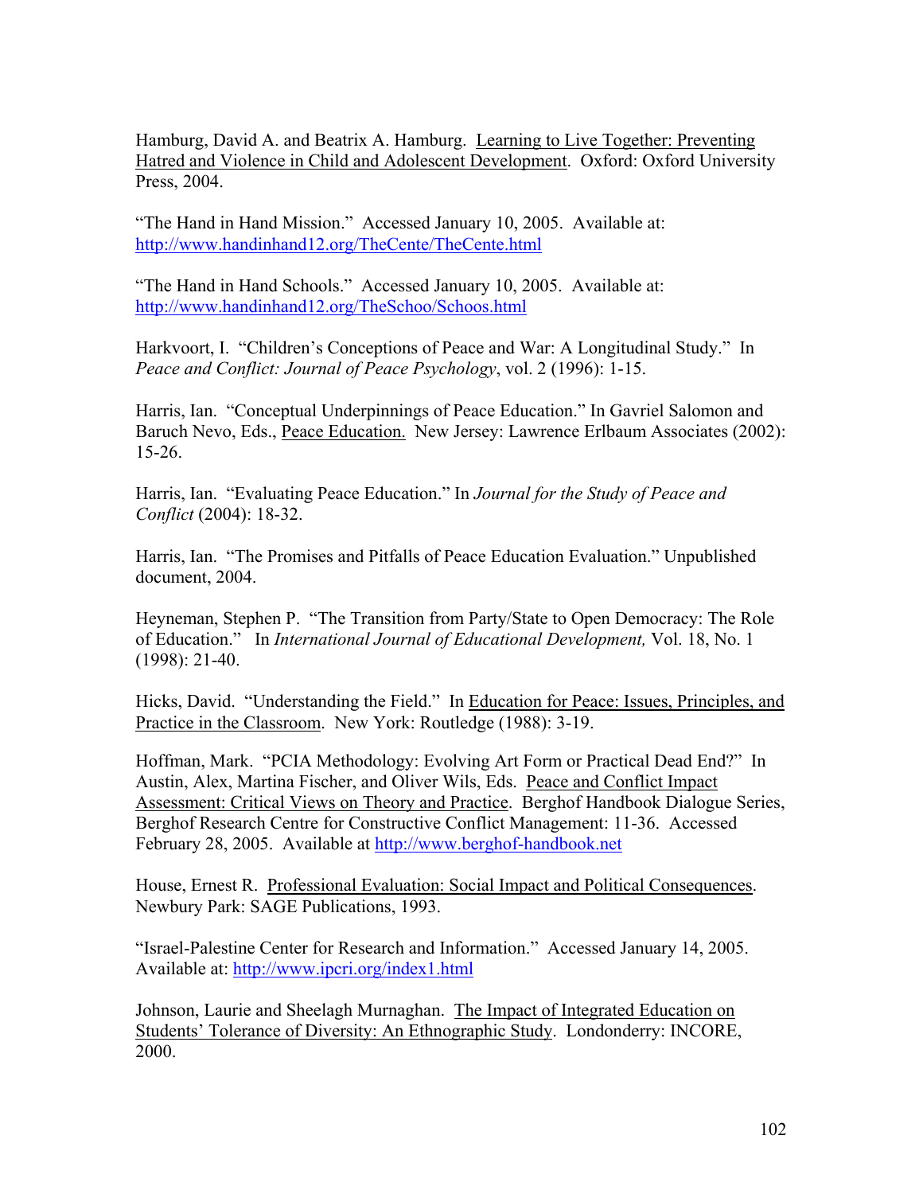Hamburg, David A. and Beatrix A. Hamburg. Learning to Live Together: Preventing Hatred and Violence in Child and Adolescent Development. Oxford: Oxford University Press, 2004.

"The Hand in Hand Mission." Accessed January 10, 2005. Available at: http://www.handinhand12.org/TheCente/TheCente.html

"The Hand in Hand Schools." Accessed January 10, 2005. Available at: http://www.handinhand12.org/TheSchoo/Schoos.html

Harkvoort, I. "Children's Conceptions of Peace and War: A Longitudinal Study." In *Peace and Conflict: Journal of Peace Psychology*, vol. 2 (1996): 1-15.

Harris, Ian. "Conceptual Underpinnings of Peace Education." In Gavriel Salomon and Baruch Nevo, Eds., Peace Education. New Jersey: Lawrence Erlbaum Associates (2002): 15-26.

Harris, Ian. "Evaluating Peace Education." In *Journal for the Study of Peace and Conflict* (2004): 18-32.

Harris, Ian. "The Promises and Pitfalls of Peace Education Evaluation." Unpublished document, 2004.

Heyneman, Stephen P. "The Transition from Party/State to Open Democracy: The Role of Education." In *International Journal of Educational Development,* Vol. 18, No. 1 (1998): 21-40.

Hicks, David. "Understanding the Field." In Education for Peace: Issues, Principles, and Practice in the Classroom. New York: Routledge (1988): 3-19.

Hoffman, Mark. "PCIA Methodology: Evolving Art Form or Practical Dead End?" In Austin, Alex, Martina Fischer, and Oliver Wils, Eds. Peace and Conflict Impact Assessment: Critical Views on Theory and Practice. Berghof Handbook Dialogue Series, Berghof Research Centre for Constructive Conflict Management: 11-36. Accessed February 28, 2005. Available at http://www.berghof-handbook.net

House, Ernest R. Professional Evaluation: Social Impact and Political Consequences. Newbury Park: SAGE Publications, 1993.

"Israel-Palestine Center for Research and Information." Accessed January 14, 2005. Available at: http://www.ipcri.org/index1.html

Johnson, Laurie and Sheelagh Murnaghan. The Impact of Integrated Education on Students' Tolerance of Diversity: An Ethnographic Study. Londonderry: INCORE, 2000.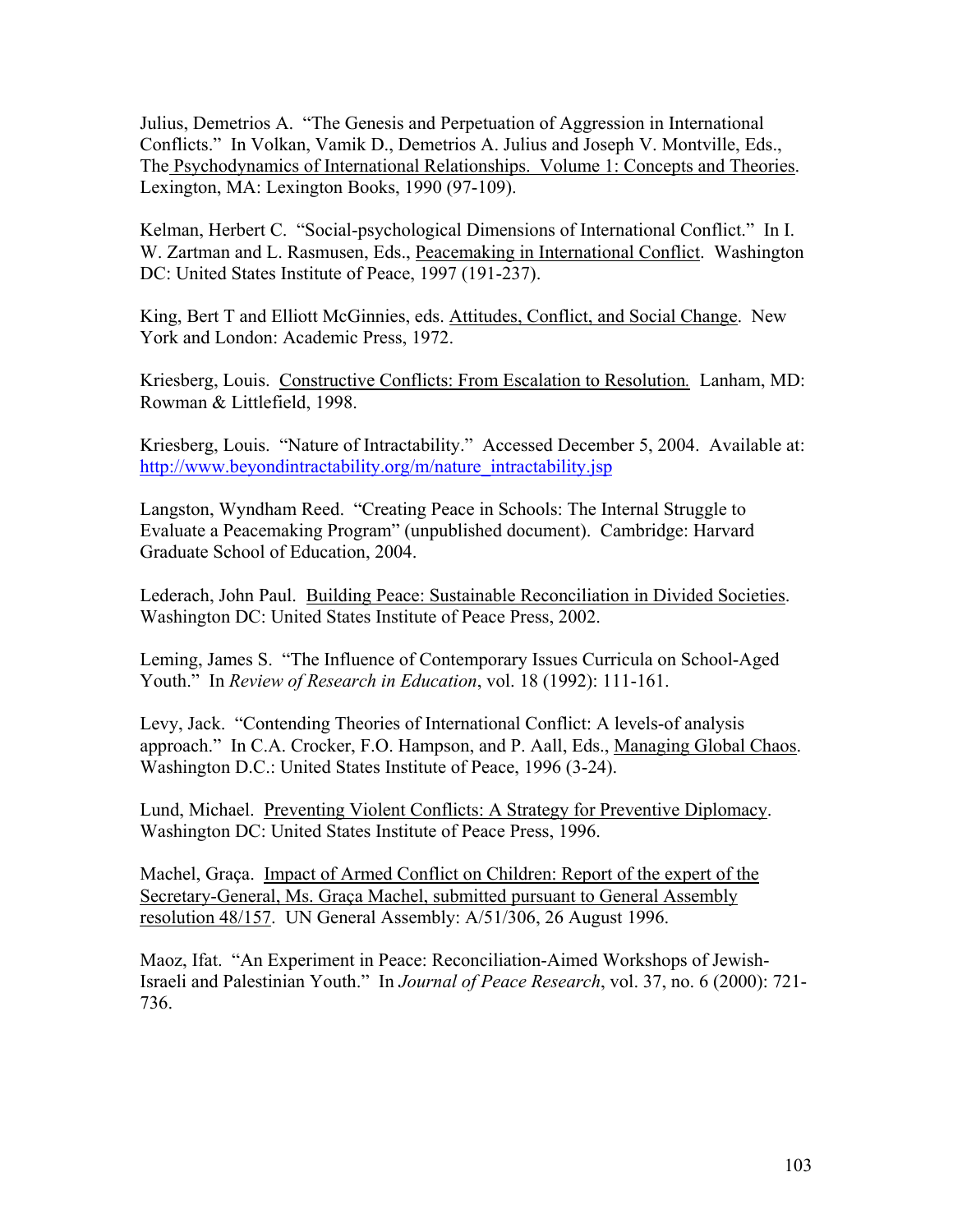Julius, Demetrios A. "The Genesis and Perpetuation of Aggression in International Conflicts." In Volkan, Vamik D., Demetrios A. Julius and Joseph V. Montville, Eds., The Psychodynamics of International Relationships. Volume 1: Concepts and Theories. Lexington, MA: Lexington Books, 1990 (97-109).

Kelman, Herbert C. "Social-psychological Dimensions of International Conflict." In I. W. Zartman and L. Rasmusen, Eds., Peacemaking in International Conflict. Washington DC: United States Institute of Peace, 1997 (191-237).

King, Bert T and Elliott McGinnies, eds. Attitudes, Conflict, and Social Change. New York and London: Academic Press, 1972.

Kriesberg, Louis. Constructive Conflicts: From Escalation to Resolution. Lanham, MD: Rowman & Littlefield, 1998.

Kriesberg, Louis. "Nature of Intractability." Accessed December 5, 2004. Available at: http://www.beyondintractability.org/m/nature_intractability.jsp

Langston, Wyndham Reed. "Creating Peace in Schools: The Internal Struggle to Evaluate a Peacemaking Program" (unpublished document). Cambridge: Harvard Graduate School of Education, 2004.

Lederach, John Paul. Building Peace: Sustainable Reconciliation in Divided Societies. Washington DC: United States Institute of Peace Press, 2002.

Leming, James S. "The Influence of Contemporary Issues Curricula on School-Aged Youth." In *Review of Research in Education*, vol. 18 (1992): 111-161.

Levy, Jack. "Contending Theories of International Conflict: A levels-of analysis approach." In C.A. Crocker, F.O. Hampson, and P. Aall, Eds., Managing Global Chaos. Washington D.C.: United States Institute of Peace, 1996 (3-24).

Lund, Michael. Preventing Violent Conflicts: A Strategy for Preventive Diplomacy. Washington DC: United States Institute of Peace Press, 1996.

Machel, Graça. Impact of Armed Conflict on Children: Report of the expert of the Secretary-General, Ms. Graça Machel, submitted pursuant to General Assembly resolution 48/157. UN General Assembly: A/51/306, 26 August 1996.

Maoz, Ifat. "An Experiment in Peace: Reconciliation-Aimed Workshops of Jewish-Israeli and Palestinian Youth." In *Journal of Peace Research*, vol. 37, no. 6 (2000): 721-736.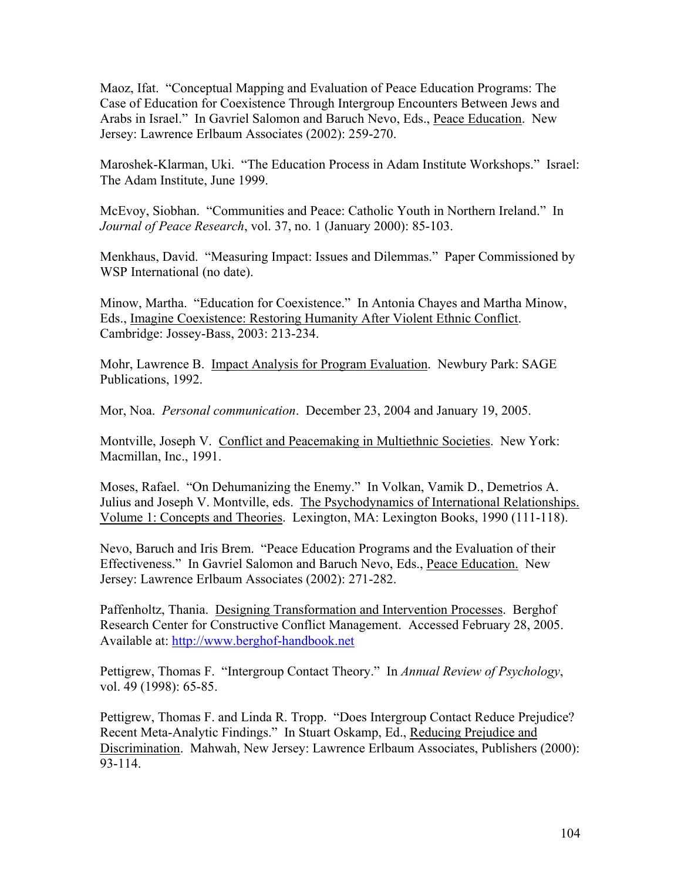Maoz, Ifat. "Conceptual Mapping and Evaluation of Peace Education Programs: The Case of Education for Coexistence Through Intergroup Encounters Between Jews and Arabs in Israel." In Gavriel Salomon and Baruch Nevo, Eds., Peace Education. New Jersey: Lawrence Erlbaum Associates (2002): 259-270.

Maroshek-Klarman, Uki. "The Education Process in Adam Institute Workshops." Israel: The Adam Institute, June 1999.

McEvoy, Siobhan. "Communities and Peace: Catholic Youth in Northern Ireland." In *Journal of Peace Research*, vol. 37, no. 1 (January 2000): 85-103.

Menkhaus, David. "Measuring Impact: Issues and Dilemmas." Paper Commissioned by WSP International (no date).

Minow, Martha. "Education for Coexistence." In Antonia Chayes and Martha Minow, Eds., Imagine Coexistence: Restoring Humanity After Violent Ethnic Conflict. Cambridge: Jossey-Bass, 2003: 213-234.

Mohr, Lawrence B. Impact Analysis for Program Evaluation. Newbury Park: SAGE Publications, 1992.

Mor, Noa. *Personal communication*. December 23, 2004 and January 19, 2005.

Montville, Joseph V. Conflict and Peacemaking in Multiethnic Societies. New York: Macmillan, Inc., 1991.

Moses, Rafael. "On Dehumanizing the Enemy." In Volkan, Vamik D., Demetrios A. Julius and Joseph V. Montville, eds. The Psychodynamics of International Relationships. Volume 1: Concepts and Theories. Lexington, MA: Lexington Books, 1990 (111-118).

Nevo, Baruch and Iris Brem. "Peace Education Programs and the Evaluation of their Effectiveness." In Gavriel Salomon and Baruch Nevo, Eds., Peace Education. New Jersey: Lawrence Erlbaum Associates (2002): 271-282.

Paffenholtz, Thania. Designing Transformation and Intervention Processes. Berghof Research Center for Constructive Conflict Management. Accessed February 28, 2005. Available at: http://www.berghof-handbook.net

Pettigrew, Thomas F. "Intergroup Contact Theory." In *Annual Review of Psychology*, vol. 49 (1998): 65-85.

Pettigrew, Thomas F. and Linda R. Tropp. "Does Intergroup Contact Reduce Prejudice? Recent Meta-Analytic Findings." In Stuart Oskamp, Ed., Reducing Prejudice and Discrimination. Mahwah, New Jersey: Lawrence Erlbaum Associates, Publishers (2000): 93-114.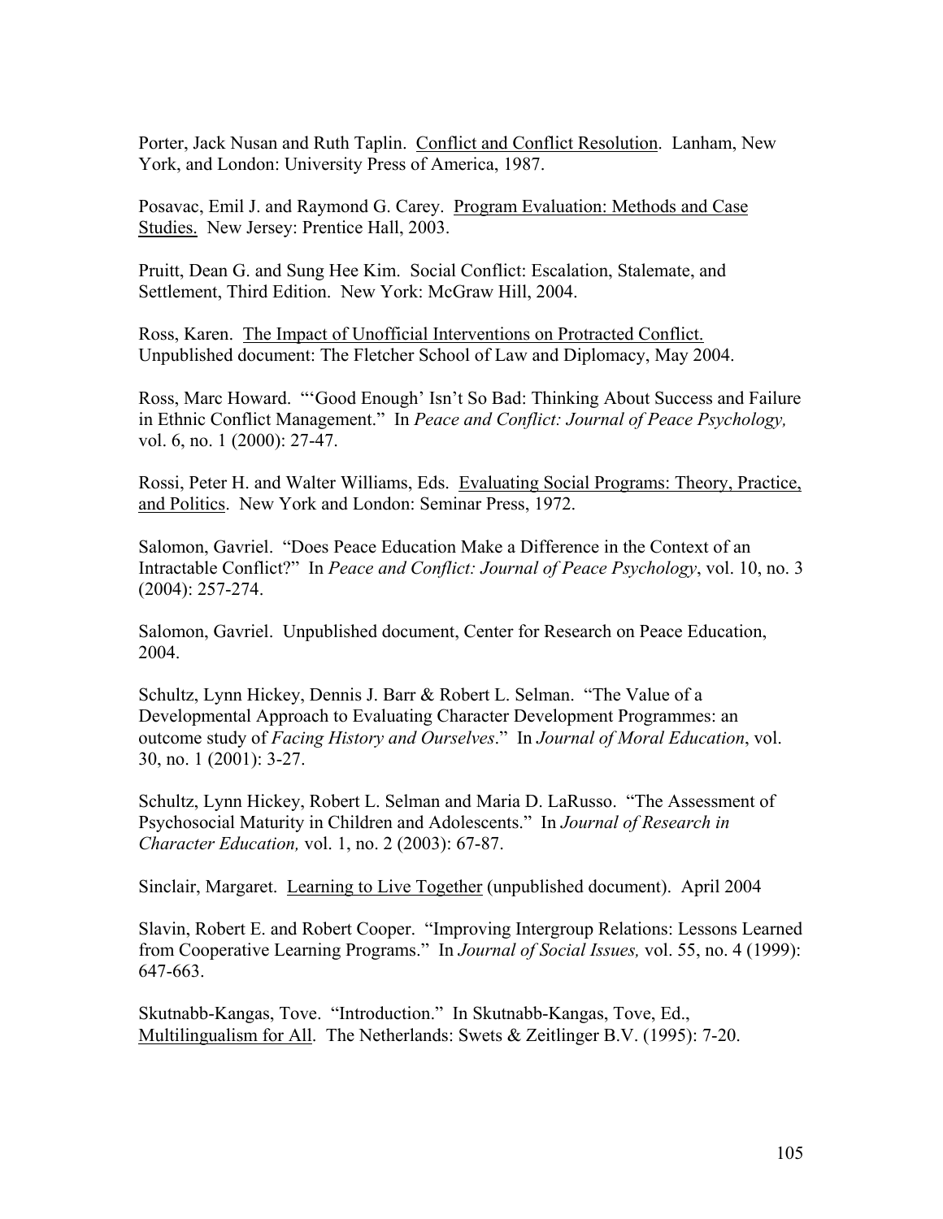Porter, Jack Nusan and Ruth Taplin. <u>Conflict and Conflict Resolution</u>. Lanham, New York, and London: University Press of America, 1987.

Posavac, Emil J. and Raymond G. Carey. <u>Program Evaluation: Methods and Case Studies.</u> New Jersey: Prentice Hall, 2003.

Pruitt, Dean G. and Sung Hee Kim. Social Conflict: Escalation, Stalemate, and Settlement, Third Edition. New York: McGraw Hill, 2004.

Ross, Karen. <u>The Impact of Unofficial Interventions on Protracted Conflict.</u> Unpublished document: The Fletcher School of Law and Diplomacy, May 2004.

Ross, Marc Howard. "'Good Enough' Isn't So Bad: Thinking About Success and Failure in Ethnic Conflict Management." In *Peace and Conflict: Journal of Peace Psychology,* vol. 6, no. 1 (2000): 27-47.

Rossi, Peter H. and Walter Williams, Eds. <u>Evaluating Social Programs: Theory, Practice, and Politics</u>. New York and London: Seminar Press, 1972.

Salomon, Gavriel. "Does Peace Education Make a Difference in the Context of an Intractable Conflict?" In *Peace and Conflict: Journal of Peace Psychology*, vol. 10, no. 3 (2004): 257-274.

Salomon, Gavriel. Unpublished document, Center for Research on Peace Education, 2004.

Schultz, Lynn Hickey, Dennis J. Barr & Robert L. Selman. "The Value of a Developmental Approach to Evaluating Character Development Programmes: an outcome study of *Facing History and Ourselves*." In *Journal of Moral Education*, vol. 30, no. 1 (2001): 3-27.

Schultz, Lynn Hickey, Robert L. Selman and Maria D. LaRusso. "The Assessment of Psychosocial Maturity in Children and Adolescents." In *Journal of Research in Character Education,* vol. 1, no. 2 (2003): 67-87.

Sinclair, Margaret. <u>Learning to Live Together</u> (unpublished document). April 2004

Slavin, Robert E. and Robert Cooper. "Improving Intergroup Relations: Lessons Learned from Cooperative Learning Programs." In *Journal of Social Issues,* vol. 55, no. 4 (1999): 647-663.

Skutnabb-Kangas, Tove. "Introduction." In Skutnabb-Kangas, Tove, Ed., <u>Multilingualism for All</u>. The Netherlands: Swets & Zeitlinger B.V. (1995): 7-20.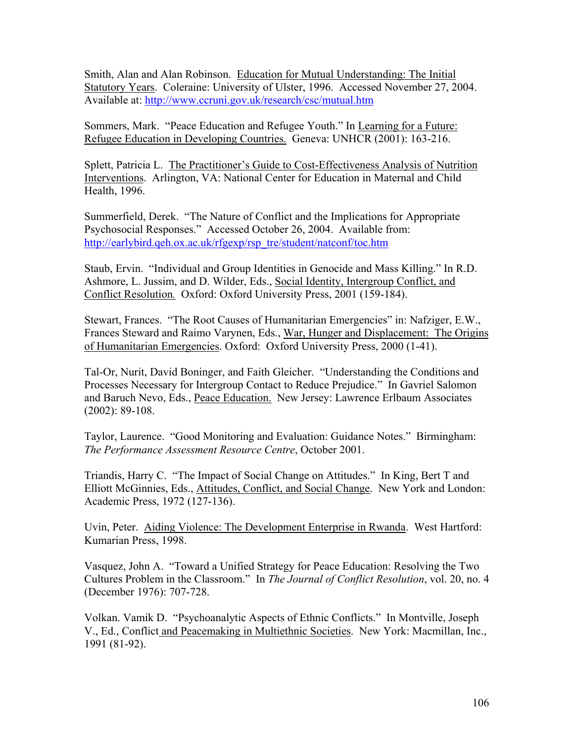Smith, Alan and Alan Robinson. Education for Mutual Understanding: The Initial Statutory Years. Coleraine: University of Ulster, 1996. Accessed November 27, 2004. Available at: http://www.ccruni.gov.uk/research/csc/mutual.htm

Sommers, Mark. "Peace Education and Refugee Youth." In Learning for a Future: Refugee Education in Developing Countries. Geneva: UNHCR (2001): 163-216.

Splett, Patricia L. The Practitioner's Guide to Cost-Effectiveness Analysis of Nutrition Interventions. Arlington, VA: National Center for Education in Maternal and Child Health, 1996.

Summerfield, Derek. "The Nature of Conflict and the Implications for Appropriate Psychosocial Responses." Accessed October 26, 2004. Available from: http://earlybird.qeh.ox.ac.uk/rfgexp/rsp_tre/student/natconf/toc.htm

Staub, Ervin. "Individual and Group Identities in Genocide and Mass Killing." In R.D. Ashmore, L. Jussim, and D. Wilder, Eds., Social Identity, Intergroup Conflict, and Conflict Resolution. Oxford: Oxford University Press, 2001 (159-184).

Stewart, Frances. "The Root Causes of Humanitarian Emergencies" in: Nafziger, E.W., Frances Steward and Raimo Varynen, Eds., War, Hunger and Displacement: The Origins of Humanitarian Emergencies. Oxford: Oxford University Press, 2000 (1-41).

Tal-Or, Nurit, David Boninger, and Faith Gleicher. "Understanding the Conditions and Processes Necessary for Intergroup Contact to Reduce Prejudice." In Gavriel Salomon and Baruch Nevo, Eds., Peace Education. New Jersey: Lawrence Erlbaum Associates (2002): 89-108.

Taylor, Laurence. "Good Monitoring and Evaluation: Guidance Notes." Birmingham: *The Performance Assessment Resource Centre*, October 2001.

Triandis, Harry C. "The Impact of Social Change on Attitudes." In King, Bert T and Elliott McGinnies, Eds., Attitudes, Conflict, and Social Change. New York and London: Academic Press, 1972 (127-136).

Uvin, Peter. Aiding Violence: The Development Enterprise in Rwanda. West Hartford: Kumarian Press, 1998.

Vasquez, John A. "Toward a Unified Strategy for Peace Education: Resolving the Two Cultures Problem in the Classroom." In *The Journal of Conflict Resolution*, vol. 20, no. 4 (December 1976): 707-728.

Volkan. Vamik D. "Psychoanalytic Aspects of Ethnic Conflicts." In Montville, Joseph V., Ed., Conflict and Peacemaking in Multiethnic Societies. New York: Macmillan, Inc., 1991 (81-92).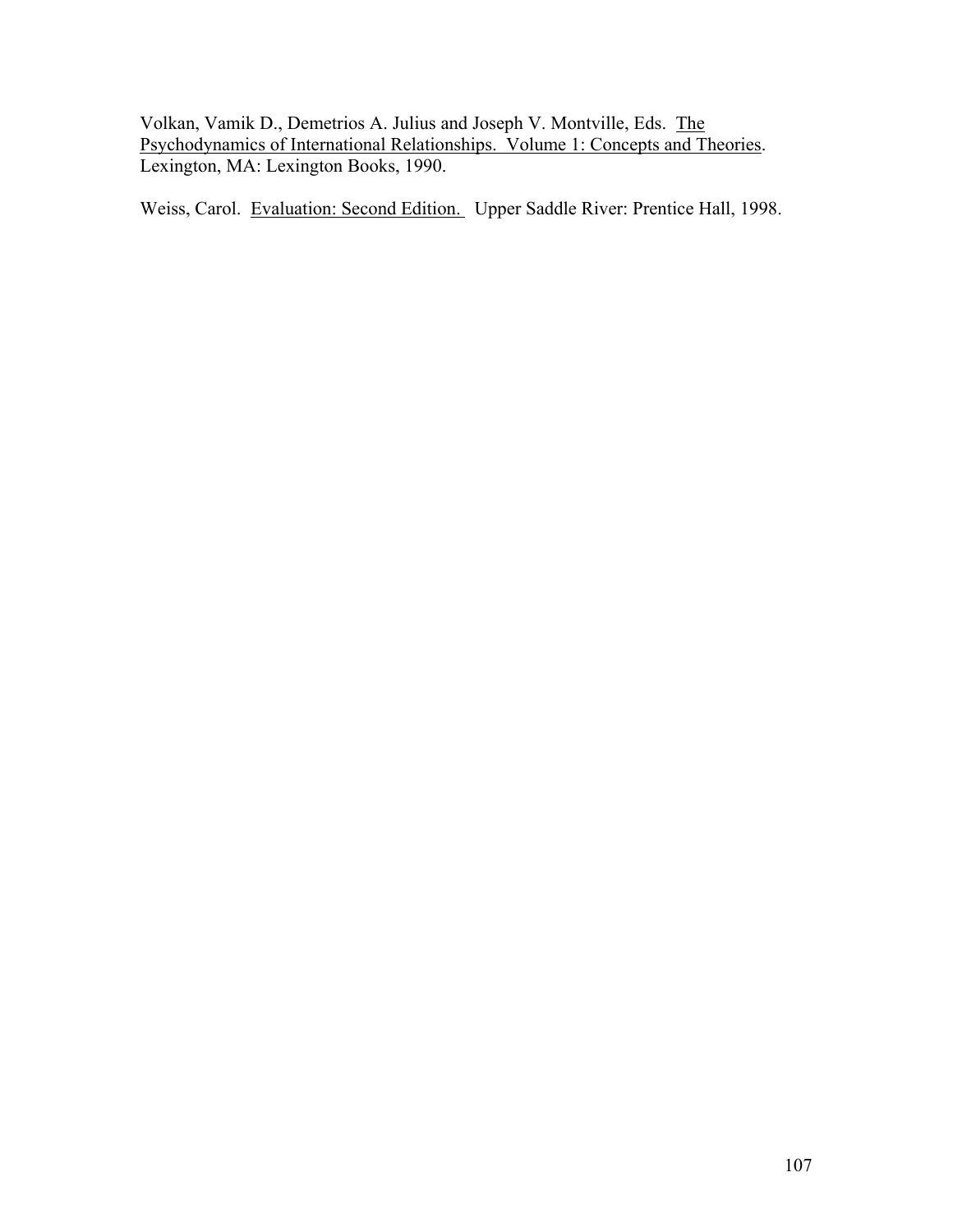Volkan, Vamik D., Demetrios A. Julius and Joseph V. Montville, Eds. The Psychodynamics of International Relationships. Volume 1: Concepts and Theories. Lexington, MA: Lexington Books, 1990.

Weiss, Carol. Evaluation: Second Edition. Upper Saddle River: Prentice Hall, 1998.